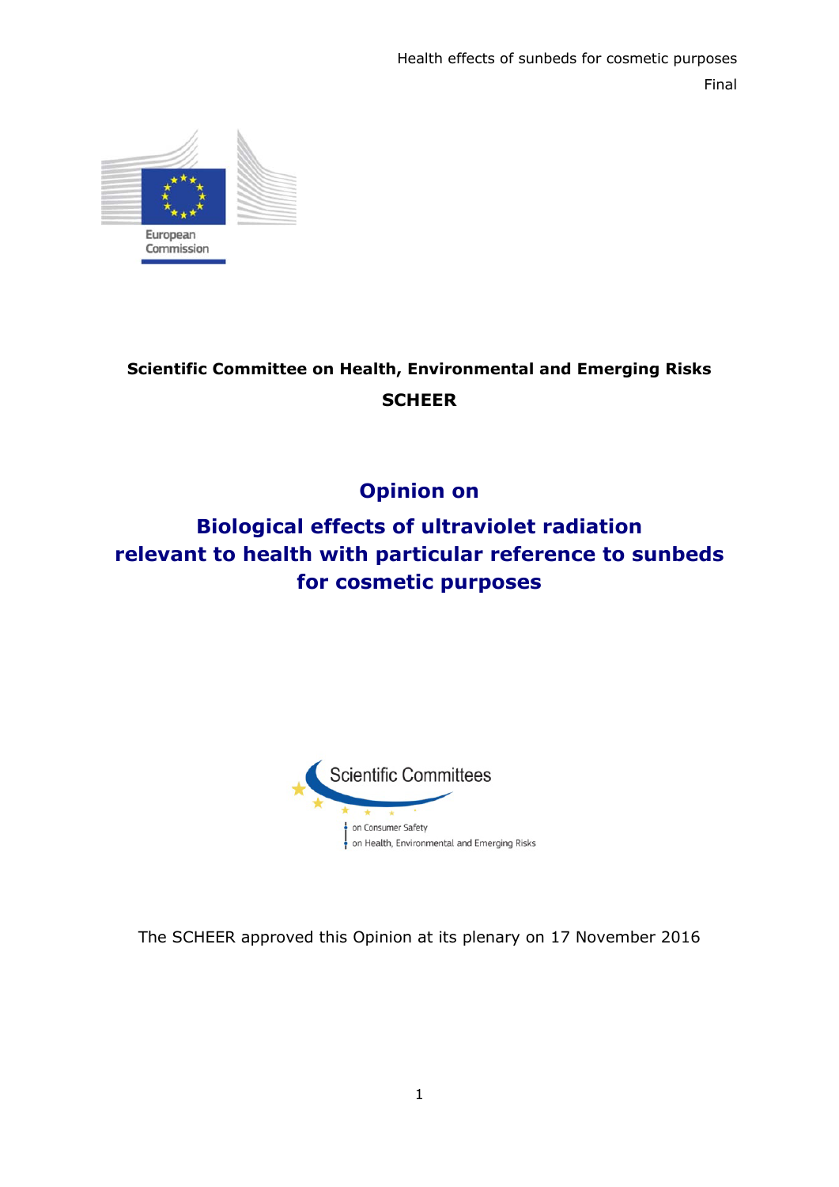**Scientific Committee on Health, Environmental and Emerging Risks**

**SCHEER**

# Opinion on

# Biological effects of ultraviolet radiation relevant to health with particular reference to sunbeds for cosmetic purposes

The SCHEER approved this Opinion at its plenary on 17 November 2016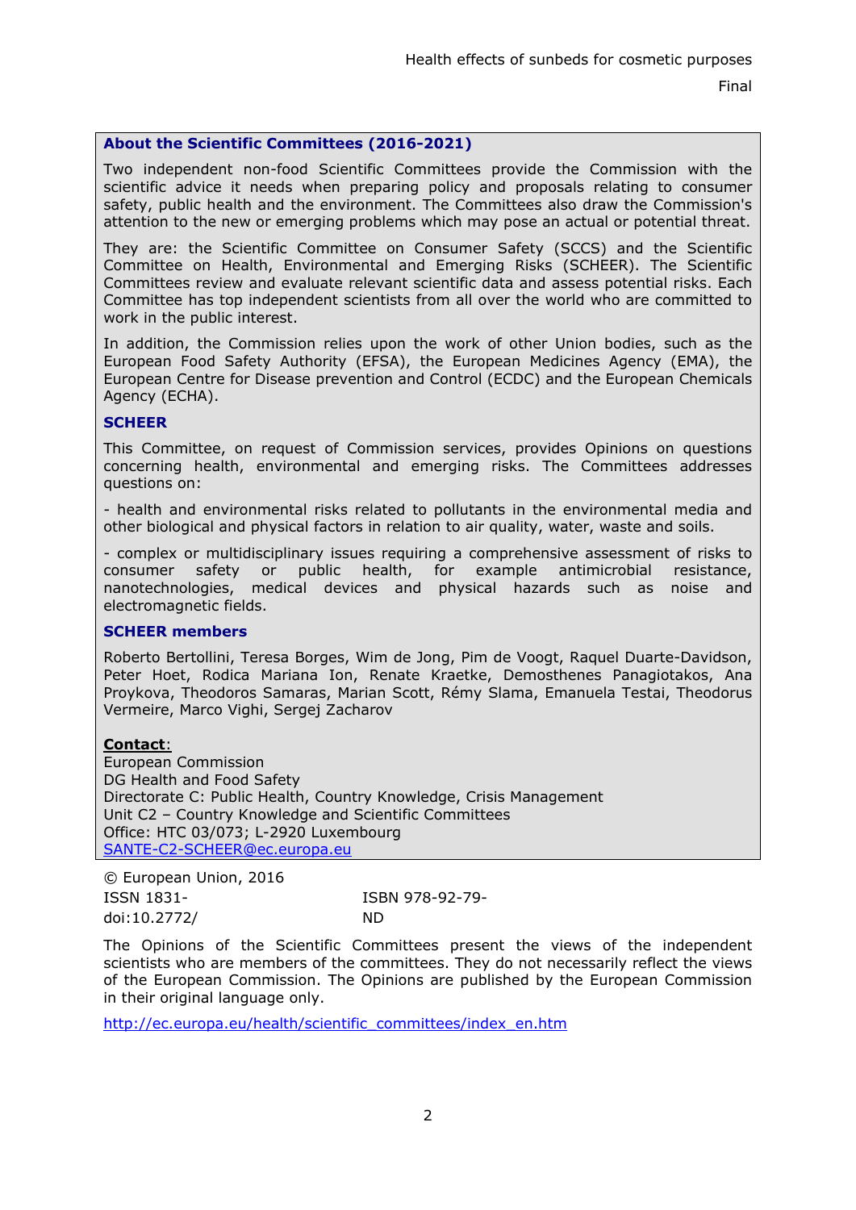## About the Scientific Committees (2016-2021)

Two independent non-food Scientific Committees provide the Commission with the scientific advice it needs when preparing policy and proposals relating to consumer safety, public health and the environment. The Committees also draw the Commission's attention to the new or emerging problems which may pose an actual or potential threat.

They are: the Scientific Committee on Consumer Safety (SCCS) and the Scientific Committee on Health, Environmental and Emerging Risks (SCHEER). The Scientific Committees review and evaluate relevant scientific data and assess potential risks. Each Committee has top independent scientists from all over the world who are committed to work in the public interest.

In addition, the Commission relies upon the work of other Union bodies, such as the European Food Safety Authority (EFSA), the European Medicines Agency (EMA), the European Centre for Disease prevention and Control (ECDC) and the European Chemicals Agency (ECHA).

### SCHEER

This Committee, on request of Commission services, provides Opinions on questions concerning health, environmental and emerging risks. The Committees addresses questions on:

- health and environmental risks related to pollutants in the environmental media and other biological and physical factors in relation to air quality, water, waste and soils.

- complex or multidisciplinary issues requiring a comprehensive assessment of risks to consumer safety or public health, for example antimicrobial resistance, nanotechnologies, medical devices and physical hazards such as noise and electromagnetic fields.

### SCHEER members

Roberto Bertollini, Teresa Borges, Wim de Jong, Pim de Voogt, Raquel Duarte-Davidson, Peter Hoet, Rodica Mariana Ion, Renate Kraetke, Demosthenes Panagiotakos, Ana Proykova, Theodoros Samaras, Marian Scott, Rémy Slama, Emanuela Testai, Theodorus Vermeire, Marco Vighi, Sergej Zacharov

**Contact**:
European Commission
DG Health and Food Safety
Directorate C: Public Health, Country Knowledge, Crisis Management
Unit C2 – Country Knowledge and Scientific Committees
Office: HTC 03/073; L-2920 Luxembourg
SANTE-C2-SCHEER@ec.europa.eu

© European Union, 2016

ISSN 1831-    ISBN 978-92-79-
doi:10.2772/    ND

The Opinions of the Scientific Committees present the views of the independent scientists who are members of the committees. They do not necessarily reflect the views of the European Commission. The Opinions are published by the European Commission in their original language only.

http://ec.europa.eu/health/scientific_committees/index_en.htm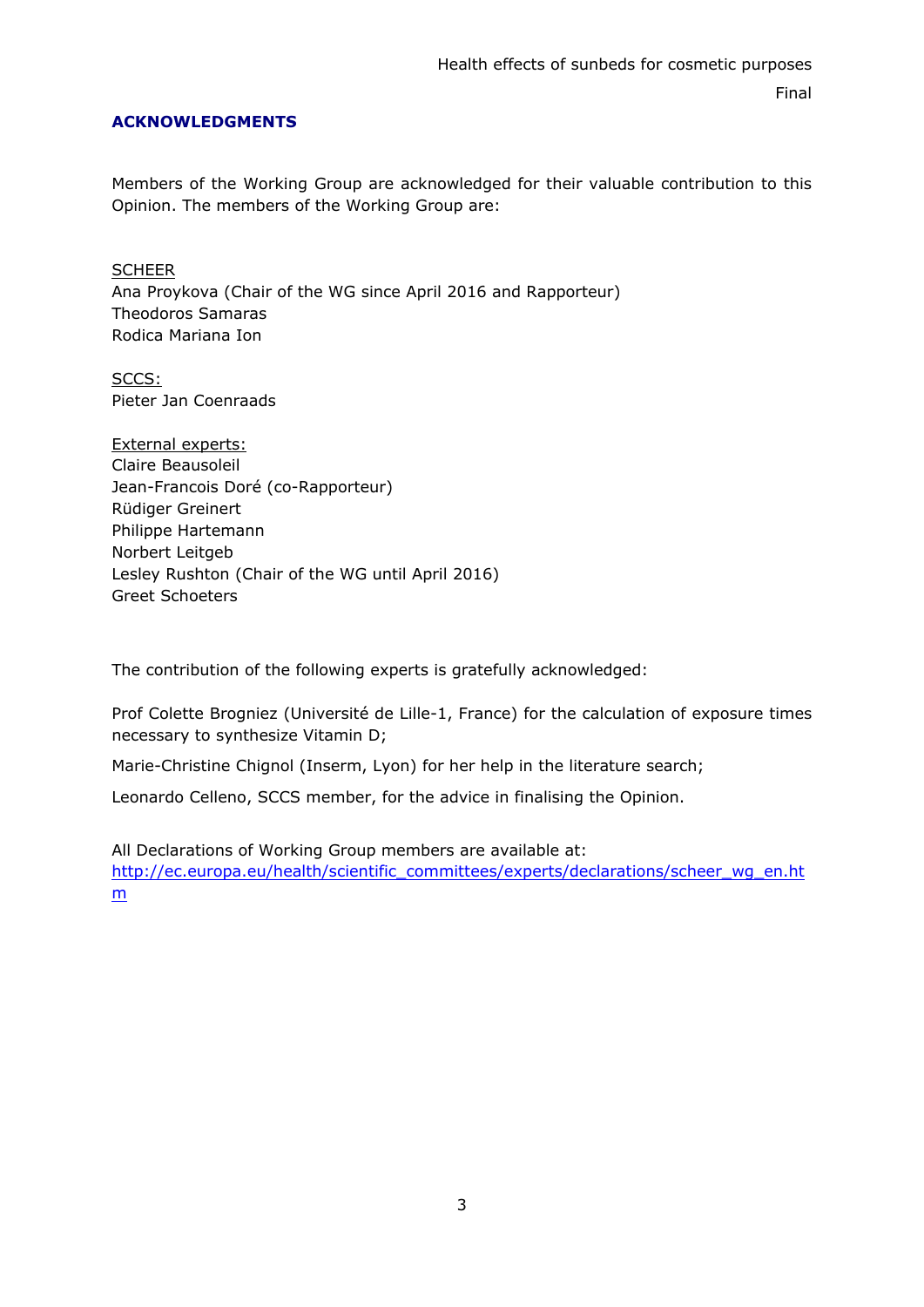## ACKNOWLEDGMENTS

Members of the Working Group are acknowledged for their valuable contribution to this Opinion. The members of the Working Group are:

SCHEER

Ana Proykova (Chair of the WG since April 2016 and Rapporteur)
Theodoros Samaras
Rodica Mariana Ion

SCCS:

Pieter Jan Coenraads

External experts:

Claire Beausoleil
Jean-Francois Doré (co-Rapporteur)
Rüdiger Greinert
Philippe Hartemann
Norbert Leitgeb
Lesley Rushton (Chair of the WG until April 2016)
Greet Schoeters

The contribution of the following experts is gratefully acknowledged:

Prof Colette Brogniez (Université de Lille-1, France) for the calculation of exposure times necessary to synthesize Vitamin D;

Marie-Christine Chignol (Inserm, Lyon) for her help in the literature search;

Leonardo Celleno, SCCS member, for the advice in finalising the Opinion.

All Declarations of Working Group members are available at:
http://ec.europa.eu/health/scientific_committees/experts/declarations/scheer_wg_en.htm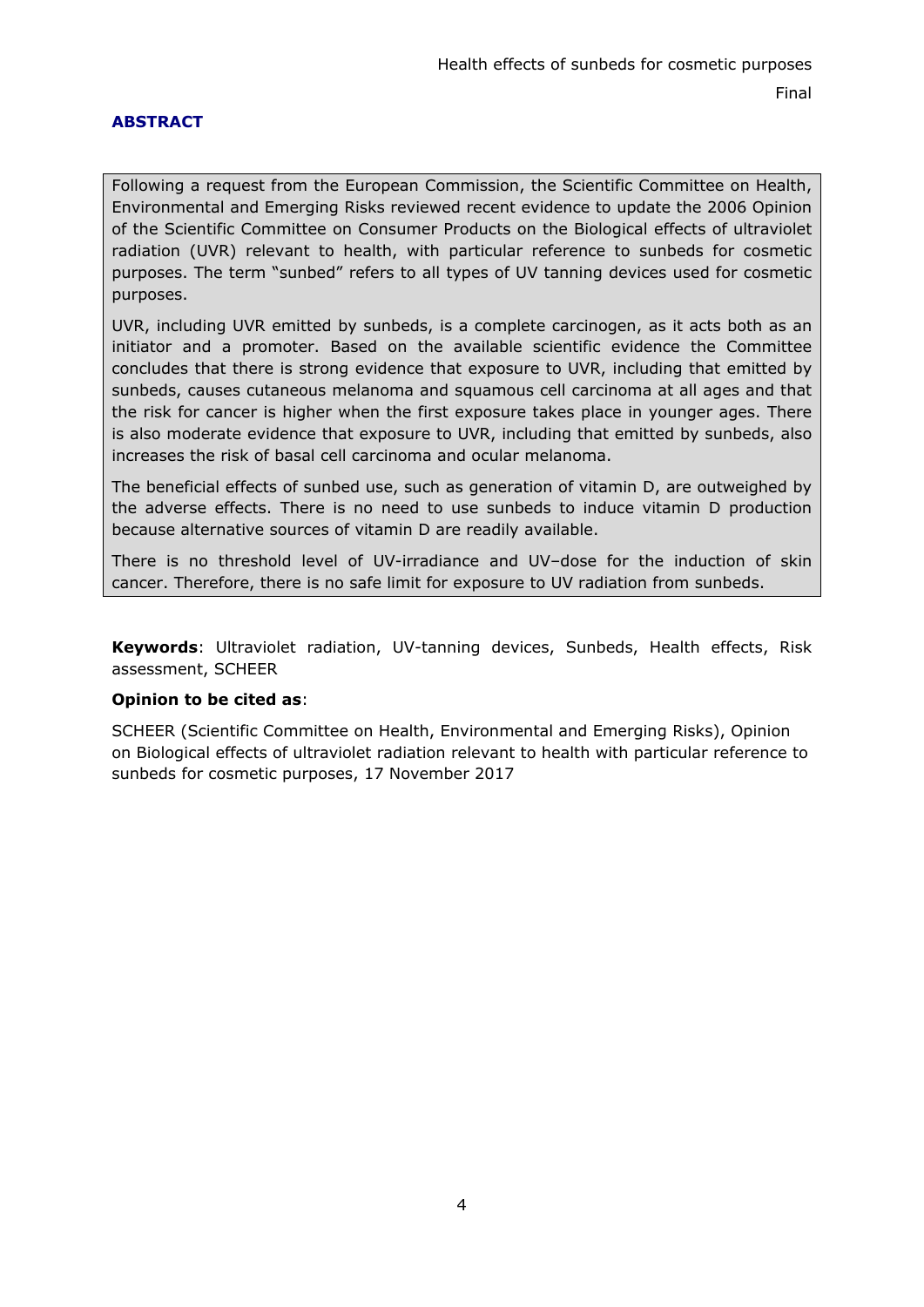## ABSTRACT

Following a request from the European Commission, the Scientific Committee on Health, Environmental and Emerging Risks reviewed recent evidence to update the 2006 Opinion of the Scientific Committee on Consumer Products on the Biological effects of ultraviolet radiation (UVR) relevant to health, with particular reference to sunbeds for cosmetic purposes. The term "sunbed" refers to all types of UV tanning devices used for cosmetic purposes.

UVR, including UVR emitted by sunbeds, is a complete carcinogen, as it acts both as an initiator and a promoter. Based on the available scientific evidence the Committee concludes that there is strong evidence that exposure to UVR, including that emitted by sunbeds, causes cutaneous melanoma and squamous cell carcinoma at all ages and that the risk for cancer is higher when the first exposure takes place in younger ages. There is also moderate evidence that exposure to UVR, including that emitted by sunbeds, also increases the risk of basal cell carcinoma and ocular melanoma.

The beneficial effects of sunbed use, such as generation of vitamin D, are outweighed by the adverse effects. There is no need to use sunbeds to induce vitamin D production because alternative sources of vitamin D are readily available.

There is no threshold level of UV-irradiance and UV–dose for the induction of skin cancer. Therefore, there is no safe limit for exposure to UV radiation from sunbeds.

**Keywords**: Ultraviolet radiation, UV-tanning devices, Sunbeds, Health effects, Risk assessment, SCHEER

**Opinion to be cited as**:

SCHEER (Scientific Committee on Health, Environmental and Emerging Risks), Opinion on Biological effects of ultraviolet radiation relevant to health with particular reference to sunbeds for cosmetic purposes, 17 November 2017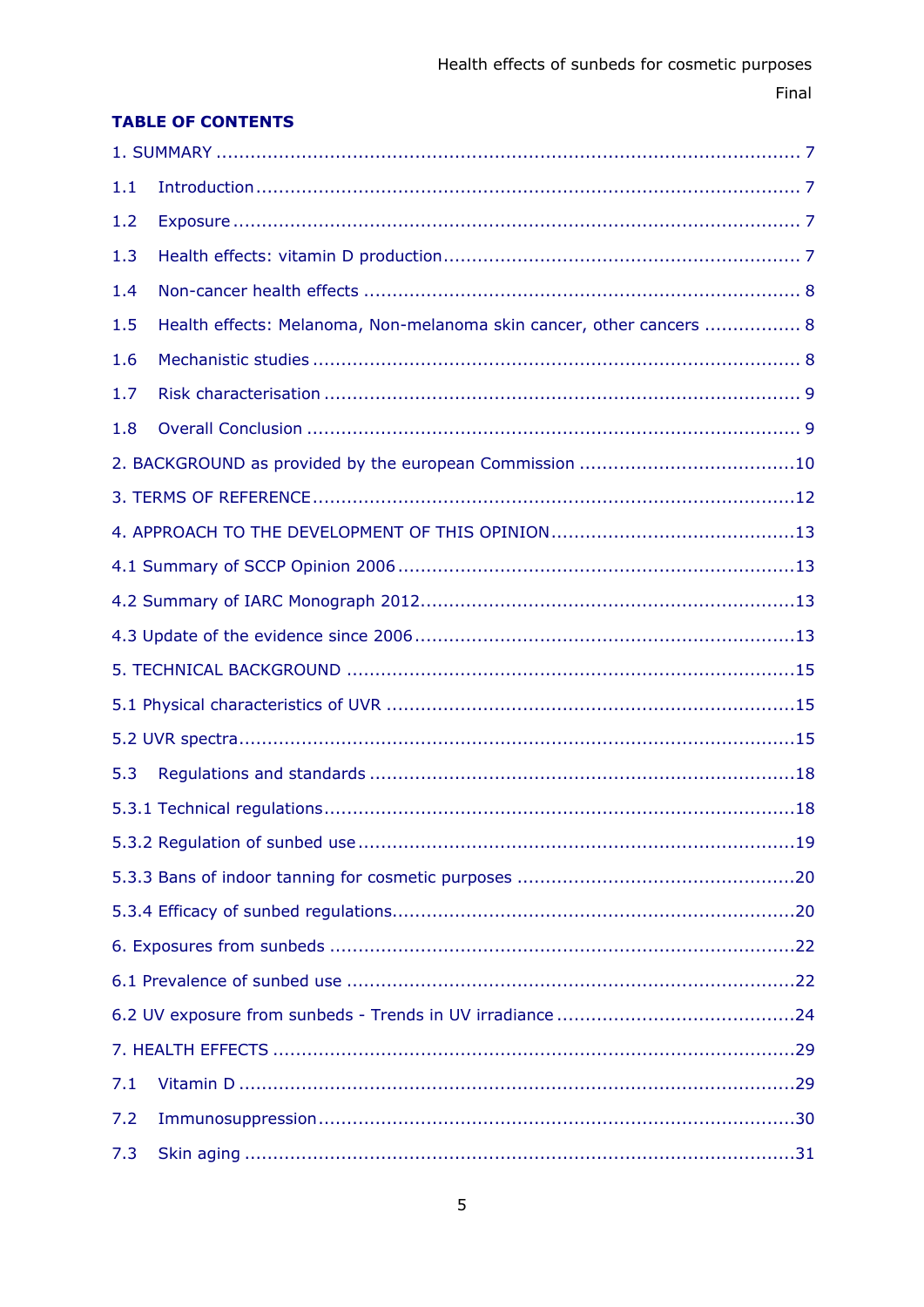**TABLE OF CONTENTS**

1. SUMMARY ..... 7

1.1 Introduction ..... 7

1.2 Exposure ..... 7

1.3 Health effects: vitamin D production ..... 7

1.4 Non-cancer health effects ..... 8

1.5 Health effects: Melanoma, Non-melanoma skin cancer, other cancers ..... 8

1.6 Mechanistic studies ..... 8

1.7 Risk characterisation ..... 9

1.8 Overall Conclusion ..... 9

2. BACKGROUND as provided by the european Commission ..... 10

3. TERMS OF REFERENCE ..... 12

4. APPROACH TO THE DEVELOPMENT OF THIS OPINION ..... 13

4.1 Summary of SCCP Opinion 2006 ..... 13

4.2 Summary of IARC Monograph 2012 ..... 13

4.3 Update of the evidence since 2006 ..... 13

5. TECHNICAL BACKGROUND ..... 15

5.1 Physical characteristics of UVR ..... 15

5.2 UVR spectra ..... 15

5.3 Regulations and standards ..... 18

5.3.1 Technical regulations ..... 18

5.3.2 Regulation of sunbed use ..... 19

5.3.3 Bans of indoor tanning for cosmetic purposes ..... 20

5.3.4 Efficacy of sunbed regulations ..... 20

6. Exposures from sunbeds ..... 22

6.1 Prevalence of sunbed use ..... 22

6.2 UV exposure from sunbeds - Trends in UV irradiance ..... 24

7. HEALTH EFFECTS ..... 29

7.1 Vitamin D ..... 29

7.2 Immunosuppression ..... 30

7.3 Skin aging ..... 31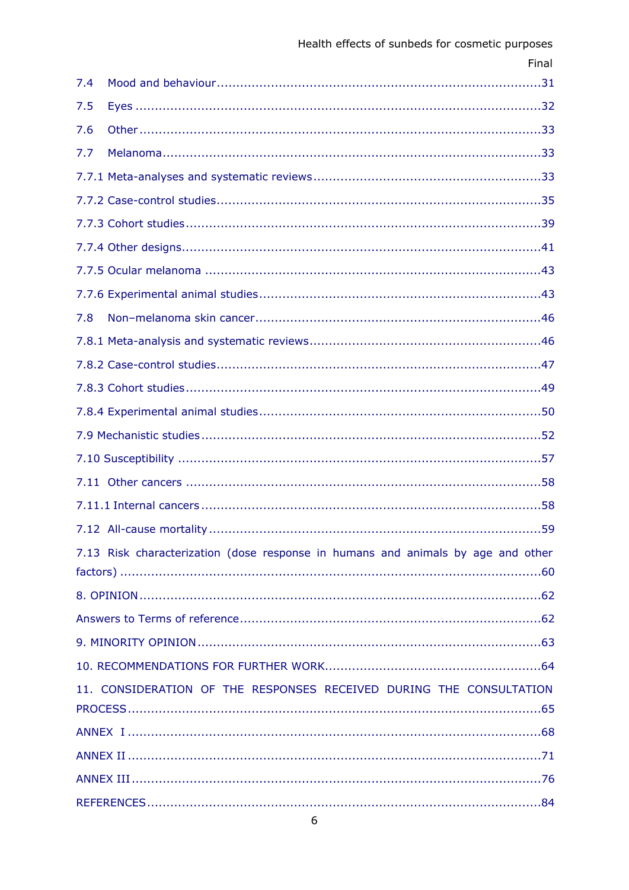7.4 Mood and behaviour ....................................................................................31

7.5 Eyes ..........................................................................................................32

7.6 Other ........................................................................................................33

7.7 Melanoma ..................................................................................................33

7.7.1 Meta-analyses and systematic reviews ..........................................................33

7.7.2 Case-control studies ...................................................................................35

7.7.3 Cohort studies ............................................................................................39

7.7.4 Other designs .............................................................................................41

7.7.5 Ocular melanoma .......................................................................................43

7.7.6 Experimental animal studies ........................................................................43

7.8 Non–melanoma skin cancer ..........................................................................46

7.8.1 Meta-analysis and systematic reviews ...........................................................46

7.8.2 Case-control studies ...................................................................................47

7.8.3 Cohort studies ............................................................................................49

7.8.4 Experimental animal studies ........................................................................50

7.9 Mechanistic studies ........................................................................................52

7.10 Susceptibility .............................................................................................57

7.11 Other cancers ............................................................................................58

7.11.1 Internal cancers ........................................................................................58

7.12 All-cause mortality ......................................................................................59

7.13 Risk characterization (dose response in humans and animals by age and other factors) ..............................................................................................................60

8. OPINION ......................................................................................................62

Answers to Terms of reference .............................................................................62

9. MINORITY OPINION ........................................................................................63

10. RECOMMENDATIONS FOR FURTHER WORK .......................................................64

11. CONSIDERATION OF THE RESPONSES RECEIVED DURING THE CONSULTATION PROCESS ..........................................................................................................65

ANNEX I ..........................................................................................................68

ANNEX II .........................................................................................................71

ANNEX III ........................................................................................................76

REFERENCES .....................................................................................................84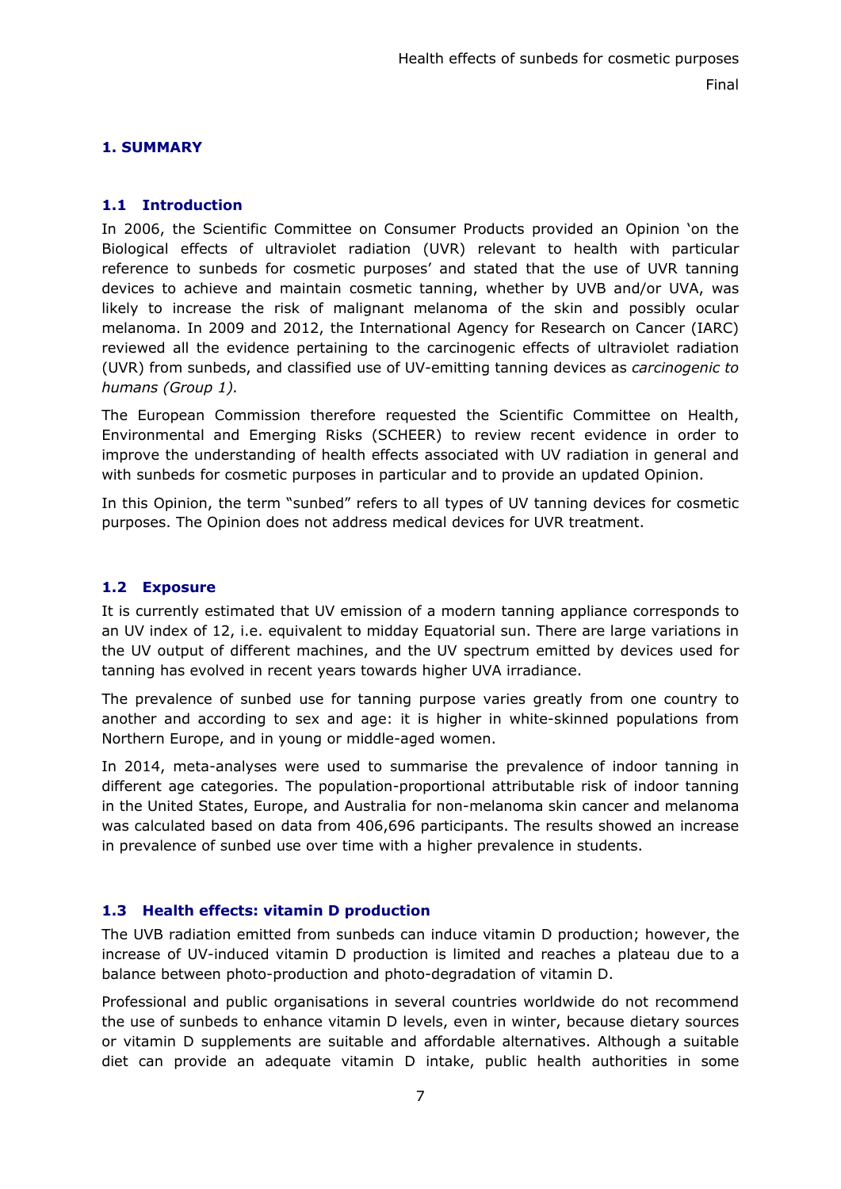# 1. SUMMARY

## 1.1 Introduction

In 2006, the Scientific Committee on Consumer Products provided an Opinion 'on the Biological effects of ultraviolet radiation (UVR) relevant to health with particular reference to sunbeds for cosmetic purposes' and stated that the use of UVR tanning devices to achieve and maintain cosmetic tanning, whether by UVB and/or UVA, was likely to increase the risk of malignant melanoma of the skin and possibly ocular melanoma. In 2009 and 2012, the International Agency for Research on Cancer (IARC) reviewed all the evidence pertaining to the carcinogenic effects of ultraviolet radiation (UVR) from sunbeds, and classified use of UV-emitting tanning devices as *carcinogenic to humans (Group 1).*

The European Commission therefore requested the Scientific Committee on Health, Environmental and Emerging Risks (SCHEER) to review recent evidence in order to improve the understanding of health effects associated with UV radiation in general and with sunbeds for cosmetic purposes in particular and to provide an updated Opinion.

In this Opinion, the term "sunbed" refers to all types of UV tanning devices for cosmetic purposes. The Opinion does not address medical devices for UVR treatment.

## 1.2 Exposure

It is currently estimated that UV emission of a modern tanning appliance corresponds to an UV index of 12, i.e. equivalent to midday Equatorial sun. There are large variations in the UV output of different machines, and the UV spectrum emitted by devices used for tanning has evolved in recent years towards higher UVA irradiance.

The prevalence of sunbed use for tanning purpose varies greatly from one country to another and according to sex and age: it is higher in white-skinned populations from Northern Europe, and in young or middle-aged women.

In 2014, meta-analyses were used to summarise the prevalence of indoor tanning in different age categories. The population-proportional attributable risk of indoor tanning in the United States, Europe, and Australia for non-melanoma skin cancer and melanoma was calculated based on data from 406,696 participants. The results showed an increase in prevalence of sunbed use over time with a higher prevalence in students.

## 1.3 Health effects: vitamin D production

The UVB radiation emitted from sunbeds can induce vitamin D production; however, the increase of UV-induced vitamin D production is limited and reaches a plateau due to a balance between photo-production and photo-degradation of vitamin D.

Professional and public organisations in several countries worldwide do not recommend the use of sunbeds to enhance vitamin D levels, even in winter, because dietary sources or vitamin D supplements are suitable and affordable alternatives. Although a suitable diet can provide an adequate vitamin D intake, public health authorities in some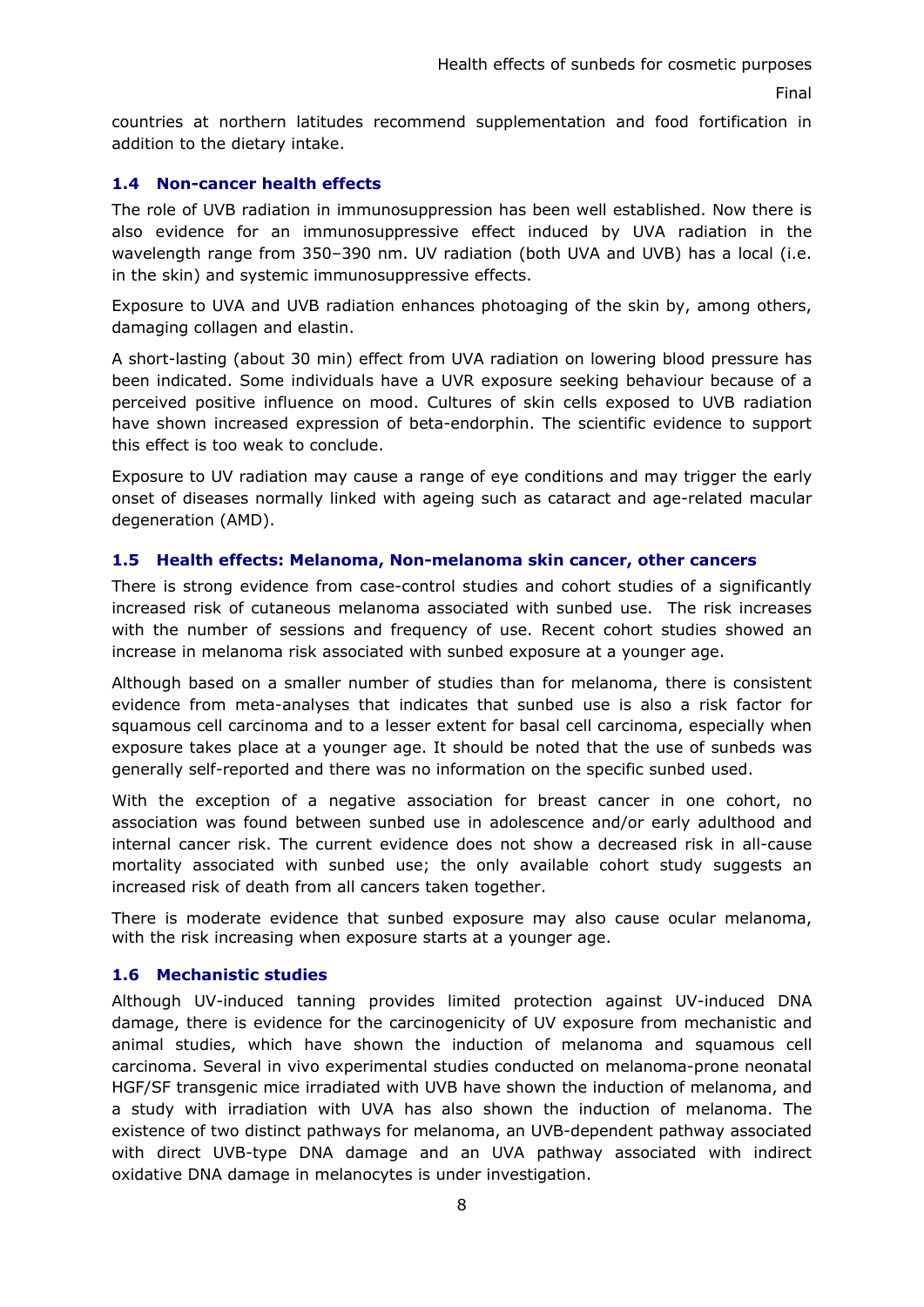countries at northern latitudes recommend supplementation and food fortification in addition to the dietary intake.

### 1.4 Non-cancer health effects

The role of UVB radiation in immunosuppression has been well established. Now there is also evidence for an immunosuppressive effect induced by UVA radiation in the wavelength range from 350–390 nm. UV radiation (both UVA and UVB) has a local (i.e. in the skin) and systemic immunosuppressive effects.

Exposure to UVA and UVB radiation enhances photoaging of the skin by, among others, damaging collagen and elastin.

A short-lasting (about 30 min) effect from UVA radiation on lowering blood pressure has been indicated. Some individuals have a UVR exposure seeking behaviour because of a perceived positive influence on mood. Cultures of skin cells exposed to UVB radiation have shown increased expression of beta-endorphin. The scientific evidence to support this effect is too weak to conclude.

Exposure to UV radiation may cause a range of eye conditions and may trigger the early onset of diseases normally linked with ageing such as cataract and age-related macular degeneration (AMD).

### 1.5 Health effects: Melanoma, Non-melanoma skin cancer, other cancers

There is strong evidence from case-control studies and cohort studies of a significantly increased risk of cutaneous melanoma associated with sunbed use. The risk increases with the number of sessions and frequency of use. Recent cohort studies showed an increase in melanoma risk associated with sunbed exposure at a younger age.

Although based on a smaller number of studies than for melanoma, there is consistent evidence from meta-analyses that indicates that sunbed use is also a risk factor for squamous cell carcinoma and to a lesser extent for basal cell carcinoma, especially when exposure takes place at a younger age. It should be noted that the use of sunbeds was generally self-reported and there was no information on the specific sunbed used.

With the exception of a negative association for breast cancer in one cohort, no association was found between sunbed use in adolescence and/or early adulthood and internal cancer risk. The current evidence does not show a decreased risk in all-cause mortality associated with sunbed use; the only available cohort study suggests an increased risk of death from all cancers taken together.

There is moderate evidence that sunbed exposure may also cause ocular melanoma, with the risk increasing when exposure starts at a younger age.

### 1.6 Mechanistic studies

Although UV-induced tanning provides limited protection against UV-induced DNA damage, there is evidence for the carcinogenicity of UV exposure from mechanistic and animal studies, which have shown the induction of melanoma and squamous cell carcinoma. Several in vivo experimental studies conducted on melanoma-prone neonatal HGF/SF transgenic mice irradiated with UVB have shown the induction of melanoma, and a study with irradiation with UVA has also shown the induction of melanoma. The existence of two distinct pathways for melanoma, an UVB-dependent pathway associated with direct UVB-type DNA damage and an UVA pathway associated with indirect oxidative DNA damage in melanocytes is under investigation.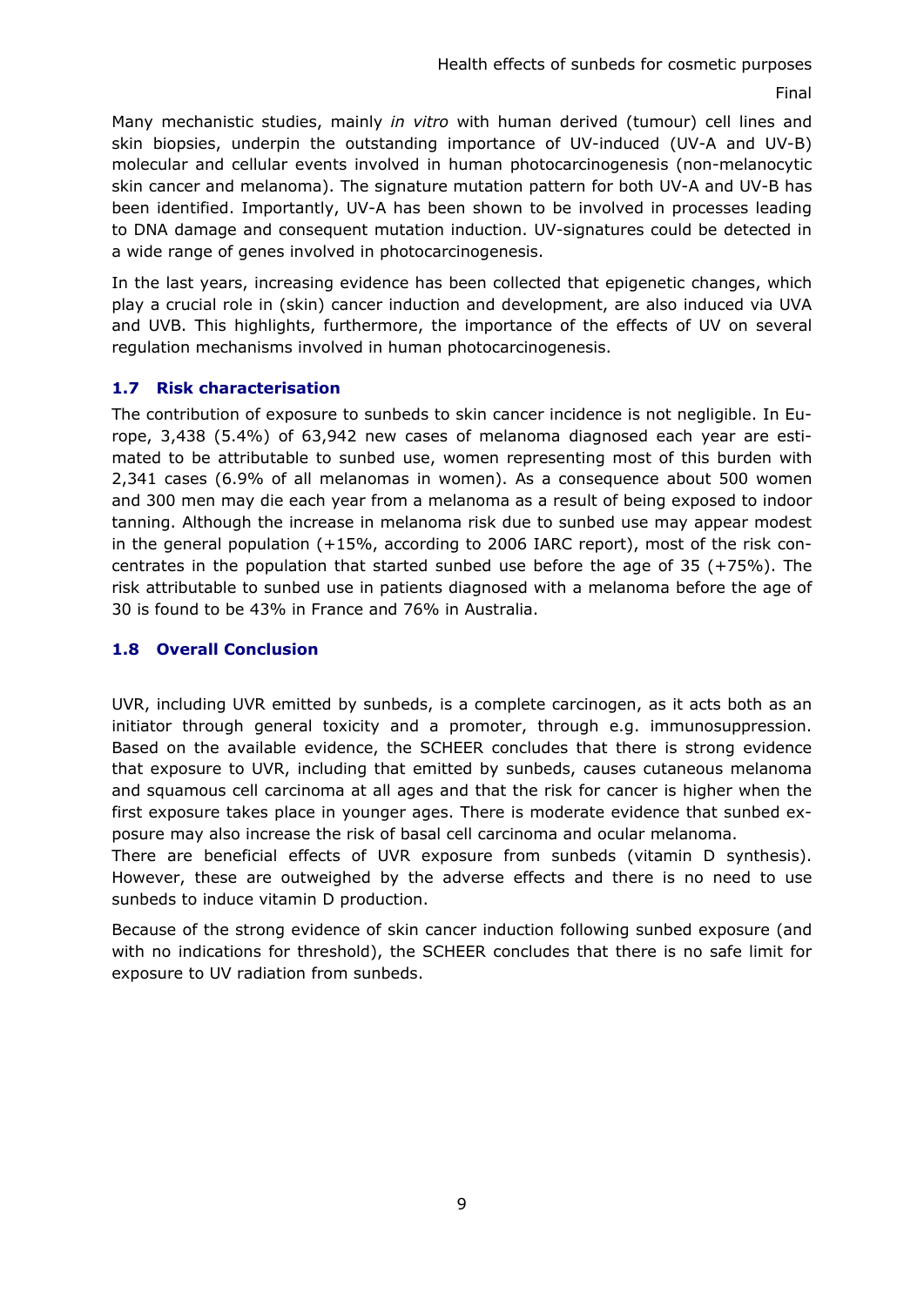Many mechanistic studies, mainly *in vitro* with human derived (tumour) cell lines and skin biopsies, underpin the outstanding importance of UV-induced (UV-A and UV-B) molecular and cellular events involved in human photocarcinogenesis (non-melanocytic skin cancer and melanoma). The signature mutation pattern for both UV-A and UV-B has been identified. Importantly, UV-A has been shown to be involved in processes leading to DNA damage and consequent mutation induction. UV-signatures could be detected in a wide range of genes involved in photocarcinogenesis.

In the last years, increasing evidence has been collected that epigenetic changes, which play a crucial role in (skin) cancer induction and development, are also induced via UVA and UVB. This highlights, furthermore, the importance of the effects of UV on several regulation mechanisms involved in human photocarcinogenesis.

### 1.7 Risk characterisation

The contribution of exposure to sunbeds to skin cancer incidence is not negligible. In Europe, 3,438 (5.4%) of 63,942 new cases of melanoma diagnosed each year are estimated to be attributable to sunbed use, women representing most of this burden with 2,341 cases (6.9% of all melanomas in women). As a consequence about 500 women and 300 men may die each year from a melanoma as a result of being exposed to indoor tanning. Although the increase in melanoma risk due to sunbed use may appear modest in the general population (+15%, according to 2006 IARC report), most of the risk concentrates in the population that started sunbed use before the age of 35 (+75%). The risk attributable to sunbed use in patients diagnosed with a melanoma before the age of 30 is found to be 43% in France and 76% in Australia.

### 1.8 Overall Conclusion

UVR, including UVR emitted by sunbeds, is a complete carcinogen, as it acts both as an initiator through general toxicity and a promoter, through e.g. immunosuppression. Based on the available evidence, the SCHEER concludes that there is strong evidence that exposure to UVR, including that emitted by sunbeds, causes cutaneous melanoma and squamous cell carcinoma at all ages and that the risk for cancer is higher when the first exposure takes place in younger ages. There is moderate evidence that sunbed exposure may also increase the risk of basal cell carcinoma and ocular melanoma.

There are beneficial effects of UVR exposure from sunbeds (vitamin D synthesis). However, these are outweighed by the adverse effects and there is no need to use sunbeds to induce vitamin D production.

Because of the strong evidence of skin cancer induction following sunbed exposure (and with no indications for threshold), the SCHEER concludes that there is no safe limit for exposure to UV radiation from sunbeds.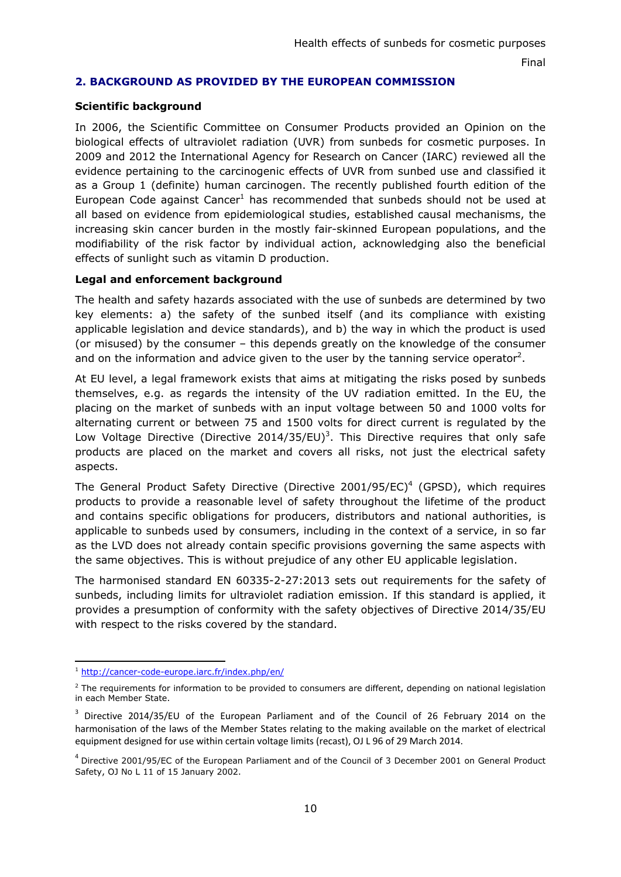## 2. BACKGROUND AS PROVIDED BY THE EUROPEAN COMMISSION

**Scientific background**

In 2006, the Scientific Committee on Consumer Products provided an Opinion on the biological effects of ultraviolet radiation (UVR) from sunbeds for cosmetic purposes. In 2009 and 2012 the International Agency for Research on Cancer (IARC) reviewed all the evidence pertaining to the carcinogenic effects of UVR from sunbed use and classified it as a Group 1 (definite) human carcinogen. The recently published fourth edition of the European Code against Cancer[1] has recommended that sunbeds should not be used at all based on evidence from epidemiological studies, established causal mechanisms, the increasing skin cancer burden in the mostly fair-skinned European populations, and the modifiability of the risk factor by individual action, acknowledging also the beneficial effects of sunlight such as vitamin D production.

**Legal and enforcement background**

The health and safety hazards associated with the use of sunbeds are determined by two key elements: a) the safety of the sunbed itself (and its compliance with existing applicable legislation and device standards), and b) the way in which the product is used (or misused) by the consumer – this depends greatly on the knowledge of the consumer and on the information and advice given to the user by the tanning service operator[2].

At EU level, a legal framework exists that aims at mitigating the risks posed by sunbeds themselves, e.g. as regards the intensity of the UV radiation emitted. In the EU, the placing on the market of sunbeds with an input voltage between 50 and 1000 volts for alternating current or between 75 and 1500 volts for direct current is regulated by the Low Voltage Directive (Directive 2014/35/EU)[3]. This Directive requires that only safe products are placed on the market and covers all risks, not just the electrical safety aspects.

The General Product Safety Directive (Directive 2001/95/EC)[4] (GPSD), which requires products to provide a reasonable level of safety throughout the lifetime of the product and contains specific obligations for producers, distributors and national authorities, is applicable to sunbeds used by consumers, including in the context of a service, in so far as the LVD does not already contain specific provisions governing the same aspects with the same objectives. This is without prejudice of any other EU applicable legislation.

The harmonised standard EN 60335-2-27:2013 sets out requirements for the safety of sunbeds, including limits for ultraviolet radiation emission. If this standard is applied, it provides a presumption of conformity with the safety objectives of Directive 2014/35/EU with respect to the risks covered by the standard.

---

[1] http://cancer-code-europe.iarc.fr/index.php/en/

[2] The requirements for information to be provided to consumers are different, depending on national legislation in each Member State.

[3] Directive 2014/35/EU of the European Parliament and of the Council of 26 February 2014 on the harmonisation of the laws of the Member States relating to the making available on the market of electrical equipment designed for use within certain voltage limits (recast), OJ L 96 of 29 March 2014.

[4] Directive 2001/95/EC of the European Parliament and of the Council of 3 December 2001 on General Product Safety, OJ No L 11 of 15 January 2002.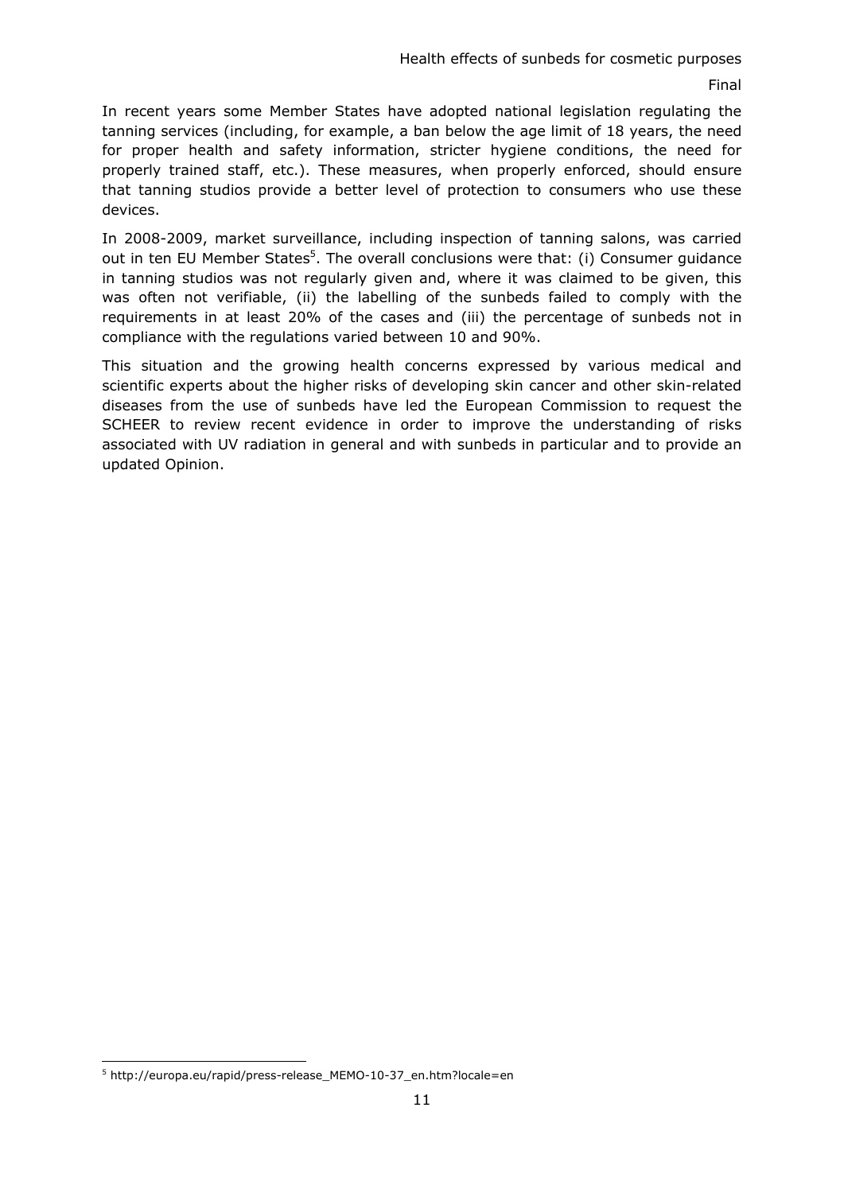In recent years some Member States have adopted national legislation regulating the tanning services (including, for example, a ban below the age limit of 18 years, the need for proper health and safety information, stricter hygiene conditions, the need for properly trained staff, etc.). These measures, when properly enforced, should ensure that tanning studios provide a better level of protection to consumers who use these devices.

In 2008-2009, market surveillance, including inspection of tanning salons, was carried out in ten EU Member States[5]. The overall conclusions were that: (i) Consumer guidance in tanning studios was not regularly given and, where it was claimed to be given, this was often not verifiable, (ii) the labelling of the sunbeds failed to comply with the requirements in at least 20% of the cases and (iii) the percentage of sunbeds not in compliance with the regulations varied between 10 and 90%.

This situation and the growing health concerns expressed by various medical and scientific experts about the higher risks of developing skin cancer and other skin-related diseases from the use of sunbeds have led the European Commission to request the SCHEER to review recent evidence in order to improve the understanding of risks associated with UV radiation in general and with sunbeds in particular and to provide an updated Opinion.

[5] http://europa.eu/rapid/press-release_MEMO-10-37_en.htm?locale=en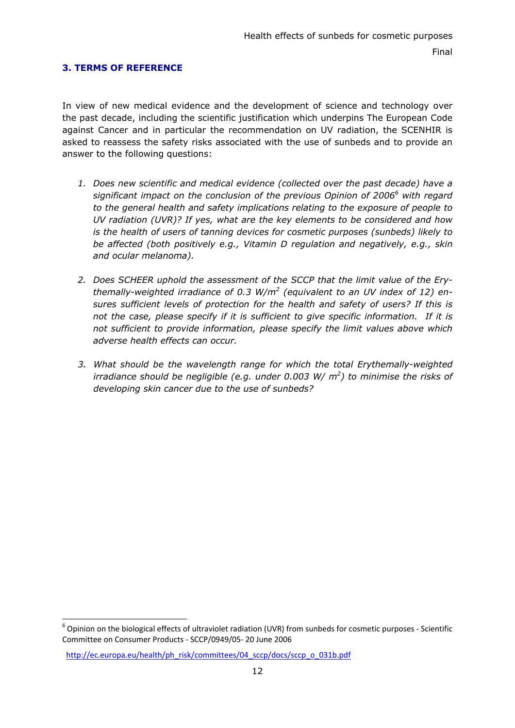## 3. TERMS OF REFERENCE

In view of new medical evidence and the development of science and technology over the past decade, including the scientific justification which underpins The European Code against Cancer and in particular the recommendation on UV radiation, the SCENHIR is asked to reassess the safety risks associated with the use of sunbeds and to provide an answer to the following questions:

1. *Does new scientific and medical evidence (collected over the past decade) have a significant impact on the conclusion of the previous Opinion of 2006*[6] *with regard to the general health and safety implications relating to the exposure of people to UV radiation (UVR)? If yes, what are the key elements to be considered and how is the health of users of tanning devices for cosmetic purposes (sunbeds) likely to be affected (both positively e.g., Vitamin D regulation and negatively, e.g., skin and ocular melanoma).*

2. *Does SCHEER uphold the assessment of the SCCP that the limit value of the Erythemally-weighted irradiance of 0.3 $W/m^2$ (equivalent to an UV index of 12) ensures sufficient levels of protection for the health and safety of users? If this is not the case, please specify if it is sufficient to give specific information. If it is not sufficient to provide information, please specify the limit values above which adverse health effects can occur.*

3. *What should be the wavelength range for which the total Erythemally-weighted irradiance should be negligible (e.g. under 0.003 $W/m^2$) to minimise the risks of developing skin cancer due to the use of sunbeds?*

---

[6] Opinion on the biological effects of ultraviolet radiation (UVR) from sunbeds for cosmetic purposes - Scientific Committee on Consumer Products - SCCP/0949/05- 20 June 2006

http://ec.europa.eu/health/ph_risk/committees/04_sccp/docs/sccp_o_031b.pdf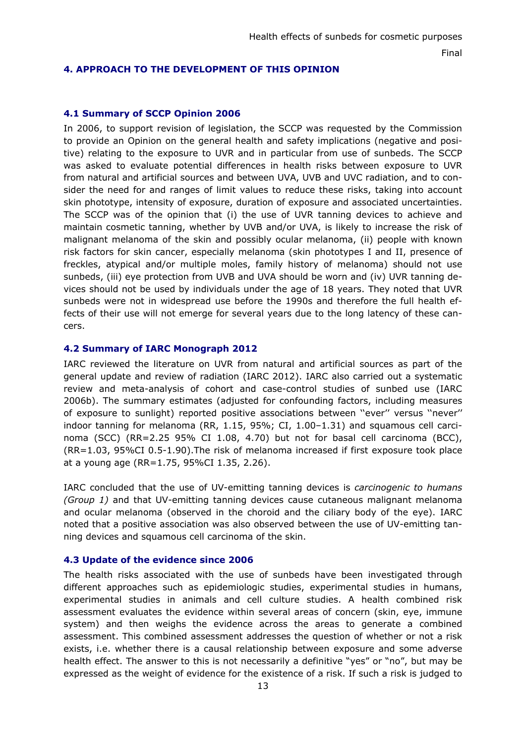## 4. APPROACH TO THE DEVELOPMENT OF THIS OPINION

### 4.1 Summary of SCCP Opinion 2006

In 2006, to support revision of legislation, the SCCP was requested by the Commission to provide an Opinion on the general health and safety implications (negative and positive) relating to the exposure to UVR and in particular from use of sunbeds. The SCCP was asked to evaluate potential differences in health risks between exposure to UVR from natural and artificial sources and between UVA, UVB and UVC radiation, and to consider the need for and ranges of limit values to reduce these risks, taking into account skin phototype, intensity of exposure, duration of exposure and associated uncertainties. The SCCP was of the opinion that (i) the use of UVR tanning devices to achieve and maintain cosmetic tanning, whether by UVB and/or UVA, is likely to increase the risk of malignant melanoma of the skin and possibly ocular melanoma, (ii) people with known risk factors for skin cancer, especially melanoma (skin phototypes I and II, presence of freckles, atypical and/or multiple moles, family history of melanoma) should not use sunbeds, (iii) eye protection from UVB and UVA should be worn and (iv) UVR tanning devices should not be used by individuals under the age of 18 years. They noted that UVR sunbeds were not in widespread use before the 1990s and therefore the full health effects of their use will not emerge for several years due to the long latency of these cancers.

### 4.2 Summary of IARC Monograph 2012

IARC reviewed the literature on UVR from natural and artificial sources as part of the general update and review of radiation (IARC 2012). IARC also carried out a systematic review and meta-analysis of cohort and case-control studies of sunbed use (IARC 2006b). The summary estimates (adjusted for confounding factors, including measures of exposure to sunlight) reported positive associations between ''ever'' versus ''never'' indoor tanning for melanoma (RR, 1.15, 95%; CI, 1.00–1.31) and squamous cell carcinoma (SCC) (RR=2.25 95% CI 1.08, 4.70) but not for basal cell carcinoma (BCC), (RR=1.03, 95%CI 0.5-1.90).The risk of melanoma increased if first exposure took place at a young age (RR=1.75, 95%CI 1.35, 2.26).

IARC concluded that the use of UV-emitting tanning devices is *carcinogenic to humans (Group 1)* and that UV-emitting tanning devices cause cutaneous malignant melanoma and ocular melanoma (observed in the choroid and the ciliary body of the eye). IARC noted that a positive association was also observed between the use of UV-emitting tanning devices and squamous cell carcinoma of the skin.

### 4.3 Update of the evidence since 2006

The health risks associated with the use of sunbeds have been investigated through different approaches such as epidemiologic studies, experimental studies in humans, experimental studies in animals and cell culture studies. A health combined risk assessment evaluates the evidence within several areas of concern (skin, eye, immune system) and then weighs the evidence across the areas to generate a combined assessment. This combined assessment addresses the question of whether or not a risk exists, i.e. whether there is a causal relationship between exposure and some adverse health effect. The answer to this is not necessarily a definitive "yes" or "no", but may be expressed as the weight of evidence for the existence of a risk. If such a risk is judged to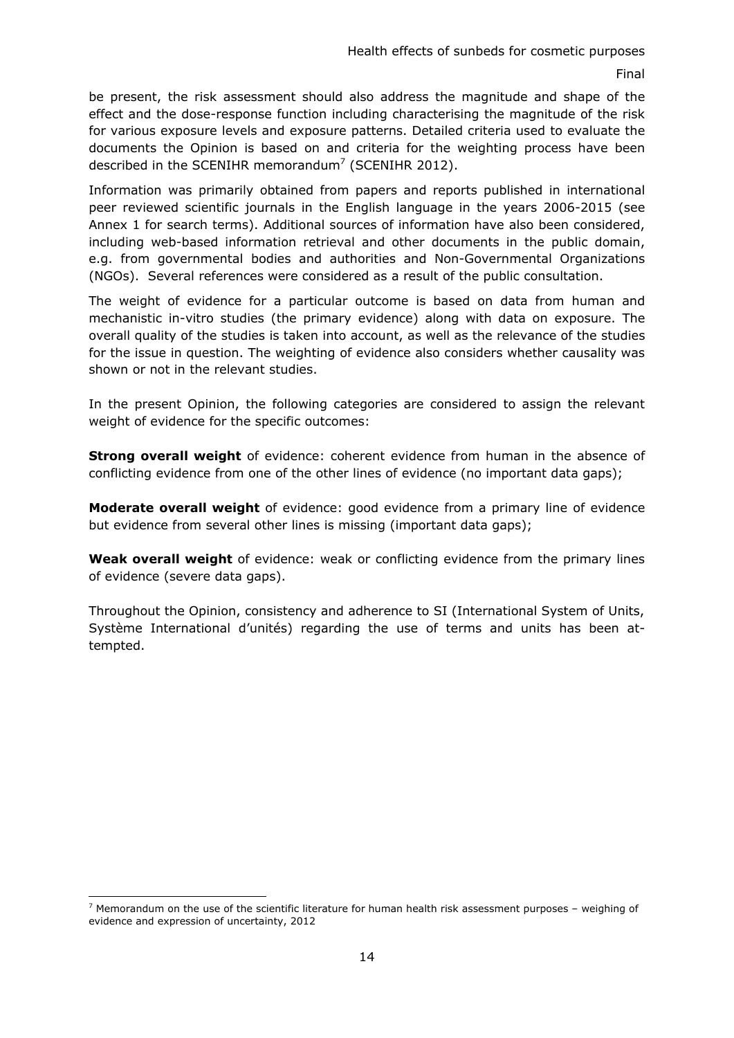be present, the risk assessment should also address the magnitude and shape of the effect and the dose-response function including characterising the magnitude of the risk for various exposure levels and exposure patterns. Detailed criteria used to evaluate the documents the Opinion is based on and criteria for the weighting process have been described in the SCENIHR memorandum[7] (SCENIHR 2012).

Information was primarily obtained from papers and reports published in international peer reviewed scientific journals in the English language in the years 2006-2015 (see Annex 1 for search terms). Additional sources of information have also been considered, including web-based information retrieval and other documents in the public domain, e.g. from governmental bodies and authorities and Non-Governmental Organizations (NGOs). Several references were considered as a result of the public consultation.

The weight of evidence for a particular outcome is based on data from human and mechanistic in-vitro studies (the primary evidence) along with data on exposure. The overall quality of the studies is taken into account, as well as the relevance of the studies for the issue in question. The weighting of evidence also considers whether causality was shown or not in the relevant studies.

In the present Opinion, the following categories are considered to assign the relevant weight of evidence for the specific outcomes:

**Strong overall weight** of evidence: coherent evidence from human in the absence of conflicting evidence from one of the other lines of evidence (no important data gaps);

**Moderate overall weight** of evidence: good evidence from a primary line of evidence but evidence from several other lines is missing (important data gaps);

**Weak overall weight** of evidence: weak or conflicting evidence from the primary lines of evidence (severe data gaps).

Throughout the Opinion, consistency and adherence to SI (International System of Units, Système International d'unités) regarding the use of terms and units has been attempted.

[7] Memorandum on the use of the scientific literature for human health risk assessment purposes – weighing of evidence and expression of uncertainty, 2012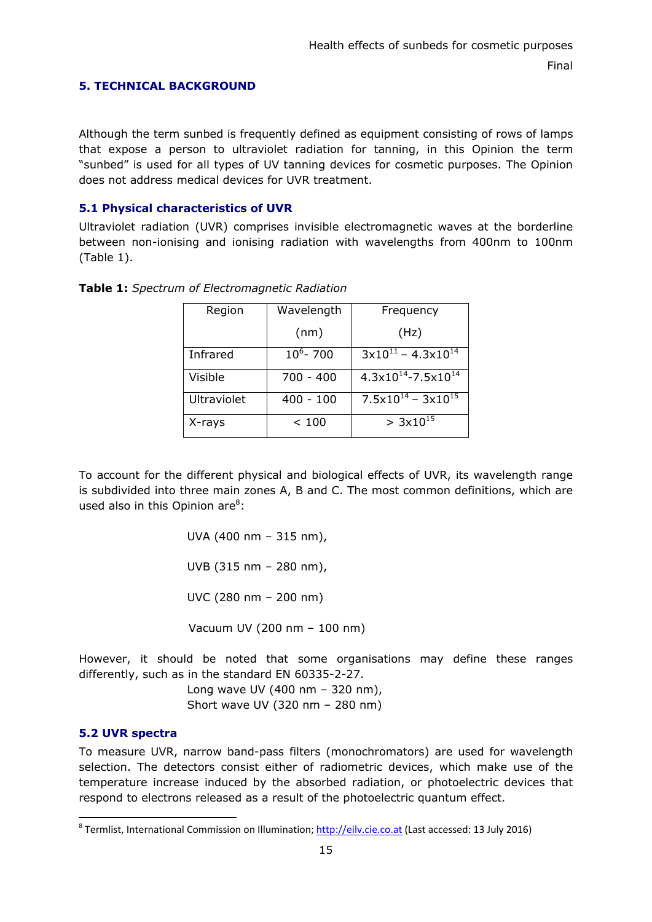## 5. TECHNICAL BACKGROUND

Although the term sunbed is frequently defined as equipment consisting of rows of lamps that expose a person to ultraviolet radiation for tanning, in this Opinion the term "sunbed" is used for all types of UV tanning devices for cosmetic purposes. The Opinion does not address medical devices for UVR treatment.

### 5.1 Physical characteristics of UVR

Ultraviolet radiation (UVR) comprises invisible electromagnetic waves at the borderline between non-ionising and ionising radiation with wavelengths from 400nm to 100nm (Table 1).

**Table 1:** *Spectrum of Electromagnetic Radiation*

| Region | Wavelength (nm) | Frequency (Hz) |
|---|---|---|
| Infrared | $10^6$- 700 | $3x10^{11}$ – $4.3x10^{14}$ |
| Visible | 700 - 400 | $4.3x10^{14}$-$7.5x10^{14}$ |
| Ultraviolet | 400 - 100 | $7.5x10^{14}$ – $3x10^{15}$ |
| X-rays | < 100 | > $3x10^{15}$ |

To account for the different physical and biological effects of UVR, its wavelength range is subdivided into three main zones A, B and C. The most common definitions, which are used also in this Opinion are[8]:

UVA (400 nm – 315 nm),

UVB (315 nm – 280 nm),

UVC (280 nm – 200 nm)

Vacuum UV (200 nm – 100 nm)

However, it should be noted that some organisations may define these ranges differently, such as in the standard EN 60335-2-27.

Long wave UV (400 nm – 320 nm),
Short wave UV (320 nm – 280 nm)

### 5.2 UVR spectra

To measure UVR, narrow band-pass filters (monochromators) are used for wavelength selection. The detectors consist either of radiometric devices, which make use of the temperature increase induced by the absorbed radiation, or photoelectric devices that respond to electrons released as a result of the photoelectric quantum effect.

[8] Termlist, International Commission on Illumination; http://eilv.cie.co.at (Last accessed: 13 July 2016)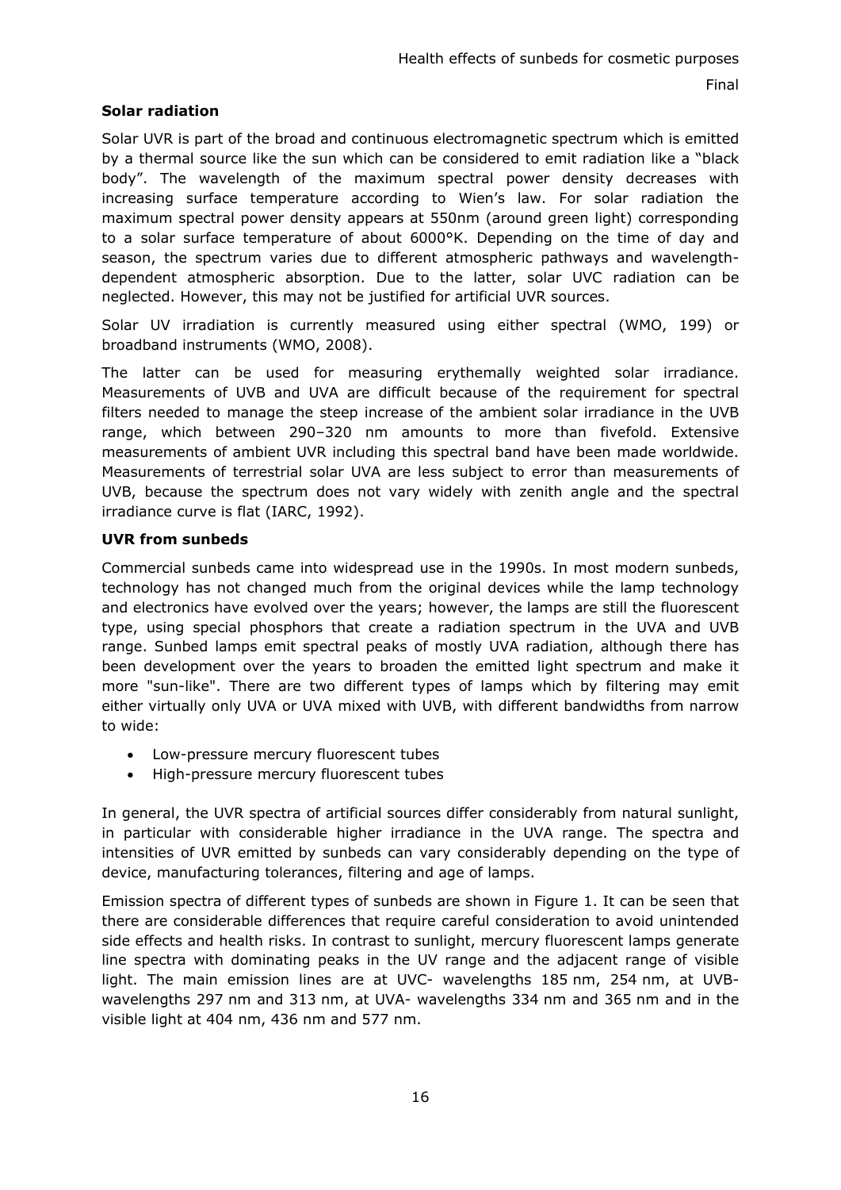**Solar radiation**

Solar UVR is part of the broad and continuous electromagnetic spectrum which is emitted by a thermal source like the sun which can be considered to emit radiation like a "black body". The wavelength of the maximum spectral power density decreases with increasing surface temperature according to Wien's law. For solar radiation the maximum spectral power density appears at 550nm (around green light) corresponding to a solar surface temperature of about 6000°K. Depending on the time of day and season, the spectrum varies due to different atmospheric pathways and wavelength-dependent atmospheric absorption. Due to the latter, solar UVC radiation can be neglected. However, this may not be justified for artificial UVR sources.

Solar UV irradiation is currently measured using either spectral (WMO, 199) or broadband instruments (WMO, 2008).

The latter can be used for measuring erythemally weighted solar irradiance. Measurements of UVB and UVA are difficult because of the requirement for spectral filters needed to manage the steep increase of the ambient solar irradiance in the UVB range, which between 290–320 nm amounts to more than fivefold. Extensive measurements of ambient UVR including this spectral band have been made worldwide. Measurements of terrestrial solar UVA are less subject to error than measurements of UVB, because the spectrum does not vary widely with zenith angle and the spectral irradiance curve is flat (IARC, 1992).

**UVR from sunbeds**

Commercial sunbeds came into widespread use in the 1990s. In most modern sunbeds, technology has not changed much from the original devices while the lamp technology and electronics have evolved over the years; however, the lamps are still the fluorescent type, using special phosphors that create a radiation spectrum in the UVA and UVB range. Sunbed lamps emit spectral peaks of mostly UVA radiation, although there has been development over the years to broaden the emitted light spectrum and make it more "sun-like". There are two different types of lamps which by filtering may emit either virtually only UVA or UVA mixed with UVB, with different bandwidths from narrow to wide:

- Low-pressure mercury fluorescent tubes
- High-pressure mercury fluorescent tubes

In general, the UVR spectra of artificial sources differ considerably from natural sunlight, in particular with considerable higher irradiance in the UVA range. The spectra and intensities of UVR emitted by sunbeds can vary considerably depending on the type of device, manufacturing tolerances, filtering and age of lamps.

Emission spectra of different types of sunbeds are shown in Figure 1. It can be seen that there are considerable differences that require careful consideration to avoid unintended side effects and health risks. In contrast to sunlight, mercury fluorescent lamps generate line spectra with dominating peaks in the UV range and the adjacent range of visible light. The main emission lines are at UVC- wavelengths 185 nm, 254 nm, at UVB-wavelengths 297 nm and 313 nm, at UVA- wavelengths 334 nm and 365 nm and in the visible light at 404 nm, 436 nm and 577 nm.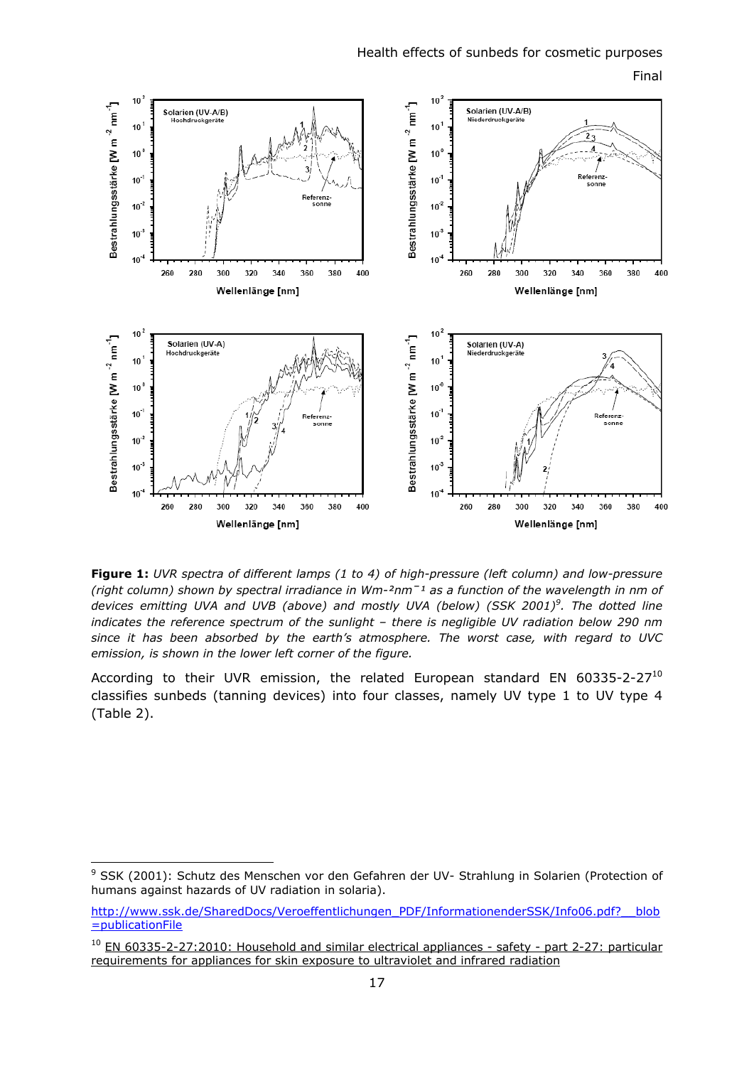**Figure 1:** *UVR spectra of different lamps (1 to 4) of high-pressure (left column) and low-pressure (right column) shown by spectral irradiance in Wm-²nm⁻¹ as a function of the wavelength in nm of devices emitting UVA and UVB (above) and mostly UVA (below) (SSK 2001)[9]. The dotted line indicates the reference spectrum of the sunlight – there is negligible UV radiation below 290 nm since it has been absorbed by the earth's atmosphere. The worst case, with regard to UVC emission, is shown in the lower left corner of the figure.*

According to their UVR emission, the related European standard EN 60335-2-27[10] classifies sunbeds (tanning devices) into four classes, namely UV type 1 to UV type 4 (Table 2).

---

[9] SSK (2001): Schutz des Menschen vor den Gefahren der UV- Strahlung in Solarien (Protection of humans against hazards of UV radiation in solaria).

http://www.ssk.de/SharedDocs/Veroeffentlichungen_PDF/InformationenderSSK/Info06.pdf?__blob=publicationFile

[10] EN 60335-2-27:2010: Household and similar electrical appliances - safety - part 2-27: particular requirements for appliances for skin exposure to ultraviolet and infrared radiation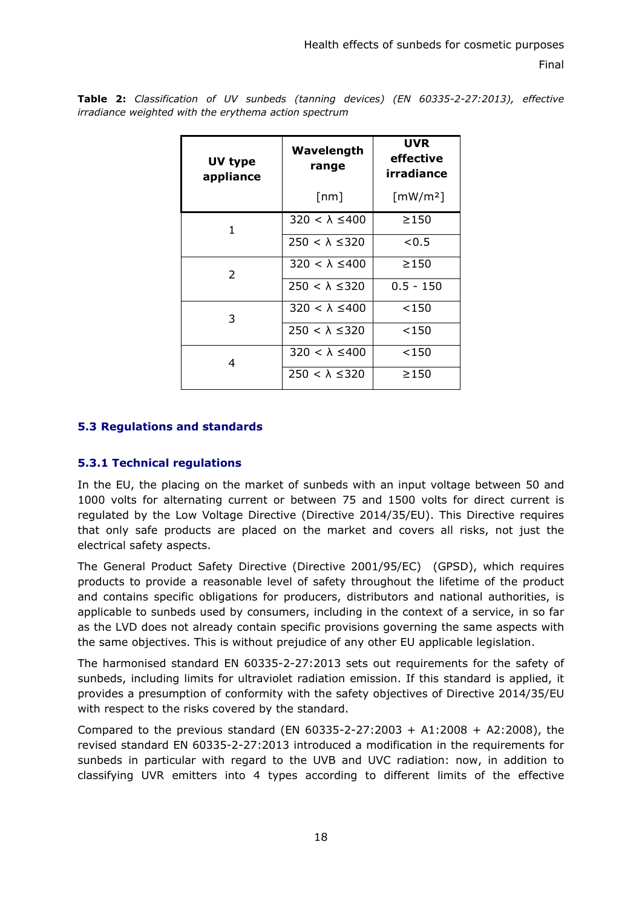**Table 2:** *Classification of UV sunbeds (tanning devices) (EN 60335-2-27:2013), effective irradiance weighted with the erythema action spectrum*

| UV type appliance | Wavelength range [nm] | UVR effective irradiance [mW/m²] |
|---|---|---|
| 1 | 320 < λ ≤400 | ≥150 |
| | 250 < λ ≤320 | <0.5 |
| 2 | 320 < λ ≤400 | ≥150 |
| | 250 < λ ≤320 | 0.5 - 150 |
| 3 | 320 < λ ≤400 | <150 |
| | 250 < λ ≤320 | <150 |
| 4 | 320 < λ ≤400 | <150 |
| | 250 < λ ≤320 | ≥150 |

### 5.3 Regulations and standards

#### 5.3.1 Technical regulations

In the EU, the placing on the market of sunbeds with an input voltage between 50 and 1000 volts for alternating current or between 75 and 1500 volts for direct current is regulated by the Low Voltage Directive (Directive 2014/35/EU). This Directive requires that only safe products are placed on the market and covers all risks, not just the electrical safety aspects.

The General Product Safety Directive (Directive 2001/95/EC) (GPSD), which requires products to provide a reasonable level of safety throughout the lifetime of the product and contains specific obligations for producers, distributors and national authorities, is applicable to sunbeds used by consumers, including in the context of a service, in so far as the LVD does not already contain specific provisions governing the same aspects with the same objectives. This is without prejudice of any other EU applicable legislation.

The harmonised standard EN 60335-2-27:2013 sets out requirements for the safety of sunbeds, including limits for ultraviolet radiation emission. If this standard is applied, it provides a presumption of conformity with the safety objectives of Directive 2014/35/EU with respect to the risks covered by the standard.

Compared to the previous standard (EN 60335-2-27:2003 + A1:2008 + A2:2008), the revised standard EN 60335-2-27:2013 introduced a modification in the requirements for sunbeds in particular with regard to the UVB and UVC radiation: now, in addition to classifying UVR emitters into 4 types according to different limits of the effective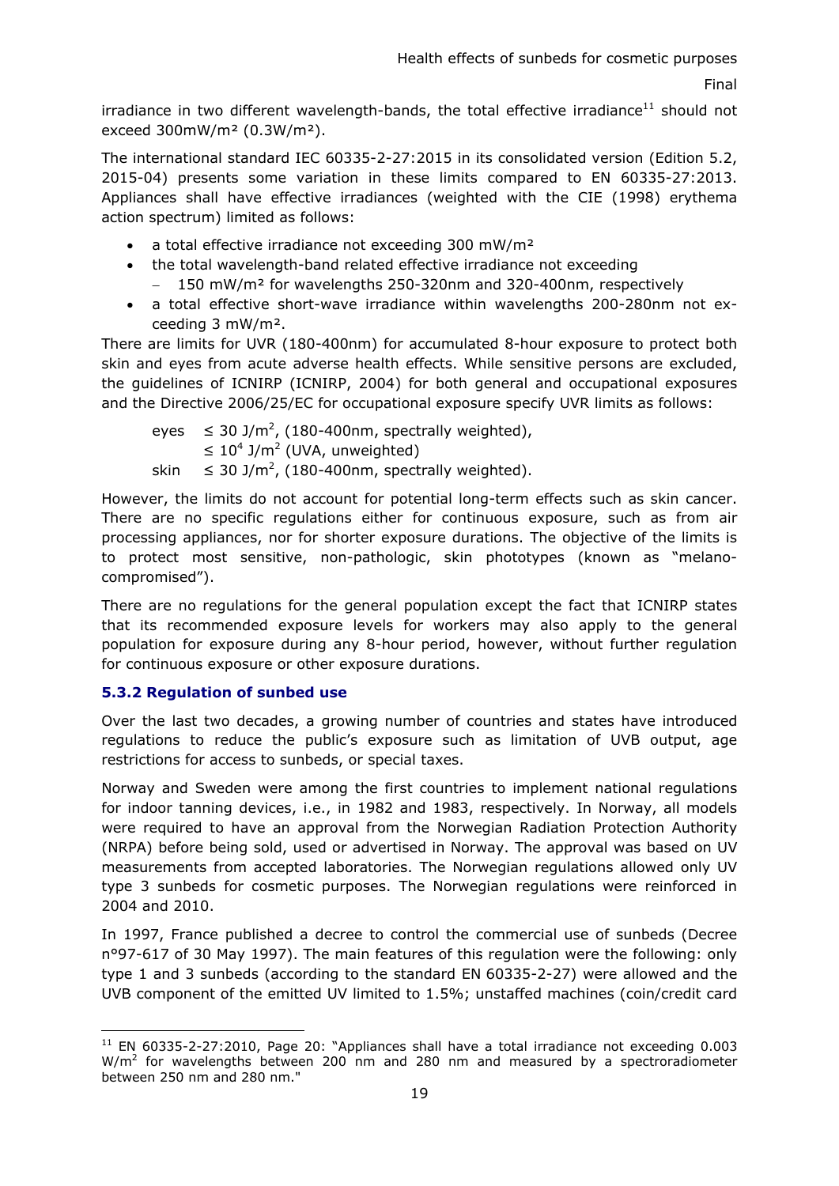irradiance in two different wavelength-bands, the total effective irradiance[11] should not exceed 300mW/m² (0.3W/m²).

The international standard IEC 60335-2-27:2015 in its consolidated version (Edition 5.2, 2015-04) presents some variation in these limits compared to EN 60335-27:2013. Appliances shall have effective irradiances (weighted with the CIE (1998) erythema action spectrum) limited as follows:

- a total effective irradiance not exceeding 300 mW/m²
- the total wavelength-band related effective irradiance not exceeding
  - 150 mW/m² for wavelengths 250-320nm and 320-400nm, respectively
- a total effective short-wave irradiance within wavelengths 200-280nm not exceeding 3 mW/m².

There are limits for UVR (180-400nm) for accumulated 8-hour exposure to protect both skin and eyes from acute adverse health effects. While sensitive persons are excluded, the guidelines of ICNIRP (ICNIRP, 2004) for both general and occupational exposures and the Directive 2006/25/EC for occupational exposure specify UVR limits as follows:

eyes $\leq 30$ J/m$^2$, (180-400nm, spectrally weighted),
$\leq 10^4$ J/m$^2$ (UVA, unweighted)
skin $\leq 30$ J/m$^2$, (180-400nm, spectrally weighted).

However, the limits do not account for potential long-term effects such as skin cancer. There are no specific regulations either for continuous exposure, such as from air processing appliances, nor for shorter exposure durations. The objective of the limits is to protect most sensitive, non-pathologic, skin phototypes (known as "melano-compromised").

There are no regulations for the general population except the fact that ICNIRP states that its recommended exposure levels for workers may also apply to the general population for exposure during any 8-hour period, however, without further regulation for continuous exposure or other exposure durations.

### 5.3.2 Regulation of sunbed use

Over the last two decades, a growing number of countries and states have introduced regulations to reduce the public's exposure such as limitation of UVB output, age restrictions for access to sunbeds, or special taxes.

Norway and Sweden were among the first countries to implement national regulations for indoor tanning devices, i.e., in 1982 and 1983, respectively. In Norway, all models were required to have an approval from the Norwegian Radiation Protection Authority (NRPA) before being sold, used or advertised in Norway. The approval was based on UV measurements from accepted laboratories. The Norwegian regulations allowed only UV type 3 sunbeds for cosmetic purposes. The Norwegian regulations were reinforced in 2004 and 2010.

In 1997, France published a decree to control the commercial use of sunbeds (Decree n°97-617 of 30 May 1997). The main features of this regulation were the following: only type 1 and 3 sunbeds (according to the standard EN 60335-2-27) were allowed and the UVB component of the emitted UV limited to 1.5%; unstaffed machines (coin/credit card

---

[11] EN 60335-2-27:2010, Page 20: "Appliances shall have a total irradiance not exceeding 0.003 W/m$^2$ for wavelengths between 200 nm and 280 nm and measured by a spectroradiometer between 250 nm and 280 nm."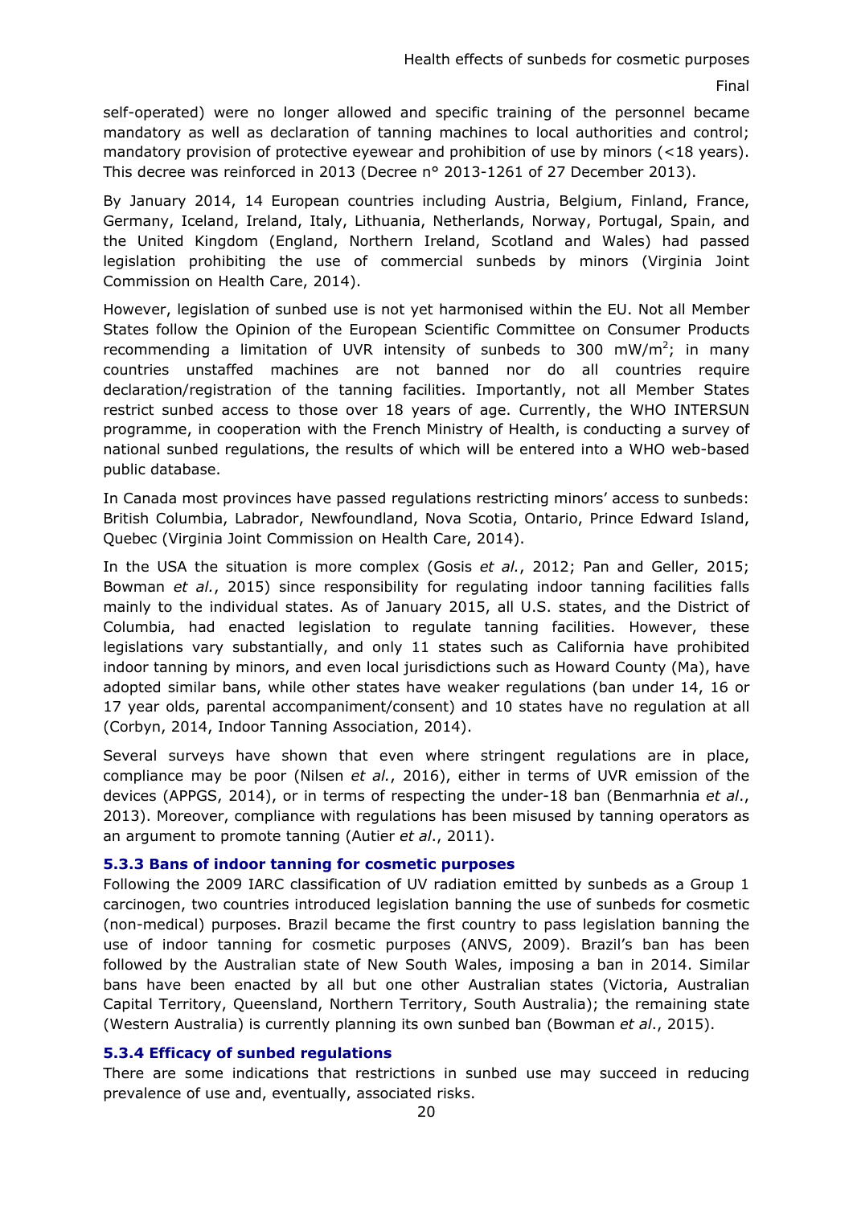self-operated) were no longer allowed and specific training of the personnel became mandatory as well as declaration of tanning machines to local authorities and control; mandatory provision of protective eyewear and prohibition of use by minors (<18 years). This decree was reinforced in 2013 (Decree n° 2013-1261 of 27 December 2013).

By January 2014, 14 European countries including Austria, Belgium, Finland, France, Germany, Iceland, Ireland, Italy, Lithuania, Netherlands, Norway, Portugal, Spain, and the United Kingdom (England, Northern Ireland, Scotland and Wales) had passed legislation prohibiting the use of commercial sunbeds by minors (Virginia Joint Commission on Health Care, 2014).

However, legislation of sunbed use is not yet harmonised within the EU. Not all Member States follow the Opinion of the European Scientific Committee on Consumer Products recommending a limitation of UVR intensity of sunbeds to 300 $mW/m^2$; in many countries unstaffed machines are not banned nor do all countries require declaration/registration of the tanning facilities. Importantly, not all Member States restrict sunbed access to those over 18 years of age. Currently, the WHO INTERSUN programme, in cooperation with the French Ministry of Health, is conducting a survey of national sunbed regulations, the results of which will be entered into a WHO web-based public database.

In Canada most provinces have passed regulations restricting minors' access to sunbeds: British Columbia, Labrador, Newfoundland, Nova Scotia, Ontario, Prince Edward Island, Quebec (Virginia Joint Commission on Health Care, 2014).

In the USA the situation is more complex (Gosis *et al.*, 2012; Pan and Geller, 2015; Bowman *et al.*, 2015) since responsibility for regulating indoor tanning facilities falls mainly to the individual states. As of January 2015, all U.S. states, and the District of Columbia, had enacted legislation to regulate tanning facilities. However, these legislations vary substantially, and only 11 states such as California have prohibited indoor tanning by minors, and even local jurisdictions such as Howard County (Ma), have adopted similar bans, while other states have weaker regulations (ban under 14, 16 or 17 year olds, parental accompaniment/consent) and 10 states have no regulation at all (Corbyn, 2014, Indoor Tanning Association, 2014).

Several surveys have shown that even where stringent regulations are in place, compliance may be poor (Nilsen *et al.*, 2016), either in terms of UVR emission of the devices (APPGS, 2014), or in terms of respecting the under-18 ban (Benmarhnia *et al*., 2013). Moreover, compliance with regulations has been misused by tanning operators as an argument to promote tanning (Autier *et al*., 2011).

### 5.3.3 Bans of indoor tanning for cosmetic purposes

Following the 2009 IARC classification of UV radiation emitted by sunbeds as a Group 1 carcinogen, two countries introduced legislation banning the use of sunbeds for cosmetic (non-medical) purposes. Brazil became the first country to pass legislation banning the use of indoor tanning for cosmetic purposes (ANVS, 2009). Brazil's ban has been followed by the Australian state of New South Wales, imposing a ban in 2014. Similar bans have been enacted by all but one other Australian states (Victoria, Australian Capital Territory, Queensland, Northern Territory, South Australia); the remaining state (Western Australia) is currently planning its own sunbed ban (Bowman *et al*., 2015).

### 5.3.4 Efficacy of sunbed regulations

There are some indications that restrictions in sunbed use may succeed in reducing prevalence of use and, eventually, associated risks.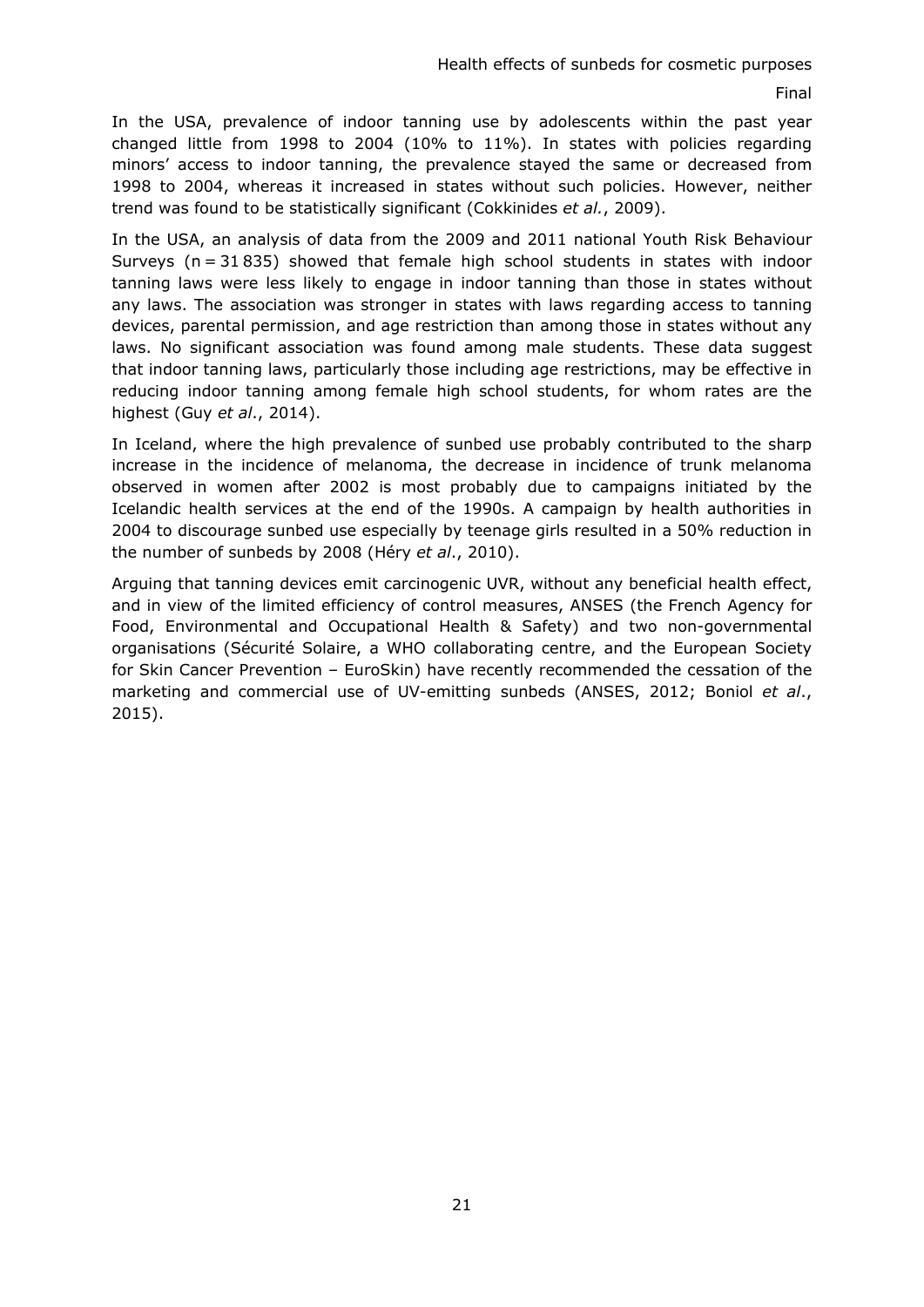In the USA, prevalence of indoor tanning use by adolescents within the past year changed little from 1998 to 2004 (10% to 11%). In states with policies regarding minors' access to indoor tanning, the prevalence stayed the same or decreased from 1998 to 2004, whereas it increased in states without such policies. However, neither trend was found to be statistically significant (Cokkinides *et al.*, 2009).

In the USA, an analysis of data from the 2009 and 2011 national Youth Risk Behaviour Surveys (n = 31 835) showed that female high school students in states with indoor tanning laws were less likely to engage in indoor tanning than those in states without any laws. The association was stronger in states with laws regarding access to tanning devices, parental permission, and age restriction than among those in states without any laws. No significant association was found among male students. These data suggest that indoor tanning laws, particularly those including age restrictions, may be effective in reducing indoor tanning among female high school students, for whom rates are the highest (Guy *et al*., 2014).

In Iceland, where the high prevalence of sunbed use probably contributed to the sharp increase in the incidence of melanoma, the decrease in incidence of trunk melanoma observed in women after 2002 is most probably due to campaigns initiated by the Icelandic health services at the end of the 1990s. A campaign by health authorities in 2004 to discourage sunbed use especially by teenage girls resulted in a 50% reduction in the number of sunbeds by 2008 (Héry *et al*., 2010).

Arguing that tanning devices emit carcinogenic UVR, without any beneficial health effect, and in view of the limited efficiency of control measures, ANSES (the French Agency for Food, Environmental and Occupational Health & Safety) and two non-governmental organisations (Sécurité Solaire, a WHO collaborating centre, and the European Society for Skin Cancer Prevention – EuroSkin) have recently recommended the cessation of the marketing and commercial use of UV-emitting sunbeds (ANSES, 2012; Boniol *et al*., 2015).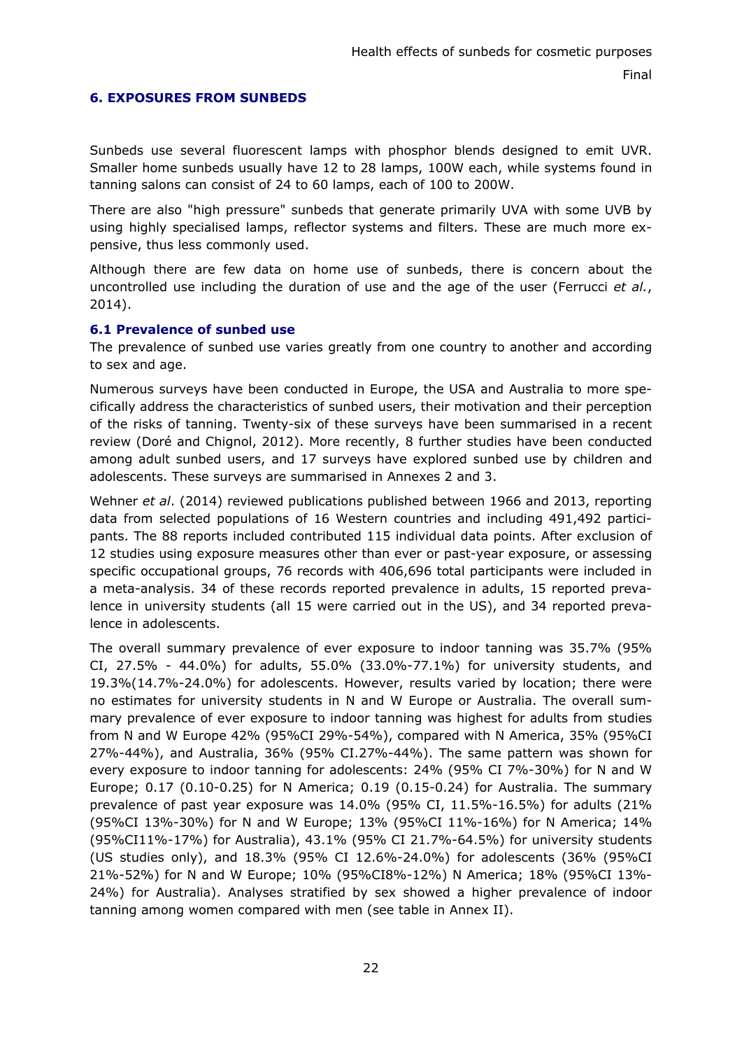## 6. EXPOSURES FROM SUNBEDS

Sunbeds use several fluorescent lamps with phosphor blends designed to emit UVR. Smaller home sunbeds usually have 12 to 28 lamps, 100W each, while systems found in tanning salons can consist of 24 to 60 lamps, each of 100 to 200W.

There are also "high pressure" sunbeds that generate primarily UVA with some UVB by using highly specialised lamps, reflector systems and filters. These are much more expensive, thus less commonly used.

Although there are few data on home use of sunbeds, there is concern about the uncontrolled use including the duration of use and the age of the user (Ferrucci *et al.*, 2014).

### 6.1 Prevalence of sunbed use

The prevalence of sunbed use varies greatly from one country to another and according to sex and age.

Numerous surveys have been conducted in Europe, the USA and Australia to more specifically address the characteristics of sunbed users, their motivation and their perception of the risks of tanning. Twenty-six of these surveys have been summarised in a recent review (Doré and Chignol, 2012). More recently, 8 further studies have been conducted among adult sunbed users, and 17 surveys have explored sunbed use by children and adolescents. These surveys are summarised in Annexes 2 and 3.

Wehner *et al*. (2014) reviewed publications published between 1966 and 2013, reporting data from selected populations of 16 Western countries and including 491,492 participants. The 88 reports included contributed 115 individual data points. After exclusion of 12 studies using exposure measures other than ever or past-year exposure, or assessing specific occupational groups, 76 records with 406,696 total participants were included in a meta-analysis. 34 of these records reported prevalence in adults, 15 reported prevalence in university students (all 15 were carried out in the US), and 34 reported prevalence in adolescents.

The overall summary prevalence of ever exposure to indoor tanning was 35.7% (95% CI, 27.5% - 44.0%) for adults, 55.0% (33.0%-77.1%) for university students, and 19.3%(14.7%-24.0%) for adolescents. However, results varied by location; there were no estimates for university students in N and W Europe or Australia. The overall summary prevalence of ever exposure to indoor tanning was highest for adults from studies from N and W Europe 42% (95%CI 29%-54%), compared with N America, 35% (95%CI 27%-44%), and Australia, 36% (95% CI.27%-44%). The same pattern was shown for every exposure to indoor tanning for adolescents: 24% (95% CI 7%-30%) for N and W Europe; 0.17 (0.10-0.25) for N America; 0.19 (0.15-0.24) for Australia. The summary prevalence of past year exposure was 14.0% (95% CI, 11.5%-16.5%) for adults (21% (95%CI 13%-30%) for N and W Europe; 13% (95%CI 11%-16%) for N America; 14% (95%CI11%-17%) for Australia), 43.1% (95% CI 21.7%-64.5%) for university students (US studies only), and 18.3% (95% CI 12.6%-24.0%) for adolescents (36% (95%CI 21%-52%) for N and W Europe; 10% (95%CI8%-12%) N America; 18% (95%CI 13%-24%) for Australia). Analyses stratified by sex showed a higher prevalence of indoor tanning among women compared with men (see table in Annex II).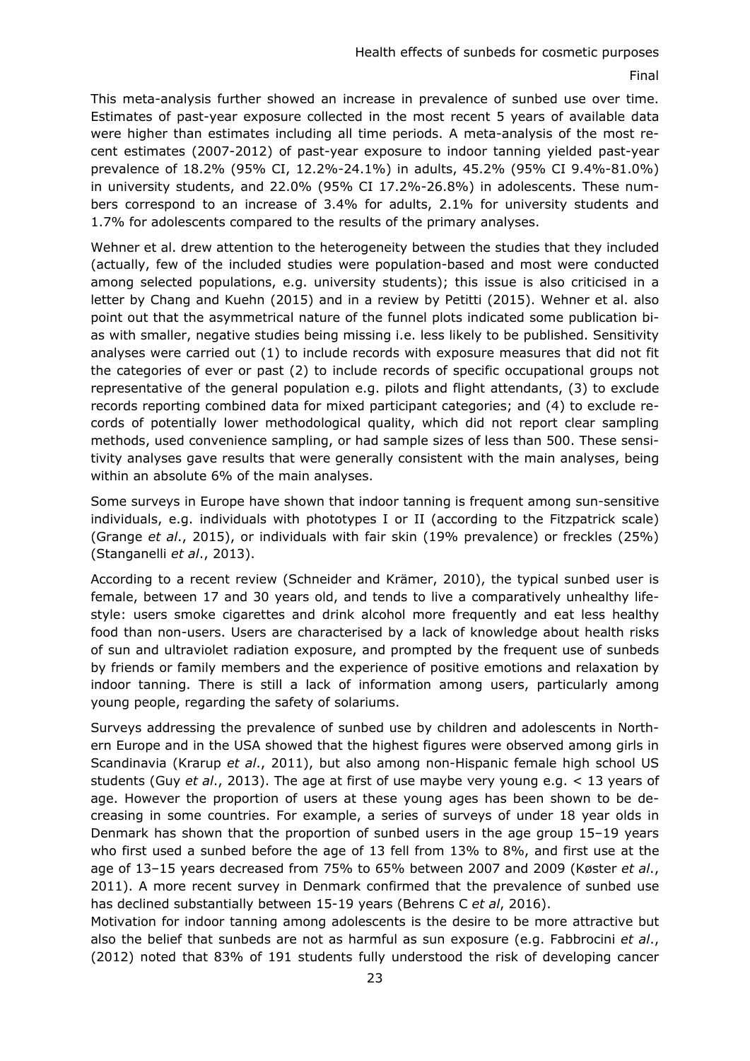This meta-analysis further showed an increase in prevalence of sunbed use over time. Estimates of past-year exposure collected in the most recent 5 years of available data were higher than estimates including all time periods. A meta-analysis of the most recent estimates (2007-2012) of past-year exposure to indoor tanning yielded past-year prevalence of 18.2% (95% CI, 12.2%-24.1%) in adults, 45.2% (95% CI 9.4%-81.0%) in university students, and 22.0% (95% CI 17.2%-26.8%) in adolescents. These numbers correspond to an increase of 3.4% for adults, 2.1% for university students and 1.7% for adolescents compared to the results of the primary analyses.

Wehner et al. drew attention to the heterogeneity between the studies that they included (actually, few of the included studies were population-based and most were conducted among selected populations, e.g. university students); this issue is also criticised in a letter by Chang and Kuehn (2015) and in a review by Petitti (2015). Wehner et al. also point out that the asymmetrical nature of the funnel plots indicated some publication bias with smaller, negative studies being missing i.e. less likely to be published. Sensitivity analyses were carried out (1) to include records with exposure measures that did not fit the categories of ever or past (2) to include records of specific occupational groups not representative of the general population e.g. pilots and flight attendants, (3) to exclude records reporting combined data for mixed participant categories; and (4) to exclude records of potentially lower methodological quality, which did not report clear sampling methods, used convenience sampling, or had sample sizes of less than 500. These sensitivity analyses gave results that were generally consistent with the main analyses, being within an absolute 6% of the main analyses.

Some surveys in Europe have shown that indoor tanning is frequent among sun-sensitive individuals, e.g. individuals with phototypes I or II (according to the Fitzpatrick scale) (Grange *et al*., 2015), or individuals with fair skin (19% prevalence) or freckles (25%) (Stanganelli *et al*., 2013).

According to a recent review (Schneider and Krämer, 2010), the typical sunbed user is female, between 17 and 30 years old, and tends to live a comparatively unhealthy lifestyle: users smoke cigarettes and drink alcohol more frequently and eat less healthy food than non-users. Users are characterised by a lack of knowledge about health risks of sun and ultraviolet radiation exposure, and prompted by the frequent use of sunbeds by friends or family members and the experience of positive emotions and relaxation by indoor tanning. There is still a lack of information among users, particularly among young people, regarding the safety of solariums.

Surveys addressing the prevalence of sunbed use by children and adolescents in Northern Europe and in the USA showed that the highest figures were observed among girls in Scandinavia (Krarup *et al*., 2011), but also among non-Hispanic female high school US students (Guy *et al*., 2013). The age at first of use maybe very young e.g. < 13 years of age. However the proportion of users at these young ages has been shown to be decreasing in some countries. For example, a series of surveys of under 18 year olds in Denmark has shown that the proportion of sunbed users in the age group 15–19 years who first used a sunbed before the age of 13 fell from 13% to 8%, and first use at the age of 13–15 years decreased from 75% to 65% between 2007 and 2009 (Køster *et al*., 2011). A more recent survey in Denmark confirmed that the prevalence of sunbed use has declined substantially between 15-19 years (Behrens C *et al*, 2016).

Motivation for indoor tanning among adolescents is the desire to be more attractive but also the belief that sunbeds are not as harmful as sun exposure (e.g. Fabbrocini *et al*., (2012) noted that 83% of 191 students fully understood the risk of developing cancer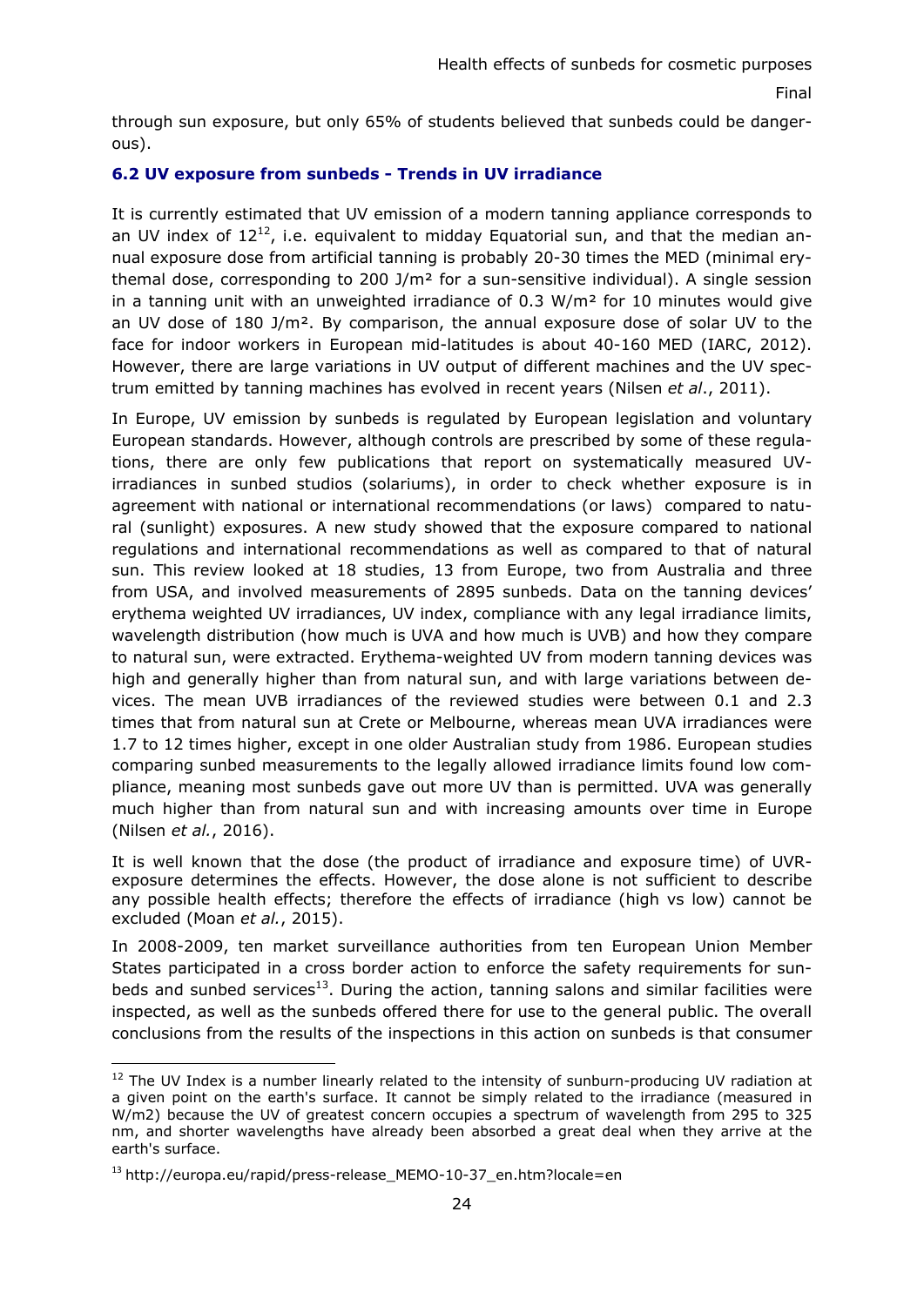through sun exposure, but only 65% of students believed that sunbeds could be dangerous).

### 6.2 UV exposure from sunbeds - Trends in UV irradiance

It is currently estimated that UV emission of a modern tanning appliance corresponds to an UV index of 12[12], i.e. equivalent to midday Equatorial sun, and that the median annual exposure dose from artificial tanning is probably 20-30 times the MED (minimal erythemal dose, corresponding to 200 J/m² for a sun-sensitive individual). A single session in a tanning unit with an unweighted irradiance of 0.3 W/m² for 10 minutes would give an UV dose of 180 J/m². By comparison, the annual exposure dose of solar UV to the face for indoor workers in European mid-latitudes is about 40-160 MED (IARC, 2012). However, there are large variations in UV output of different machines and the UV spectrum emitted by tanning machines has evolved in recent years (Nilsen *et al*., 2011).

In Europe, UV emission by sunbeds is regulated by European legislation and voluntary European standards. However, although controls are prescribed by some of these regulations, there are only few publications that report on systematically measured UV-irradiances in sunbed studios (solariums), in order to check whether exposure is in agreement with national or international recommendations (or laws) compared to natural (sunlight) exposures. A new study showed that the exposure compared to national regulations and international recommendations as well as compared to that of natural sun. This review looked at 18 studies, 13 from Europe, two from Australia and three from USA, and involved measurements of 2895 sunbeds. Data on the tanning devices' erythema weighted UV irradiances, UV index, compliance with any legal irradiance limits, wavelength distribution (how much is UVA and how much is UVB) and how they compare to natural sun, were extracted. Erythema-weighted UV from modern tanning devices was high and generally higher than from natural sun, and with large variations between devices. The mean UVB irradiances of the reviewed studies were between 0.1 and 2.3 times that from natural sun at Crete or Melbourne, whereas mean UVA irradiances were 1.7 to 12 times higher, except in one older Australian study from 1986. European studies comparing sunbed measurements to the legally allowed irradiance limits found low compliance, meaning most sunbeds gave out more UV than is permitted. UVA was generally much higher than from natural sun and with increasing amounts over time in Europe (Nilsen *et al.*, 2016).

It is well known that the dose (the product of irradiance and exposure time) of UVR-exposure determines the effects. However, the dose alone is not sufficient to describe any possible health effects; therefore the effects of irradiance (high vs low) cannot be excluded (Moan *et al.*, 2015).

In 2008-2009, ten market surveillance authorities from ten European Union Member States participated in a cross border action to enforce the safety requirements for sunbeds and sunbed services[13]. During the action, tanning salons and similar facilities were inspected, as well as the sunbeds offered there for use to the general public. The overall conclusions from the results of the inspections in this action on sunbeds is that consumer

---

[12] The UV Index is a number linearly related to the intensity of sunburn-producing UV radiation at a given point on the earth's surface. It cannot be simply related to the irradiance (measured in W/m2) because the UV of greatest concern occupies a spectrum of wavelength from 295 to 325 nm, and shorter wavelengths have already been absorbed a great deal when they arrive at the earth's surface.

[13] http://europa.eu/rapid/press-release_MEMO-10-37_en.htm?locale=en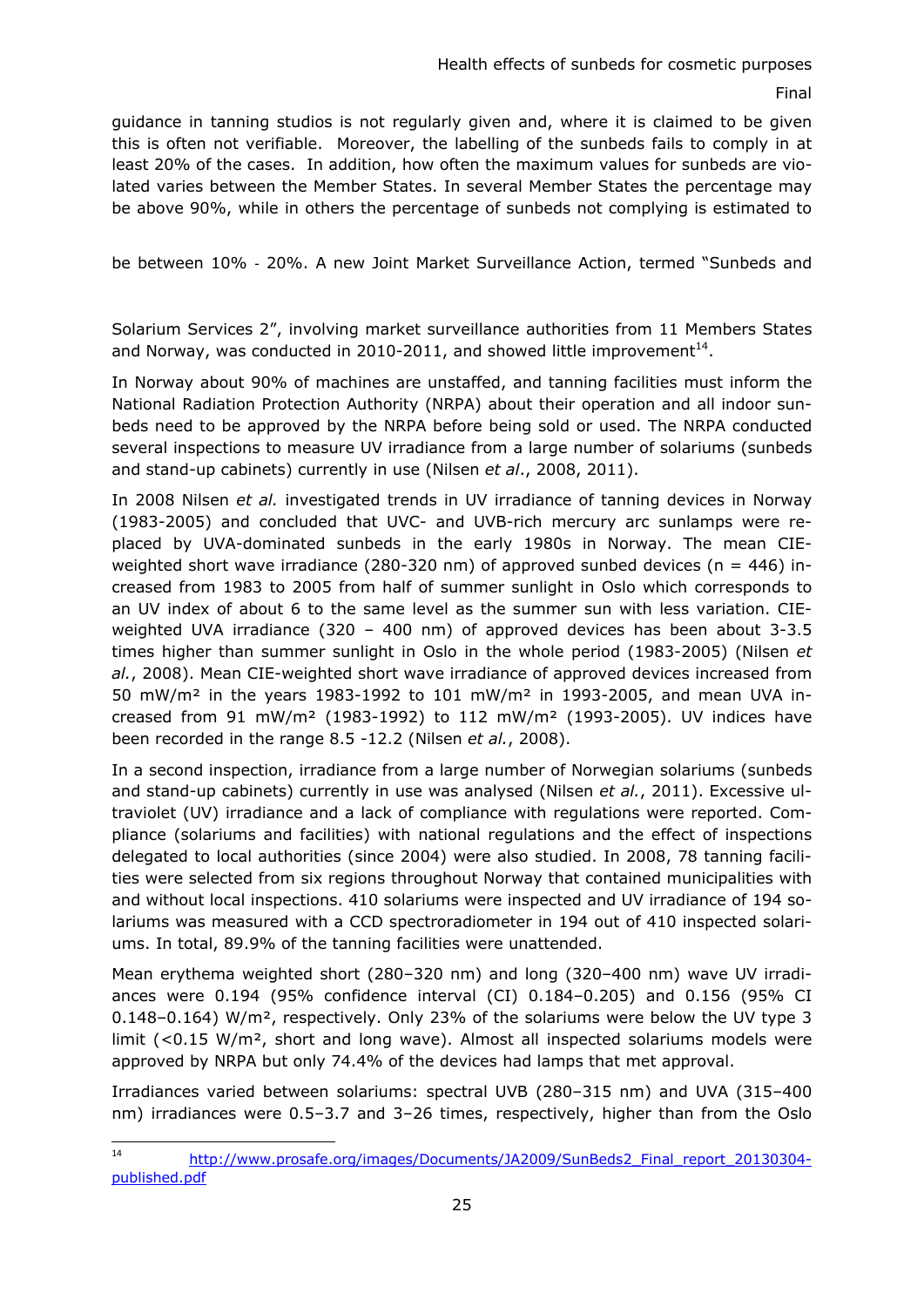guidance in tanning studios is not regularly given and, where it is claimed to be given this is often not verifiable. Moreover, the labelling of the sunbeds fails to comply in at least 20% of the cases. In addition, how often the maximum values for sunbeds are violated varies between the Member States. In several Member States the percentage may be above 90%, while in others the percentage of sunbeds not complying is estimated to be between 10% - 20%. A new Joint Market Surveillance Action, termed "Sunbeds and Solarium Services 2", involving market surveillance authorities from 11 Members States and Norway, was conducted in 2010-2011, and showed little improvement[14].

In Norway about 90% of machines are unstaffed, and tanning facilities must inform the National Radiation Protection Authority (NRPA) about their operation and all indoor sunbeds need to be approved by the NRPA before being sold or used. The NRPA conducted several inspections to measure UV irradiance from a large number of solariums (sunbeds and stand-up cabinets) currently in use (Nilsen *et al.*, 2008, 2011).

In 2008 Nilsen *et al.* investigated trends in UV irradiance of tanning devices in Norway (1983-2005) and concluded that UVC- and UVB-rich mercury arc sunlamps were replaced by UVA-dominated sunbeds in the early 1980s in Norway. The mean CIE-weighted short wave irradiance (280-320 nm) of approved sunbed devices ($n = 446$) increased from 1983 to 2005 from half of summer sunlight in Oslo which corresponds to an UV index of about 6 to the same level as the summer sun with less variation. CIE-weighted UVA irradiance (320 – 400 nm) of approved devices has been about 3-3.5 times higher than summer sunlight in Oslo in the whole period (1983-2005) (Nilsen *et al.*, 2008). Mean CIE-weighted short wave irradiance of approved devices increased from 50 mW/m² in the years 1983-1992 to 101 mW/m² in 1993-2005, and mean UVA increased from 91 mW/m² (1983-1992) to 112 mW/m² (1993-2005). UV indices have been recorded in the range 8.5 -12.2 (Nilsen *et al.*, 2008).

In a second inspection, irradiance from a large number of Norwegian solariums (sunbeds and stand-up cabinets) currently in use was analysed (Nilsen *et al.*, 2011). Excessive ultraviolet (UV) irradiance and a lack of compliance with regulations were reported. Compliance (solariums and facilities) with national regulations and the effect of inspections delegated to local authorities (since 2004) were also studied. In 2008, 78 tanning facilities were selected from six regions throughout Norway that contained municipalities with and without local inspections. 410 solariums were inspected and UV irradiance of 194 solariums was measured with a CCD spectroradiometer in 194 out of 410 inspected solariums. In total, 89.9% of the tanning facilities were unattended.

Mean erythema weighted short (280–320 nm) and long (320–400 nm) wave UV irradiances were 0.194 (95% confidence interval (CI) 0.184–0.205) and 0.156 (95% CI 0.148–0.164) W/m², respectively. Only 23% of the solariums were below the UV type 3 limit (<0.15 W/m², short and long wave). Almost all inspected solariums models were approved by NRPA but only 74.4% of the devices had lamps that met approval.

Irradiances varied between solariums: spectral UVB (280–315 nm) and UVA (315–400 nm) irradiances were 0.5–3.7 and 3–26 times, respectively, higher than from the Oslo

[14] http://www.prosafe.org/images/Documents/JA2009/SunBeds2_Final_report_20130304-published.pdf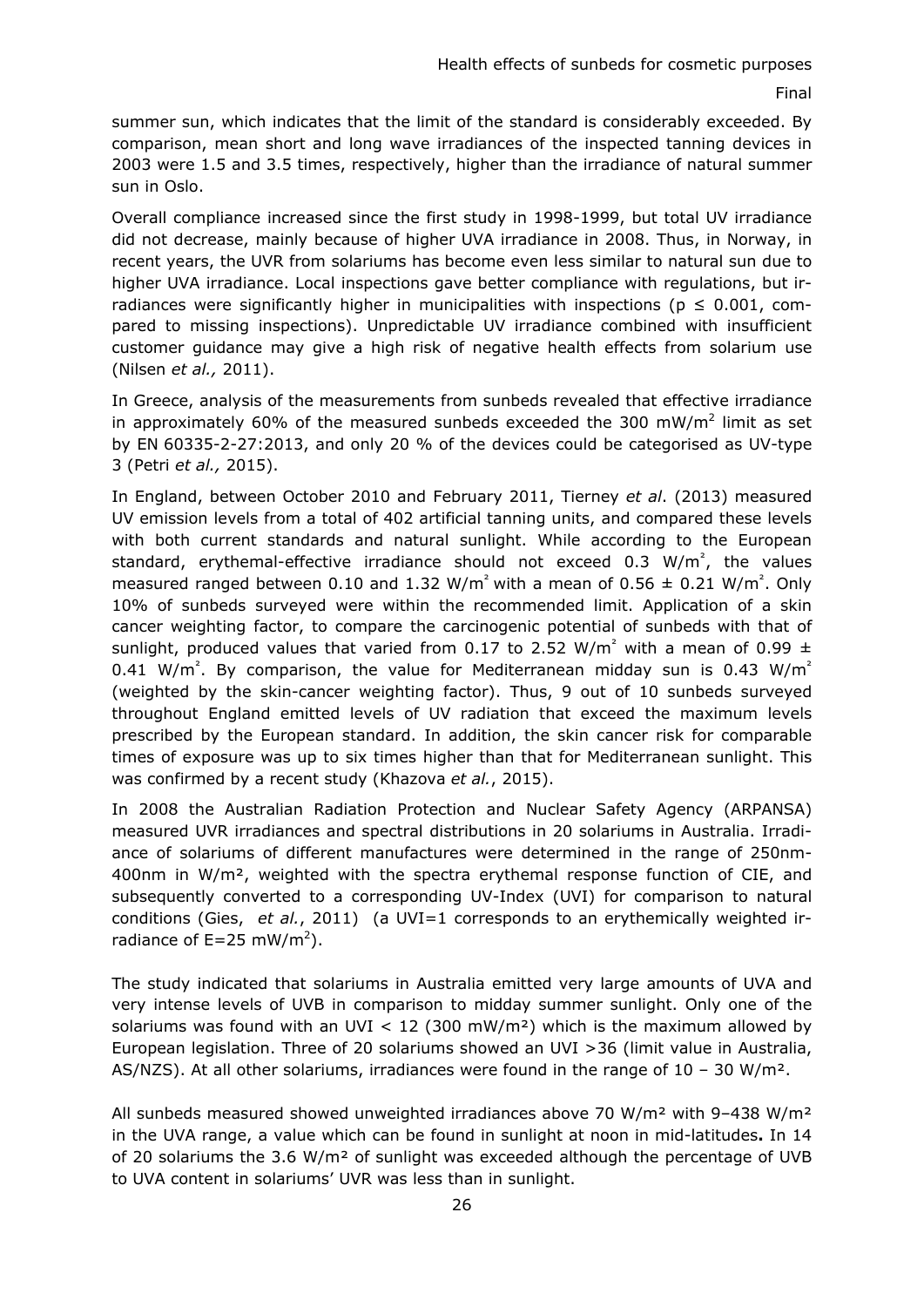summer sun, which indicates that the limit of the standard is considerably exceeded. By comparison, mean short and long wave irradiances of the inspected tanning devices in 2003 were 1.5 and 3.5 times, respectively, higher than the irradiance of natural summer sun in Oslo.

Overall compliance increased since the first study in 1998-1999, but total UV irradiance did not decrease, mainly because of higher UVA irradiance in 2008. Thus, in Norway, in recent years, the UVR from solariums has become even less similar to natural sun due to higher UVA irradiance. Local inspections gave better compliance with regulations, but irradiances were significantly higher in municipalities with inspections ($p \leq 0.001$, compared to missing inspections). Unpredictable UV irradiance combined with insufficient customer guidance may give a high risk of negative health effects from solarium use (Nilsen *et al.,* 2011).

In Greece, analysis of the measurements from sunbeds revealed that effective irradiance in approximately 60% of the measured sunbeds exceeded the 300 $mW/m^2$ limit as set by EN 60335-2-27:2013, and only 20 % of the devices could be categorised as UV-type 3 (Petri *et al.,* 2015).

In England, between October 2010 and February 2011, Tierney *et al*. (2013) measured UV emission levels from a total of 402 artificial tanning units, and compared these levels with both current standards and natural sunlight. While according to the European standard, erythemal-effective irradiance should not exceed 0.3 $W/m^2$, the values measured ranged between 0.10 and 1.32 $W/m^2$ with a mean of $0.56 \pm 0.21$ $W/m^2$. Only 10% of sunbeds surveyed were within the recommended limit. Application of a skin cancer weighting factor, to compare the carcinogenic potential of sunbeds with that of sunlight, produced values that varied from 0.17 to 2.52 $W/m^2$ with a mean of $0.99 \pm 0.41$ $W/m^2$. By comparison, the value for Mediterranean midday sun is 0.43 $W/m^2$ (weighted by the skin-cancer weighting factor). Thus, 9 out of 10 sunbeds surveyed throughout England emitted levels of UV radiation that exceed the maximum levels prescribed by the European standard. In addition, the skin cancer risk for comparable times of exposure was up to six times higher than that for Mediterranean sunlight. This was confirmed by a recent study (Khazova *et al.*, 2015).

In 2008 the Australian Radiation Protection and Nuclear Safety Agency (ARPANSA) measured UVR irradiances and spectral distributions in 20 solariums in Australia. Irradiance of solariums of different manufactures were determined in the range of 250nm-400nm in W/m², weighted with the spectra erythemal response function of CIE, and subsequently converted to a corresponding UV-Index (UVI) for comparison to natural conditions (Gies, *et al.*, 2011) (a UVI=1 corresponds to an erythemically weighted irradiance of $E=25$ $mW/m^2$).

The study indicated that solariums in Australia emitted very large amounts of UVA and very intense levels of UVB in comparison to midday summer sunlight. Only one of the solariums was found with an UVI < 12 (300 mW/m²) which is the maximum allowed by European legislation. Three of 20 solariums showed an UVI >36 (limit value in Australia, AS/NZS). At all other solariums, irradiances were found in the range of 10 – 30 W/m².

All sunbeds measured showed unweighted irradiances above 70 W/m² with 9–438 W/m² in the UVA range, a value which can be found in sunlight at noon in mid-latitudes**.** In 14 of 20 solariums the 3.6 W/m² of sunlight was exceeded although the percentage of UVB to UVA content in solariums' UVR was less than in sunlight.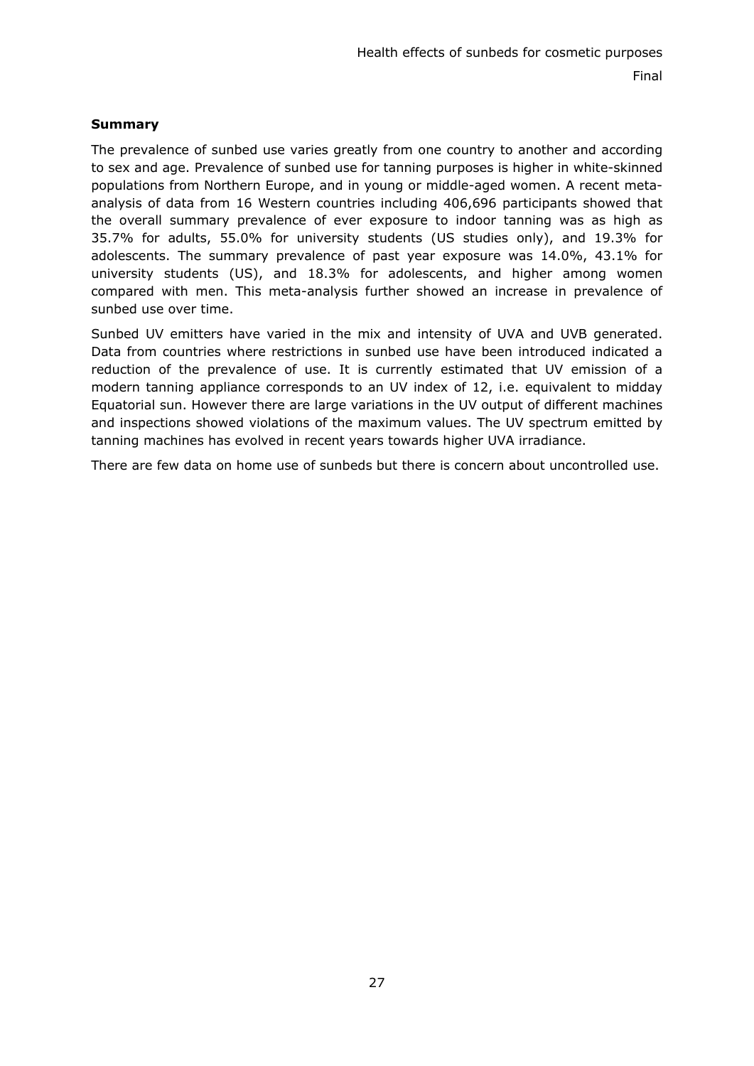**Summary**

The prevalence of sunbed use varies greatly from one country to another and according to sex and age. Prevalence of sunbed use for tanning purposes is higher in white-skinned populations from Northern Europe, and in young or middle-aged women. A recent meta-analysis of data from 16 Western countries including 406,696 participants showed that the overall summary prevalence of ever exposure to indoor tanning was as high as 35.7% for adults, 55.0% for university students (US studies only), and 19.3% for adolescents. The summary prevalence of past year exposure was 14.0%, 43.1% for university students (US), and 18.3% for adolescents, and higher among women compared with men. This meta-analysis further showed an increase in prevalence of sunbed use over time.

Sunbed UV emitters have varied in the mix and intensity of UVA and UVB generated. Data from countries where restrictions in sunbed use have been introduced indicated a reduction of the prevalence of use. It is currently estimated that UV emission of a modern tanning appliance corresponds to an UV index of 12, i.e. equivalent to midday Equatorial sun. However there are large variations in the UV output of different machines and inspections showed violations of the maximum values. The UV spectrum emitted by tanning machines has evolved in recent years towards higher UVA irradiance.

There are few data on home use of sunbeds but there is concern about uncontrolled use.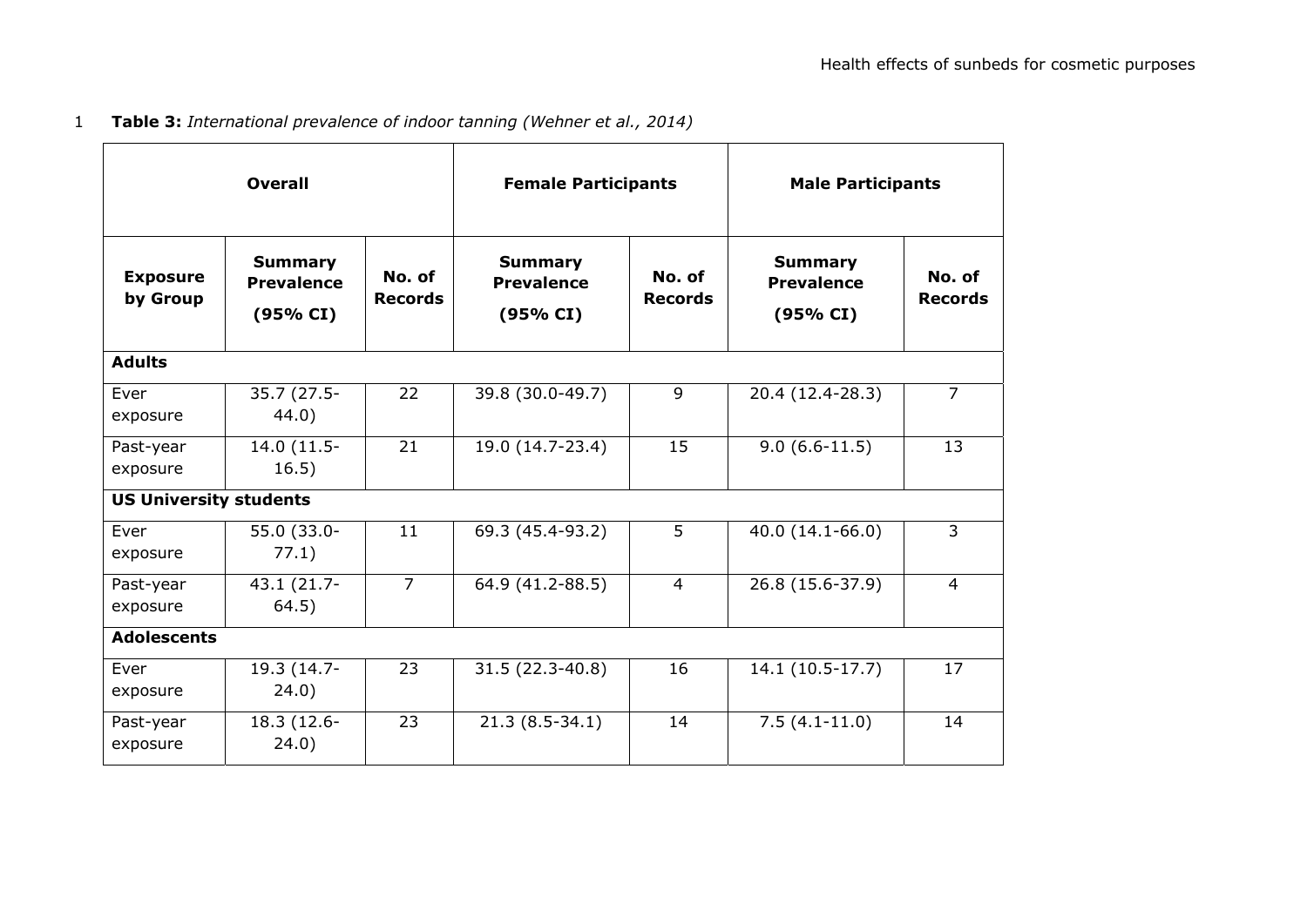**Table 3:** *International prevalence of indoor tanning (Wehner et al., 2014)*

| Overall | | | Female Participants | | Male Participants | |
|---|---|---|---|---|---|---|
| **Exposure by Group** | **Summary Prevalence (95% CI)** | **No. of Records** | **Summary Prevalence (95% CI)** | **No. of Records** | **Summary Prevalence (95% CI)** | **No. of Records** |
| **Adults** | | | | | | |
| Ever exposure | 35.7 (27.5-44.0) | 22 | 39.8 (30.0-49.7) | 9 | 20.4 (12.4-28.3) | 7 |
| Past-year exposure | 14.0 (11.5-16.5) | 21 | 19.0 (14.7-23.4) | 15 | 9.0 (6.6-11.5) | 13 |
| **US University students** | | | | | | |
| Ever exposure | 55.0 (33.0-77.1) | 11 | 69.3 (45.4-93.2) | 5 | 40.0 (14.1-66.0) | 3 |
| Past-year exposure | 43.1 (21.7-64.5) | 7 | 64.9 (41.2-88.5) | 4 | 26.8 (15.6-37.9) | 4 |
| **Adolescents** | | | | | | |
| Ever exposure | 19.3 (14.7-24.0) | 23 | 31.5 (22.3-40.8) | 16 | 14.1 (10.5-17.7) | 17 |
| Past-year exposure | 18.3 (12.6-24.0) | 23 | 21.3 (8.5-34.1) | 14 | 7.5 (4.1-11.0) | 14 |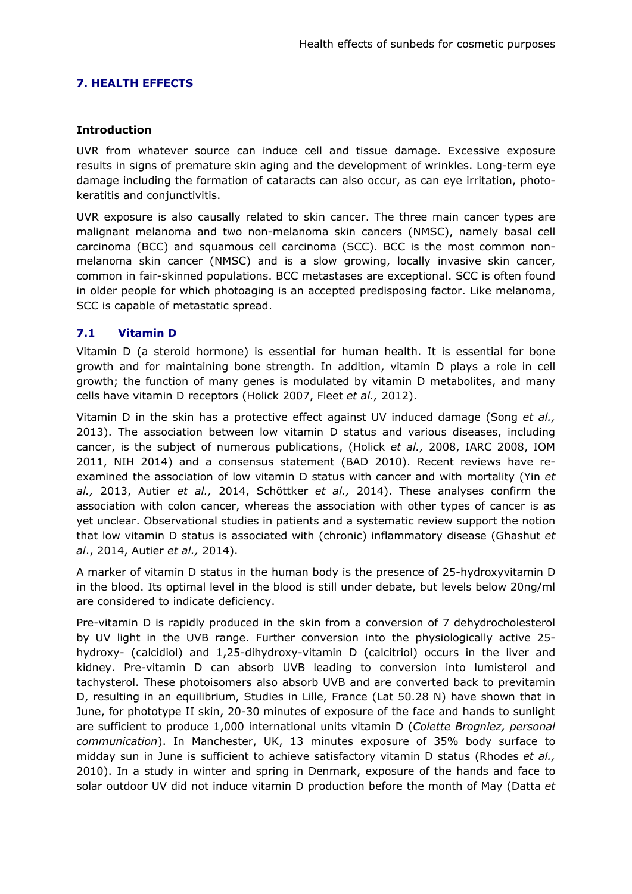## 7. HEALTH EFFECTS

### Introduction

UVR from whatever source can induce cell and tissue damage. Excessive exposure results in signs of premature skin aging and the development of wrinkles. Long-term eye damage including the formation of cataracts can also occur, as can eye irritation, photo-keratitis and conjunctivitis.

UVR exposure is also causally related to skin cancer. The three main cancer types are malignant melanoma and two non-melanoma skin cancers (NMSC), namely basal cell carcinoma (BCC) and squamous cell carcinoma (SCC). BCC is the most common non-melanoma skin cancer (NMSC) and is a slow growing, locally invasive skin cancer, common in fair-skinned populations. BCC metastases are exceptional. SCC is often found in older people for which photoaging is an accepted predisposing factor. Like melanoma, SCC is capable of metastatic spread.

### 7.1 Vitamin D

Vitamin D (a steroid hormone) is essential for human health. It is essential for bone growth and for maintaining bone strength. In addition, vitamin D plays a role in cell growth; the function of many genes is modulated by vitamin D metabolites, and many cells have vitamin D receptors (Holick 2007, Fleet *et al.,* 2012).

Vitamin D in the skin has a protective effect against UV induced damage (Song *et al.,* 2013). The association between low vitamin D status and various diseases, including cancer, is the subject of numerous publications, (Holick *et al.,* 2008, IARC 2008, IOM 2011, NIH 2014) and a consensus statement (BAD 2010). Recent reviews have re-examined the association of low vitamin D status with cancer and with mortality (Yin *et al.,* 2013, Autier *et al.,* 2014, Schöttker *et al.,* 2014). These analyses confirm the association with colon cancer, whereas the association with other types of cancer is as yet unclear. Observational studies in patients and a systematic review support the notion that low vitamin D status is associated with (chronic) inflammatory disease (Ghashut *et al*., 2014, Autier *et al.,* 2014).

A marker of vitamin D status in the human body is the presence of 25-hydroxyvitamin D in the blood. Its optimal level in the blood is still under debate, but levels below 20ng/ml are considered to indicate deficiency.

Pre-vitamin D is rapidly produced in the skin from a conversion of 7 dehydrocholesterol by UV light in the UVB range. Further conversion into the physiologically active 25-hydroxy- (calcidiol) and 1,25-dihydroxy-vitamin D (calcitriol) occurs in the liver and kidney. Pre-vitamin D can absorb UVB leading to conversion into lumisterol and tachysterol. These photoisomers also absorb UVB and are converted back to previtamin D, resulting in an equilibrium, Studies in Lille, France (Lat 50.28 N) have shown that in June, for phototype II skin, 20-30 minutes of exposure of the face and hands to sunlight are sufficient to produce 1,000 international units vitamin D (*Colette Brogniez, personal communication*). In Manchester, UK, 13 minutes exposure of 35% body surface to midday sun in June is sufficient to achieve satisfactory vitamin D status (Rhodes *et al.,* 2010). In a study in winter and spring in Denmark, exposure of the hands and face to solar outdoor UV did not induce vitamin D production before the month of May (Datta *et*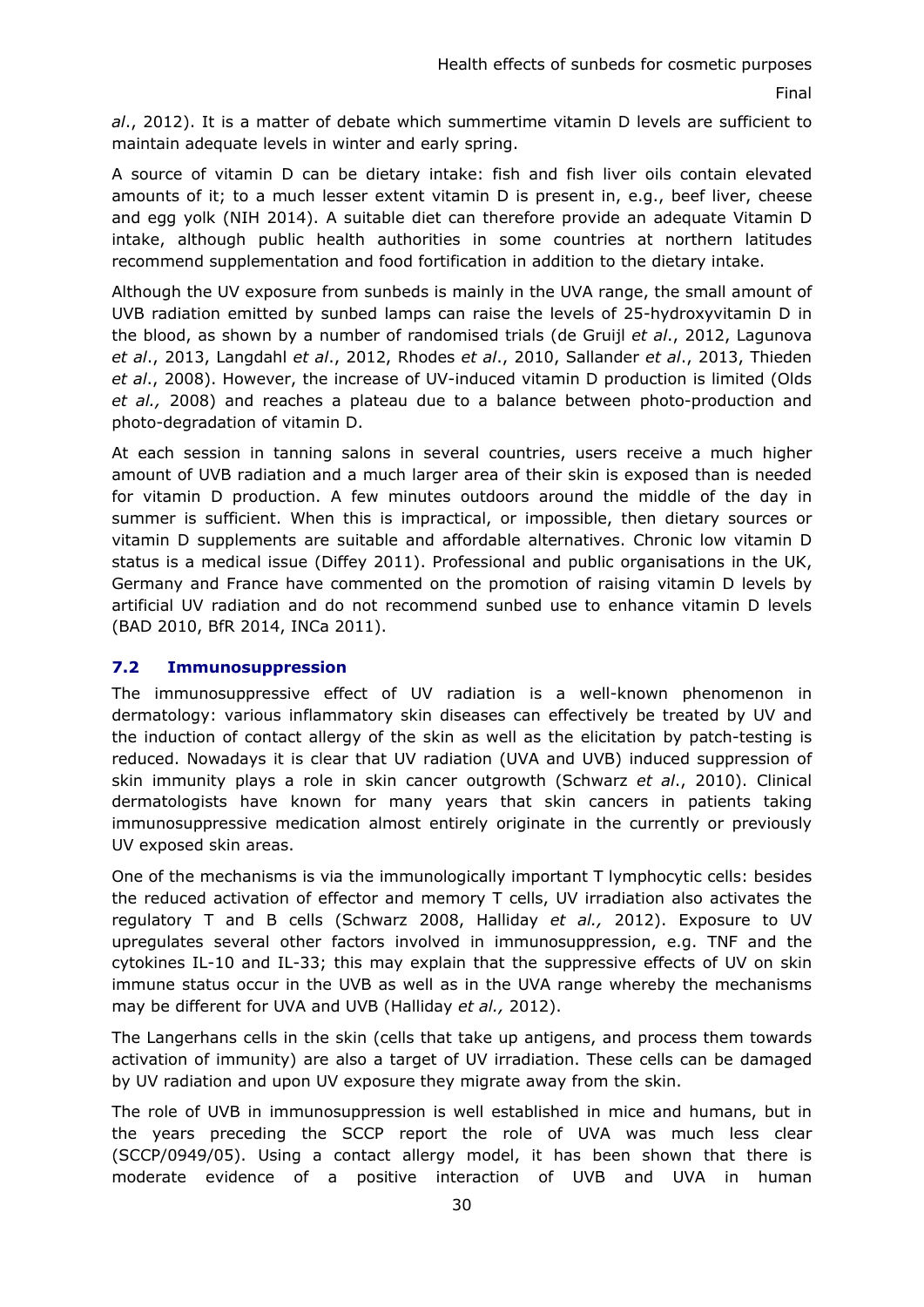*al*., 2012). It is a matter of debate which summertime vitamin D levels are sufficient to maintain adequate levels in winter and early spring.

A source of vitamin D can be dietary intake: fish and fish liver oils contain elevated amounts of it; to a much lesser extent vitamin D is present in, e.g., beef liver, cheese and egg yolk (NIH 2014). A suitable diet can therefore provide an adequate Vitamin D intake, although public health authorities in some countries at northern latitudes recommend supplementation and food fortification in addition to the dietary intake.

Although the UV exposure from sunbeds is mainly in the UVA range, the small amount of UVB radiation emitted by sunbed lamps can raise the levels of 25-hydroxyvitamin D in the blood, as shown by a number of randomised trials (de Gruijl *et al*., 2012, Lagunova *et al*., 2013, Langdahl *et al*., 2012, Rhodes *et al*., 2010, Sallander *et al*., 2013, Thieden *et al*., 2008). However, the increase of UV-induced vitamin D production is limited (Olds *et al.,* 2008) and reaches a plateau due to a balance between photo-production and photo-degradation of vitamin D.

At each session in tanning salons in several countries, users receive a much higher amount of UVB radiation and a much larger area of their skin is exposed than is needed for vitamin D production. A few minutes outdoors around the middle of the day in summer is sufficient. When this is impractical, or impossible, then dietary sources or vitamin D supplements are suitable and affordable alternatives. Chronic low vitamin D status is a medical issue (Diffey 2011). Professional and public organisations in the UK, Germany and France have commented on the promotion of raising vitamin D levels by artificial UV radiation and do not recommend sunbed use to enhance vitamin D levels (BAD 2010, BfR 2014, INCa 2011).

## 7.2 Immunosuppression

The immunosuppressive effect of UV radiation is a well-known phenomenon in dermatology: various inflammatory skin diseases can effectively be treated by UV and the induction of contact allergy of the skin as well as the elicitation by patch-testing is reduced. Nowadays it is clear that UV radiation (UVA and UVB) induced suppression of skin immunity plays a role in skin cancer outgrowth (Schwarz *et al*., 2010). Clinical dermatologists have known for many years that skin cancers in patients taking immunosuppressive medication almost entirely originate in the currently or previously UV exposed skin areas.

One of the mechanisms is via the immunologically important T lymphocytic cells: besides the reduced activation of effector and memory T cells, UV irradiation also activates the regulatory T and B cells (Schwarz 2008, Halliday *et al.,* 2012). Exposure to UV upregulates several other factors involved in immunosuppression, e.g. TNF and the cytokines IL-10 and IL-33; this may explain that the suppressive effects of UV on skin immune status occur in the UVB as well as in the UVA range whereby the mechanisms may be different for UVA and UVB (Halliday *et al.,* 2012).

The Langerhans cells in the skin (cells that take up antigens, and process them towards activation of immunity) are also a target of UV irradiation. These cells can be damaged by UV radiation and upon UV exposure they migrate away from the skin.

The role of UVB in immunosuppression is well established in mice and humans, but in the years preceding the SCCP report the role of UVA was much less clear (SCCP/0949/05). Using a contact allergy model, it has been shown that there is moderate evidence of a positive interaction of UVB and UVA in human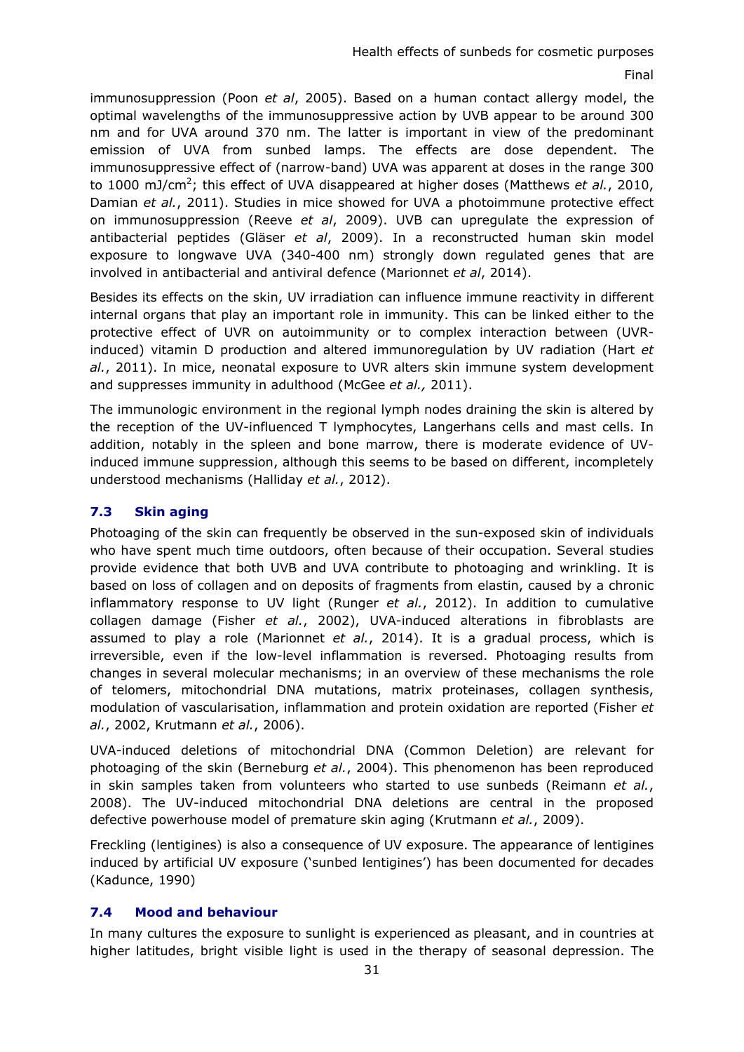immunosuppression (Poon *et al*, 2005). Based on a human contact allergy model, the optimal wavelengths of the immunosuppressive action by UVB appear to be around 300 nm and for UVA around 370 nm. The latter is important in view of the predominant emission of UVA from sunbed lamps. The effects are dose dependent. The immunosuppressive effect of (narrow-band) UVA was apparent at doses in the range 300 to 1000 mJ/cm$^2$; this effect of UVA disappeared at higher doses (Matthews *et al.*, 2010, Damian *et al.*, 2011). Studies in mice showed for UVA a photoimmune protective effect on immunosuppression (Reeve *et al*, 2009). UVB can upregulate the expression of antibacterial peptides (Gläser *et al*, 2009). In a reconstructed human skin model exposure to longwave UVA (340-400 nm) strongly down regulated genes that are involved in antibacterial and antiviral defence (Marionnet *et al*, 2014).

Besides its effects on the skin, UV irradiation can influence immune reactivity in different internal organs that play an important role in immunity. This can be linked either to the protective effect of UVR on autoimmunity or to complex interaction between (UVR-induced) vitamin D production and altered immunoregulation by UV radiation (Hart *et al.*, 2011). In mice, neonatal exposure to UVR alters skin immune system development and suppresses immunity in adulthood (McGee *et al.,* 2011).

The immunologic environment in the regional lymph nodes draining the skin is altered by the reception of the UV-influenced T lymphocytes, Langerhans cells and mast cells. In addition, notably in the spleen and bone marrow, there is moderate evidence of UV-induced immune suppression, although this seems to be based on different, incompletely understood mechanisms (Halliday *et al.*, 2012).

### 7.3 Skin aging

Photoaging of the skin can frequently be observed in the sun-exposed skin of individuals who have spent much time outdoors, often because of their occupation. Several studies provide evidence that both UVB and UVA contribute to photoaging and wrinkling. It is based on loss of collagen and on deposits of fragments from elastin, caused by a chronic inflammatory response to UV light (Runger *et al.*, 2012). In addition to cumulative collagen damage (Fisher *et al.*, 2002), UVA-induced alterations in fibroblasts are assumed to play a role (Marionnet *et al.*, 2014). It is a gradual process, which is irreversible, even if the low-level inflammation is reversed. Photoaging results from changes in several molecular mechanisms; in an overview of these mechanisms the role of telomers, mitochondrial DNA mutations, matrix proteinases, collagen synthesis, modulation of vascularisation, inflammation and protein oxidation are reported (Fisher *et al.*, 2002, Krutmann *et al.*, 2006).

UVA-induced deletions of mitochondrial DNA (Common Deletion) are relevant for photoaging of the skin (Berneburg *et al.*, 2004). This phenomenon has been reproduced in skin samples taken from volunteers who started to use sunbeds (Reimann *et al.*, 2008). The UV-induced mitochondrial DNA deletions are central in the proposed defective powerhouse model of premature skin aging (Krutmann *et al.*, 2009).

Freckling (lentigines) is also a consequence of UV exposure. The appearance of lentigines induced by artificial UV exposure ('sunbed lentigines') has been documented for decades (Kadunce, 1990)

### 7.4 Mood and behaviour

In many cultures the exposure to sunlight is experienced as pleasant, and in countries at higher latitudes, bright visible light is used in the therapy of seasonal depression. The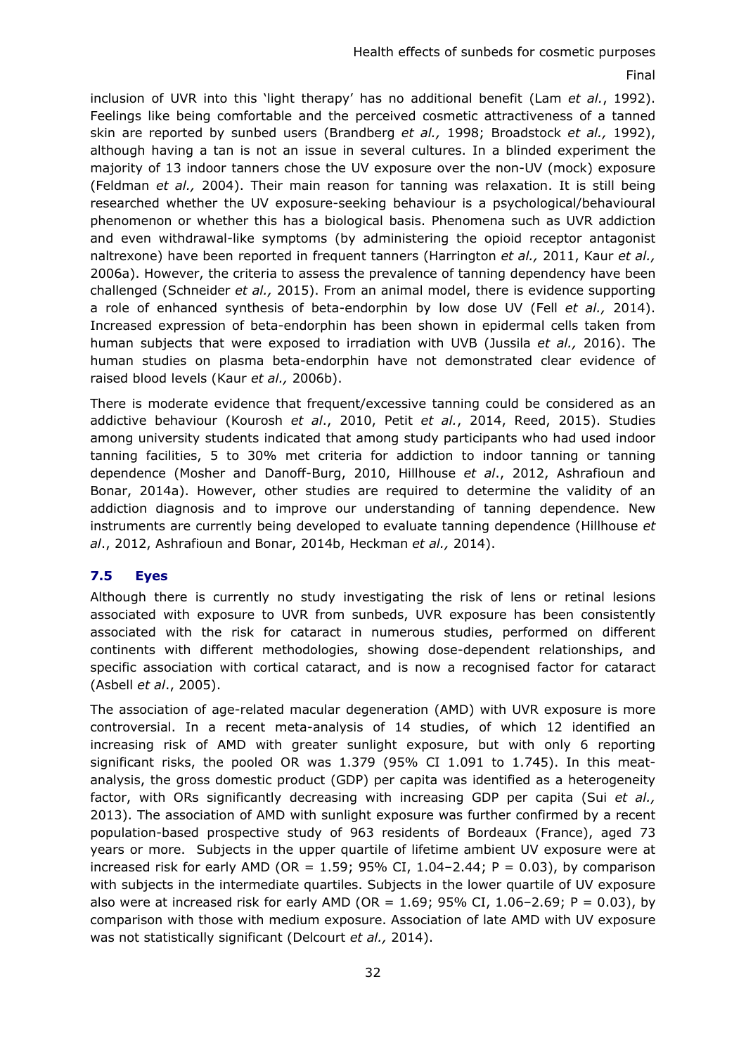inclusion of UVR into this 'light therapy' has no additional benefit (Lam *et al.*, 1992). Feelings like being comfortable and the perceived cosmetic attractiveness of a tanned skin are reported by sunbed users (Brandberg *et al.,* 1998; Broadstock *et al.,* 1992), although having a tan is not an issue in several cultures. In a blinded experiment the majority of 13 indoor tanners chose the UV exposure over the non-UV (mock) exposure (Feldman *et al.,* 2004). Their main reason for tanning was relaxation. It is still being researched whether the UV exposure-seeking behaviour is a psychological/behavioural phenomenon or whether this has a biological basis. Phenomena such as UVR addiction and even withdrawal-like symptoms (by administering the opioid receptor antagonist naltrexone) have been reported in frequent tanners (Harrington *et al.,* 2011, Kaur *et al.,* 2006a). However, the criteria to assess the prevalence of tanning dependency have been challenged (Schneider *et al.,* 2015). From an animal model, there is evidence supporting a role of enhanced synthesis of beta-endorphin by low dose UV (Fell *et al.,* 2014). Increased expression of beta-endorphin has been shown in epidermal cells taken from human subjects that were exposed to irradiation with UVB (Jussila *et al.,* 2016). The human studies on plasma beta-endorphin have not demonstrated clear evidence of raised blood levels (Kaur *et al.,* 2006b).

There is moderate evidence that frequent/excessive tanning could be considered as an addictive behaviour (Kourosh *et al*., 2010, Petit *et al.*, 2014, Reed, 2015). Studies among university students indicated that among study participants who had used indoor tanning facilities, 5 to 30% met criteria for addiction to indoor tanning or tanning dependence (Mosher and Danoff-Burg, 2010, Hillhouse *et al*., 2012, Ashrafioun and Bonar, 2014a). However, other studies are required to determine the validity of an addiction diagnosis and to improve our understanding of tanning dependence. New instruments are currently being developed to evaluate tanning dependence (Hillhouse *et al*., 2012, Ashrafioun and Bonar, 2014b, Heckman *et al.,* 2014).

### 7.5 Eyes

Although there is currently no study investigating the risk of lens or retinal lesions associated with exposure to UVR from sunbeds, UVR exposure has been consistently associated with the risk for cataract in numerous studies, performed on different continents with different methodologies, showing dose-dependent relationships, and specific association with cortical cataract, and is now a recognised factor for cataract (Asbell *et al*., 2005).

The association of age-related macular degeneration (AMD) with UVR exposure is more controversial. In a recent meta-analysis of 14 studies, of which 12 identified an increasing risk of AMD with greater sunlight exposure, but with only 6 reporting significant risks, the pooled OR was 1.379 (95% CI 1.091 to 1.745). In this meat-analysis, the gross domestic product (GDP) per capita was identified as a heterogeneity factor, with ORs significantly decreasing with increasing GDP per capita (Sui *et al.,* 2013). The association of AMD with sunlight exposure was further confirmed by a recent population-based prospective study of 963 residents of Bordeaux (France), aged 73 years or more. Subjects in the upper quartile of lifetime ambient UV exposure were at increased risk for early AMD (OR = 1.59; 95% CI, 1.04–2.44; P = 0.03), by comparison with subjects in the intermediate quartiles. Subjects in the lower quartile of UV exposure also were at increased risk for early AMD (OR = 1.69; 95% CI, 1.06–2.69; P = 0.03), by comparison with those with medium exposure. Association of late AMD with UV exposure was not statistically significant (Delcourt *et al.,* 2014).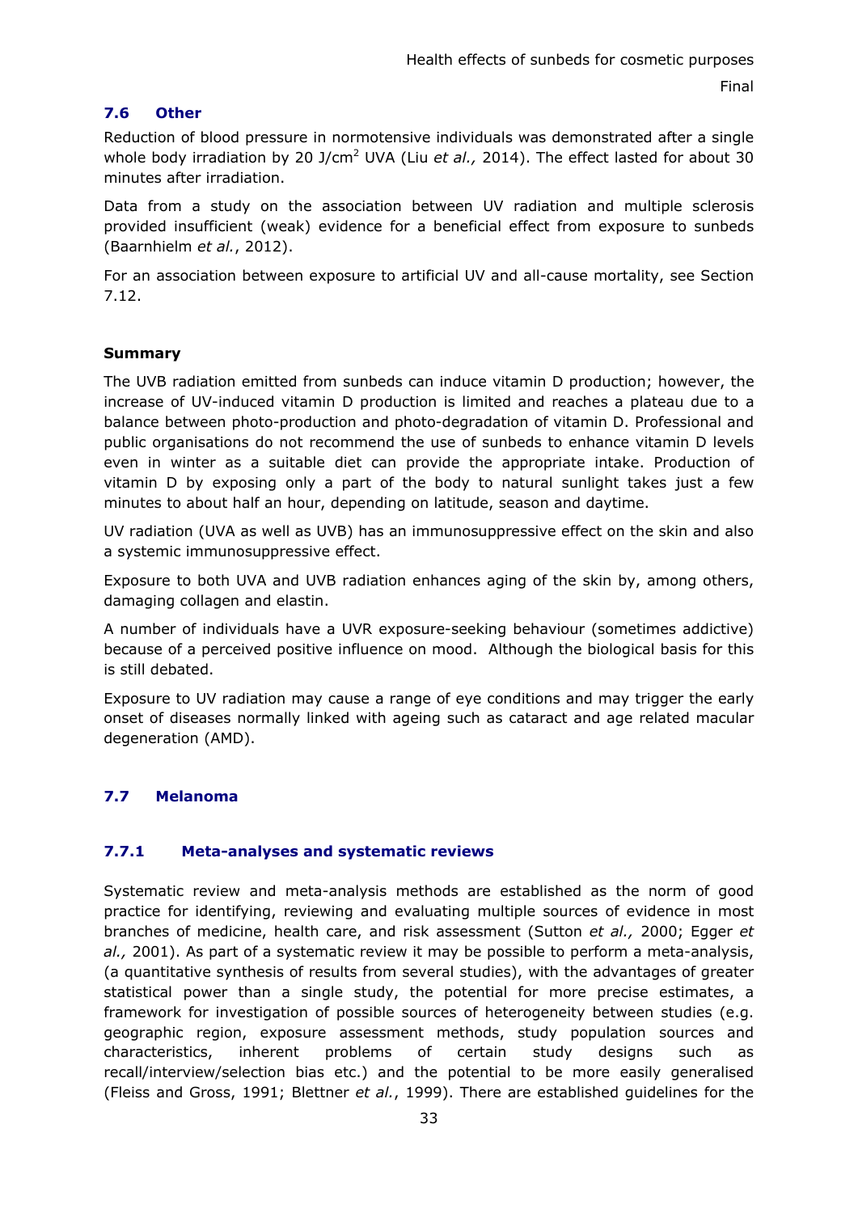## 7.6 Other

Reduction of blood pressure in normotensive individuals was demonstrated after a single whole body irradiation by 20 J/cm$^2$ UVA (Liu *et al.,* 2014). The effect lasted for about 30 minutes after irradiation.

Data from a study on the association between UV radiation and multiple sclerosis provided insufficient (weak) evidence for a beneficial effect from exposure to sunbeds (Baarnhielm *et al.*, 2012).

For an association between exposure to artificial UV and all-cause mortality, see Section 7.12.

**Summary**

The UVB radiation emitted from sunbeds can induce vitamin D production; however, the increase of UV-induced vitamin D production is limited and reaches a plateau due to a balance between photo-production and photo-degradation of vitamin D. Professional and public organisations do not recommend the use of sunbeds to enhance vitamin D levels even in winter as a suitable diet can provide the appropriate intake. Production of vitamin D by exposing only a part of the body to natural sunlight takes just a few minutes to about half an hour, depending on latitude, season and daytime.

UV radiation (UVA as well as UVB) has an immunosuppressive effect on the skin and also a systemic immunosuppressive effect.

Exposure to both UVA and UVB radiation enhances aging of the skin by, among others, damaging collagen and elastin.

A number of individuals have a UVR exposure-seeking behaviour (sometimes addictive) because of a perceived positive influence on mood. Although the biological basis for this is still debated.

Exposure to UV radiation may cause a range of eye conditions and may trigger the early onset of diseases normally linked with ageing such as cataract and age related macular degeneration (AMD).

## 7.7 Melanoma

### 7.7.1 Meta-analyses and systematic reviews

Systematic review and meta-analysis methods are established as the norm of good practice for identifying, reviewing and evaluating multiple sources of evidence in most branches of medicine, health care, and risk assessment (Sutton *et al.,* 2000; Egger *et al.,* 2001). As part of a systematic review it may be possible to perform a meta-analysis, (a quantitative synthesis of results from several studies), with the advantages of greater statistical power than a single study, the potential for more precise estimates, a framework for investigation of possible sources of heterogeneity between studies (e.g. geographic region, exposure assessment methods, study population sources and characteristics, inherent problems of certain study designs such as recall/interview/selection bias etc.) and the potential to be more easily generalised (Fleiss and Gross, 1991; Blettner *et al.*, 1999). There are established guidelines for the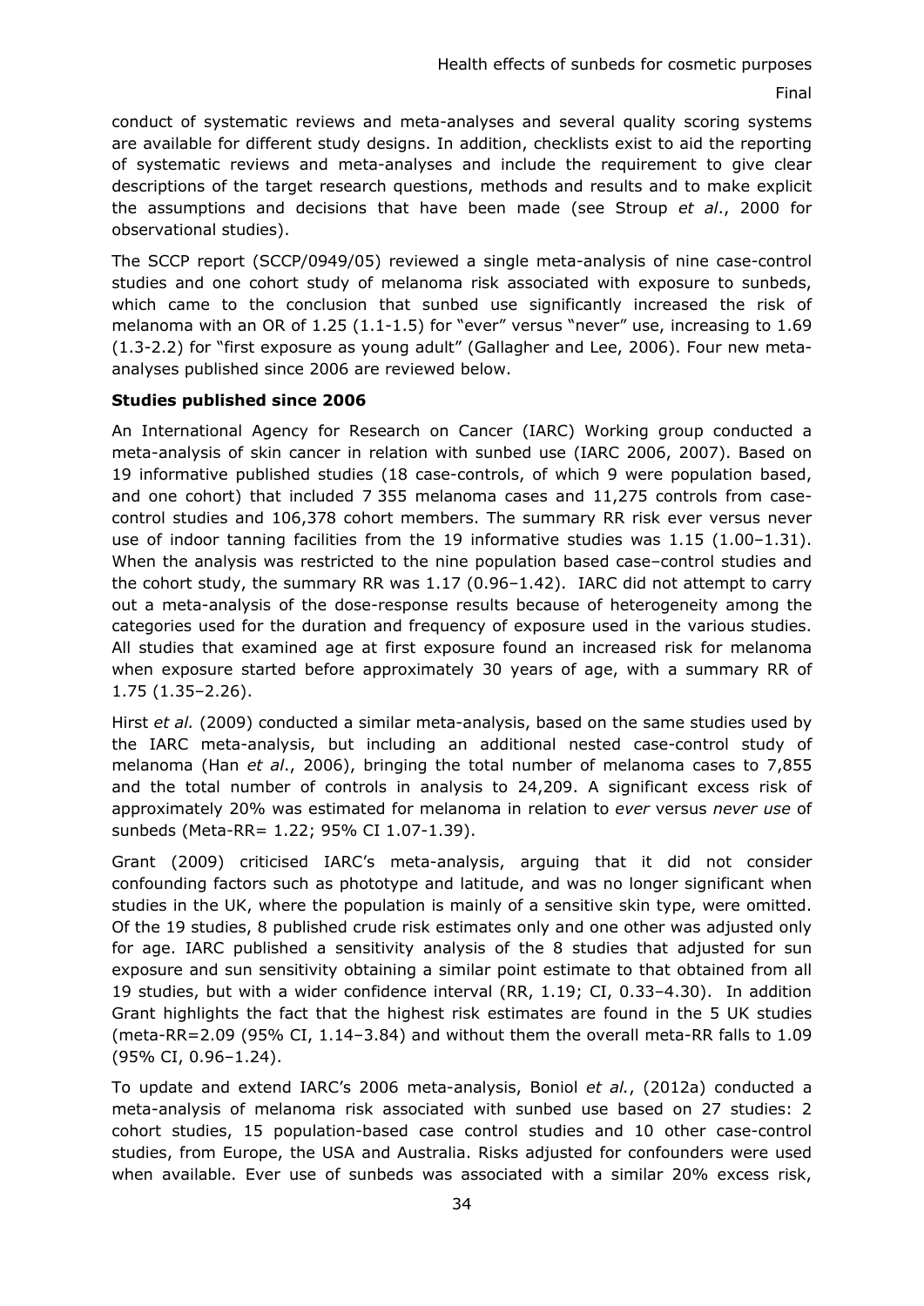conduct of systematic reviews and meta-analyses and several quality scoring systems are available for different study designs. In addition, checklists exist to aid the reporting of systematic reviews and meta-analyses and include the requirement to give clear descriptions of the target research questions, methods and results and to make explicit the assumptions and decisions that have been made (see Stroup *et al*., 2000 for observational studies).

The SCCP report (SCCP/0949/05) reviewed a single meta-analysis of nine case-control studies and one cohort study of melanoma risk associated with exposure to sunbeds, which came to the conclusion that sunbed use significantly increased the risk of melanoma with an OR of 1.25 (1.1-1.5) for "ever" versus "never" use, increasing to 1.69 (1.3-2.2) for "first exposure as young adult" (Gallagher and Lee, 2006). Four new meta-analyses published since 2006 are reviewed below.

**Studies published since 2006**

An International Agency for Research on Cancer (IARC) Working group conducted a meta-analysis of skin cancer in relation with sunbed use (IARC 2006, 2007). Based on 19 informative published studies (18 case-controls, of which 9 were population based, and one cohort) that included 7 355 melanoma cases and 11,275 controls from case-control studies and 106,378 cohort members. The summary RR risk ever versus never use of indoor tanning facilities from the 19 informative studies was 1.15 (1.00–1.31). When the analysis was restricted to the nine population based case–control studies and the cohort study, the summary RR was 1.17 (0.96–1.42). IARC did not attempt to carry out a meta-analysis of the dose-response results because of heterogeneity among the categories used for the duration and frequency of exposure used in the various studies. All studies that examined age at first exposure found an increased risk for melanoma when exposure started before approximately 30 years of age, with a summary RR of 1.75 (1.35–2.26).

Hirst *et al.* (2009) conducted a similar meta-analysis, based on the same studies used by the IARC meta-analysis, but including an additional nested case-control study of melanoma (Han *et al*., 2006), bringing the total number of melanoma cases to 7,855 and the total number of controls in analysis to 24,209. A significant excess risk of approximately 20% was estimated for melanoma in relation to *ever* versus *never use* of sunbeds (Meta-RR= 1.22; 95% CI 1.07-1.39).

Grant (2009) criticised IARC's meta-analysis, arguing that it did not consider confounding factors such as phototype and latitude, and was no longer significant when studies in the UK, where the population is mainly of a sensitive skin type, were omitted. Of the 19 studies, 8 published crude risk estimates only and one other was adjusted only for age. IARC published a sensitivity analysis of the 8 studies that adjusted for sun exposure and sun sensitivity obtaining a similar point estimate to that obtained from all 19 studies, but with a wider confidence interval (RR, 1.19; CI, 0.33–4.30). In addition Grant highlights the fact that the highest risk estimates are found in the 5 UK studies (meta-RR=2.09 (95% CI, 1.14–3.84) and without them the overall meta-RR falls to 1.09 (95% CI, 0.96–1.24).

To update and extend IARC's 2006 meta-analysis, Boniol *et al.*, (2012a) conducted a meta-analysis of melanoma risk associated with sunbed use based on 27 studies: 2 cohort studies, 15 population-based case control studies and 10 other case-control studies, from Europe, the USA and Australia. Risks adjusted for confounders were used when available. Ever use of sunbeds was associated with a similar 20% excess risk,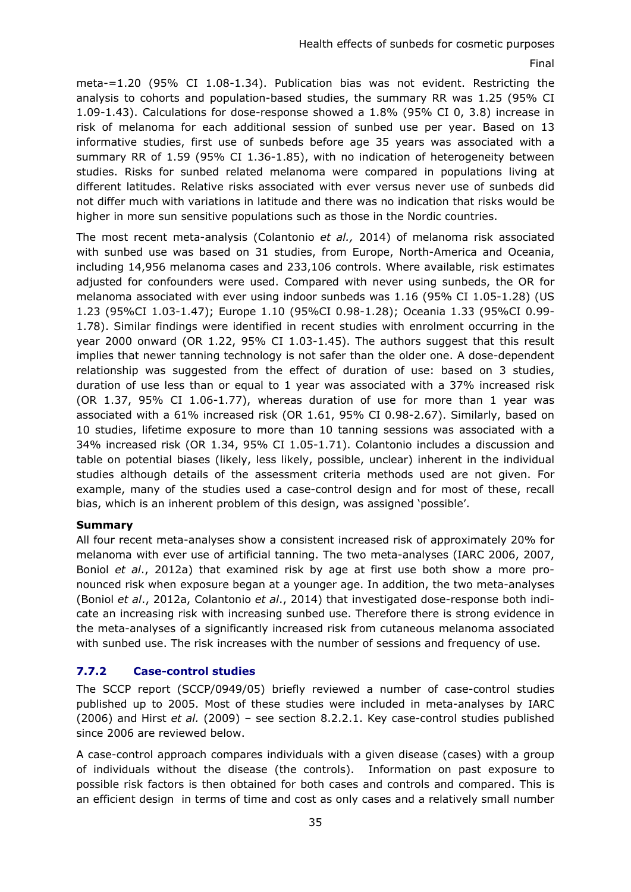meta-=1.20 (95% CI 1.08-1.34). Publication bias was not evident. Restricting the analysis to cohorts and population-based studies, the summary RR was 1.25 (95% CI 1.09-1.43). Calculations for dose-response showed a 1.8% (95% CI 0, 3.8) increase in risk of melanoma for each additional session of sunbed use per year. Based on 13 informative studies, first use of sunbeds before age 35 years was associated with a summary RR of 1.59 (95% CI 1.36-1.85), with no indication of heterogeneity between studies. Risks for sunbed related melanoma were compared in populations living at different latitudes. Relative risks associated with ever versus never use of sunbeds did not differ much with variations in latitude and there was no indication that risks would be higher in more sun sensitive populations such as those in the Nordic countries.

The most recent meta-analysis (Colantonio *et al.,* 2014) of melanoma risk associated with sunbed use was based on 31 studies, from Europe, North-America and Oceania, including 14,956 melanoma cases and 233,106 controls. Where available, risk estimates adjusted for confounders were used. Compared with never using sunbeds, the OR for melanoma associated with ever using indoor sunbeds was 1.16 (95% CI 1.05-1.28) (US 1.23 (95%CI 1.03-1.47); Europe 1.10 (95%CI 0.98-1.28); Oceania 1.33 (95%CI 0.99-1.78). Similar findings were identified in recent studies with enrolment occurring in the year 2000 onward (OR 1.22, 95% CI 1.03-1.45). The authors suggest that this result implies that newer tanning technology is not safer than the older one. A dose-dependent relationship was suggested from the effect of duration of use: based on 3 studies, duration of use less than or equal to 1 year was associated with a 37% increased risk (OR 1.37, 95% CI 1.06-1.77), whereas duration of use for more than 1 year was associated with a 61% increased risk (OR 1.61, 95% CI 0.98-2.67). Similarly, based on 10 studies, lifetime exposure to more than 10 tanning sessions was associated with a 34% increased risk (OR 1.34, 95% CI 1.05-1.71). Colantonio includes a discussion and table on potential biases (likely, less likely, possible, unclear) inherent in the individual studies although details of the assessment criteria methods used are not given. For example, many of the studies used a case-control design and for most of these, recall bias, which is an inherent problem of this design, was assigned 'possible'.

**Summary**

All four recent meta-analyses show a consistent increased risk of approximately 20% for melanoma with ever use of artificial tanning. The two meta-analyses (IARC 2006, 2007, Boniol *et al*., 2012a) that examined risk by age at first use both show a more pronounced risk when exposure began at a younger age. In addition, the two meta-analyses (Boniol *et al*., 2012a, Colantonio *et al*., 2014) that investigated dose-response both indicate an increasing risk with increasing sunbed use. Therefore there is strong evidence in the meta-analyses of a significantly increased risk from cutaneous melanoma associated with sunbed use. The risk increases with the number of sessions and frequency of use.

### 7.7.2 Case-control studies

The SCCP report (SCCP/0949/05) briefly reviewed a number of case-control studies published up to 2005. Most of these studies were included in meta-analyses by IARC (2006) and Hirst *et al.* (2009) – see section 8.2.2.1. Key case-control studies published since 2006 are reviewed below.

A case-control approach compares individuals with a given disease (cases) with a group of individuals without the disease (the controls). Information on past exposure to possible risk factors is then obtained for both cases and controls and compared. This is an efficient design in terms of time and cost as only cases and a relatively small number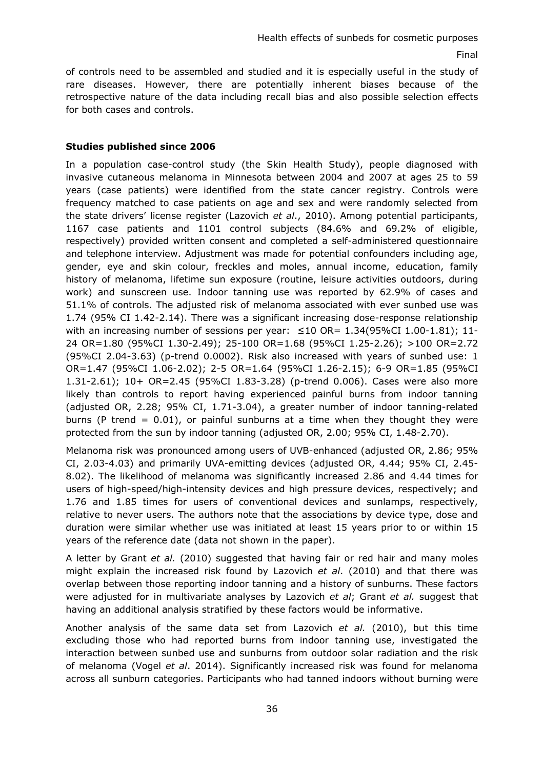of controls need to be assembled and studied and it is especially useful in the study of rare diseases. However, there are potentially inherent biases because of the retrospective nature of the data including recall bias and also possible selection effects for both cases and controls.

**Studies published since 2006**

In a population case-control study (the Skin Health Study), people diagnosed with invasive cutaneous melanoma in Minnesota between 2004 and 2007 at ages 25 to 59 years (case patients) were identified from the state cancer registry. Controls were frequency matched to case patients on age and sex and were randomly selected from the state drivers' license register (Lazovich *et al*., 2010). Among potential participants, 1167 case patients and 1101 control subjects (84.6% and 69.2% of eligible, respectively) provided written consent and completed a self-administered questionnaire and telephone interview. Adjustment was made for potential confounders including age, gender, eye and skin colour, freckles and moles, annual income, education, family history of melanoma, lifetime sun exposure (routine, leisure activities outdoors, during work) and sunscreen use. Indoor tanning use was reported by 62.9% of cases and 51.1% of controls. The adjusted risk of melanoma associated with ever sunbed use was 1.74 (95% CI 1.42-2.14). There was a significant increasing dose-response relationship with an increasing number of sessions per year: ≤10 OR= 1.34(95%CI 1.00-1.81); 11-24 OR=1.80 (95%CI 1.30-2.49); 25-100 OR=1.68 (95%CI 1.25-2.26); >100 OR=2.72 (95%CI 2.04-3.63) (p-trend 0.0002). Risk also increased with years of sunbed use: 1 OR=1.47 (95%CI 1.06-2.02); 2-5 OR=1.64 (95%CI 1.26-2.15); 6-9 OR=1.85 (95%CI 1.31-2.61); 10+ OR=2.45 (95%CI 1.83-3.28) (p-trend 0.006). Cases were also more likely than controls to report having experienced painful burns from indoor tanning (adjusted OR, 2.28; 95% CI, 1.71-3.04), a greater number of indoor tanning-related burns (P trend = 0.01), or painful sunburns at a time when they thought they were protected from the sun by indoor tanning (adjusted OR, 2.00; 95% CI, 1.48-2.70).

Melanoma risk was pronounced among users of UVB-enhanced (adjusted OR, 2.86; 95% CI, 2.03-4.03) and primarily UVA-emitting devices (adjusted OR, 4.44; 95% CI, 2.45-8.02). The likelihood of melanoma was significantly increased 2.86 and 4.44 times for users of high-speed/high-intensity devices and high pressure devices, respectively; and 1.76 and 1.85 times for users of conventional devices and sunlamps, respectively, relative to never users. The authors note that the associations by device type, dose and duration were similar whether use was initiated at least 15 years prior to or within 15 years of the reference date (data not shown in the paper).

A letter by Grant *et al.* (2010) suggested that having fair or red hair and many moles might explain the increased risk found by Lazovich *et al*. (2010) and that there was overlap between those reporting indoor tanning and a history of sunburns. These factors were adjusted for in multivariate analyses by Lazovich *et al*; Grant *et al.* suggest that having an additional analysis stratified by these factors would be informative.

Another analysis of the same data set from Lazovich *et al.* (2010), but this time excluding those who had reported burns from indoor tanning use, investigated the interaction between sunbed use and sunburns from outdoor solar radiation and the risk of melanoma (Vogel *et al*. 2014). Significantly increased risk was found for melanoma across all sunburn categories. Participants who had tanned indoors without burning were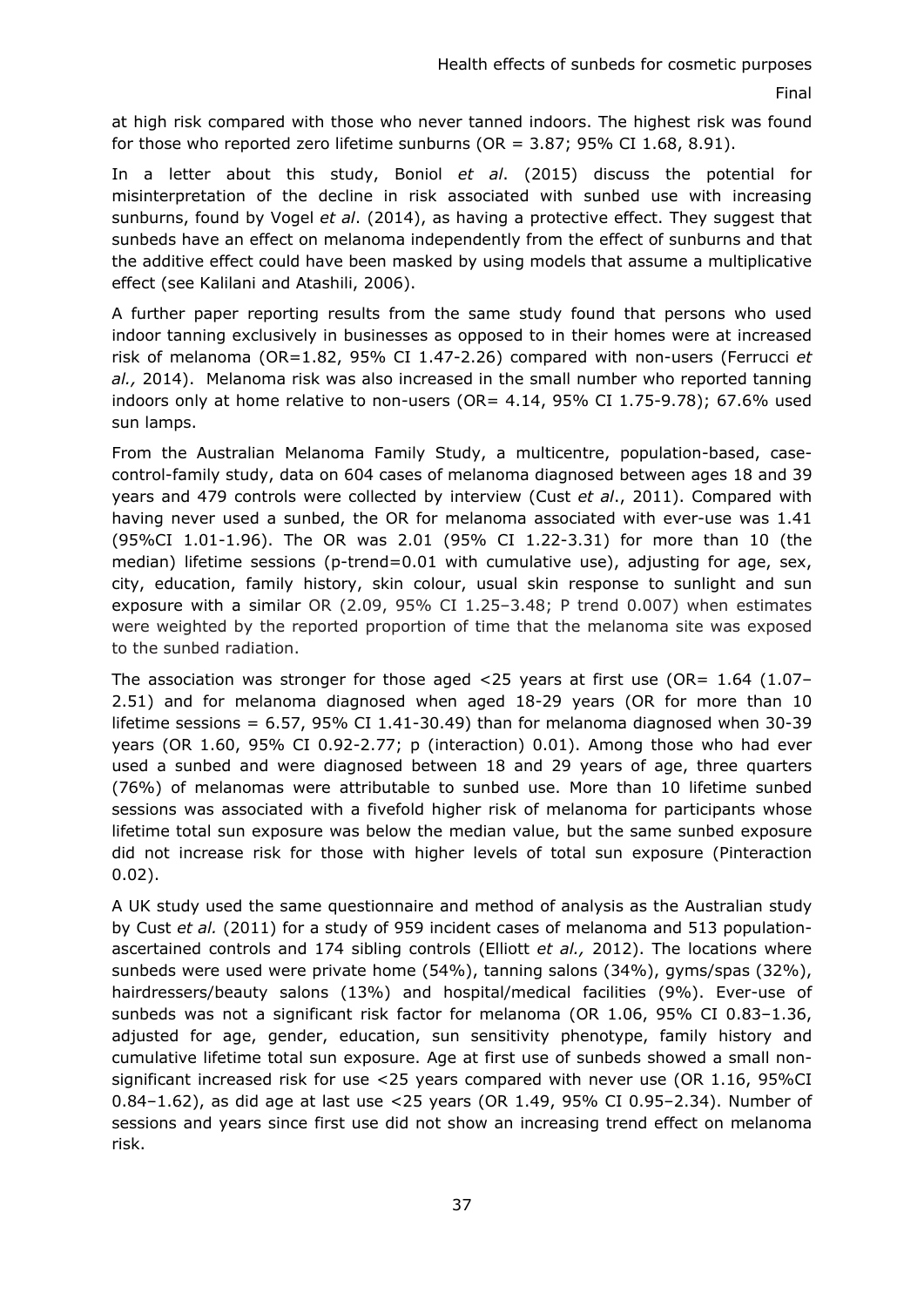at high risk compared with those who never tanned indoors. The highest risk was found for those who reported zero lifetime sunburns (OR = 3.87; 95% CI 1.68, 8.91).

In a letter about this study, Boniol *et al*. (2015) discuss the potential for misinterpretation of the decline in risk associated with sunbed use with increasing sunburns, found by Vogel *et al*. (2014), as having a protective effect. They suggest that sunbeds have an effect on melanoma independently from the effect of sunburns and that the additive effect could have been masked by using models that assume a multiplicative effect (see Kalilani and Atashili, 2006).

A further paper reporting results from the same study found that persons who used indoor tanning exclusively in businesses as opposed to in their homes were at increased risk of melanoma (OR=1.82, 95% CI 1.47-2.26) compared with non-users (Ferrucci *et al.,* 2014). Melanoma risk was also increased in the small number who reported tanning indoors only at home relative to non-users (OR= 4.14, 95% CI 1.75-9.78); 67.6% used sun lamps.

From the Australian Melanoma Family Study, a multicentre, population-based, case-control-family study, data on 604 cases of melanoma diagnosed between ages 18 and 39 years and 479 controls were collected by interview (Cust *et al*., 2011). Compared with having never used a sunbed, the OR for melanoma associated with ever-use was 1.41 (95%CI 1.01-1.96). The OR was 2.01 (95% CI 1.22-3.31) for more than 10 (the median) lifetime sessions (p-trend=0.01 with cumulative use), adjusting for age, sex, city, education, family history, skin colour, usual skin response to sunlight and sun exposure with a similar OR (2.09, 95% CI 1.25–3.48; P trend 0.007) when estimates were weighted by the reported proportion of time that the melanoma site was exposed to the sunbed radiation.

The association was stronger for those aged <25 years at first use (OR= 1.64 (1.07–2.51) and for melanoma diagnosed when aged 18-29 years (OR for more than 10 lifetime sessions = 6.57, 95% CI 1.41-30.49) than for melanoma diagnosed when 30-39 years (OR 1.60, 95% CI 0.92-2.77; p (interaction) 0.01). Among those who had ever used a sunbed and were diagnosed between 18 and 29 years of age, three quarters (76%) of melanomas were attributable to sunbed use. More than 10 lifetime sunbed sessions was associated with a fivefold higher risk of melanoma for participants whose lifetime total sun exposure was below the median value, but the same sunbed exposure did not increase risk for those with higher levels of total sun exposure (Pinteraction 0.02).

A UK study used the same questionnaire and method of analysis as the Australian study by Cust *et al.* (2011) for a study of 959 incident cases of melanoma and 513 population-ascertained controls and 174 sibling controls (Elliott *et al.,* 2012). The locations where sunbeds were used were private home (54%), tanning salons (34%), gyms/spas (32%), hairdressers/beauty salons (13%) and hospital/medical facilities (9%). Ever-use of sunbeds was not a significant risk factor for melanoma (OR 1.06, 95% CI 0.83–1.36, adjusted for age, gender, education, sun sensitivity phenotype, family history and cumulative lifetime total sun exposure. Age at first use of sunbeds showed a small non-significant increased risk for use <25 years compared with never use (OR 1.16, 95%CI 0.84–1.62), as did age at last use <25 years (OR 1.49, 95% CI 0.95–2.34). Number of sessions and years since first use did not show an increasing trend effect on melanoma risk.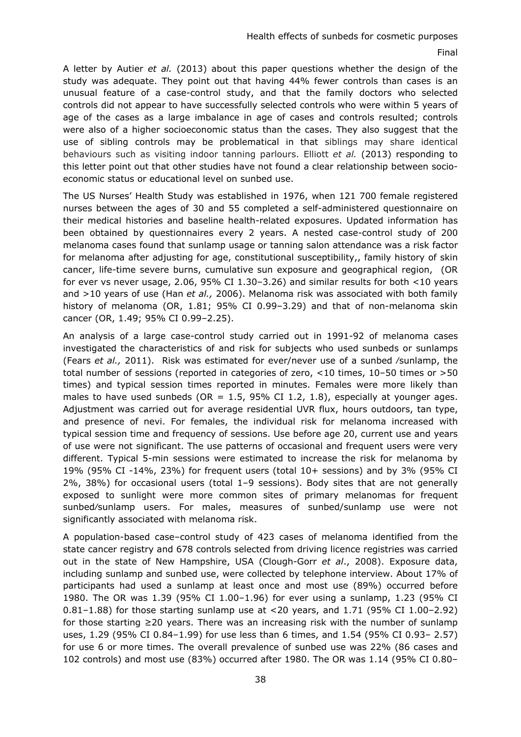A letter by Autier *et al.* (2013) about this paper questions whether the design of the study was adequate. They point out that having 44% fewer controls than cases is an unusual feature of a case-control study, and that the family doctors who selected controls did not appear to have successfully selected controls who were within 5 years of age of the cases as a large imbalance in age of cases and controls resulted; controls were also of a higher socioeconomic status than the cases. They also suggest that the use of sibling controls may be problematical in that siblings may share identical behaviours such as visiting indoor tanning parlours. Elliott *et al.* (2013) responding to this letter point out that other studies have not found a clear relationship between socio-economic status or educational level on sunbed use.

The US Nurses' Health Study was established in 1976, when 121 700 female registered nurses between the ages of 30 and 55 completed a self-administered questionnaire on their medical histories and baseline health-related exposures. Updated information has been obtained by questionnaires every 2 years. A nested case-control study of 200 melanoma cases found that sunlamp usage or tanning salon attendance was a risk factor for melanoma after adjusting for age, constitutional susceptibility,, family history of skin cancer, life-time severe burns, cumulative sun exposure and geographical region, (OR for ever vs never usage, 2.06, 95% CI 1.30–3.26) and similar results for both <10 years and >10 years of use (Han *et al.,* 2006). Melanoma risk was associated with both family history of melanoma (OR, 1.81; 95% CI 0.99–3.29) and that of non-melanoma skin cancer (OR, 1.49; 95% CI 0.99–2.25).

An analysis of a large case-control study carried out in 1991-92 of melanoma cases investigated the characteristics of and risk for subjects who used sunbeds or sunlamps (Fears *et al.,* 2011). Risk was estimated for ever/never use of a sunbed /sunlamp, the total number of sessions (reported in categories of zero, <10 times, 10–50 times or >50 times) and typical session times reported in minutes. Females were more likely than males to have used sunbeds (OR = 1.5, 95% CI 1.2, 1.8), especially at younger ages. Adjustment was carried out for average residential UVR flux, hours outdoors, tan type, and presence of nevi. For females, the individual risk for melanoma increased with typical session time and frequency of sessions. Use before age 20, current use and years of use were not significant. The use patterns of occasional and frequent users were very different. Typical 5-min sessions were estimated to increase the risk for melanoma by 19% (95% CI -14%, 23%) for frequent users (total 10+ sessions) and by 3% (95% CI 2%, 38%) for occasional users (total 1–9 sessions). Body sites that are not generally exposed to sunlight were more common sites of primary melanomas for frequent sunbed/sunlamp users. For males, measures of sunbed/sunlamp use were not significantly associated with melanoma risk.

A population-based case–control study of 423 cases of melanoma identified from the state cancer registry and 678 controls selected from driving licence registries was carried out in the state of New Hampshire, USA (Clough-Gorr *et al*., 2008). Exposure data, including sunlamp and sunbed use, were collected by telephone interview. About 17% of participants had used a sunlamp at least once and most use (89%) occurred before 1980. The OR was 1.39 (95% CI 1.00–1.96) for ever using a sunlamp, 1.23 (95% CI 0.81–1.88) for those starting sunlamp use at <20 years, and 1.71 (95% CI 1.00–2.92) for those starting ≥20 years. There was an increasing risk with the number of sunlamp uses, 1.29 (95% CI 0.84–1.99) for use less than 6 times, and 1.54 (95% CI 0.93– 2.57) for use 6 or more times. The overall prevalence of sunbed use was 22% (86 cases and 102 controls) and most use (83%) occurred after 1980. The OR was 1.14 (95% CI 0.80–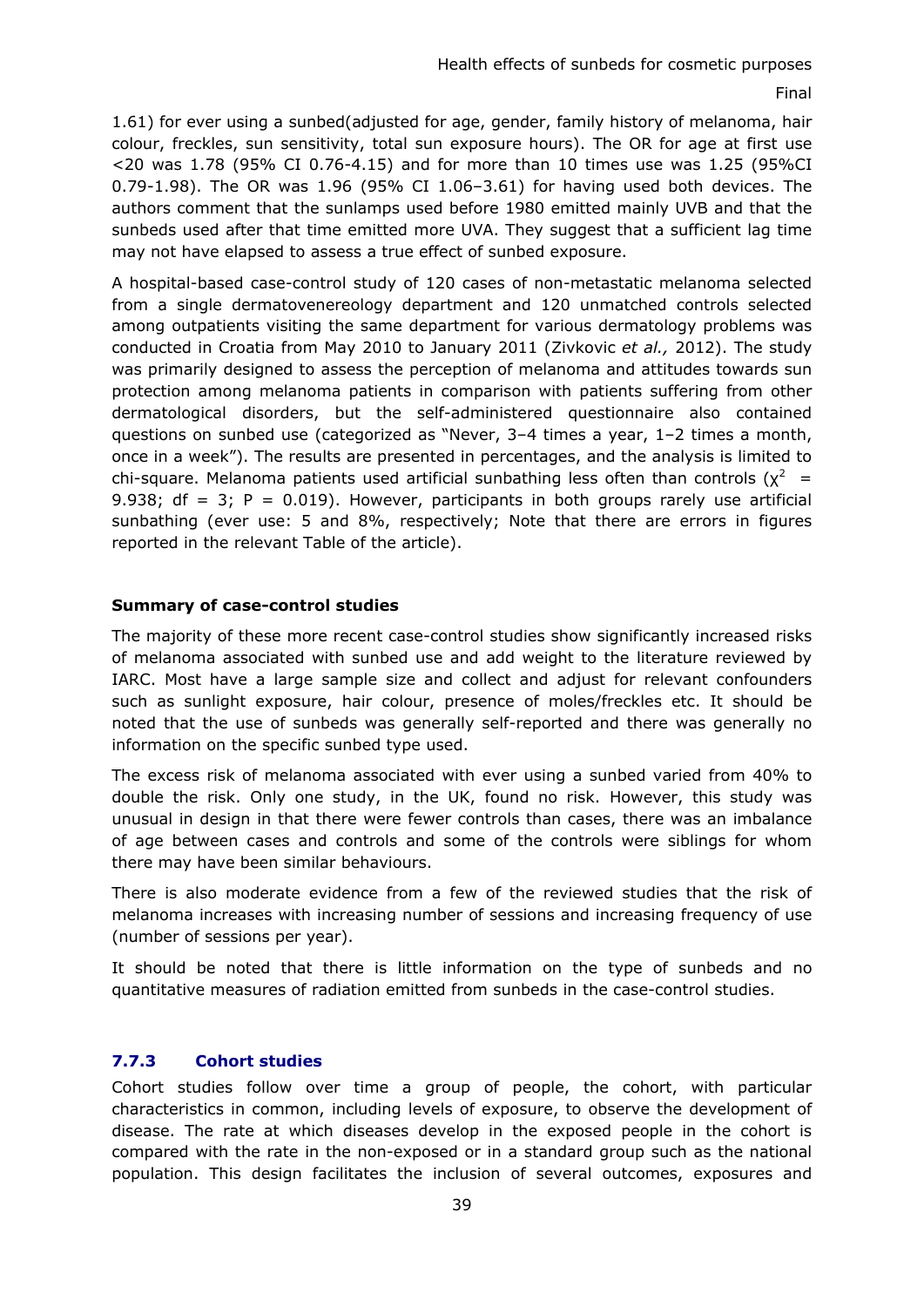1.61) for ever using a sunbed(adjusted for age, gender, family history of melanoma, hair colour, freckles, sun sensitivity, total sun exposure hours). The OR for age at first use <20 was 1.78 (95% CI 0.76-4.15) and for more than 10 times use was 1.25 (95%CI 0.79-1.98). The OR was 1.96 (95% CI 1.06–3.61) for having used both devices. The authors comment that the sunlamps used before 1980 emitted mainly UVB and that the sunbeds used after that time emitted more UVA. They suggest that a sufficient lag time may not have elapsed to assess a true effect of sunbed exposure.

A hospital-based case-control study of 120 cases of non-metastatic melanoma selected from a single dermatovenereology department and 120 unmatched controls selected among outpatients visiting the same department for various dermatology problems was conducted in Croatia from May 2010 to January 2011 (Zivkovic *et al.,* 2012). The study was primarily designed to assess the perception of melanoma and attitudes towards sun protection among melanoma patients in comparison with patients suffering from other dermatological disorders, but the self-administered questionnaire also contained questions on sunbed use (categorized as "Never, 3–4 times a year, 1–2 times a month, once in a week"). The results are presented in percentages, and the analysis is limited to chi-square. Melanoma patients used artificial sunbathing less often than controls ($\chi^2$ = 9.938; df = 3; P = 0.019). However, participants in both groups rarely use artificial sunbathing (ever use: 5 and 8%, respectively; Note that there are errors in figures reported in the relevant Table of the article).

**Summary of case-control studies**

The majority of these more recent case-control studies show significantly increased risks of melanoma associated with sunbed use and add weight to the literature reviewed by IARC. Most have a large sample size and collect and adjust for relevant confounders such as sunlight exposure, hair colour, presence of moles/freckles etc. It should be noted that the use of sunbeds was generally self-reported and there was generally no information on the specific sunbed type used.

The excess risk of melanoma associated with ever using a sunbed varied from 40% to double the risk. Only one study, in the UK, found no risk. However, this study was unusual in design in that there were fewer controls than cases, there was an imbalance of age between cases and controls and some of the controls were siblings for whom there may have been similar behaviours.

There is also moderate evidence from a few of the reviewed studies that the risk of melanoma increases with increasing number of sessions and increasing frequency of use (number of sessions per year).

It should be noted that there is little information on the type of sunbeds and no quantitative measures of radiation emitted from sunbeds in the case-control studies.

### 7.7.3 Cohort studies

Cohort studies follow over time a group of people, the cohort, with particular characteristics in common, including levels of exposure, to observe the development of disease. The rate at which diseases develop in the exposed people in the cohort is compared with the rate in the non-exposed or in a standard group such as the national population. This design facilitates the inclusion of several outcomes, exposures and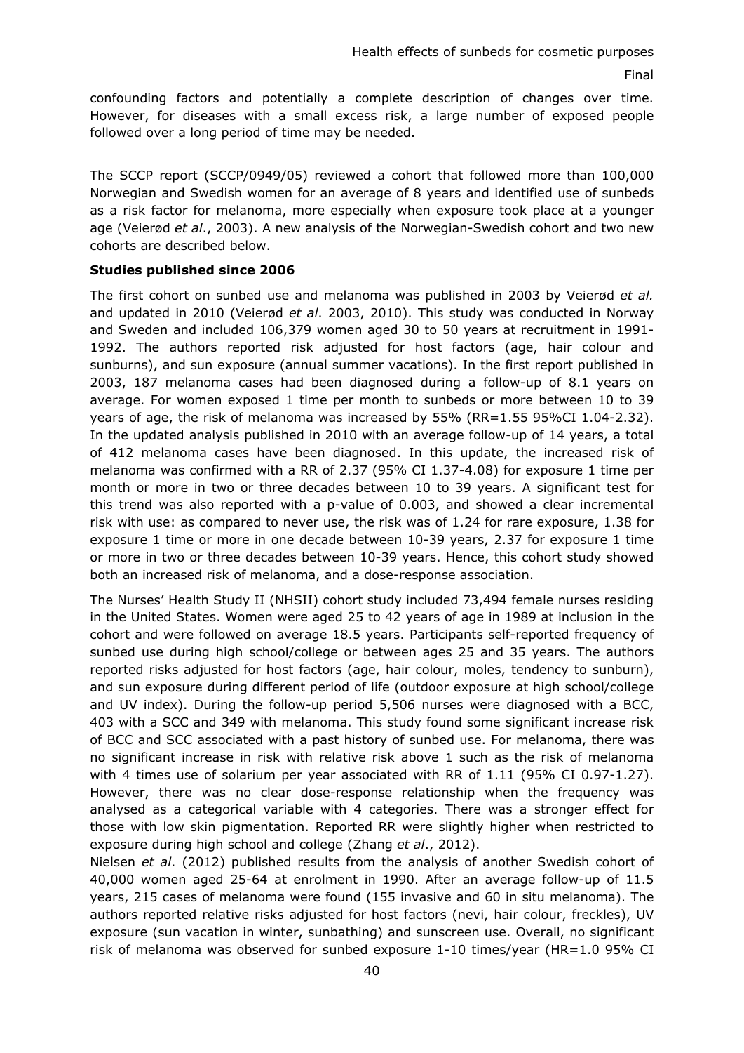confounding factors and potentially a complete description of changes over time. However, for diseases with a small excess risk, a large number of exposed people followed over a long period of time may be needed.

The SCCP report (SCCP/0949/05) reviewed a cohort that followed more than 100,000 Norwegian and Swedish women for an average of 8 years and identified use of sunbeds as a risk factor for melanoma, more especially when exposure took place at a younger age (Veierød *et al*., 2003). A new analysis of the Norwegian-Swedish cohort and two new cohorts are described below.

**Studies published since 2006**

The first cohort on sunbed use and melanoma was published in 2003 by Veierød *et al.* and updated in 2010 (Veierød *et al*. 2003, 2010). This study was conducted in Norway and Sweden and included 106,379 women aged 30 to 50 years at recruitment in 1991-1992. The authors reported risk adjusted for host factors (age, hair colour and sunburns), and sun exposure (annual summer vacations). In the first report published in 2003, 187 melanoma cases had been diagnosed during a follow-up of 8.1 years on average. For women exposed 1 time per month to sunbeds or more between 10 to 39 years of age, the risk of melanoma was increased by 55% (RR=1.55 95%CI 1.04-2.32). In the updated analysis published in 2010 with an average follow-up of 14 years, a total of 412 melanoma cases have been diagnosed. In this update, the increased risk of melanoma was confirmed with a RR of 2.37 (95% CI 1.37-4.08) for exposure 1 time per month or more in two or three decades between 10 to 39 years. A significant test for this trend was also reported with a p-value of 0.003, and showed a clear incremental risk with use: as compared to never use, the risk was of 1.24 for rare exposure, 1.38 for exposure 1 time or more in one decade between 10-39 years, 2.37 for exposure 1 time or more in two or three decades between 10-39 years. Hence, this cohort study showed both an increased risk of melanoma, and a dose-response association.

The Nurses' Health Study II (NHSII) cohort study included 73,494 female nurses residing in the United States. Women were aged 25 to 42 years of age in 1989 at inclusion in the cohort and were followed on average 18.5 years. Participants self-reported frequency of sunbed use during high school/college or between ages 25 and 35 years. The authors reported risks adjusted for host factors (age, hair colour, moles, tendency to sunburn), and sun exposure during different period of life (outdoor exposure at high school/college and UV index). During the follow-up period 5,506 nurses were diagnosed with a BCC, 403 with a SCC and 349 with melanoma. This study found some significant increase risk of BCC and SCC associated with a past history of sunbed use. For melanoma, there was no significant increase in risk with relative risk above 1 such as the risk of melanoma with 4 times use of solarium per year associated with RR of 1.11 (95% CI 0.97-1.27). However, there was no clear dose-response relationship when the frequency was analysed as a categorical variable with 4 categories. There was a stronger effect for those with low skin pigmentation. Reported RR were slightly higher when restricted to exposure during high school and college (Zhang *et al*., 2012).

Nielsen *et al*. (2012) published results from the analysis of another Swedish cohort of 40,000 women aged 25-64 at enrolment in 1990. After an average follow-up of 11.5 years, 215 cases of melanoma were found (155 invasive and 60 in situ melanoma). The authors reported relative risks adjusted for host factors (nevi, hair colour, freckles), UV exposure (sun vacation in winter, sunbathing) and sunscreen use. Overall, no significant risk of melanoma was observed for sunbed exposure 1-10 times/year (HR=1.0 95% CI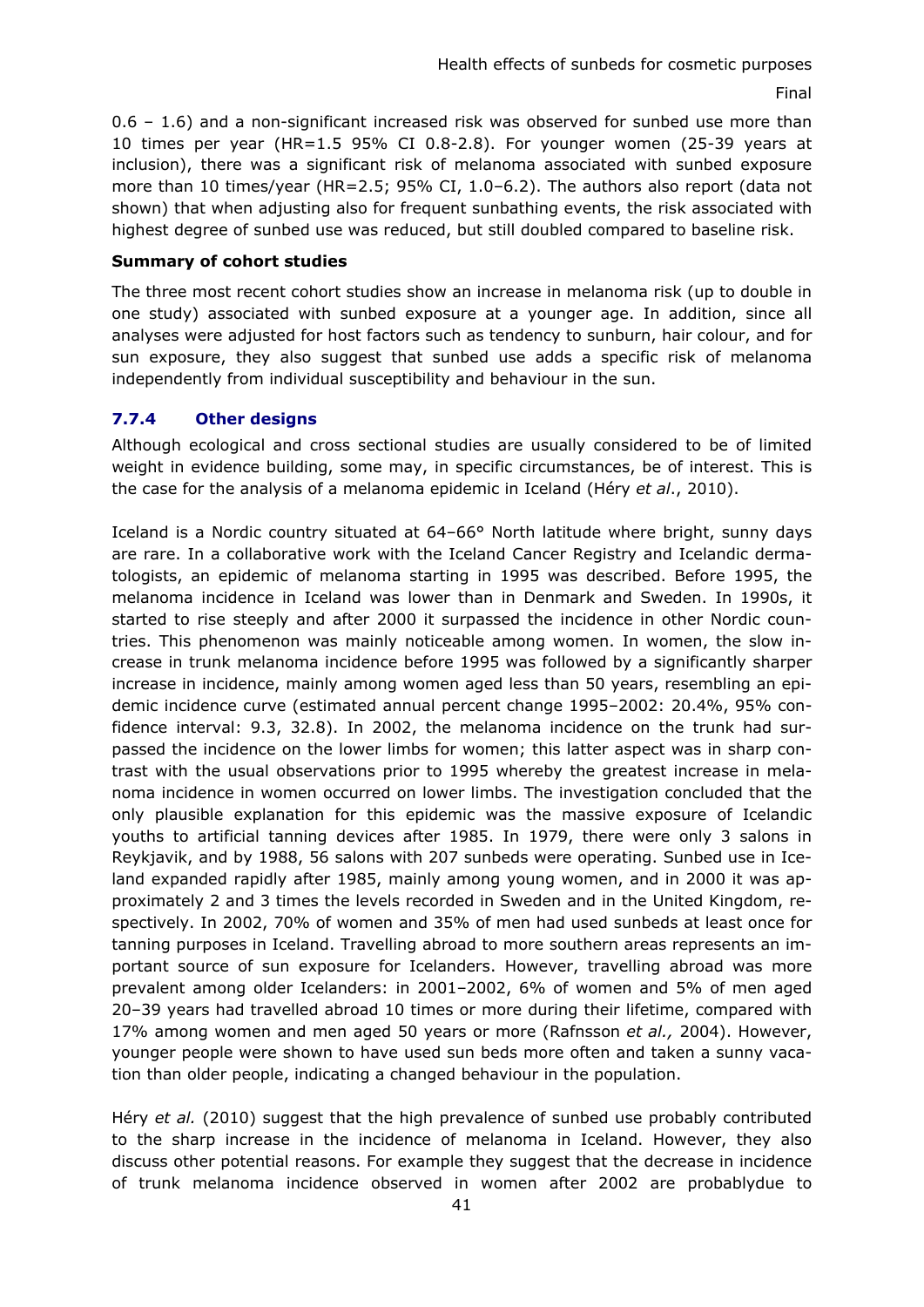0.6 – 1.6) and a non-significant increased risk was observed for sunbed use more than 10 times per year (HR=1.5 95% CI 0.8-2.8). For younger women (25-39 years at inclusion), there was a significant risk of melanoma associated with sunbed exposure more than 10 times/year (HR=2.5; 95% CI, 1.0–6.2). The authors also report (data not shown) that when adjusting also for frequent sunbathing events, the risk associated with highest degree of sunbed use was reduced, but still doubled compared to baseline risk.

**Summary of cohort studies**

The three most recent cohort studies show an increase in melanoma risk (up to double in one study) associated with sunbed exposure at a younger age. In addition, since all analyses were adjusted for host factors such as tendency to sunburn, hair colour, and for sun exposure, they also suggest that sunbed use adds a specific risk of melanoma independently from individual susceptibility and behaviour in the sun.

### 7.7.4 Other designs

Although ecological and cross sectional studies are usually considered to be of limited weight in evidence building, some may, in specific circumstances, be of interest. This is the case for the analysis of a melanoma epidemic in Iceland (Héry *et al*., 2010).

Iceland is a Nordic country situated at 64–66° North latitude where bright, sunny days are rare. In a collaborative work with the Iceland Cancer Registry and Icelandic dermatologists, an epidemic of melanoma starting in 1995 was described. Before 1995, the melanoma incidence in Iceland was lower than in Denmark and Sweden. In 1990s, it started to rise steeply and after 2000 it surpassed the incidence in other Nordic countries. This phenomenon was mainly noticeable among women. In women, the slow increase in trunk melanoma incidence before 1995 was followed by a significantly sharper increase in incidence, mainly among women aged less than 50 years, resembling an epidemic incidence curve (estimated annual percent change 1995–2002: 20.4%, 95% confidence interval: 9.3, 32.8). In 2002, the melanoma incidence on the trunk had surpassed the incidence on the lower limbs for women; this latter aspect was in sharp contrast with the usual observations prior to 1995 whereby the greatest increase in melanoma incidence in women occurred on lower limbs. The investigation concluded that the only plausible explanation for this epidemic was the massive exposure of Icelandic youths to artificial tanning devices after 1985. In 1979, there were only 3 salons in Reykjavik, and by 1988, 56 salons with 207 sunbeds were operating. Sunbed use in Iceland expanded rapidly after 1985, mainly among young women, and in 2000 it was approximately 2 and 3 times the levels recorded in Sweden and in the United Kingdom, respectively. In 2002, 70% of women and 35% of men had used sunbeds at least once for tanning purposes in Iceland. Travelling abroad to more southern areas represents an important source of sun exposure for Icelanders. However, travelling abroad was more prevalent among older Icelanders: in 2001–2002, 6% of women and 5% of men aged 20–39 years had travelled abroad 10 times or more during their lifetime, compared with 17% among women and men aged 50 years or more (Rafnsson *et al.,* 2004). However, younger people were shown to have used sun beds more often and taken a sunny vacation than older people, indicating a changed behaviour in the population.

Héry *et al.* (2010) suggest that the high prevalence of sunbed use probably contributed to the sharp increase in the incidence of melanoma in Iceland. However, they also discuss other potential reasons. For example they suggest that the decrease in incidence of trunk melanoma incidence observed in women after 2002 are probablydue to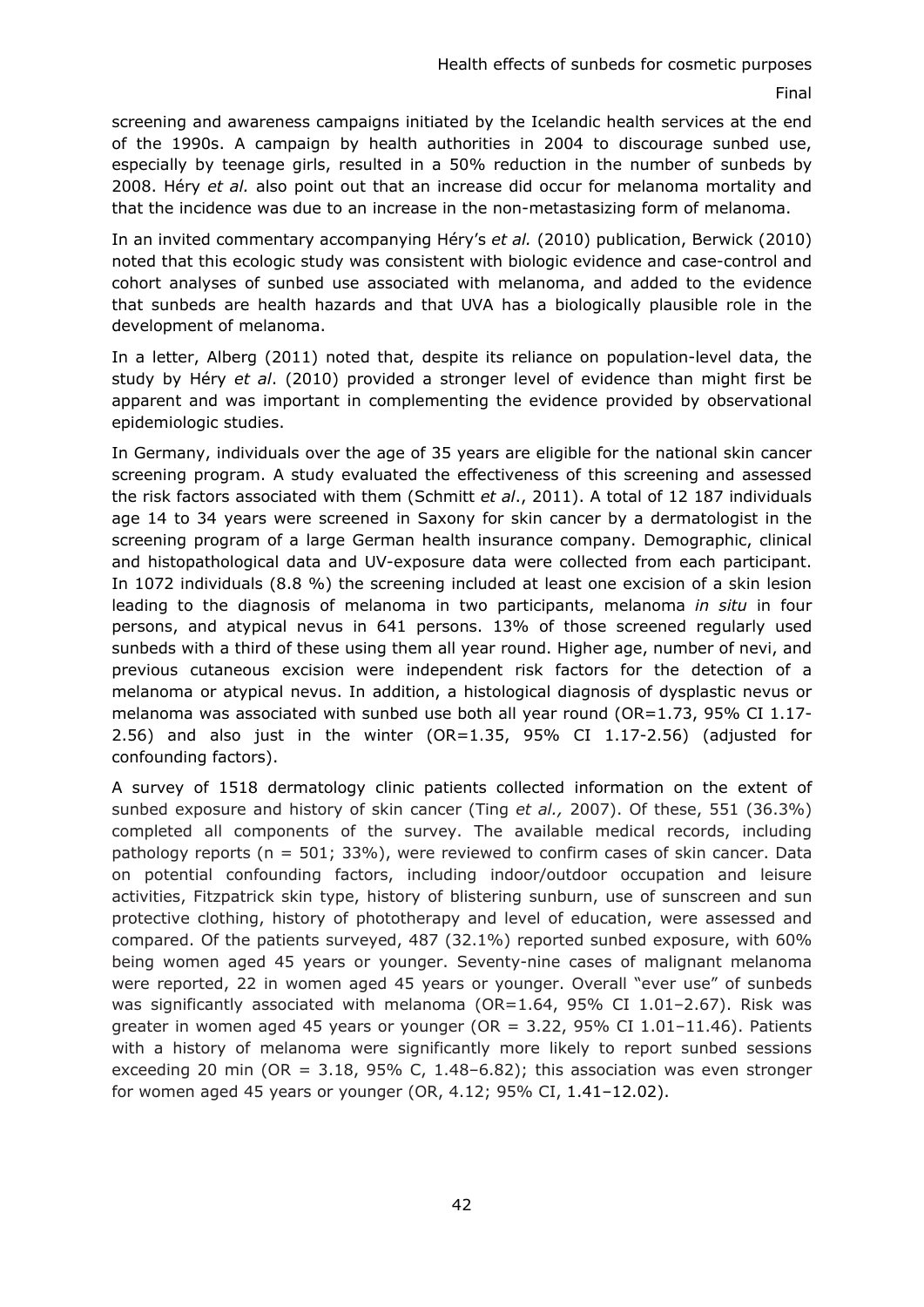screening and awareness campaigns initiated by the Icelandic health services at the end of the 1990s. A campaign by health authorities in 2004 to discourage sunbed use, especially by teenage girls, resulted in a 50% reduction in the number of sunbeds by 2008. Héry *et al.* also point out that an increase did occur for melanoma mortality and that the incidence was due to an increase in the non-metastasizing form of melanoma.

In an invited commentary accompanying Héry's *et al.* (2010) publication, Berwick (2010) noted that this ecologic study was consistent with biologic evidence and case-control and cohort analyses of sunbed use associated with melanoma, and added to the evidence that sunbeds are health hazards and that UVA has a biologically plausible role in the development of melanoma.

In a letter, Alberg (2011) noted that, despite its reliance on population-level data, the study by Héry *et al*. (2010) provided a stronger level of evidence than might first be apparent and was important in complementing the evidence provided by observational epidemiologic studies.

In Germany, individuals over the age of 35 years are eligible for the national skin cancer screening program. A study evaluated the effectiveness of this screening and assessed the risk factors associated with them (Schmitt *et al*., 2011). A total of 12 187 individuals age 14 to 34 years were screened in Saxony for skin cancer by a dermatologist in the screening program of a large German health insurance company. Demographic, clinical and histopathological data and UV-exposure data were collected from each participant. In 1072 individuals (8.8 %) the screening included at least one excision of a skin lesion leading to the diagnosis of melanoma in two participants, melanoma *in situ* in four persons, and atypical nevus in 641 persons. 13% of those screened regularly used sunbeds with a third of these using them all year round. Higher age, number of nevi, and previous cutaneous excision were independent risk factors for the detection of a melanoma or atypical nevus. In addition, a histological diagnosis of dysplastic nevus or melanoma was associated with sunbed use both all year round (OR=1.73, 95% CI 1.17-2.56) and also just in the winter (OR=1.35, 95% CI 1.17-2.56) (adjusted for confounding factors).

A survey of 1518 dermatology clinic patients collected information on the extent of sunbed exposure and history of skin cancer (Ting *et al.,* 2007). Of these, 551 (36.3%) completed all components of the survey. The available medical records, including pathology reports (n = 501; 33%), were reviewed to confirm cases of skin cancer. Data on potential confounding factors, including indoor/outdoor occupation and leisure activities, Fitzpatrick skin type, history of blistering sunburn, use of sunscreen and sun protective clothing, history of phototherapy and level of education, were assessed and compared. Of the patients surveyed, 487 (32.1%) reported sunbed exposure, with 60% being women aged 45 years or younger. Seventy-nine cases of malignant melanoma were reported, 22 in women aged 45 years or younger. Overall "ever use" of sunbeds was significantly associated with melanoma (OR=1.64, 95% CI 1.01–2.67). Risk was greater in women aged 45 years or younger (OR = 3.22, 95% CI 1.01–11.46). Patients with a history of melanoma were significantly more likely to report sunbed sessions exceeding 20 min (OR = 3.18, 95% C, 1.48–6.82); this association was even stronger for women aged 45 years or younger (OR, 4.12; 95% CI, 1.41–12.02).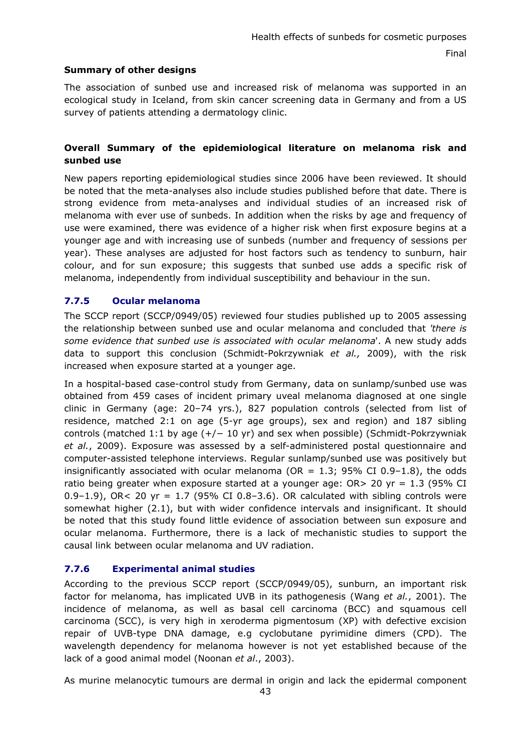**Summary of other designs**

The association of sunbed use and increased risk of melanoma was supported in an ecological study in Iceland, from skin cancer screening data in Germany and from a US survey of patients attending a dermatology clinic.

**Overall Summary of the epidemiological literature on melanoma risk and sunbed use**

New papers reporting epidemiological studies since 2006 have been reviewed. It should be noted that the meta-analyses also include studies published before that date. There is strong evidence from meta-analyses and individual studies of an increased risk of melanoma with ever use of sunbeds. In addition when the risks by age and frequency of use were examined, there was evidence of a higher risk when first exposure begins at a younger age and with increasing use of sunbeds (number and frequency of sessions per year). These analyses are adjusted for host factors such as tendency to sunburn, hair colour, and for sun exposure; this suggests that sunbed use adds a specific risk of melanoma, independently from individual susceptibility and behaviour in the sun.

### 7.7.5 Ocular melanoma

The SCCP report (SCCP/0949/05) reviewed four studies published up to 2005 assessing the relationship between sunbed use and ocular melanoma and concluded that *'there is some evidence that sunbed use is associated with ocular melanoma*'. A new study adds data to support this conclusion (Schmidt-Pokrzywniak *et al.,* 2009), with the risk increased when exposure started at a younger age.

In a hospital-based case-control study from Germany, data on sunlamp/sunbed use was obtained from 459 cases of incident primary uveal melanoma diagnosed at one single clinic in Germany (age: 20–74 yrs.), 827 population controls (selected from list of residence, matched 2:1 on age (5-yr age groups), sex and region) and 187 sibling controls (matched 1:1 by age (+/− 10 yr) and sex when possible) (Schmidt-Pokrzywniak *et al.*, 2009). Exposure was assessed by a self-administered postal questionnaire and computer-assisted telephone interviews. Regular sunlamp/sunbed use was positively but insignificantly associated with ocular melanoma (OR = 1.3; 95% CI 0.9–1.8), the odds ratio being greater when exposure started at a younger age: OR> 20 yr = 1.3 (95% CI 0.9–1.9), OR< 20 yr = 1.7 (95% CI 0.8–3.6). OR calculated with sibling controls were somewhat higher (2.1), but with wider confidence intervals and insignificant. It should be noted that this study found little evidence of association between sun exposure and ocular melanoma. Furthermore, there is a lack of mechanistic studies to support the causal link between ocular melanoma and UV radiation.

### 7.7.6 Experimental animal studies

According to the previous SCCP report (SCCP/0949/05), sunburn, an important risk factor for melanoma, has implicated UVB in its pathogenesis (Wang *et al.*, 2001). The incidence of melanoma, as well as basal cell carcinoma (BCC) and squamous cell carcinoma (SCC), is very high in xeroderma pigmentosum (XP) with defective excision repair of UVB-type DNA damage, e.g cyclobutane pyrimidine dimers (CPD). The wavelength dependency for melanoma however is not yet established because of the lack of a good animal model (Noonan *et al*., 2003).

As murine melanocytic tumours are dermal in origin and lack the epidermal component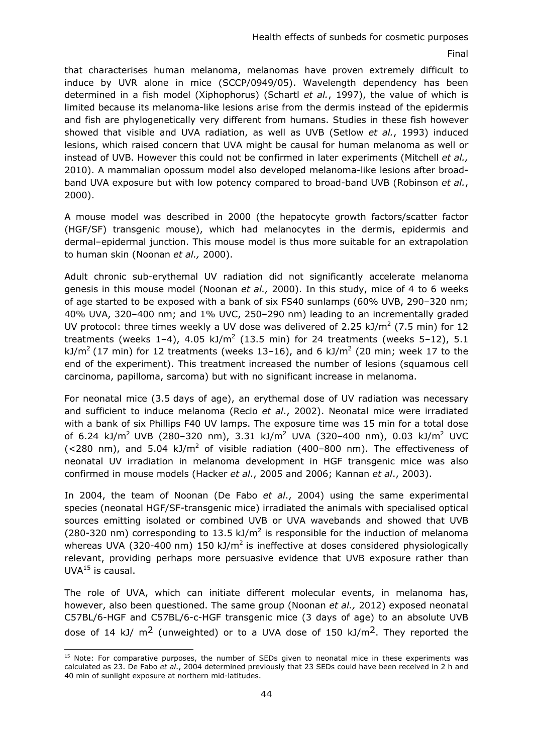that characterises human melanoma, melanomas have proven extremely difficult to induce by UVR alone in mice (SCCP/0949/05). Wavelength dependency has been determined in a fish model (Xiphophorus) (Schartl *et al.*, 1997), the value of which is limited because its melanoma-like lesions arise from the dermis instead of the epidermis and fish are phylogenetically very different from humans. Studies in these fish however showed that visible and UVA radiation, as well as UVB (Setlow *et al.*, 1993) induced lesions, which raised concern that UVA might be causal for human melanoma as well or instead of UVB. However this could not be confirmed in later experiments (Mitchell *et al.,* 2010). A mammalian opossum model also developed melanoma-like lesions after broad-band UVA exposure but with low potency compared to broad-band UVB (Robinson *et al.*, 2000).

A mouse model was described in 2000 (the hepatocyte growth factors/scatter factor (HGF/SF) transgenic mouse), which had melanocytes in the dermis, epidermis and dermal–epidermal junction. This mouse model is thus more suitable for an extrapolation to human skin (Noonan *et al.,* 2000).

Adult chronic sub-erythemal UV radiation did not significantly accelerate melanoma genesis in this mouse model (Noonan *et al.,* 2000). In this study, mice of 4 to 6 weeks of age started to be exposed with a bank of six FS40 sunlamps (60% UVB, 290–320 nm; 40% UVA, 320–400 nm; and 1% UVC, 250–290 nm) leading to an incrementally graded UV protocol: three times weekly a UV dose was delivered of 2.25 kJ/m$^2$ (7.5 min) for 12 treatments (weeks 1–4), 4.05 kJ/m$^2$ (13.5 min) for 24 treatments (weeks 5–12), 5.1 kJ/m$^2$ (17 min) for 12 treatments (weeks 13–16), and 6 kJ/m$^2$ (20 min; week 17 to the end of the experiment). This treatment increased the number of lesions (squamous cell carcinoma, papilloma, sarcoma) but with no significant increase in melanoma.

For neonatal mice (3.5 days of age), an erythemal dose of UV radiation was necessary and sufficient to induce melanoma (Recio *et al*., 2002). Neonatal mice were irradiated with a bank of six Phillips F40 UV lamps. The exposure time was 15 min for a total dose of 6.24 kJ/m$^2$ UVB (280–320 nm), 3.31 kJ/m$^2$ UVA (320–400 nm), 0.03 kJ/m$^2$ UVC (<280 nm), and 5.04 kJ/m$^2$ of visible radiation (400–800 nm). The effectiveness of neonatal UV irradiation in melanoma development in HGF transgenic mice was also confirmed in mouse models (Hacker *et al*., 2005 and 2006; Kannan *et al*., 2003).

In 2004, the team of Noonan (De Fabo *et al*., 2004) using the same experimental species (neonatal HGF/SF-transgenic mice) irradiated the animals with specialised optical sources emitting isolated or combined UVB or UVA wavebands and showed that UVB (280-320 nm) corresponding to 13.5 kJ/m$^2$ is responsible for the induction of melanoma whereas UVA (320-400 nm) 150 kJ/m$^2$ is ineffective at doses considered physiologically relevant, providing perhaps more persuasive evidence that UVB exposure rather than UVA[15] is causal.

The role of UVA, which can initiate different molecular events, in melanoma has, however, also been questioned. The same group (Noonan *et al.,* 2012) exposed neonatal C57BL/6-HGF and C57BL/6-c-HGF transgenic mice (3 days of age) to an absolute UVB dose of 14 kJ/ m$^2$ (unweighted) or to a UVA dose of 150 kJ/m$^2$. They reported the

[15] Note: For comparative purposes, the number of SEDs given to neonatal mice in these experiments was calculated as 23. De Fabo *et al*., 2004 determined previously that 23 SEDs could have been received in 2 h and 40 min of sunlight exposure at northern mid-latitudes.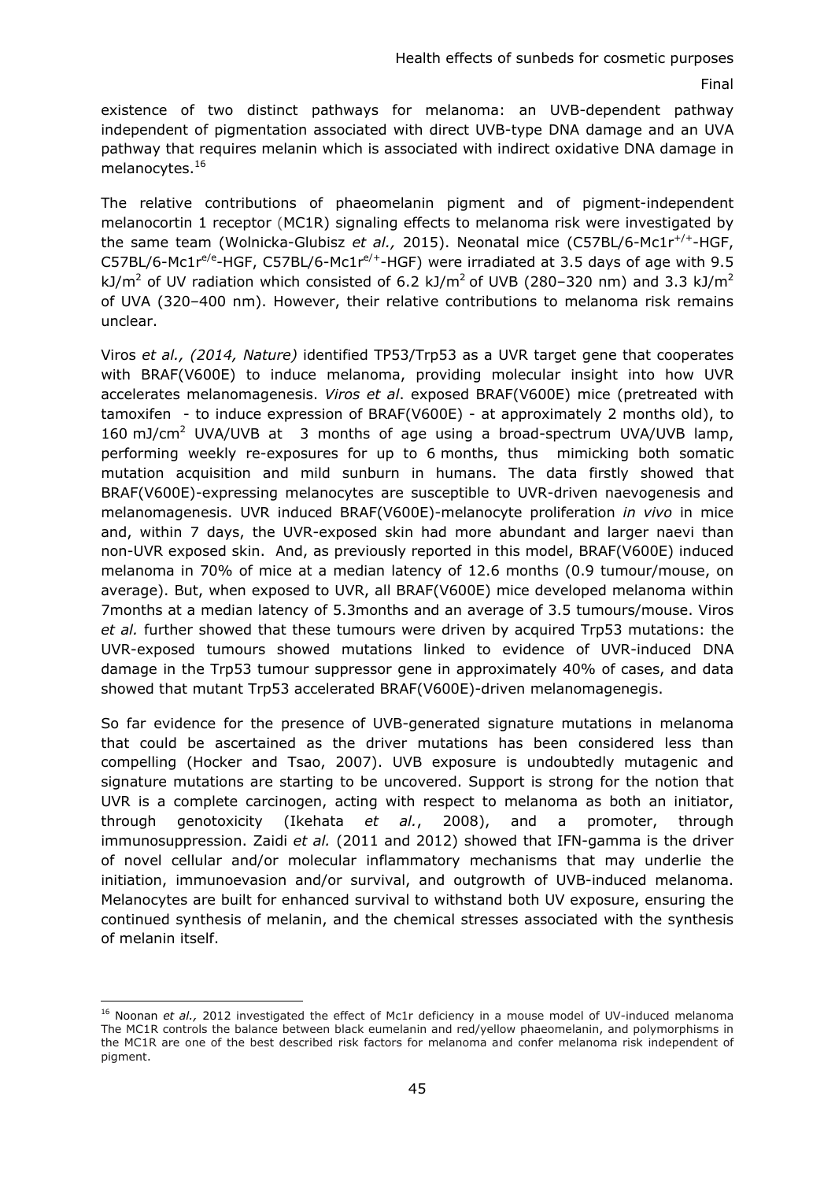existence of two distinct pathways for melanoma: an UVB-dependent pathway independent of pigmentation associated with direct UVB-type DNA damage and an UVA pathway that requires melanin which is associated with indirect oxidative DNA damage in melanocytes.[16]

The relative contributions of phaeomelanin pigment and of pigment-independent melanocortin 1 receptor (MC1R) signaling effects to melanoma risk were investigated by the same team (Wolnicka-Glubisz *et al.,* 2015). Neonatal mice (C57BL/6-Mc1r$^{+/+}$-HGF, C57BL/6-Mc1r$^{e/e}$-HGF, C57BL/6-Mc1r$^{e/+}$-HGF) were irradiated at 3.5 days of age with 9.5 kJ/m$^2$ of UV radiation which consisted of 6.2 kJ/m$^2$ of UVB (280–320 nm) and 3.3 kJ/m$^2$ of UVA (320–400 nm). However, their relative contributions to melanoma risk remains unclear.

Viros *et al., (2014, Nature)* identified TP53/Trp53 as a UVR target gene that cooperates with BRAF(V600E) to induce melanoma, providing molecular insight into how UVR accelerates melanomagenesis. *Viros et al*. exposed BRAF(V600E) mice (pretreated with tamoxifen - to induce expression of BRAF(V600E) - at approximately 2 months old), to 160 mJ/cm$^2$ UVA/UVB at 3 months of age using a broad-spectrum UVA/UVB lamp, performing weekly re-exposures for up to 6 months, thus mimicking both somatic mutation acquisition and mild sunburn in humans. The data firstly showed that BRAF(V600E)-expressing melanocytes are susceptible to UVR-driven naevogenesis and melanomagenesis. UVR induced BRAF(V600E)-melanocyte proliferation *in vivo* in mice and, within 7 days, the UVR-exposed skin had more abundant and larger naevi than non-UVR exposed skin. And, as previously reported in this model, BRAF(V600E) induced melanoma in 70% of mice at a median latency of 12.6 months (0.9 tumour/mouse, on average). But, when exposed to UVR, all BRAF(V600E) mice developed melanoma within 7months at a median latency of 5.3months and an average of 3.5 tumours/mouse. Viros *et al.* further showed that these tumours were driven by acquired Trp53 mutations: the UVR-exposed tumours showed mutations linked to evidence of UVR-induced DNA damage in the Trp53 tumour suppressor gene in approximately 40% of cases, and data showed that mutant Trp53 accelerated BRAF(V600E)-driven melanomagenegis.

So far evidence for the presence of UVB-generated signature mutations in melanoma that could be ascertained as the driver mutations has been considered less than compelling (Hocker and Tsao, 2007). UVB exposure is undoubtedly mutagenic and signature mutations are starting to be uncovered. Support is strong for the notion that UVR is a complete carcinogen, acting with respect to melanoma as both an initiator, through genotoxicity (Ikehata *et al.*, 2008), and a promoter, through immunosuppression. Zaidi *et al.* (2011 and 2012) showed that IFN-gamma is the driver of novel cellular and/or molecular inflammatory mechanisms that may underlie the initiation, immunoevasion and/or survival, and outgrowth of UVB-induced melanoma. Melanocytes are built for enhanced survival to withstand both UV exposure, ensuring the continued synthesis of melanin, and the chemical stresses associated with the synthesis of melanin itself.

---

[16] Noonan *et al.,* 2012 investigated the effect of Mc1r deficiency in a mouse model of UV-induced melanoma The MC1R controls the balance between black eumelanin and red/yellow phaeomelanin, and polymorphisms in the MC1R are one of the best described risk factors for melanoma and confer melanoma risk independent of pigment.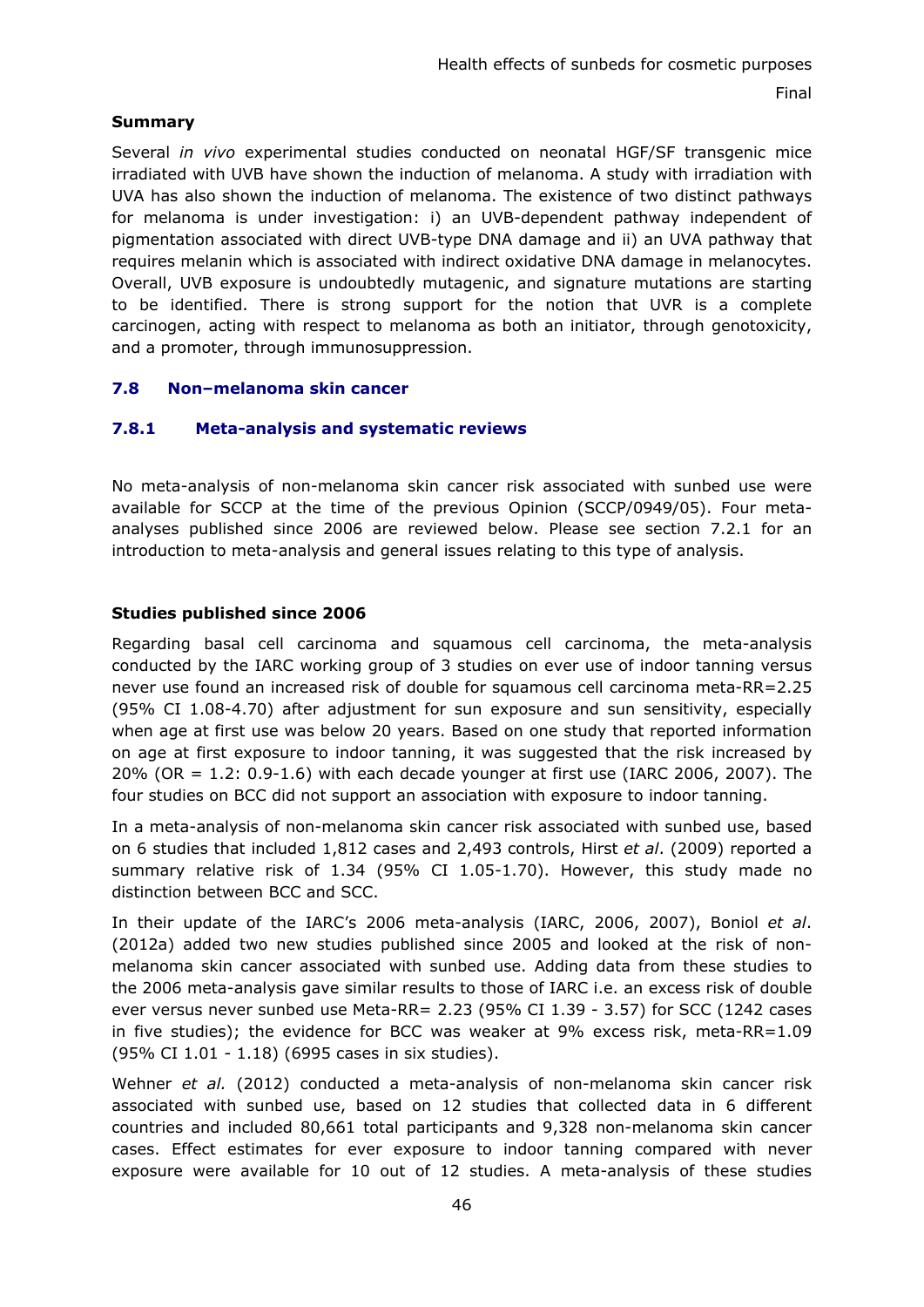**Summary**

Several *in vivo* experimental studies conducted on neonatal HGF/SF transgenic mice irradiated with UVB have shown the induction of melanoma. A study with irradiation with UVA has also shown the induction of melanoma. The existence of two distinct pathways for melanoma is under investigation: i) an UVB-dependent pathway independent of pigmentation associated with direct UVB-type DNA damage and ii) an UVA pathway that requires melanin which is associated with indirect oxidative DNA damage in melanocytes. Overall, UVB exposure is undoubtedly mutagenic, and signature mutations are starting to be identified. There is strong support for the notion that UVR is a complete carcinogen, acting with respect to melanoma as both an initiator, through genotoxicity, and a promoter, through immunosuppression.

## 7.8 Non–melanoma skin cancer

### 7.8.1 Meta-analysis and systematic reviews

No meta-analysis of non-melanoma skin cancer risk associated with sunbed use were available for SCCP at the time of the previous Opinion (SCCP/0949/05). Four meta-analyses published since 2006 are reviewed below. Please see section 7.2.1 for an introduction to meta-analysis and general issues relating to this type of analysis.

**Studies published since 2006**

Regarding basal cell carcinoma and squamous cell carcinoma, the meta-analysis conducted by the IARC working group of 3 studies on ever use of indoor tanning versus never use found an increased risk of double for squamous cell carcinoma meta-RR=2.25 (95% CI 1.08-4.70) after adjustment for sun exposure and sun sensitivity, especially when age at first use was below 20 years. Based on one study that reported information on age at first exposure to indoor tanning, it was suggested that the risk increased by 20% (OR = 1.2: 0.9-1.6) with each decade younger at first use (IARC 2006, 2007). The four studies on BCC did not support an association with exposure to indoor tanning.

In a meta-analysis of non-melanoma skin cancer risk associated with sunbed use, based on 6 studies that included 1,812 cases and 2,493 controls, Hirst *et al*. (2009) reported a summary relative risk of 1.34 (95% CI 1.05-1.70). However, this study made no distinction between BCC and SCC.

In their update of the IARC's 2006 meta-analysis (IARC, 2006, 2007), Boniol *et al*. (2012a) added two new studies published since 2005 and looked at the risk of non-melanoma skin cancer associated with sunbed use. Adding data from these studies to the 2006 meta-analysis gave similar results to those of IARC i.e. an excess risk of double ever versus never sunbed use Meta-RR= 2.23 (95% CI 1.39 - 3.57) for SCC (1242 cases in five studies); the evidence for BCC was weaker at 9% excess risk, meta-RR=1.09 (95% CI 1.01 - 1.18) (6995 cases in six studies).

Wehner *et al.* (2012) conducted a meta-analysis of non-melanoma skin cancer risk associated with sunbed use, based on 12 studies that collected data in 6 different countries and included 80,661 total participants and 9,328 non-melanoma skin cancer cases. Effect estimates for ever exposure to indoor tanning compared with never exposure were available for 10 out of 12 studies. A meta-analysis of these studies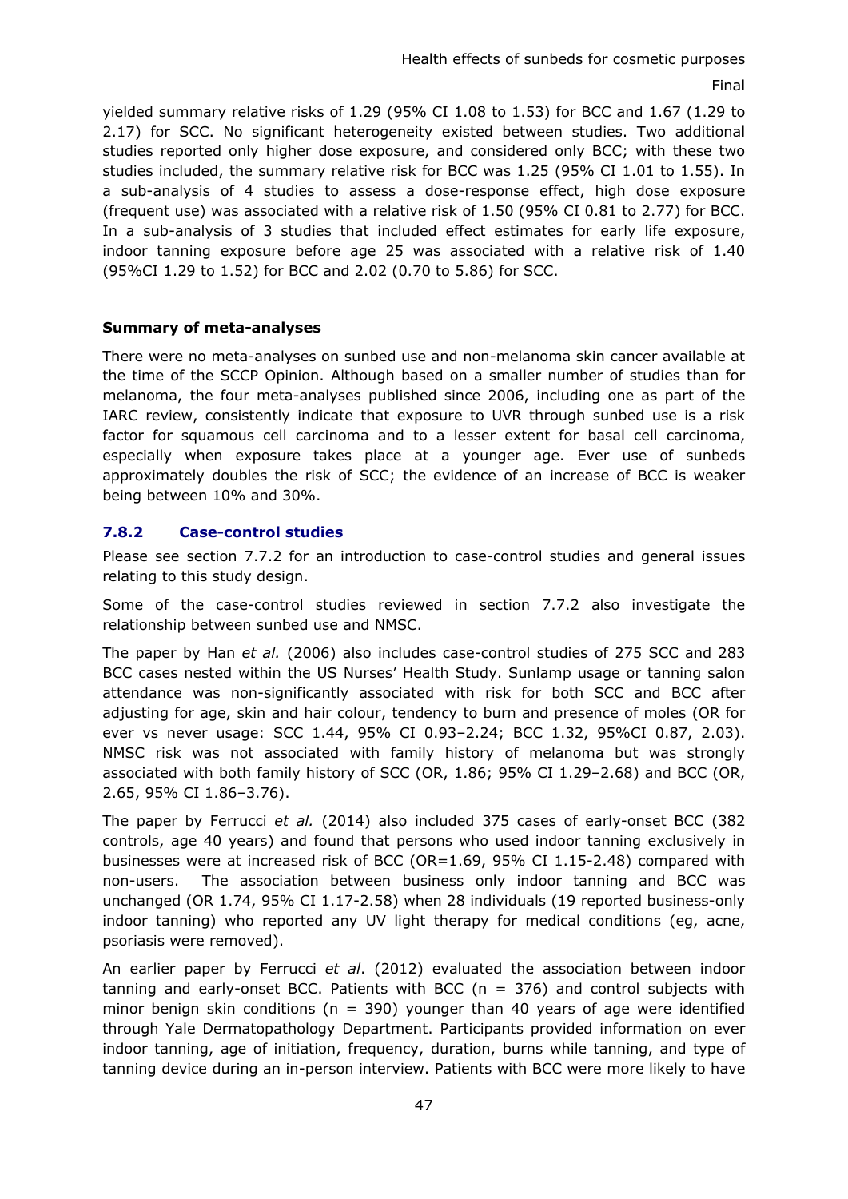yielded summary relative risks of 1.29 (95% CI 1.08 to 1.53) for BCC and 1.67 (1.29 to 2.17) for SCC. No significant heterogeneity existed between studies. Two additional studies reported only higher dose exposure, and considered only BCC; with these two studies included, the summary relative risk for BCC was 1.25 (95% CI 1.01 to 1.55). In a sub-analysis of 4 studies to assess a dose-response effect, high dose exposure (frequent use) was associated with a relative risk of 1.50 (95% CI 0.81 to 2.77) for BCC. In a sub-analysis of 3 studies that included effect estimates for early life exposure, indoor tanning exposure before age 25 was associated with a relative risk of 1.40 (95%CI 1.29 to 1.52) for BCC and 2.02 (0.70 to 5.86) for SCC.

**Summary of meta-analyses**

There were no meta-analyses on sunbed use and non-melanoma skin cancer available at the time of the SCCP Opinion. Although based on a smaller number of studies than for melanoma, the four meta-analyses published since 2006, including one as part of the IARC review, consistently indicate that exposure to UVR through sunbed use is a risk factor for squamous cell carcinoma and to a lesser extent for basal cell carcinoma, especially when exposure takes place at a younger age. Ever use of sunbeds approximately doubles the risk of SCC; the evidence of an increase of BCC is weaker being between 10% and 30%.

### 7.8.2 Case-control studies

Please see section 7.7.2 for an introduction to case-control studies and general issues relating to this study design.

Some of the case-control studies reviewed in section 7.7.2 also investigate the relationship between sunbed use and NMSC.

The paper by Han *et al.* (2006) also includes case-control studies of 275 SCC and 283 BCC cases nested within the US Nurses' Health Study. Sunlamp usage or tanning salon attendance was non-significantly associated with risk for both SCC and BCC after adjusting for age, skin and hair colour, tendency to burn and presence of moles (OR for ever vs never usage: SCC 1.44, 95% CI 0.93–2.24; BCC 1.32, 95%CI 0.87, 2.03). NMSC risk was not associated with family history of melanoma but was strongly associated with both family history of SCC (OR, 1.86; 95% CI 1.29–2.68) and BCC (OR, 2.65, 95% CI 1.86–3.76).

The paper by Ferrucci *et al.* (2014) also included 375 cases of early-onset BCC (382 controls, age 40 years) and found that persons who used indoor tanning exclusively in businesses were at increased risk of BCC (OR=1.69, 95% CI 1.15-2.48) compared with non-users. The association between business only indoor tanning and BCC was unchanged (OR 1.74, 95% CI 1.17-2.58) when 28 individuals (19 reported business-only indoor tanning) who reported any UV light therapy for medical conditions (eg, acne, psoriasis were removed).

An earlier paper by Ferrucci *et al*. (2012) evaluated the association between indoor tanning and early-onset BCC. Patients with BCC (n = 376) and control subjects with minor benign skin conditions (n = 390) younger than 40 years of age were identified through Yale Dermatopathology Department. Participants provided information on ever indoor tanning, age of initiation, frequency, duration, burns while tanning, and type of tanning device during an in-person interview. Patients with BCC were more likely to have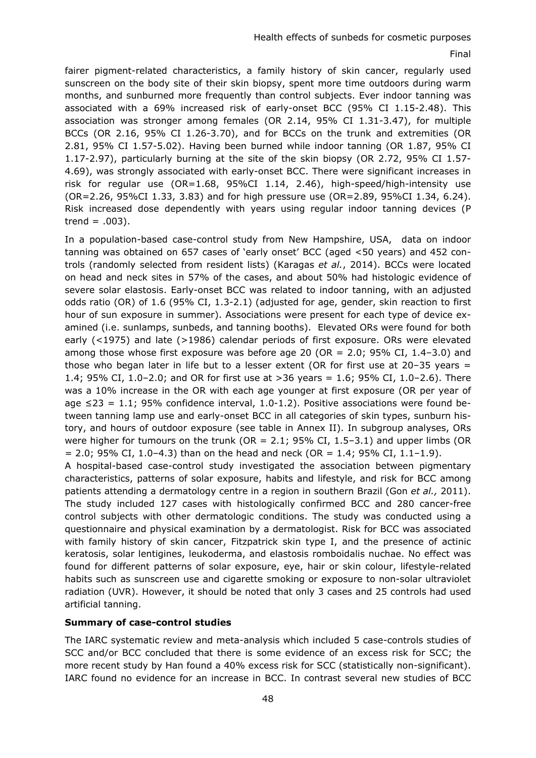fairer pigment-related characteristics, a family history of skin cancer, regularly used sunscreen on the body site of their skin biopsy, spent more time outdoors during warm months, and sunburned more frequently than control subjects. Ever indoor tanning was associated with a 69% increased risk of early-onset BCC (95% CI 1.15-2.48). This association was stronger among females (OR 2.14, 95% CI 1.31-3.47), for multiple BCCs (OR 2.16, 95% CI 1.26-3.70), and for BCCs on the trunk and extremities (OR 2.81, 95% CI 1.57-5.02). Having been burned while indoor tanning (OR 1.87, 95% CI 1.17-2.97), particularly burning at the site of the skin biopsy (OR 2.72, 95% CI 1.57-4.69), was strongly associated with early-onset BCC. There were significant increases in risk for regular use (OR=1.68, 95%CI 1.14, 2.46), high-speed/high-intensity use (OR=2.26, 95%CI 1.33, 3.83) and for high pressure use (OR=2.89, 95%CI 1.34, 6.24). Risk increased dose dependently with years using regular indoor tanning devices (P trend = .003).

In a population-based case-control study from New Hampshire, USA, data on indoor tanning was obtained on 657 cases of 'early onset' BCC (aged <50 years) and 452 controls (randomly selected from resident lists) (Karagas *et al.*, 2014). BCCs were located on head and neck sites in 57% of the cases, and about 50% had histologic evidence of severe solar elastosis. Early-onset BCC was related to indoor tanning, with an adjusted odds ratio (OR) of 1.6 (95% CI, 1.3-2.1) (adjusted for age, gender, skin reaction to first hour of sun exposure in summer). Associations were present for each type of device examined (i.e. sunlamps, sunbeds, and tanning booths). Elevated ORs were found for both early (<1975) and late (>1986) calendar periods of first exposure. ORs were elevated among those whose first exposure was before age 20 (OR = 2.0; 95% CI, 1.4–3.0) and those who began later in life but to a lesser extent (OR for first use at 20–35 years = 1.4; 95% CI, 1.0–2.0; and OR for first use at >36 years = 1.6; 95% CI, 1.0–2.6). There was a 10% increase in the OR with each age younger at first exposure (OR per year of age ≤23 = 1.1; 95% confidence interval, 1.0-1.2). Positive associations were found between tanning lamp use and early-onset BCC in all categories of skin types, sunburn history, and hours of outdoor exposure (see table in Annex II). In subgroup analyses, ORs were higher for tumours on the trunk (OR = 2.1; 95% CI, 1.5–3.1) and upper limbs (OR = 2.0; 95% CI, 1.0–4.3) than on the head and neck (OR = 1.4; 95% CI, 1.1–1.9).

A hospital-based case-control study investigated the association between pigmentary characteristics, patterns of solar exposure, habits and lifestyle, and risk for BCC among patients attending a dermatology centre in a region in southern Brazil (Gon *et al.,* 2011). The study included 127 cases with histologically confirmed BCC and 280 cancer-free control subjects with other dermatologic conditions. The study was conducted using a questionnaire and physical examination by a dermatologist. Risk for BCC was associated with family history of skin cancer, Fitzpatrick skin type I, and the presence of actinic keratosis, solar lentigines, leukoderma, and elastosis romboidalis nuchae. No effect was found for different patterns of solar exposure, eye, hair or skin colour, lifestyle-related habits such as sunscreen use and cigarette smoking or exposure to non-solar ultraviolet radiation (UVR). However, it should be noted that only 3 cases and 25 controls had used artificial tanning.

**Summary of case-control studies**

The IARC systematic review and meta-analysis which included 5 case-controls studies of SCC and/or BCC concluded that there is some evidence of an excess risk for SCC; the more recent study by Han found a 40% excess risk for SCC (statistically non-significant). IARC found no evidence for an increase in BCC. In contrast several new studies of BCC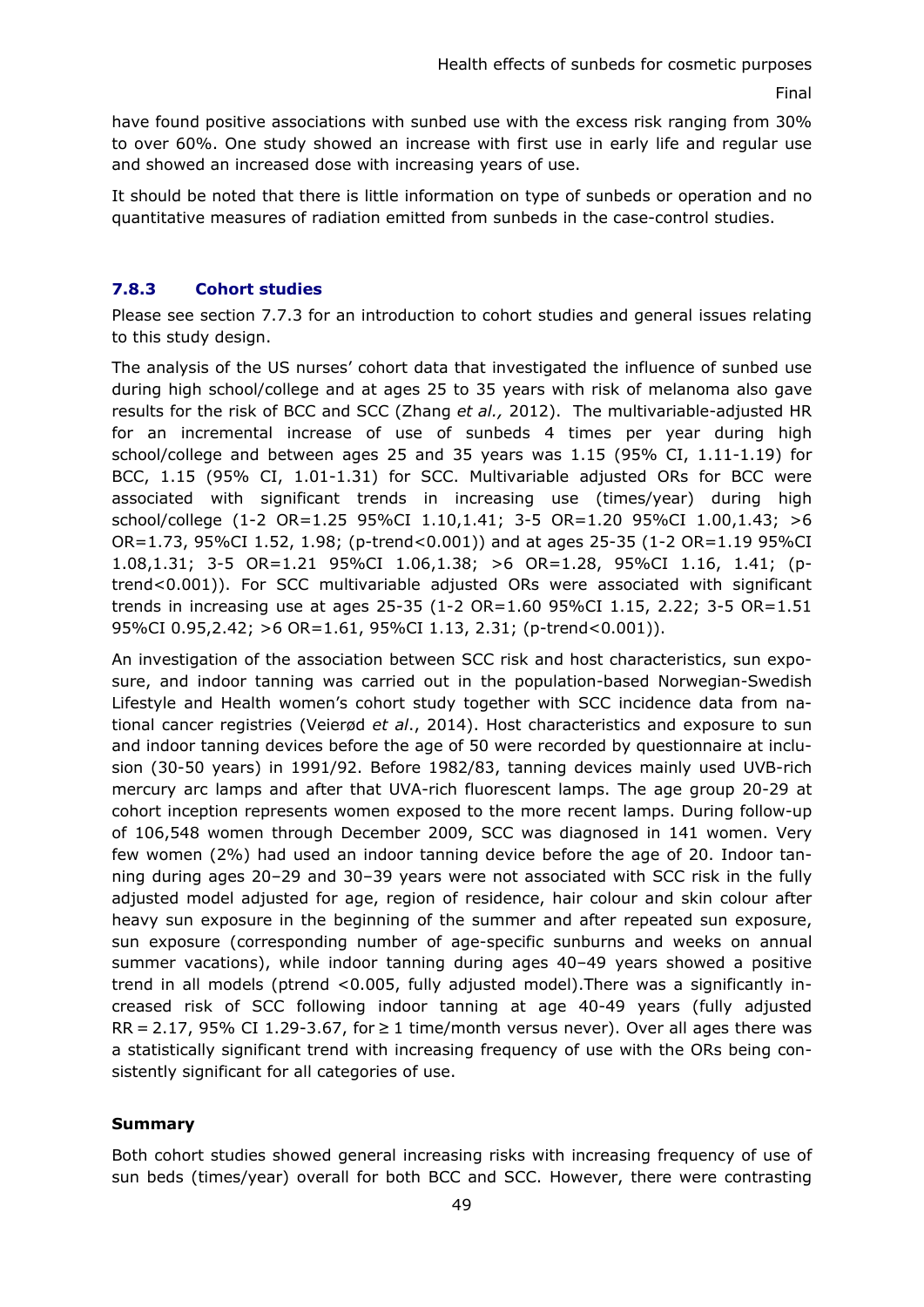have found positive associations with sunbed use with the excess risk ranging from 30% to over 60%. One study showed an increase with first use in early life and regular use and showed an increased dose with increasing years of use.

It should be noted that there is little information on type of sunbeds or operation and no quantitative measures of radiation emitted from sunbeds in the case-control studies.

### 7.8.3 Cohort studies

Please see section 7.7.3 for an introduction to cohort studies and general issues relating to this study design.

The analysis of the US nurses' cohort data that investigated the influence of sunbed use during high school/college and at ages 25 to 35 years with risk of melanoma also gave results for the risk of BCC and SCC (Zhang *et al.,* 2012). The multivariable-adjusted HR for an incremental increase of use of sunbeds 4 times per year during high school/college and between ages 25 and 35 years was 1.15 (95% CI, 1.11-1.19) for BCC, 1.15 (95% CI, 1.01-1.31) for SCC. Multivariable adjusted ORs for BCC were associated with significant trends in increasing use (times/year) during high school/college (1-2 OR=1.25 95%CI 1.10,1.41; 3-5 OR=1.20 95%CI 1.00,1.43; >6 OR=1.73, 95%CI 1.52, 1.98; (p-trend<0.001)) and at ages 25-35 (1-2 OR=1.19 95%CI 1.08,1.31; 3-5 OR=1.21 95%CI 1.06,1.38; >6 OR=1.28, 95%CI 1.16, 1.41; (p-trend<0.001)). For SCC multivariable adjusted ORs were associated with significant trends in increasing use at ages 25-35 (1-2 OR=1.60 95%CI 1.15, 2.22; 3-5 OR=1.51 95%CI 0.95,2.42; >6 OR=1.61, 95%CI 1.13, 2.31; (p-trend<0.001)).

An investigation of the association between SCC risk and host characteristics, sun exposure, and indoor tanning was carried out in the population-based Norwegian-Swedish Lifestyle and Health women's cohort study together with SCC incidence data from national cancer registries (Veierød *et al*., 2014). Host characteristics and exposure to sun and indoor tanning devices before the age of 50 were recorded by questionnaire at inclusion (30-50 years) in 1991/92. Before 1982/83, tanning devices mainly used UVB-rich mercury arc lamps and after that UVA-rich fluorescent lamps. The age group 20-29 at cohort inception represents women exposed to the more recent lamps. During follow-up of 106,548 women through December 2009, SCC was diagnosed in 141 women. Very few women (2%) had used an indoor tanning device before the age of 20. Indoor tanning during ages 20–29 and 30–39 years were not associated with SCC risk in the fully adjusted model adjusted for age, region of residence, hair colour and skin colour after heavy sun exposure in the beginning of the summer and after repeated sun exposure, sun exposure (corresponding number of age-specific sunburns and weeks on annual summer vacations), while indoor tanning during ages 40–49 years showed a positive trend in all models (ptrend <0.005, fully adjusted model).There was a significantly increased risk of SCC following indoor tanning at age 40-49 years (fully adjusted RR = 2.17, 95% CI 1.29-3.67, for ≥ 1 time/month versus never). Over all ages there was a statistically significant trend with increasing frequency of use with the ORs being consistently significant for all categories of use.

**Summary**

Both cohort studies showed general increasing risks with increasing frequency of use of sun beds (times/year) overall for both BCC and SCC. However, there were contrasting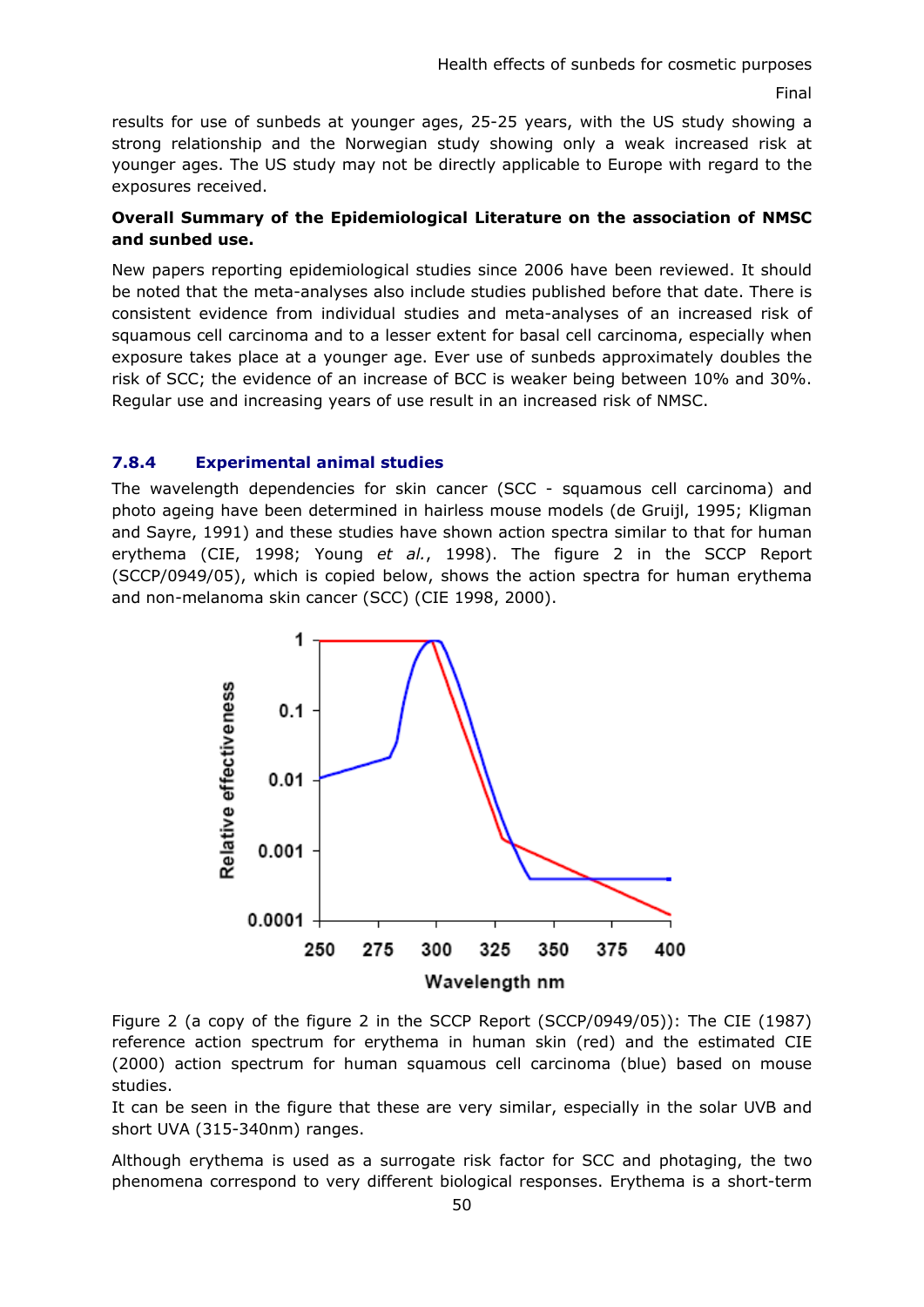results for use of sunbeds at younger ages, 25-25 years, with the US study showing a strong relationship and the Norwegian study showing only a weak increased risk at younger ages. The US study may not be directly applicable to Europe with regard to the exposures received.

**Overall Summary of the Epidemiological Literature on the association of NMSC and sunbed use.**

New papers reporting epidemiological studies since 2006 have been reviewed. It should be noted that the meta-analyses also include studies published before that date. There is consistent evidence from individual studies and meta-analyses of an increased risk of squamous cell carcinoma and to a lesser extent for basal cell carcinoma, especially when exposure takes place at a younger age. Ever use of sunbeds approximately doubles the risk of SCC; the evidence of an increase of BCC is weaker being between 10% and 30%. Regular use and increasing years of use result in an increased risk of NMSC.

### 7.8.4 Experimental animal studies

The wavelength dependencies for skin cancer (SCC - squamous cell carcinoma) and photo ageing have been determined in hairless mouse models (de Gruijl, 1995; Kligman and Sayre, 1991) and these studies have shown action spectra similar to that for human erythema (CIE, 1998; Young *et al.*, 1998). The figure 2 in the SCCP Report (SCCP/0949/05), which is copied below, shows the action spectra for human erythema and non-melanoma skin cancer (SCC) (CIE 1998, 2000).

Figure 2 (a copy of the figure 2 in the SCCP Report (SCCP/0949/05)): The CIE (1987) reference action spectrum for erythema in human skin (red) and the estimated CIE (2000) action spectrum for human squamous cell carcinoma (blue) based on mouse studies.

It can be seen in the figure that these are very similar, especially in the solar UVB and short UVA (315-340nm) ranges.

Although erythema is used as a surrogate risk factor for SCC and photaging, the two phenomena correspond to very different biological responses. Erythema is a short-term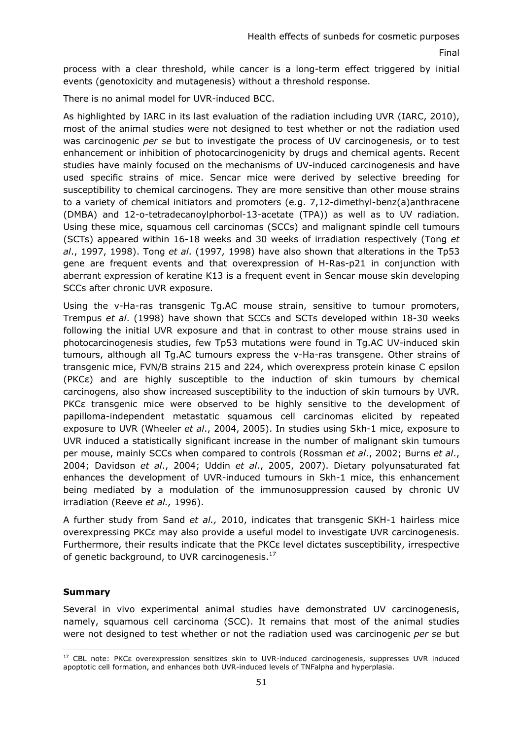process with a clear threshold, while cancer is a long-term effect triggered by initial events (genotoxicity and mutagenesis) without a threshold response.

There is no animal model for UVR-induced BCC.

As highlighted by IARC in its last evaluation of the radiation including UVR (IARC, 2010), most of the animal studies were not designed to test whether or not the radiation used was carcinogenic *per se* but to investigate the process of UV carcinogenesis, or to test enhancement or inhibition of photocarcinogenicity by drugs and chemical agents. Recent studies have mainly focused on the mechanisms of UV-induced carcinogenesis and have used specific strains of mice. Sencar mice were derived by selective breeding for susceptibility to chemical carcinogens. They are more sensitive than other mouse strains to a variety of chemical initiators and promoters (e.g. 7,12-dimethyl-benz(a)anthracene (DMBA) and 12-o-tetradecanoylphorbol-13-acetate (TPA)) as well as to UV radiation. Using these mice, squamous cell carcinomas (SCCs) and malignant spindle cell tumours (SCTs) appeared within 16-18 weeks and 30 weeks of irradiation respectively (Tong *et al*., 1997, 1998). Tong *et al*. (1997, 1998) have also shown that alterations in the Tp53 gene are frequent events and that overexpression of H-Ras-p21 in conjunction with aberrant expression of keratine K13 is a frequent event in Sencar mouse skin developing SCCs after chronic UVR exposure.

Using the v-Ha-ras transgenic Tg.AC mouse strain, sensitive to tumour promoters, Trempus *et al*. (1998) have shown that SCCs and SCTs developed within 18-30 weeks following the initial UVR exposure and that in contrast to other mouse strains used in photocarcinogenesis studies, few Tp53 mutations were found in Tg.AC UV-induced skin tumours, although all Tg.AC tumours express the v-Ha-ras transgene. Other strains of transgenic mice, FVN/B strains 215 and 224, which overexpress protein kinase C epsilon (PKCε) and are highly susceptible to the induction of skin tumours by chemical carcinogens, also show increased susceptibility to the induction of skin tumours by UVR. PKCε transgenic mice were observed to be highly sensitive to the development of papilloma-independent metastatic squamous cell carcinomas elicited by repeated exposure to UVR (Wheeler *et al*., 2004, 2005). In studies using Skh-1 mice, exposure to UVR induced a statistically significant increase in the number of malignant skin tumours per mouse, mainly SCCs when compared to controls (Rossman *et al*., 2002; Burns *et al*., 2004; Davidson *et al*., 2004; Uddin *et al*., 2005, 2007). Dietary polyunsaturated fat enhances the development of UVR-induced tumours in Skh-1 mice, this enhancement being mediated by a modulation of the immunosuppression caused by chronic UV irradiation (Reeve *et al.,* 1996).

A further study from Sand *et al.,* 2010, indicates that transgenic SKH-1 hairless mice overexpressing PKCε may also provide a useful model to investigate UVR carcinogenesis. Furthermore, their results indicate that the PKCε level dictates susceptibility, irrespective of genetic background, to UVR carcinogenesis.[17]

**Summary**

Several in vivo experimental animal studies have demonstrated UV carcinogenesis, namely, squamous cell carcinoma (SCC). It remains that most of the animal studies were not designed to test whether or not the radiation used was carcinogenic *per se* but

[17] CBL note: PKCε overexpression sensitizes skin to UVR-induced carcinogenesis, suppresses UVR induced apoptotic cell formation, and enhances both UVR-induced levels of TNFalpha and hyperplasia.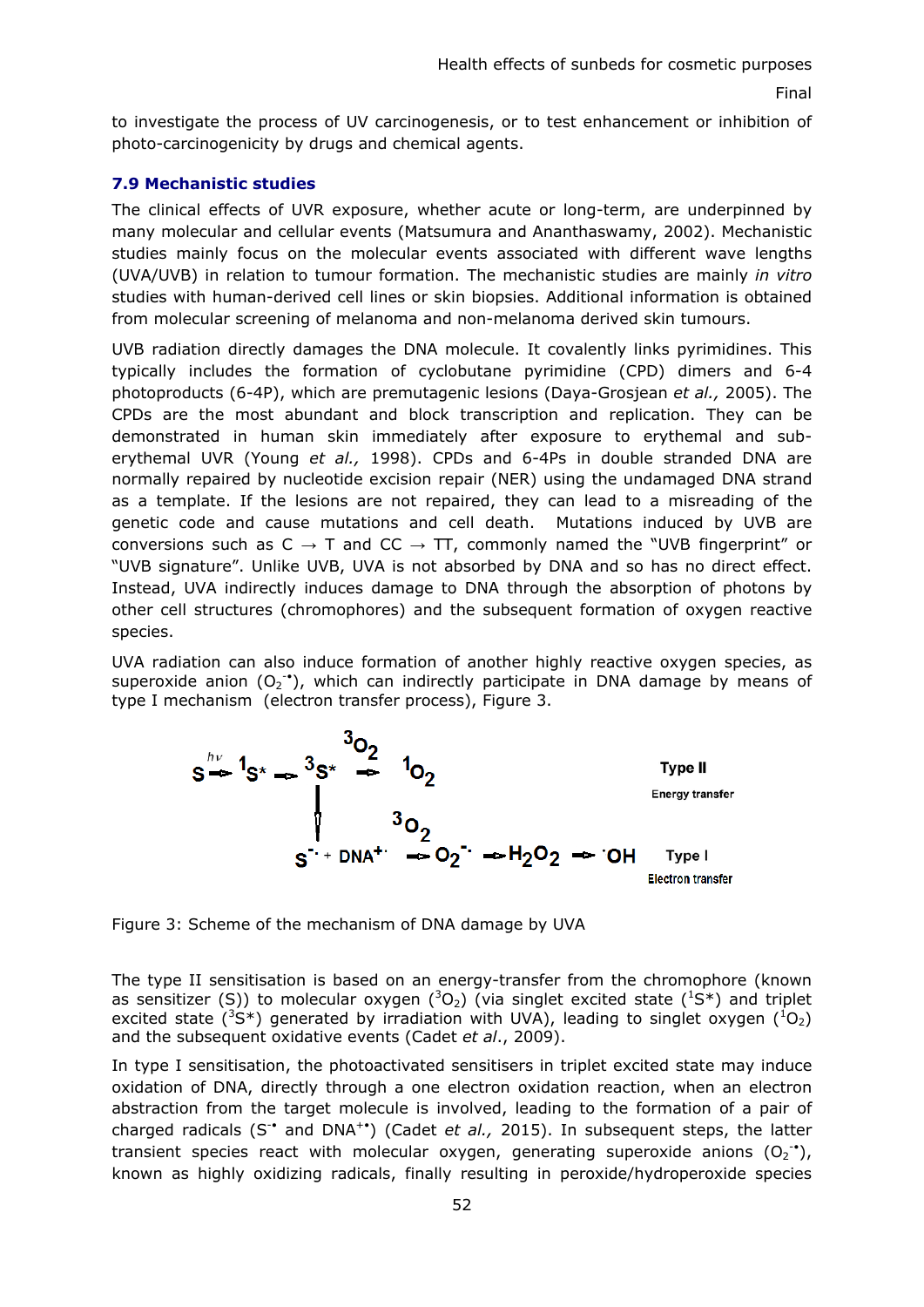to investigate the process of UV carcinogenesis, or to test enhancement or inhibition of photo-carcinogenicity by drugs and chemical agents.

### 7.9 Mechanistic studies

The clinical effects of UVR exposure, whether acute or long-term, are underpinned by many molecular and cellular events (Matsumura and Ananthaswamy, 2002). Mechanistic studies mainly focus on the molecular events associated with different wave lengths (UVA/UVB) in relation to tumour formation. The mechanistic studies are mainly *in vitro* studies with human-derived cell lines or skin biopsies. Additional information is obtained from molecular screening of melanoma and non-melanoma derived skin tumours.

UVB radiation directly damages the DNA molecule. It covalently links pyrimidines. This typically includes the formation of cyclobutane pyrimidine (CPD) dimers and 6-4 photoproducts (6-4P), which are premutagenic lesions (Daya-Grosjean *et al.,* 2005). The CPDs are the most abundant and block transcription and replication. They can be demonstrated in human skin immediately after exposure to erythemal and sub-erythemal UVR (Young *et al.,* 1998). CPDs and 6-4Ps in double stranded DNA are normally repaired by nucleotide excision repair (NER) using the undamaged DNA strand as a template. If the lesions are not repaired, they can lead to a misreading of the genetic code and cause mutations and cell death. Mutations induced by UVB are conversions such as C → T and CC → TT, commonly named the "UVB fingerprint" or "UVB signature". Unlike UVB, UVA is not absorbed by DNA and so has no direct effect. Instead, UVA indirectly induces damage to DNA through the absorption of photons by other cell structures (chromophores) and the subsequent formation of oxygen reactive species.

UVA radiation can also induce formation of another highly reactive oxygen species, as superoxide anion ($O_2^{-\bullet}$), which can indirectly participate in DNA damage by means of type I mechanism (electron transfer process), Figure 3.

$$S \xrightarrow{h\nu} {}^1S^* \rightarrow {}^3S^* \xrightarrow{{}^3O_2} {}^1O_2 \quad \text{Type II (Energy transfer)}$$

$$ {}^3S^* \rightarrow S^{-\cdot} + DNA^{+\cdot} \xrightarrow{{}^3O_2} O_2^{-\cdot} \rightarrow H_2O_2 \rightarrow {}^{\cdot}OH \quad \text{Type I (Electron transfer)}$$

Figure 3: Scheme of the mechanism of DNA damage by UVA

The type II sensitisation is based on an energy-transfer from the chromophore (known as sensitizer (S)) to molecular oxygen (${}^3O_2$) (via singlet excited state (${}^1S^*$) and triplet excited state (${}^3S^*$) generated by irradiation with UVA), leading to singlet oxygen (${}^1O_2$) and the subsequent oxidative events (Cadet *et al*., 2009).

In type I sensitisation, the photoactivated sensitisers in triplet excited state may induce oxidation of DNA, directly through a one electron oxidation reaction, when an electron abstraction from the target molecule is involved, leading to the formation of a pair of charged radicals ($S^{-\bullet}$ and $DNA^{+\bullet}$) (Cadet *et al.,* 2015). In subsequent steps, the latter transient species react with molecular oxygen, generating superoxide anions ($O_2^{-\bullet}$), known as highly oxidizing radicals, finally resulting in peroxide/hydroperoxide species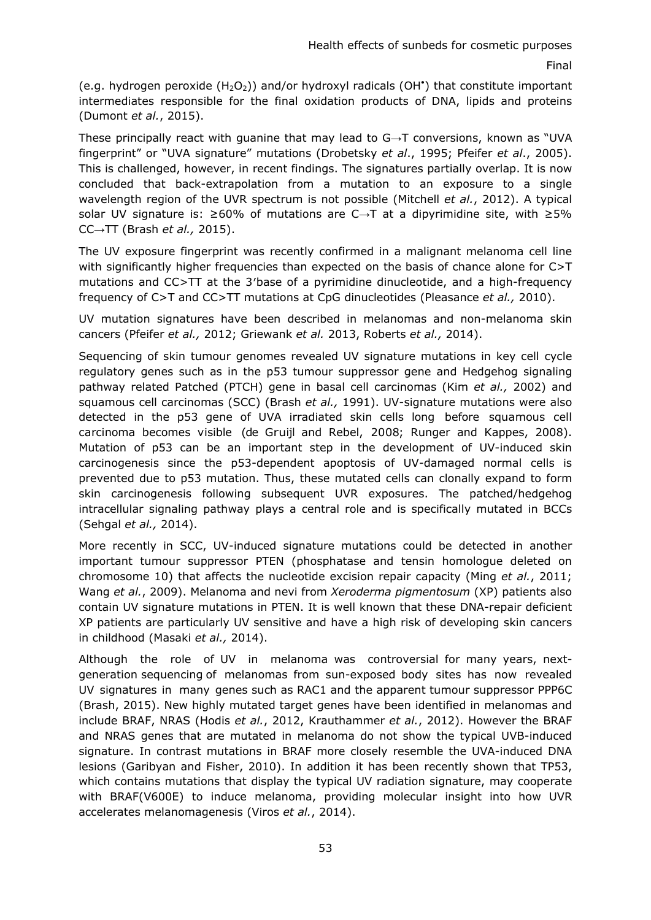(e.g. hydrogen peroxide ($H_2O_2$)) and/or hydroxyl radicals ($OH^{\bullet}$) that constitute important intermediates responsible for the final oxidation products of DNA, lipids and proteins (Dumont *et al.*, 2015).

These principally react with guanine that may lead to G→T conversions, known as "UVA fingerprint" or "UVA signature" mutations (Drobetsky *et al*., 1995; Pfeifer *et al*., 2005). This is challenged, however, in recent findings. The signatures partially overlap. It is now concluded that back-extrapolation from a mutation to an exposure to a single wavelength region of the UVR spectrum is not possible (Mitchell *et al.*, 2012). A typical solar UV signature is: ≥60% of mutations are C→T at a dipyrimidine site, with ≥5% CC→TT (Brash *et al.,* 2015).

The UV exposure fingerprint was recently confirmed in a malignant melanoma cell line with significantly higher frequencies than expected on the basis of chance alone for C>T mutations and CC>TT at the 3'base of a pyrimidine dinucleotide, and a high-frequency frequency of C>T and CC>TT mutations at CpG dinucleotides (Pleasance *et al.,* 2010).

UV mutation signatures have been described in melanomas and non-melanoma skin cancers (Pfeifer *et al.,* 2012; Griewank *et al.* 2013, Roberts *et al.,* 2014).

Sequencing of skin tumour genomes revealed UV signature mutations in key cell cycle regulatory genes such as in the p53 tumour suppressor gene and Hedgehog signaling pathway related Patched (PTCH) gene in basal cell carcinomas (Kim *et al.,* 2002) and squamous cell carcinomas (SCC) (Brash *et al.,* 1991). UV-signature mutations were also detected in the p53 gene of UVA irradiated skin cells long before squamous cell carcinoma becomes visible (de Gruijl and Rebel, 2008; Runger and Kappes, 2008). Mutation of p53 can be an important step in the development of UV-induced skin carcinogenesis since the p53-dependent apoptosis of UV-damaged normal cells is prevented due to p53 mutation. Thus, these mutated cells can clonally expand to form skin carcinogenesis following subsequent UVR exposures. The patched/hedgehog intracellular signaling pathway plays a central role and is specifically mutated in BCCs (Sehgal *et al.,* 2014).

More recently in SCC, UV-induced signature mutations could be detected in another important tumour suppressor PTEN (phosphatase and tensin homologue deleted on chromosome 10) that affects the nucleotide excision repair capacity (Ming *et al.*, 2011; Wang *et al.*, 2009). Melanoma and nevi from *Xeroderma pigmentosum* (XP) patients also contain UV signature mutations in PTEN. It is well known that these DNA-repair deficient XP patients are particularly UV sensitive and have a high risk of developing skin cancers in childhood (Masaki *et al.,* 2014).

Although the role of UV in melanoma was controversial for many years, next-generation sequencing of melanomas from sun-exposed body sites has now revealed UV signatures in many genes such as RAC1 and the apparent tumour suppressor PPP6C (Brash, 2015). New highly mutated target genes have been identified in melanomas and include BRAF, NRAS (Hodis *et al.*, 2012, Krauthammer *et al.*, 2012). However the BRAF and NRAS genes that are mutated in melanoma do not show the typical UVB-induced signature. In contrast mutations in BRAF more closely resemble the UVA-induced DNA lesions (Garibyan and Fisher, 2010). In addition it has been recently shown that TP53, which contains mutations that display the typical UV radiation signature, may cooperate with BRAF(V600E) to induce melanoma, providing molecular insight into how UVR accelerates melanomagenesis (Viros *et al.*, 2014).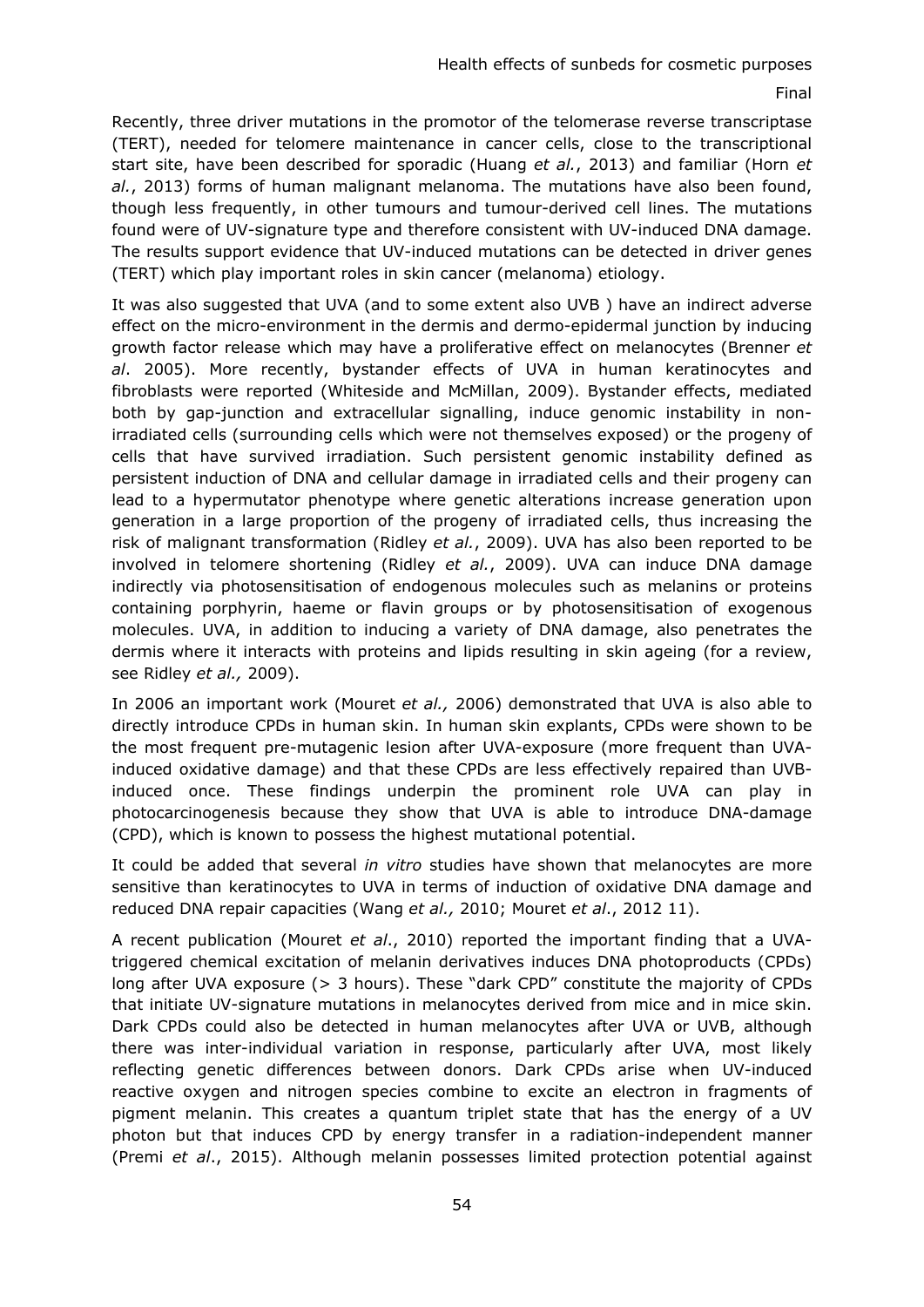Recently, three driver mutations in the promotor of the telomerase reverse transcriptase (TERT), needed for telomere maintenance in cancer cells, close to the transcriptional start site, have been described for sporadic (Huang *et al.*, 2013) and familiar (Horn *et al.*, 2013) forms of human malignant melanoma. The mutations have also been found, though less frequently, in other tumours and tumour-derived cell lines. The mutations found were of UV-signature type and therefore consistent with UV-induced DNA damage. The results support evidence that UV-induced mutations can be detected in driver genes (TERT) which play important roles in skin cancer (melanoma) etiology.

It was also suggested that UVA (and to some extent also UVB ) have an indirect adverse effect on the micro-environment in the dermis and dermo-epidermal junction by inducing growth factor release which may have a proliferative effect on melanocytes (Brenner *et al*. 2005). More recently, bystander effects of UVA in human keratinocytes and fibroblasts were reported (Whiteside and McMillan, 2009). Bystander effects, mediated both by gap-junction and extracellular signalling, induce genomic instability in non-irradiated cells (surrounding cells which were not themselves exposed) or the progeny of cells that have survived irradiation. Such persistent genomic instability defined as persistent induction of DNA and cellular damage in irradiated cells and their progeny can lead to a hypermutator phenotype where genetic alterations increase generation upon generation in a large proportion of the progeny of irradiated cells, thus increasing the risk of malignant transformation (Ridley *et al.*, 2009). UVA has also been reported to be involved in telomere shortening (Ridley *et al.*, 2009). UVA can induce DNA damage indirectly via photosensitisation of endogenous molecules such as melanins or proteins containing porphyrin, haeme or flavin groups or by photosensitisation of exogenous molecules. UVA, in addition to inducing a variety of DNA damage, also penetrates the dermis where it interacts with proteins and lipids resulting in skin ageing (for a review, see Ridley *et al.,* 2009).

In 2006 an important work (Mouret *et al.,* 2006) demonstrated that UVA is also able to directly introduce CPDs in human skin. In human skin explants, CPDs were shown to be the most frequent pre-mutagenic lesion after UVA-exposure (more frequent than UVA-induced oxidative damage) and that these CPDs are less effectively repaired than UVB-induced once. These findings underpin the prominent role UVA can play in photocarcinogenesis because they show that UVA is able to introduce DNA-damage (CPD), which is known to possess the highest mutational potential.

It could be added that several *in vitro* studies have shown that melanocytes are more sensitive than keratinocytes to UVA in terms of induction of oxidative DNA damage and reduced DNA repair capacities (Wang *et al.,* 2010; Mouret *et al*., 2012 11).

A recent publication (Mouret *et al*., 2010) reported the important finding that a UVA-triggered chemical excitation of melanin derivatives induces DNA photoproducts (CPDs) long after UVA exposure (> 3 hours). These "dark CPD" constitute the majority of CPDs that initiate UV-signature mutations in melanocytes derived from mice and in mice skin. Dark CPDs could also be detected in human melanocytes after UVA or UVB, although there was inter-individual variation in response, particularly after UVA, most likely reflecting genetic differences between donors. Dark CPDs arise when UV-induced reactive oxygen and nitrogen species combine to excite an electron in fragments of pigment melanin. This creates a quantum triplet state that has the energy of a UV photon but that induces CPD by energy transfer in a radiation-independent manner (Premi *et al*., 2015). Although melanin possesses limited protection potential against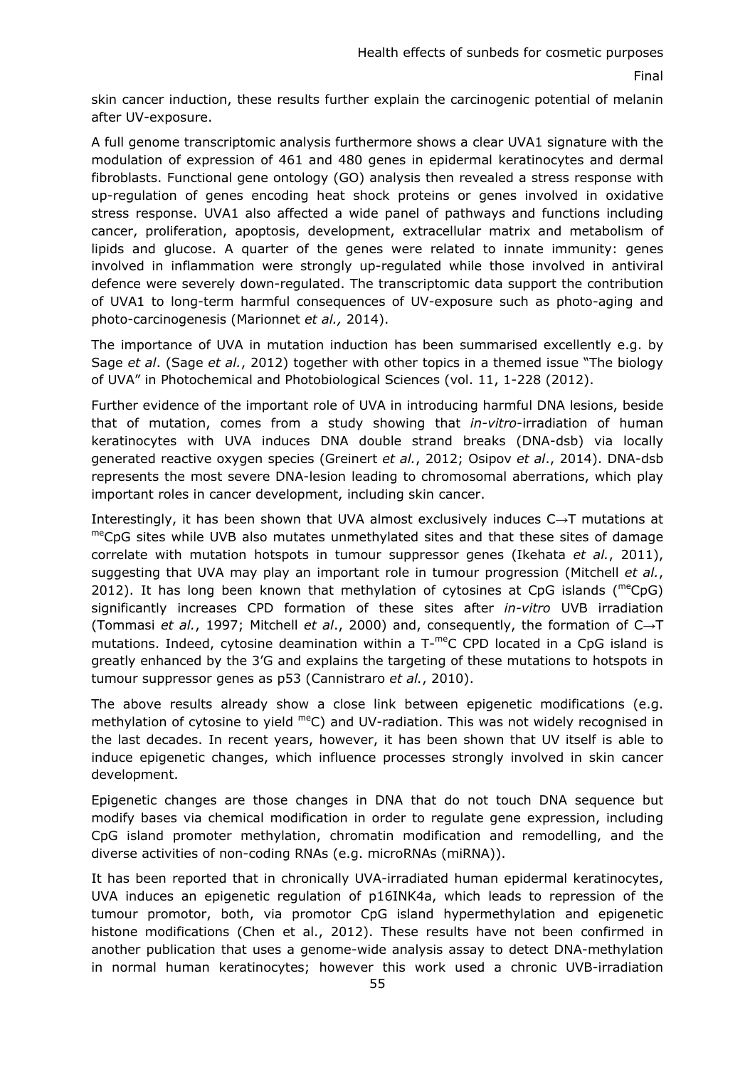skin cancer induction, these results further explain the carcinogenic potential of melanin after UV-exposure.

A full genome transcriptomic analysis furthermore shows a clear UVA1 signature with the modulation of expression of 461 and 480 genes in epidermal keratinocytes and dermal fibroblasts. Functional gene ontology (GO) analysis then revealed a stress response with up-regulation of genes encoding heat shock proteins or genes involved in oxidative stress response. UVA1 also affected a wide panel of pathways and functions including cancer, proliferation, apoptosis, development, extracellular matrix and metabolism of lipids and glucose. A quarter of the genes were related to innate immunity: genes involved in inflammation were strongly up-regulated while those involved in antiviral defence were severely down-regulated. The transcriptomic data support the contribution of UVA1 to long-term harmful consequences of UV-exposure such as photo-aging and photo-carcinogenesis (Marionnet *et al.,* 2014).

The importance of UVA in mutation induction has been summarised excellently e.g. by Sage *et al*. (Sage *et al.*, 2012) together with other topics in a themed issue "The biology of UVA" in Photochemical and Photobiological Sciences (vol. 11, 1-228 (2012).

Further evidence of the important role of UVA in introducing harmful DNA lesions, beside that of mutation, comes from a study showing that *in-vitro*-irradiation of human keratinocytes with UVA induces DNA double strand breaks (DNA-dsb) via locally generated reactive oxygen species (Greinert *et al.*, 2012; Osipov *et al*., 2014). DNA-dsb represents the most severe DNA-lesion leading to chromosomal aberrations, which play important roles in cancer development, including skin cancer.

Interestingly, it has been shown that UVA almost exclusively induces C→T mutations at $^{me}$CpG sites while UVB also mutates unmethylated sites and that these sites of damage correlate with mutation hotspots in tumour suppressor genes (Ikehata *et al.*, 2011), suggesting that UVA may play an important role in tumour progression (Mitchell *et al.*, 2012). It has long been known that methylation of cytosines at CpG islands ($^{me}$CpG) significantly increases CPD formation of these sites after *in-vitro* UVB irradiation (Tommasi *et al.*, 1997; Mitchell *et al*., 2000) and, consequently, the formation of C→T mutations. Indeed, cytosine deamination within a T-$^{me}$C CPD located in a CpG island is greatly enhanced by the 3'G and explains the targeting of these mutations to hotspots in tumour suppressor genes as p53 (Cannistraro *et al.*, 2010).

The above results already show a close link between epigenetic modifications (e.g. methylation of cytosine to yield $^{me}$C) and UV-radiation. This was not widely recognised in the last decades. In recent years, however, it has been shown that UV itself is able to induce epigenetic changes, which influence processes strongly involved in skin cancer development.

Epigenetic changes are those changes in DNA that do not touch DNA sequence but modify bases via chemical modification in order to regulate gene expression, including CpG island promoter methylation, chromatin modification and remodelling, and the diverse activities of non-coding RNAs (e.g. microRNAs (miRNA)).

It has been reported that in chronically UVA-irradiated human epidermal keratinocytes, UVA induces an epigenetic regulation of p16INK4a, which leads to repression of the tumour promotor, both, via promotor CpG island hypermethylation and epigenetic histone modifications (Chen et al., 2012). These results have not been confirmed in another publication that uses a genome-wide analysis assay to detect DNA-methylation in normal human keratinocytes; however this work used a chronic UVB-irradiation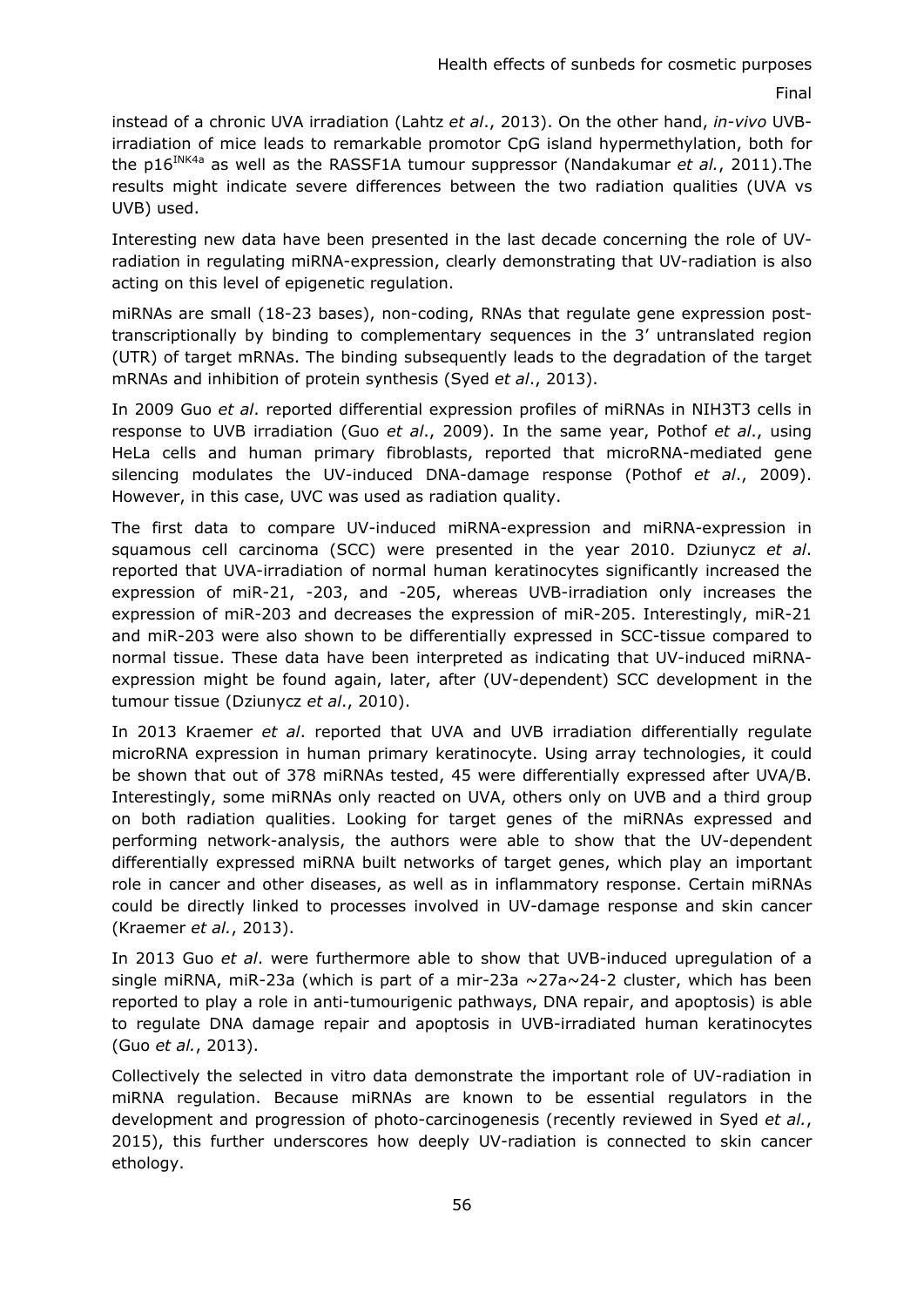instead of a chronic UVA irradiation (Lahtz *et al*., 2013). On the other hand, *in-vivo* UVB-irradiation of mice leads to remarkable promotor CpG island hypermethylation, both for the p16$^{INK4a}$ as well as the RASSF1A tumour suppressor (Nandakumar *et al.*, 2011).The results might indicate severe differences between the two radiation qualities (UVA vs UVB) used.

Interesting new data have been presented in the last decade concerning the role of UV-radiation in regulating miRNA-expression, clearly demonstrating that UV-radiation is also acting on this level of epigenetic regulation.

miRNAs are small (18-23 bases), non-coding, RNAs that regulate gene expression post-transcriptionally by binding to complementary sequences in the 3' untranslated region (UTR) of target mRNAs. The binding subsequently leads to the degradation of the target mRNAs and inhibition of protein synthesis (Syed *et al*., 2013).

In 2009 Guo *et al*. reported differential expression profiles of miRNAs in NIH3T3 cells in response to UVB irradiation (Guo *et al*., 2009). In the same year, Pothof *et al*., using HeLa cells and human primary fibroblasts, reported that microRNA-mediated gene silencing modulates the UV-induced DNA-damage response (Pothof *et al*., 2009). However, in this case, UVC was used as radiation quality.

The first data to compare UV-induced miRNA-expression and miRNA-expression in squamous cell carcinoma (SCC) were presented in the year 2010. Dziunycz *et al*. reported that UVA-irradiation of normal human keratinocytes significantly increased the expression of miR-21, -203, and -205, whereas UVB-irradiation only increases the expression of miR-203 and decreases the expression of miR-205. Interestingly, miR-21 and miR-203 were also shown to be differentially expressed in SCC-tissue compared to normal tissue. These data have been interpreted as indicating that UV-induced miRNA-expression might be found again, later, after (UV-dependent) SCC development in the tumour tissue (Dziunycz *et al*., 2010).

In 2013 Kraemer *et al*. reported that UVA and UVB irradiation differentially regulate microRNA expression in human primary keratinocyte. Using array technologies, it could be shown that out of 378 miRNAs tested, 45 were differentially expressed after UVA/B. Interestingly, some miRNAs only reacted on UVA, others only on UVB and a third group on both radiation qualities. Looking for target genes of the miRNAs expressed and performing network-analysis, the authors were able to show that the UV-dependent differentially expressed miRNA built networks of target genes, which play an important role in cancer and other diseases, as well as in inflammatory response. Certain miRNAs could be directly linked to processes involved in UV-damage response and skin cancer (Kraemer *et al.*, 2013).

In 2013 Guo *et al*. were furthermore able to show that UVB-induced upregulation of a single miRNA, miR-23a (which is part of a mir-23a ~27a~24-2 cluster, which has been reported to play a role in anti-tumourigenic pathways, DNA repair, and apoptosis) is able to regulate DNA damage repair and apoptosis in UVB-irradiated human keratinocytes (Guo *et al.*, 2013).

Collectively the selected in vitro data demonstrate the important role of UV-radiation in miRNA regulation. Because miRNAs are known to be essential regulators in the development and progression of photo-carcinogenesis (recently reviewed in Syed *et al.*, 2015), this further underscores how deeply UV-radiation is connected to skin cancer ethology.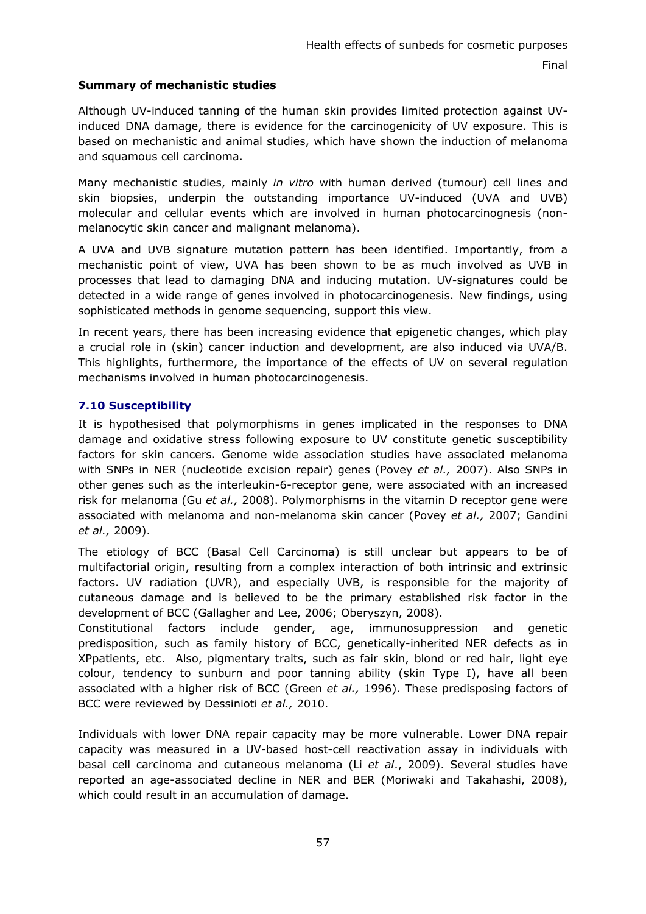**Summary of mechanistic studies**

Although UV-induced tanning of the human skin provides limited protection against UV-induced DNA damage, there is evidence for the carcinogenicity of UV exposure. This is based on mechanistic and animal studies, which have shown the induction of melanoma and squamous cell carcinoma.

Many mechanistic studies, mainly *in vitro* with human derived (tumour) cell lines and skin biopsies, underpin the outstanding importance UV-induced (UVA and UVB) molecular and cellular events which are involved in human photocarcinognesis (non-melanocytic skin cancer and malignant melanoma).

A UVA and UVB signature mutation pattern has been identified. Importantly, from a mechanistic point of view, UVA has been shown to be as much involved as UVB in processes that lead to damaging DNA and inducing mutation. UV-signatures could be detected in a wide range of genes involved in photocarcinogenesis. New findings, using sophisticated methods in genome sequencing, support this view.

In recent years, there has been increasing evidence that epigenetic changes, which play a crucial role in (skin) cancer induction and development, are also induced via UVA/B. This highlights, furthermore, the importance of the effects of UV on several regulation mechanisms involved in human photocarcinogenesis.

### 7.10 Susceptibility

It is hypothesised that polymorphisms in genes implicated in the responses to DNA damage and oxidative stress following exposure to UV constitute genetic susceptibility factors for skin cancers. Genome wide association studies have associated melanoma with SNPs in NER (nucleotide excision repair) genes (Povey *et al.,* 2007). Also SNPs in other genes such as the interleukin-6-receptor gene, were associated with an increased risk for melanoma (Gu *et al.,* 2008). Polymorphisms in the vitamin D receptor gene were associated with melanoma and non-melanoma skin cancer (Povey *et al.,* 2007; Gandini *et al.,* 2009).

The etiology of BCC (Basal Cell Carcinoma) is still unclear but appears to be of multifactorial origin, resulting from a complex interaction of both intrinsic and extrinsic factors. UV radiation (UVR), and especially UVB, is responsible for the majority of cutaneous damage and is believed to be the primary established risk factor in the development of BCC (Gallagher and Lee, 2006; Oberyszyn, 2008).
Constitutional factors include gender, age, immunosuppression and genetic predisposition, such as family history of BCC, genetically-inherited NER defects as in XPpatients, etc. Also, pigmentary traits, such as fair skin, blond or red hair, light eye colour, tendency to sunburn and poor tanning ability (skin Type I), have all been associated with a higher risk of BCC (Green *et al.,* 1996). These predisposing factors of BCC were reviewed by Dessinioti *et al.,* 2010.

Individuals with lower DNA repair capacity may be more vulnerable. Lower DNA repair capacity was measured in a UV-based host-cell reactivation assay in individuals with basal cell carcinoma and cutaneous melanoma (Li *et al*., 2009). Several studies have reported an age-associated decline in NER and BER (Moriwaki and Takahashi, 2008), which could result in an accumulation of damage.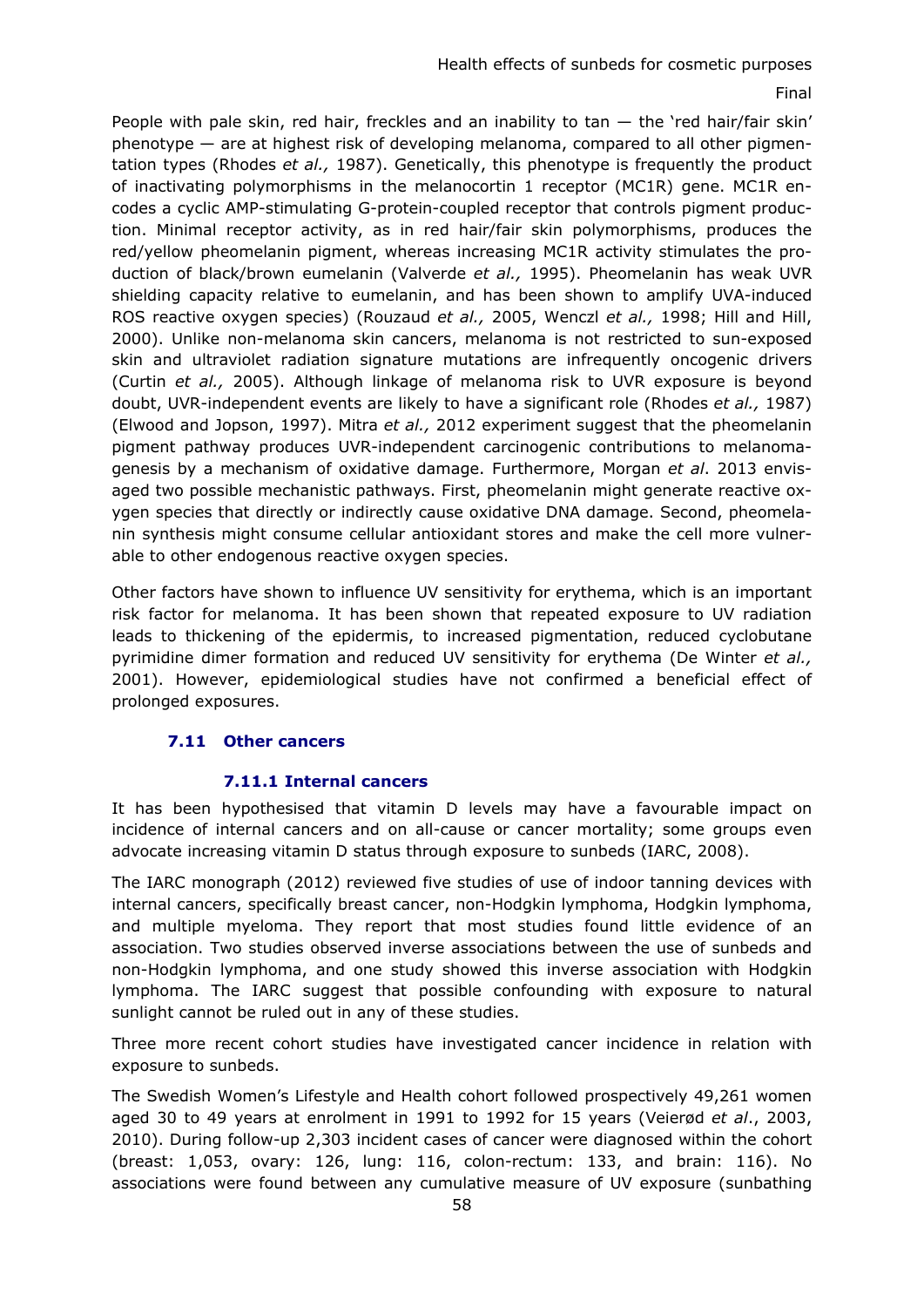People with pale skin, red hair, freckles and an inability to tan — the 'red hair/fair skin' phenotype — are at highest risk of developing melanoma, compared to all other pigmentation types (Rhodes *et al.,* 1987). Genetically, this phenotype is frequently the product of inactivating polymorphisms in the melanocortin 1 receptor (MC1R) gene. MC1R encodes a cyclic AMP-stimulating G-protein-coupled receptor that controls pigment production. Minimal receptor activity, as in red hair/fair skin polymorphisms, produces the red/yellow pheomelanin pigment, whereas increasing MC1R activity stimulates the production of black/brown eumelanin (Valverde *et al.,* 1995). Pheomelanin has weak UVR shielding capacity relative to eumelanin, and has been shown to amplify UVA-induced ROS reactive oxygen species) (Rouzaud *et al.,* 2005, Wenczl *et al.,* 1998; Hill and Hill, 2000). Unlike non-melanoma skin cancers, melanoma is not restricted to sun-exposed skin and ultraviolet radiation signature mutations are infrequently oncogenic drivers (Curtin *et al.,* 2005). Although linkage of melanoma risk to UVR exposure is beyond doubt, UVR-independent events are likely to have a significant role (Rhodes *et al.,* 1987) (Elwood and Jopson, 1997). Mitra *et al.,* 2012 experiment suggest that the pheomelanin pigment pathway produces UVR-independent carcinogenic contributions to melanomagenesis by a mechanism of oxidative damage. Furthermore, Morgan *et al*. 2013 envisaged two possible mechanistic pathways. First, pheomelanin might generate reactive oxygen species that directly or indirectly cause oxidative DNA damage. Second, pheomelanin synthesis might consume cellular antioxidant stores and make the cell more vulnerable to other endogenous reactive oxygen species.

Other factors have shown to influence UV sensitivity for erythema, which is an important risk factor for melanoma. It has been shown that repeated exposure to UV radiation leads to thickening of the epidermis, to increased pigmentation, reduced cyclobutane pyrimidine dimer formation and reduced UV sensitivity for erythema (De Winter *et al.,* 2001). However, epidemiological studies have not confirmed a beneficial effect of prolonged exposures.

## 7.11 Other cancers

### 7.11.1 Internal cancers

It has been hypothesised that vitamin D levels may have a favourable impact on incidence of internal cancers and on all-cause or cancer mortality; some groups even advocate increasing vitamin D status through exposure to sunbeds (IARC, 2008).

The IARC monograph (2012) reviewed five studies of use of indoor tanning devices with internal cancers, specifically breast cancer, non-Hodgkin lymphoma, Hodgkin lymphoma, and multiple myeloma. They report that most studies found little evidence of an association. Two studies observed inverse associations between the use of sunbeds and non-Hodgkin lymphoma, and one study showed this inverse association with Hodgkin lymphoma. The IARC suggest that possible confounding with exposure to natural sunlight cannot be ruled out in any of these studies.

Three more recent cohort studies have investigated cancer incidence in relation with exposure to sunbeds.

The Swedish Women's Lifestyle and Health cohort followed prospectively 49,261 women aged 30 to 49 years at enrolment in 1991 to 1992 for 15 years (Veierød *et al*., 2003, 2010). During follow-up 2,303 incident cases of cancer were diagnosed within the cohort (breast: 1,053, ovary: 126, lung: 116, colon-rectum: 133, and brain: 116). No associations were found between any cumulative measure of UV exposure (sunbathing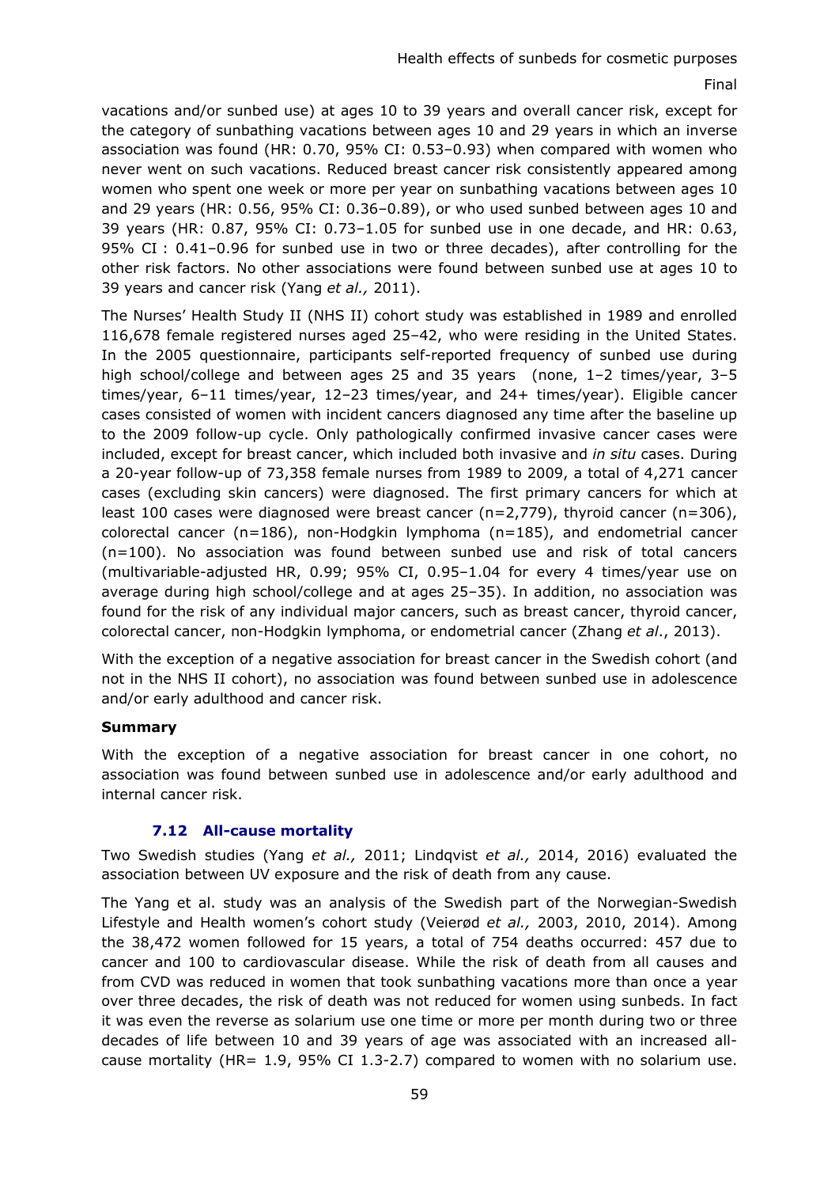vacations and/or sunbed use) at ages 10 to 39 years and overall cancer risk, except for the category of sunbathing vacations between ages 10 and 29 years in which an inverse association was found (HR: 0.70, 95% CI: 0.53–0.93) when compared with women who never went on such vacations. Reduced breast cancer risk consistently appeared among women who spent one week or more per year on sunbathing vacations between ages 10 and 29 years (HR: 0.56, 95% CI: 0.36–0.89), or who used sunbed between ages 10 and 39 years (HR: 0.87, 95% CI: 0.73–1.05 for sunbed use in one decade, and HR: 0.63, 95% CI : 0.41–0.96 for sunbed use in two or three decades), after controlling for the other risk factors. No other associations were found between sunbed use at ages 10 to 39 years and cancer risk (Yang *et al.,* 2011).

The Nurses' Health Study II (NHS II) cohort study was established in 1989 and enrolled 116,678 female registered nurses aged 25–42, who were residing in the United States. In the 2005 questionnaire, participants self-reported frequency of sunbed use during high school/college and between ages 25 and 35 years (none, 1–2 times/year, 3–5 times/year, 6–11 times/year, 12–23 times/year, and 24+ times/year). Eligible cancer cases consisted of women with incident cancers diagnosed any time after the baseline up to the 2009 follow-up cycle. Only pathologically confirmed invasive cancer cases were included, except for breast cancer, which included both invasive and *in situ* cases. During a 20-year follow-up of 73,358 female nurses from 1989 to 2009, a total of 4,271 cancer cases (excluding skin cancers) were diagnosed. The first primary cancers for which at least 100 cases were diagnosed were breast cancer (n=2,779), thyroid cancer (n=306), colorectal cancer (n=186), non-Hodgkin lymphoma (n=185), and endometrial cancer (n=100). No association was found between sunbed use and risk of total cancers (multivariable-adjusted HR, 0.99; 95% CI, 0.95–1.04 for every 4 times/year use on average during high school/college and at ages 25–35). In addition, no association was found for the risk of any individual major cancers, such as breast cancer, thyroid cancer, colorectal cancer, non-Hodgkin lymphoma, or endometrial cancer (Zhang *et al*., 2013).

With the exception of a negative association for breast cancer in the Swedish cohort (and not in the NHS II cohort), no association was found between sunbed use in adolescence and/or early adulthood and cancer risk.

**Summary**

With the exception of a negative association for breast cancer in one cohort, no association was found between sunbed use in adolescence and/or early adulthood and internal cancer risk.

### 7.12 All-cause mortality

Two Swedish studies (Yang *et al.,* 2011; Lindqvist *et al.,* 2014, 2016) evaluated the association between UV exposure and the risk of death from any cause.

The Yang et al. study was an analysis of the Swedish part of the Norwegian-Swedish Lifestyle and Health women's cohort study (Veierød *et al.,* 2003, 2010, 2014). Among the 38,472 women followed for 15 years, a total of 754 deaths occurred: 457 due to cancer and 100 to cardiovascular disease. While the risk of death from all causes and from CVD was reduced in women that took sunbathing vacations more than once a year over three decades, the risk of death was not reduced for women using sunbeds. In fact it was even the reverse as solarium use one time or more per month during two or three decades of life between 10 and 39 years of age was associated with an increased all-cause mortality (HR= 1.9, 95% CI 1.3-2.7) compared to women with no solarium use.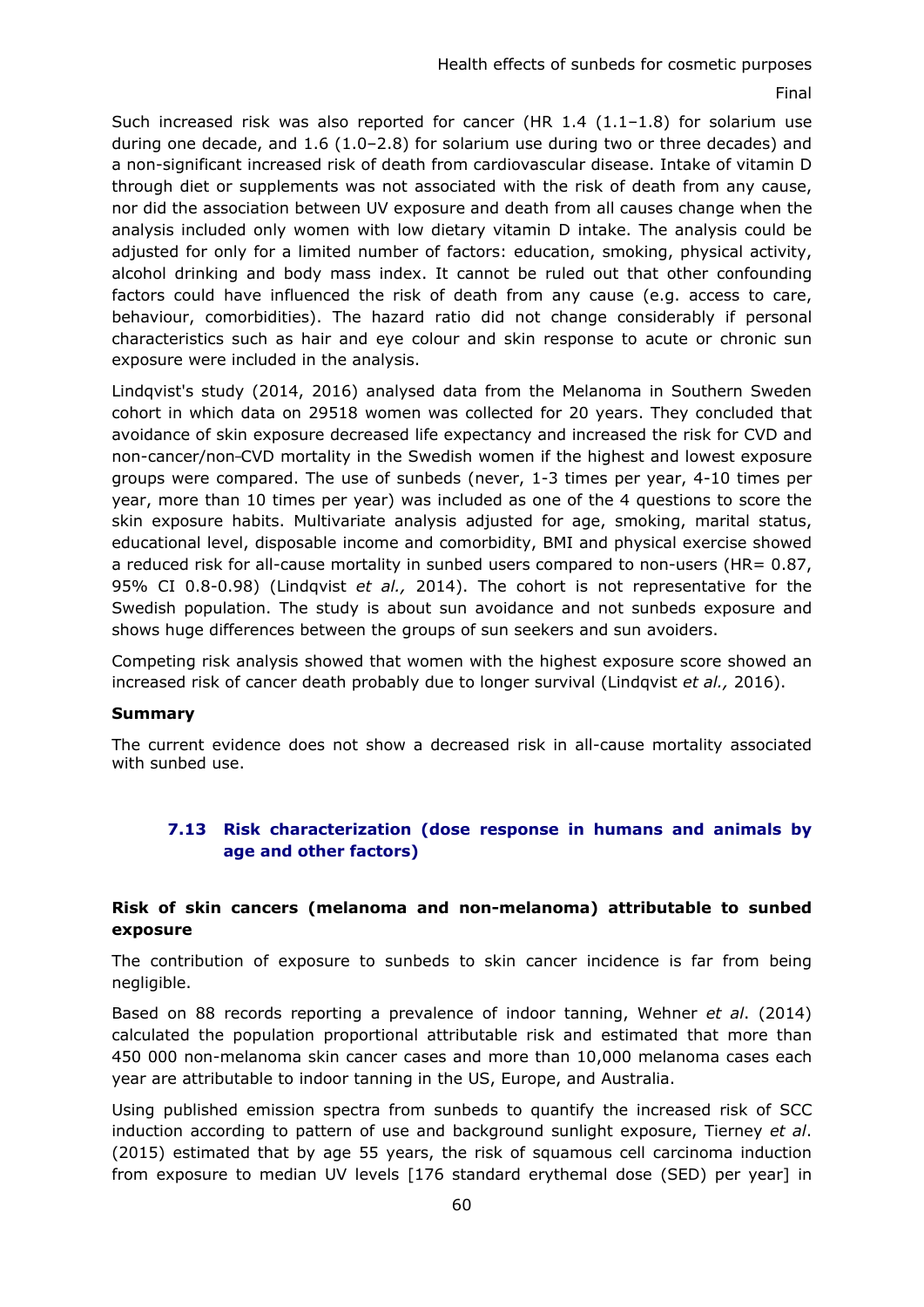Such increased risk was also reported for cancer (HR 1.4 (1.1–1.8) for solarium use during one decade, and 1.6 (1.0–2.8) for solarium use during two or three decades) and a non-significant increased risk of death from cardiovascular disease. Intake of vitamin D through diet or supplements was not associated with the risk of death from any cause, nor did the association between UV exposure and death from all causes change when the analysis included only women with low dietary vitamin D intake. The analysis could be adjusted for only for a limited number of factors: education, smoking, physical activity, alcohol drinking and body mass index. It cannot be ruled out that other confounding factors could have influenced the risk of death from any cause (e.g. access to care, behaviour, comorbidities). The hazard ratio did not change considerably if personal characteristics such as hair and eye colour and skin response to acute or chronic sun exposure were included in the analysis.

Lindqvist's study (2014, 2016) analysed data from the Melanoma in Southern Sweden cohort in which data on 29518 women was collected for 20 years. They concluded that avoidance of skin exposure decreased life expectancy and increased the risk for CVD and non-cancer/non-CVD mortality in the Swedish women if the highest and lowest exposure groups were compared. The use of sunbeds (never, 1-3 times per year, 4-10 times per year, more than 10 times per year) was included as one of the 4 questions to score the skin exposure habits. Multivariate analysis adjusted for age, smoking, marital status, educational level, disposable income and comorbidity, BMI and physical exercise showed a reduced risk for all-cause mortality in sunbed users compared to non-users (HR= 0.87, 95% CI 0.8-0.98) (Lindqvist *et al.,* 2014). The cohort is not representative for the Swedish population. The study is about sun avoidance and not sunbeds exposure and shows huge differences between the groups of sun seekers and sun avoiders.

Competing risk analysis showed that women with the highest exposure score showed an increased risk of cancer death probably due to longer survival (Lindqvist *et al.,* 2016).

**Summary**

The current evidence does not show a decreased risk in all-cause mortality associated with sunbed use.

### 7.13 Risk characterization (dose response in humans and animals by age and other factors)

**Risk of skin cancers (melanoma and non-melanoma) attributable to sunbed exposure**

The contribution of exposure to sunbeds to skin cancer incidence is far from being negligible.

Based on 88 records reporting a prevalence of indoor tanning, Wehner *et al*. (2014) calculated the population proportional attributable risk and estimated that more than 450 000 non-melanoma skin cancer cases and more than 10,000 melanoma cases each year are attributable to indoor tanning in the US, Europe, and Australia.

Using published emission spectra from sunbeds to quantify the increased risk of SCC induction according to pattern of use and background sunlight exposure, Tierney *et al*. (2015) estimated that by age 55 years, the risk of squamous cell carcinoma induction from exposure to median UV levels [176 standard erythemal dose (SED) per year] in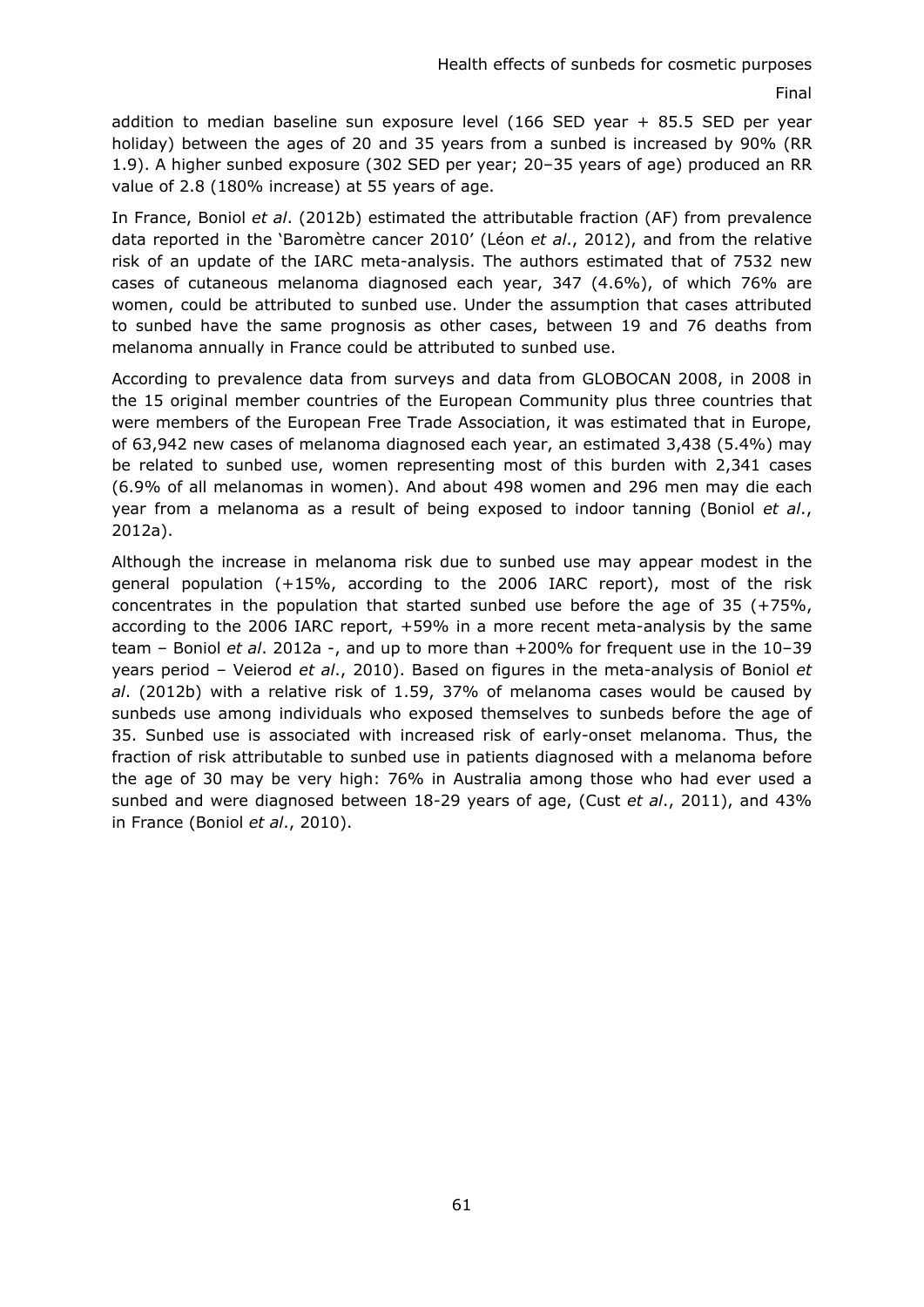addition to median baseline sun exposure level (166 SED year + 85.5 SED per year holiday) between the ages of 20 and 35 years from a sunbed is increased by 90% (RR 1.9). A higher sunbed exposure (302 SED per year; 20–35 years of age) produced an RR value of 2.8 (180% increase) at 55 years of age.

In France, Boniol *et al*. (2012b) estimated the attributable fraction (AF) from prevalence data reported in the 'Baromètre cancer 2010' (Léon *et al*., 2012), and from the relative risk of an update of the IARC meta-analysis. The authors estimated that of 7532 new cases of cutaneous melanoma diagnosed each year, 347 (4.6%), of which 76% are women, could be attributed to sunbed use. Under the assumption that cases attributed to sunbed have the same prognosis as other cases, between 19 and 76 deaths from melanoma annually in France could be attributed to sunbed use.

According to prevalence data from surveys and data from GLOBOCAN 2008, in 2008 in the 15 original member countries of the European Community plus three countries that were members of the European Free Trade Association, it was estimated that in Europe, of 63,942 new cases of melanoma diagnosed each year, an estimated 3,438 (5.4%) may be related to sunbed use, women representing most of this burden with 2,341 cases (6.9% of all melanomas in women). And about 498 women and 296 men may die each year from a melanoma as a result of being exposed to indoor tanning (Boniol *et al*., 2012a).

Although the increase in melanoma risk due to sunbed use may appear modest in the general population (+15%, according to the 2006 IARC report), most of the risk concentrates in the population that started sunbed use before the age of 35 (+75%, according to the 2006 IARC report, +59% in a more recent meta-analysis by the same team – Boniol *et al*. 2012a -, and up to more than +200% for frequent use in the 10–39 years period – Veierod *et al*., 2010). Based on figures in the meta-analysis of Boniol *et al*. (2012b) with a relative risk of 1.59, 37% of melanoma cases would be caused by sunbeds use among individuals who exposed themselves to sunbeds before the age of 35. Sunbed use is associated with increased risk of early-onset melanoma. Thus, the fraction of risk attributable to sunbed use in patients diagnosed with a melanoma before the age of 30 may be very high: 76% in Australia among those who had ever used a sunbed and were diagnosed between 18-29 years of age, (Cust *et al*., 2011), and 43% in France (Boniol *et al*., 2010).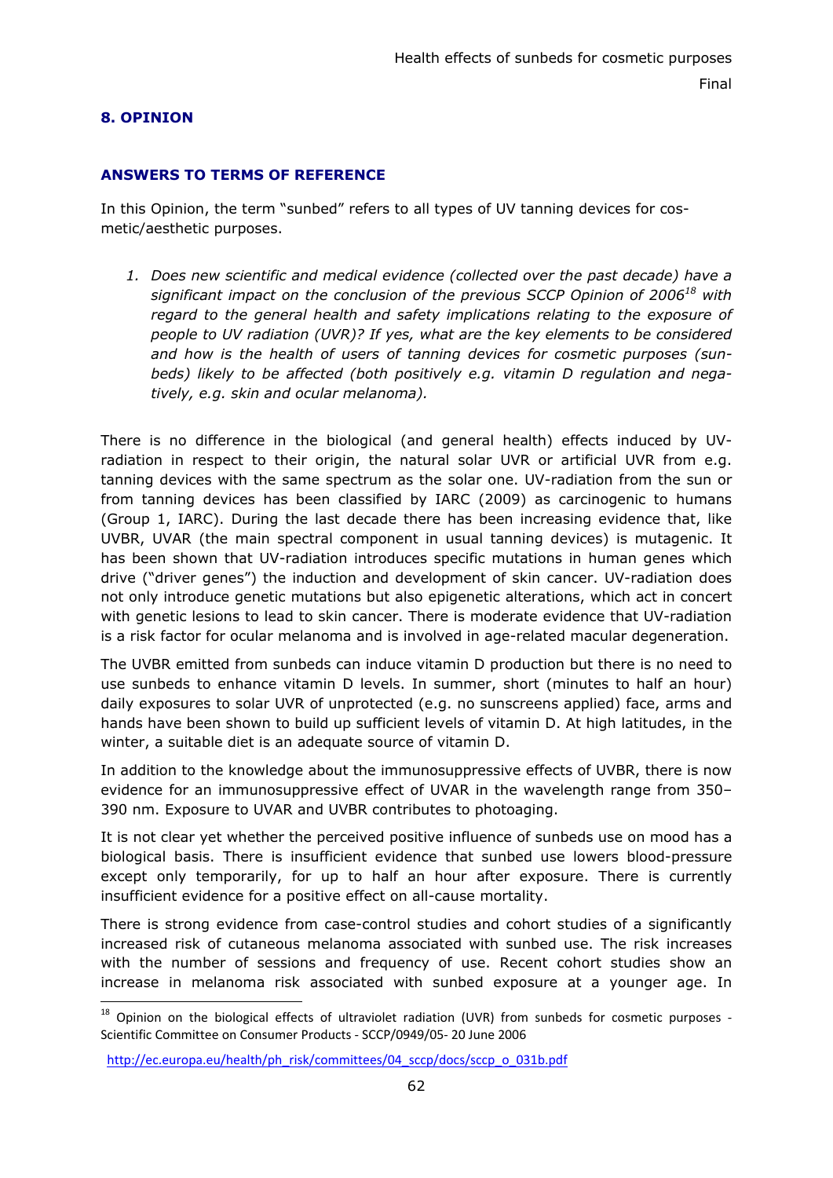## 8. OPINION

### ANSWERS TO TERMS OF REFERENCE

In this Opinion, the term "sunbed" refers to all types of UV tanning devices for cosmetic/aesthetic purposes.

1. *Does new scientific and medical evidence (collected over the past decade) have a significant impact on the conclusion of the previous SCCP Opinion of 2006*[18] *with regard to the general health and safety implications relating to the exposure of people to UV radiation (UVR)? If yes, what are the key elements to be considered and how is the health of users of tanning devices for cosmetic purposes (sunbeds) likely to be affected (both positively e.g. vitamin D regulation and negatively, e.g. skin and ocular melanoma).*

There is no difference in the biological (and general health) effects induced by UV-radiation in respect to their origin, the natural solar UVR or artificial UVR from e.g. tanning devices with the same spectrum as the solar one. UV-radiation from the sun or from tanning devices has been classified by IARC (2009) as carcinogenic to humans (Group 1, IARC). During the last decade there has been increasing evidence that, like UVBR, UVAR (the main spectral component in usual tanning devices) is mutagenic. It has been shown that UV-radiation introduces specific mutations in human genes which drive ("driver genes") the induction and development of skin cancer. UV-radiation does not only introduce genetic mutations but also epigenetic alterations, which act in concert with genetic lesions to lead to skin cancer. There is moderate evidence that UV-radiation is a risk factor for ocular melanoma and is involved in age-related macular degeneration.

The UVBR emitted from sunbeds can induce vitamin D production but there is no need to use sunbeds to enhance vitamin D levels. In summer, short (minutes to half an hour) daily exposures to solar UVR of unprotected (e.g. no sunscreens applied) face, arms and hands have been shown to build up sufficient levels of vitamin D. At high latitudes, in the winter, a suitable diet is an adequate source of vitamin D.

In addition to the knowledge about the immunosuppressive effects of UVBR, there is now evidence for an immunosuppressive effect of UVAR in the wavelength range from 350–390 nm. Exposure to UVAR and UVBR contributes to photoaging.

It is not clear yet whether the perceived positive influence of sunbeds use on mood has a biological basis. There is insufficient evidence that sunbed use lowers blood-pressure except only temporarily, for up to half an hour after exposure. There is currently insufficient evidence for a positive effect on all-cause mortality.

There is strong evidence from case-control studies and cohort studies of a significantly increased risk of cutaneous melanoma associated with sunbed use. The risk increases with the number of sessions and frequency of use. Recent cohort studies show an increase in melanoma risk associated with sunbed exposure at a younger age. In

---

[18] Opinion on the biological effects of ultraviolet radiation (UVR) from sunbeds for cosmetic purposes - Scientific Committee on Consumer Products - SCCP/0949/05- 20 June 2006

http://ec.europa.eu/health/ph_risk/committees/04_sccp/docs/sccp_o_031b.pdf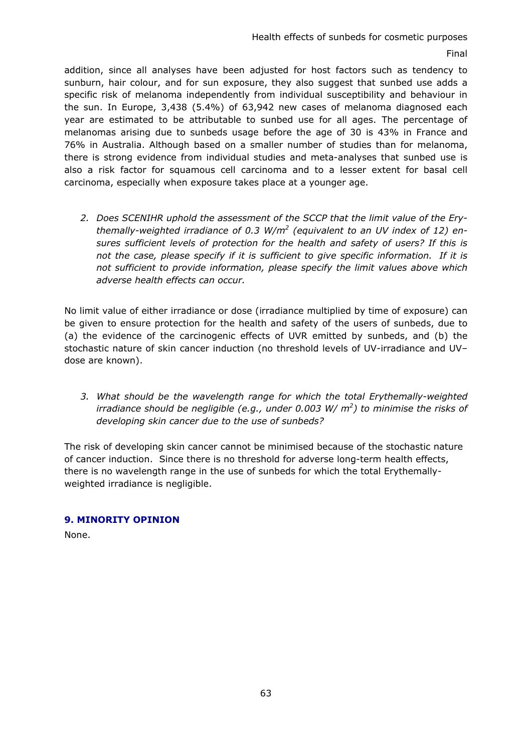addition, since all analyses have been adjusted for host factors such as tendency to sunburn, hair colour, and for sun exposure, they also suggest that sunbed use adds a specific risk of melanoma independently from individual susceptibility and behaviour in the sun. In Europe, 3,438 (5.4%) of 63,942 new cases of melanoma diagnosed each year are estimated to be attributable to sunbed use for all ages. The percentage of melanomas arising due to sunbeds usage before the age of 30 is 43% in France and 76% in Australia. Although based on a smaller number of studies than for melanoma, there is strong evidence from individual studies and meta-analyses that sunbed use is also a risk factor for squamous cell carcinoma and to a lesser extent for basal cell carcinoma, especially when exposure takes place at a younger age.

2. *Does SCENIHR uphold the assessment of the SCCP that the limit value of the Erythemally-weighted irradiance of 0.3 W/m$^2$ (equivalent to an UV index of 12) ensures sufficient levels of protection for the health and safety of users? If this is not the case, please specify if it is sufficient to give specific information. If it is not sufficient to provide information, please specify the limit values above which adverse health effects can occur.*

No limit value of either irradiance or dose (irradiance multiplied by time of exposure) can be given to ensure protection for the health and safety of the users of sunbeds, due to (a) the evidence of the carcinogenic effects of UVR emitted by sunbeds, and (b) the stochastic nature of skin cancer induction (no threshold levels of UV-irradiance and UV–dose are known).

3. *What should be the wavelength range for which the total Erythemally-weighted irradiance should be negligible (e.g., under 0.003 W/ m$^2$) to minimise the risks of developing skin cancer due to the use of sunbeds?*

The risk of developing skin cancer cannot be minimised because of the stochastic nature of cancer induction. Since there is no threshold for adverse long-term health effects, there is no wavelength range in the use of sunbeds for which the total Erythemally-weighted irradiance is negligible.

## 9. MINORITY OPINION

None.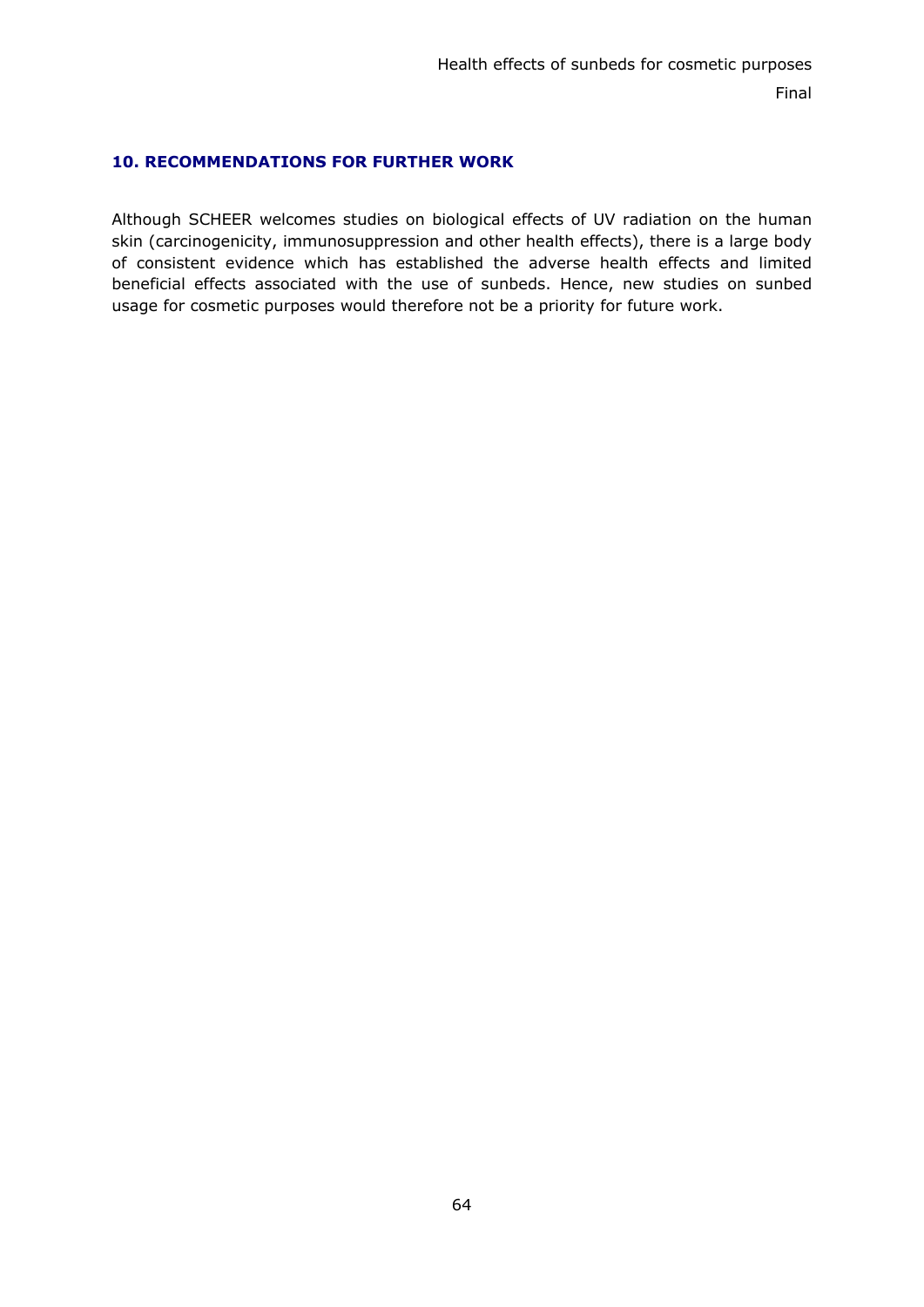## 10. RECOMMENDATIONS FOR FURTHER WORK

Although SCHEER welcomes studies on biological effects of UV radiation on the human skin (carcinogenicity, immunosuppression and other health effects), there is a large body of consistent evidence which has established the adverse health effects and limited beneficial effects associated with the use of sunbeds. Hence, new studies on sunbed usage for cosmetic purposes would therefore not be a priority for future work.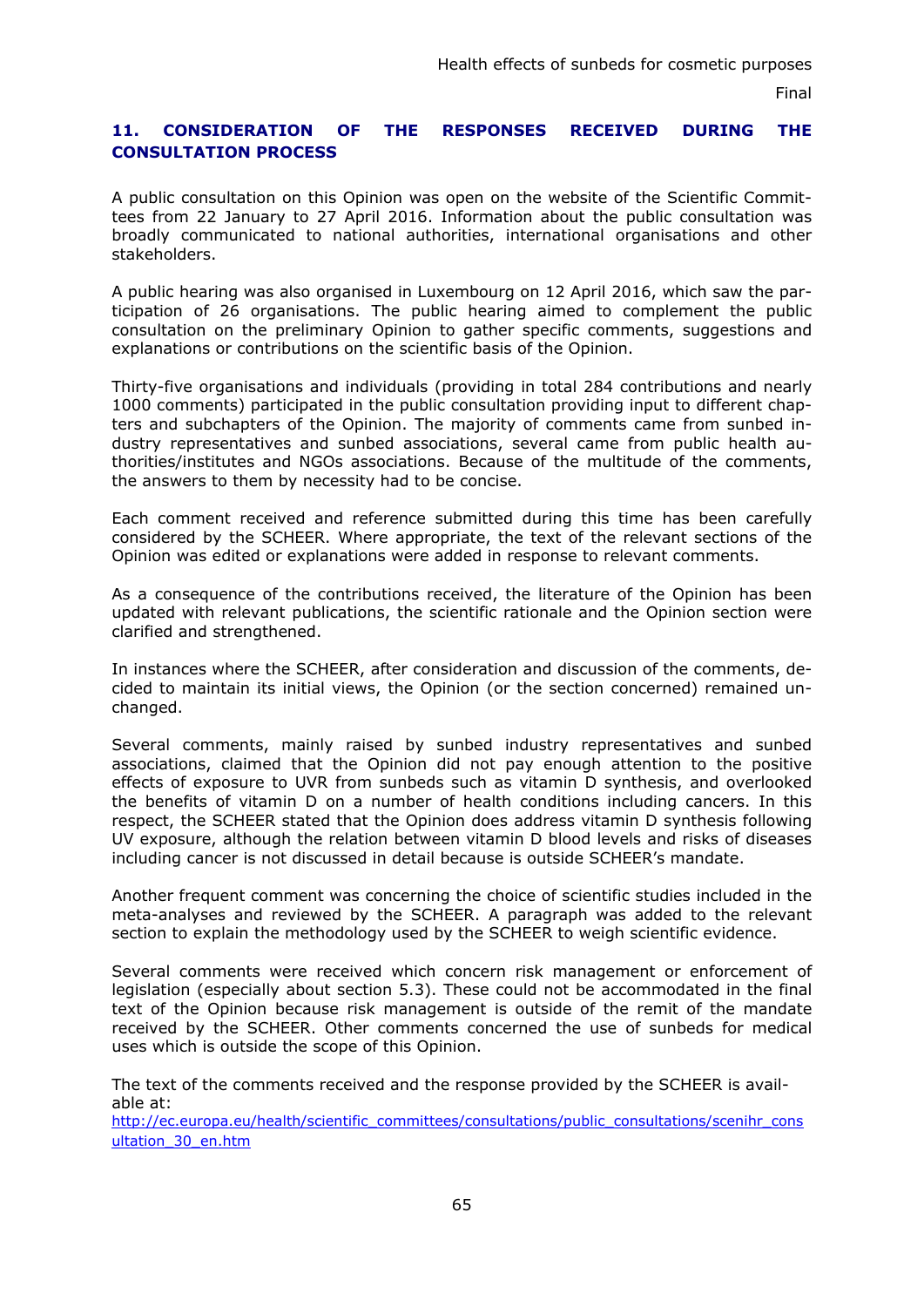## 11. CONSIDERATION OF THE RESPONSES RECEIVED DURING THE CONSULTATION PROCESS

A public consultation on this Opinion was open on the website of the Scientific Committees from 22 January to 27 April 2016. Information about the public consultation was broadly communicated to national authorities, international organisations and other stakeholders.

A public hearing was also organised in Luxembourg on 12 April 2016, which saw the participation of 26 organisations. The public hearing aimed to complement the public consultation on the preliminary Opinion to gather specific comments, suggestions and explanations or contributions on the scientific basis of the Opinion.

Thirty-five organisations and individuals (providing in total 284 contributions and nearly 1000 comments) participated in the public consultation providing input to different chapters and subchapters of the Opinion. The majority of comments came from sunbed industry representatives and sunbed associations, several came from public health authorities/institutes and NGOs associations. Because of the multitude of the comments, the answers to them by necessity had to be concise.

Each comment received and reference submitted during this time has been carefully considered by the SCHEER. Where appropriate, the text of the relevant sections of the Opinion was edited or explanations were added in response to relevant comments.

As a consequence of the contributions received, the literature of the Opinion has been updated with relevant publications, the scientific rationale and the Opinion section were clarified and strengthened.

In instances where the SCHEER, after consideration and discussion of the comments, decided to maintain its initial views, the Opinion (or the section concerned) remained unchanged.

Several comments, mainly raised by sunbed industry representatives and sunbed associations, claimed that the Opinion did not pay enough attention to the positive effects of exposure to UVR from sunbeds such as vitamin D synthesis, and overlooked the benefits of vitamin D on a number of health conditions including cancers. In this respect, the SCHEER stated that the Opinion does address vitamin D synthesis following UV exposure, although the relation between vitamin D blood levels and risks of diseases including cancer is not discussed in detail because is outside SCHEER's mandate.

Another frequent comment was concerning the choice of scientific studies included in the meta-analyses and reviewed by the SCHEER. A paragraph was added to the relevant section to explain the methodology used by the SCHEER to weigh scientific evidence.

Several comments were received which concern risk management or enforcement of legislation (especially about section 5.3). These could not be accommodated in the final text of the Opinion because risk management is outside of the remit of the mandate received by the SCHEER. Other comments concerned the use of sunbeds for medical uses which is outside the scope of this Opinion.

The text of the comments received and the response provided by the SCHEER is available at:
http://ec.europa.eu/health/scientific_committees/consultations/public_consultations/scenihr_consultation_30_en.htm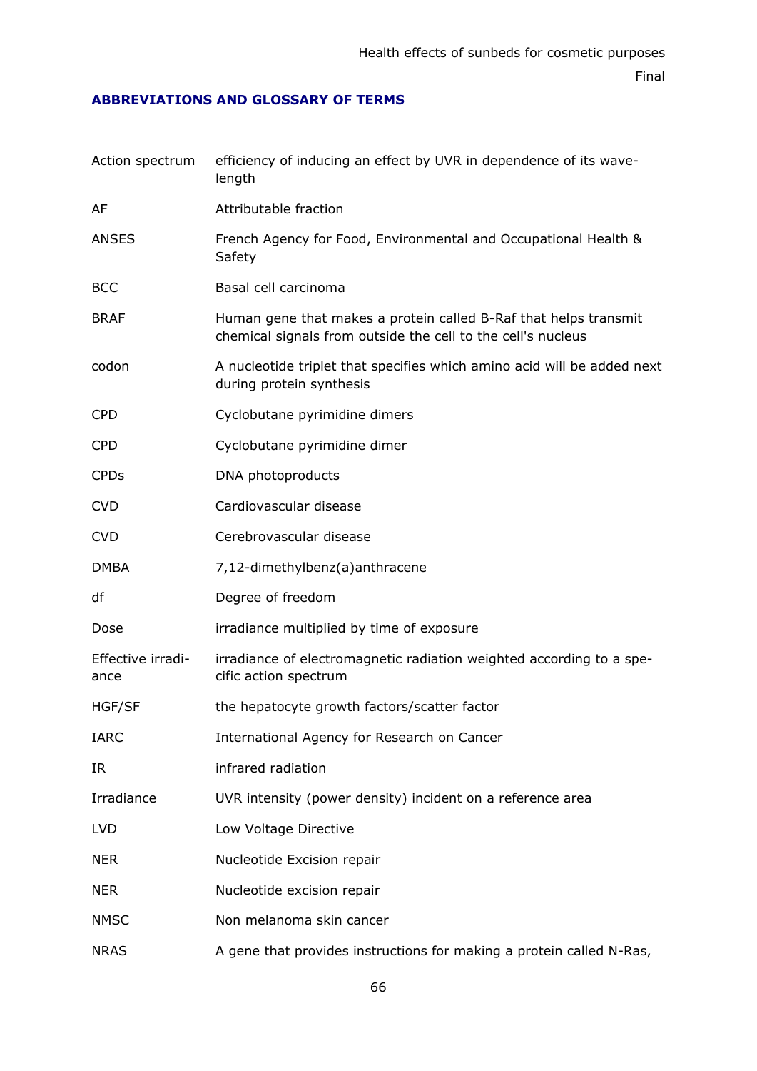## ABBREVIATIONS AND GLOSSARY OF TERMS

| | |
|---|---|
| Action spectrum | efficiency of inducing an effect by UVR in dependence of its wavelength |
| AF | Attributable fraction |
| ANSES | French Agency for Food, Environmental and Occupational Health & Safety |
| BCC | Basal cell carcinoma |
| BRAF | Human gene that makes a protein called B-Raf that helps transmit chemical signals from outside the cell to the cell's nucleus |
| codon | A nucleotide triplet that specifies which amino acid will be added next during protein synthesis |
| CPD | Cyclobutane pyrimidine dimers |
| CPD | Cyclobutane pyrimidine dimer |
| CPDs | DNA photoproducts |
| CVD | Cardiovascular disease |
| CVD | Cerebrovascular disease |
| DMBA | 7,12-dimethylbenz(a)anthracene |
| df | Degree of freedom |
| Dose | irradiance multiplied by time of exposure |
| Effective irradiance | irradiance of electromagnetic radiation weighted according to a specific action spectrum |
| HGF/SF | the hepatocyte growth factors/scatter factor |
| IARC | International Agency for Research on Cancer |
| IR | infrared radiation |
| Irradiance | UVR intensity (power density) incident on a reference area |
| LVD | Low Voltage Directive |
| NER | Nucleotide Excision repair |
| NER | Nucleotide excision repair |
| NMSC | Non melanoma skin cancer |
| NRAS | A gene that provides instructions for making a protein called N-Ras, |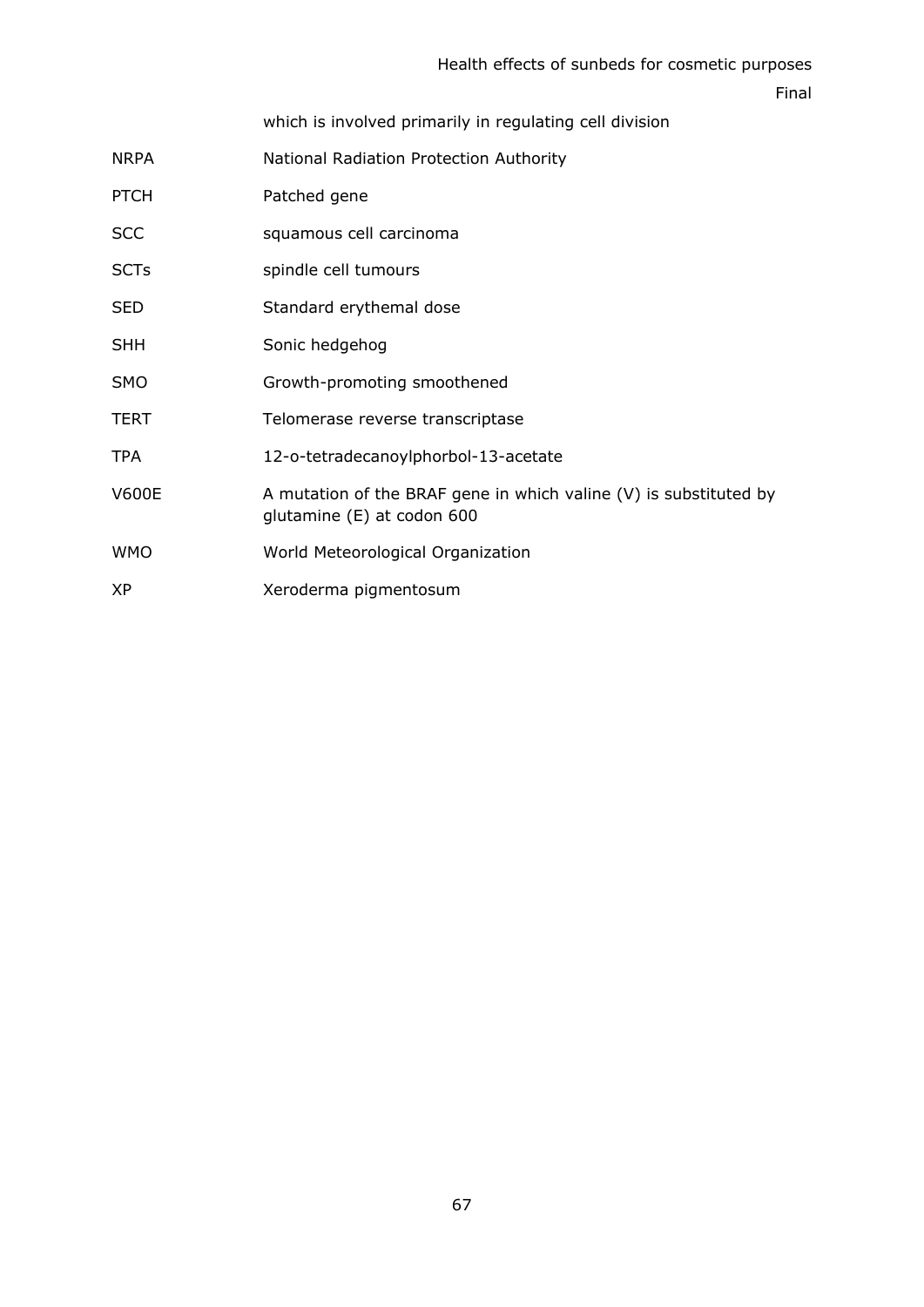which is involved primarily in regulating cell division

| | |
|---|---|
| NRPA | National Radiation Protection Authority |
| PTCH | Patched gene |
| SCC | squamous cell carcinoma |
| SCTs | spindle cell tumours |
| SED | Standard erythemal dose |
| SHH | Sonic hedgehog |
| SMO | Growth-promoting smoothened |
| TERT | Telomerase reverse transcriptase |
| TPA | 12-o-tetradecanoylphorbol-13-acetate |
| V600E | A mutation of the BRAF gene in which valine (V) is substituted by glutamine (E) at codon 600 |
| WMO | World Meteorological Organization |
| XP | Xeroderma pigmentosum |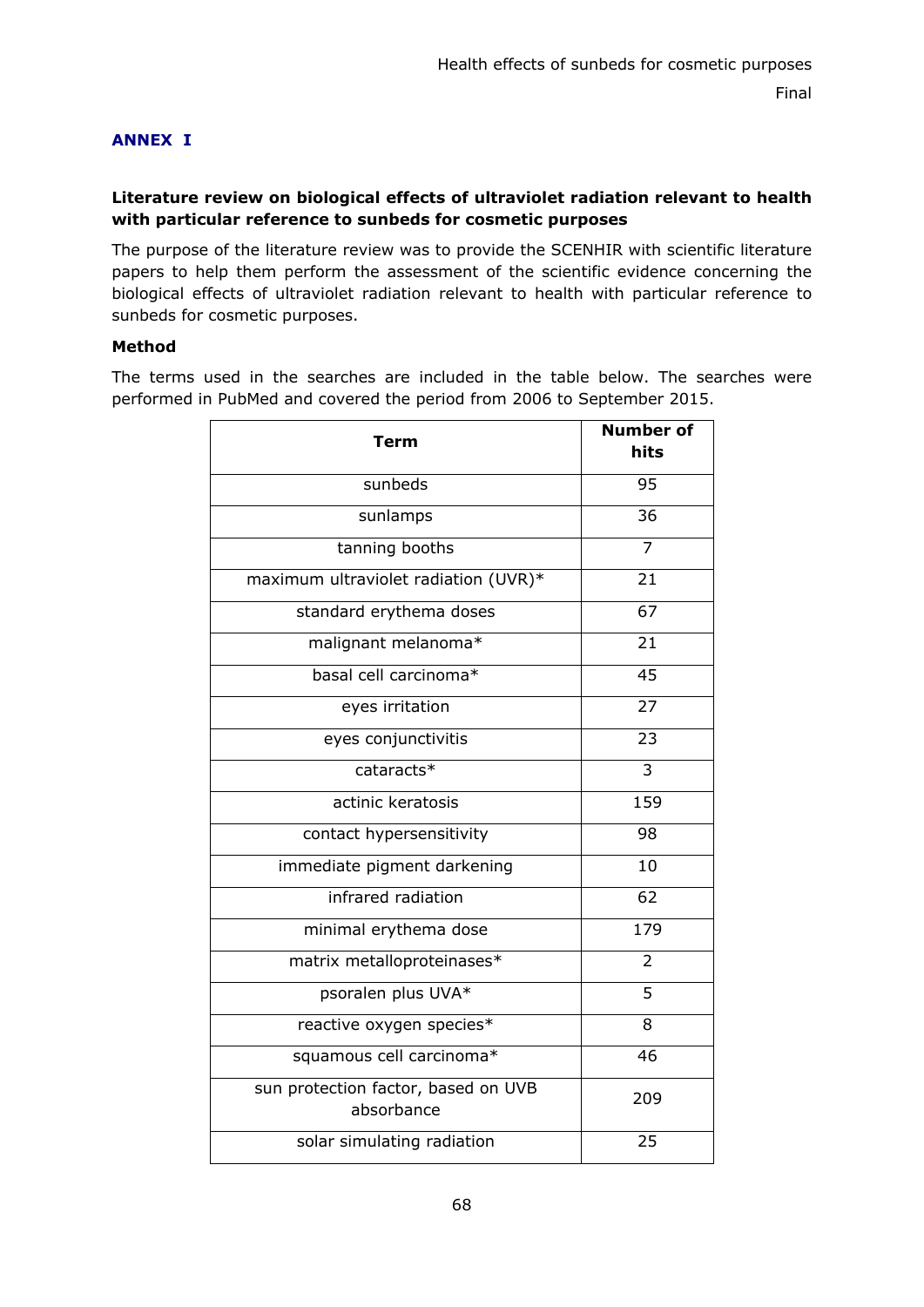## ANNEX I

**Literature review on biological effects of ultraviolet radiation relevant to health with particular reference to sunbeds for cosmetic purposes**

The purpose of the literature review was to provide the SCENHIR with scientific literature papers to help them perform the assessment of the scientific evidence concerning the biological effects of ultraviolet radiation relevant to health with particular reference to sunbeds for cosmetic purposes.

**Method**

The terms used in the searches are included in the table below. The searches were performed in PubMed and covered the period from 2006 to September 2015.

| Term | Number of hits |
|---|---|
| sunbeds | 95 |
| sunlamps | 36 |
| tanning booths | 7 |
| maximum ultraviolet radiation (UVR)* | 21 |
| standard erythema doses | 67 |
| malignant melanoma* | 21 |
| basal cell carcinoma* | 45 |
| eyes irritation | 27 |
| eyes conjunctivitis | 23 |
| cataracts* | 3 |
| actinic keratosis | 159 |
| contact hypersensitivity | 98 |
| immediate pigment darkening | 10 |
| infrared radiation | 62 |
| minimal erythema dose | 179 |
| matrix metalloproteinases* | 2 |
| psoralen plus UVA* | 5 |
| reactive oxygen species* | 8 |
| squamous cell carcinoma* | 46 |
| sun protection factor, based on UVB absorbance | 209 |
| solar simulating radiation | 25 |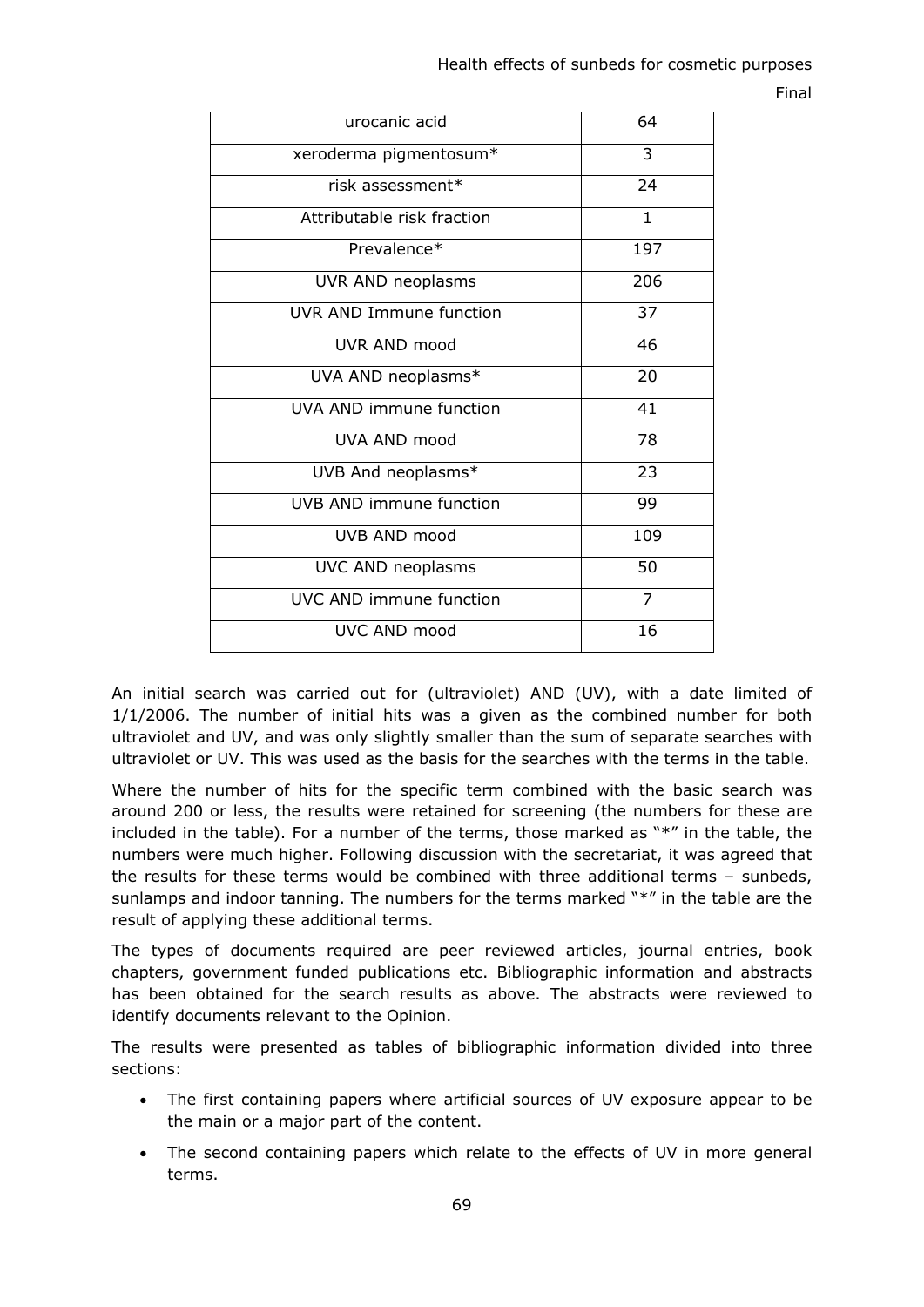| urocanic acid | 64 |
|---|---|
| xeroderma pigmentosum* | 3 |
| risk assessment* | 24 |
| Attributable risk fraction | 1 |
| Prevalence* | 197 |
| UVR AND neoplasms | 206 |
| UVR AND Immune function | 37 |
| UVR AND mood | 46 |
| UVA AND neoplasms* | 20 |
| UVA AND immune function | 41 |
| UVA AND mood | 78 |
| UVB And neoplasms* | 23 |
| UVB AND immune function | 99 |
| UVB AND mood | 109 |
| UVC AND neoplasms | 50 |
| UVC AND immune function | 7 |
| UVC AND mood | 16 |

An initial search was carried out for (ultraviolet) AND (UV), with a date limited of 1/1/2006. The number of initial hits was a given as the combined number for both ultraviolet and UV, and was only slightly smaller than the sum of separate searches with ultraviolet or UV. This was used as the basis for the searches with the terms in the table.

Where the number of hits for the specific term combined with the basic search was around 200 or less, the results were retained for screening (the numbers for these are included in the table). For a number of the terms, those marked as "*" in the table, the numbers were much higher. Following discussion with the secretariat, it was agreed that the results for these terms would be combined with three additional terms – sunbeds, sunlamps and indoor tanning. The numbers for the terms marked "*" in the table are the result of applying these additional terms.

The types of documents required are peer reviewed articles, journal entries, book chapters, government funded publications etc. Bibliographic information and abstracts has been obtained for the search results as above. The abstracts were reviewed to identify documents relevant to the Opinion.

The results were presented as tables of bibliographic information divided into three sections:

- The first containing papers where artificial sources of UV exposure appear to be the main or a major part of the content.
- The second containing papers which relate to the effects of UV in more general terms.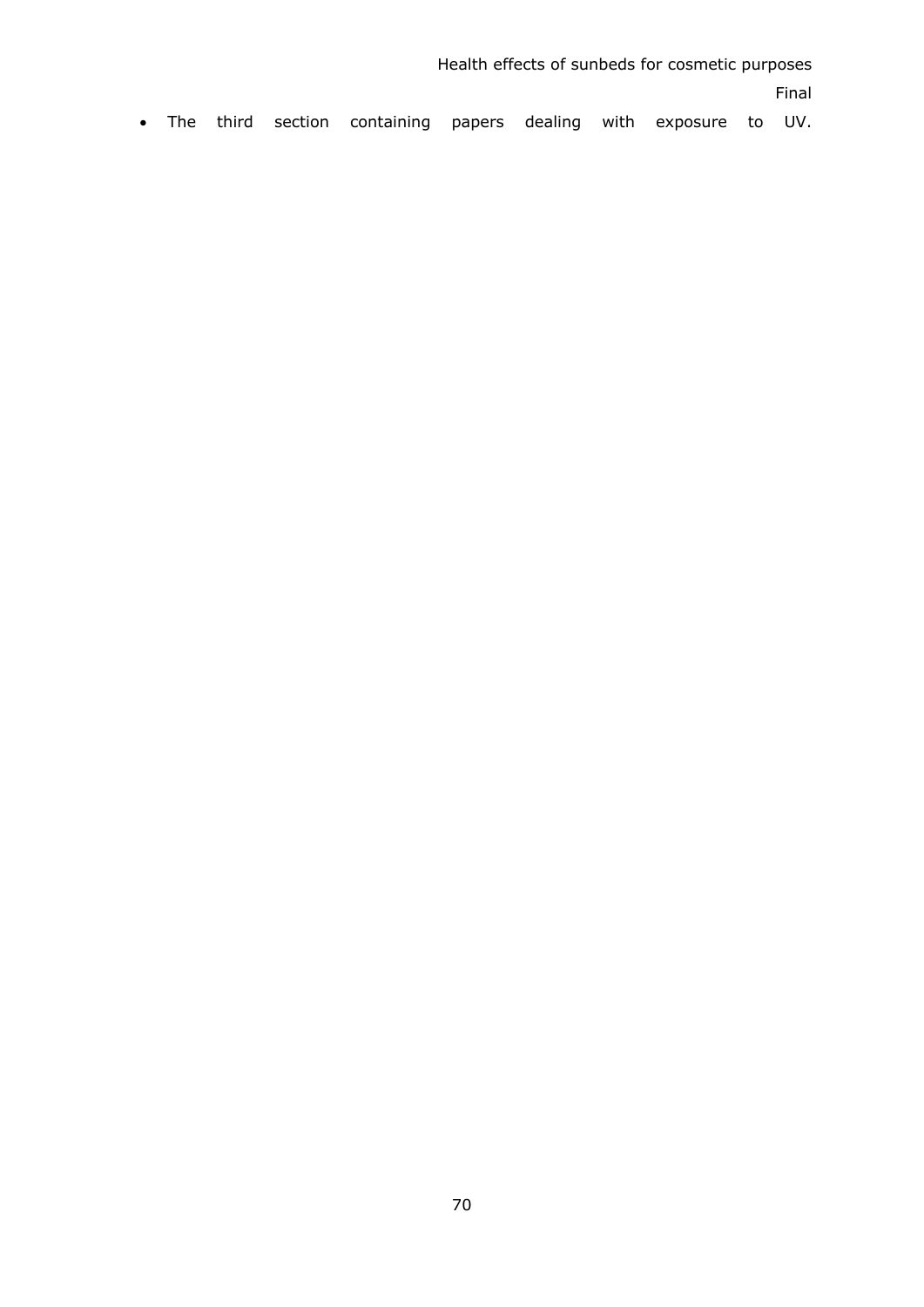- The third section containing papers dealing with exposure to UV.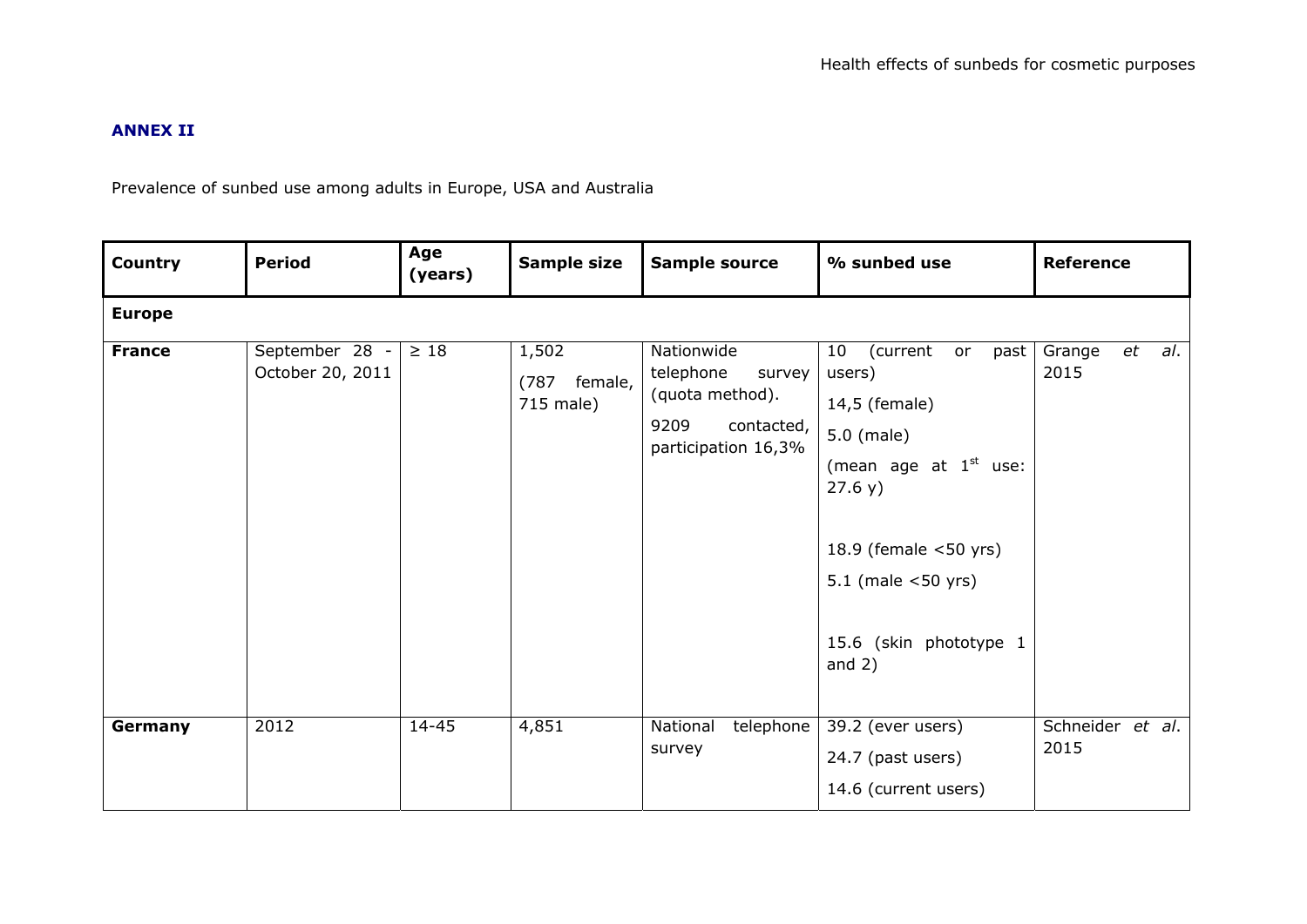**ANNEX II**

Prevalence of sunbed use among adults in Europe, USA and Australia

| Country | Period | Age (years) | Sample size | Sample source | % sunbed use | Reference |
|---|---|---|---|---|---|---|
| **Europe** | | | | | | |
| **France** | September 28 - October 20, 2011 | ≥ 18 | 1,502 (787 female, 715 male) | Nationwide telephone survey (quota method). 9209 contacted, participation 16,3% | 10 (current or past users) 14,5 (female) 5.0 (male) (mean age at 1st use: 27.6 y) 18.9 (female <50 yrs) 5.1 (male <50 yrs) 15.6 (skin phototype 1 and 2) | Grange *et al*. 2015 |
| **Germany** | 2012 | 14-45 | 4,851 | National telephone survey | 39.2 (ever users) 24.7 (past users) 14.6 (current users) | Schneider *et al*. 2015 |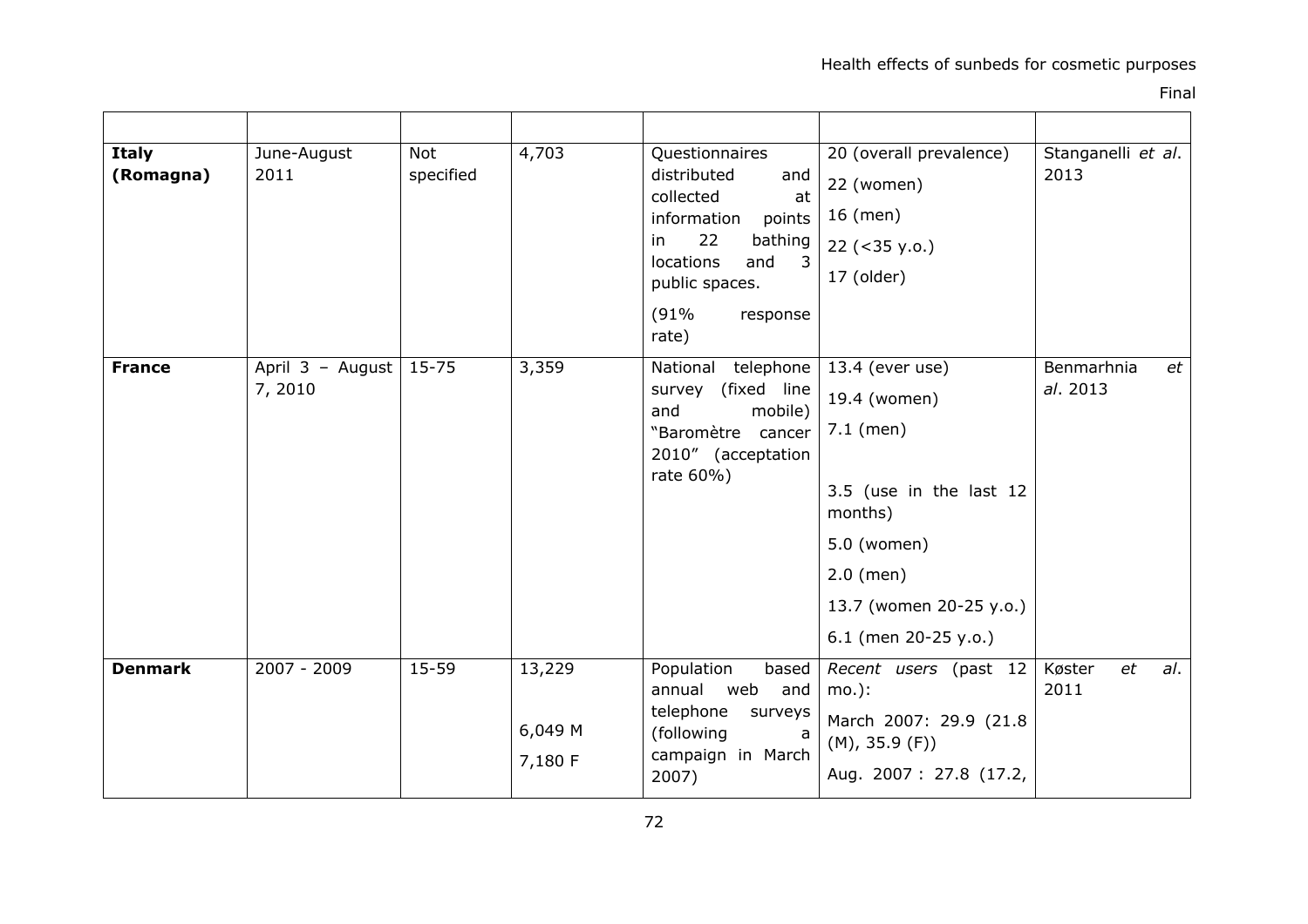| | | | | | | |
|---|---|---|---|---|---|---|
| **Italy (Romagna)** | June-August 2011 | Not specified | 4,703 | Questionnaires distributed and collected at information points in 22 bathing locations and 3 public spaces.<br><br>(91% response rate) | 20 (overall prevalence)<br>22 (women)<br>16 (men)<br>22 (<35 y.o.)<br>17 (older) | Stanganelli *et al*. 2013 |
| **France** | April 3 – August 7, 2010 | 15-75 | 3,359 | National telephone survey (fixed line and mobile) "Baromètre cancer 2010" (acceptation rate 60%) | 13.4 (ever use)<br>19.4 (women)<br>7.1 (men)<br><br>3.5 (use in the last 12 months)<br>5.0 (women)<br>2.0 (men)<br>13.7 (women 20-25 y.o.)<br>6.1 (men 20-25 y.o.) | Benmarhnia *et al*. 2013 |
| **Denmark** | 2007 - 2009 | 15-59 | 13,229<br><br>6,049 M<br>7,180 F | Population based annual web and telephone surveys (following a campaign in March 2007) | *Recent users* (past 12 mo.):<br>March 2007: 29.9 (21.8 (M), 35.9 (F))<br>Aug. 2007 : 27.8 (17.2, | Køster *et al*. 2011 |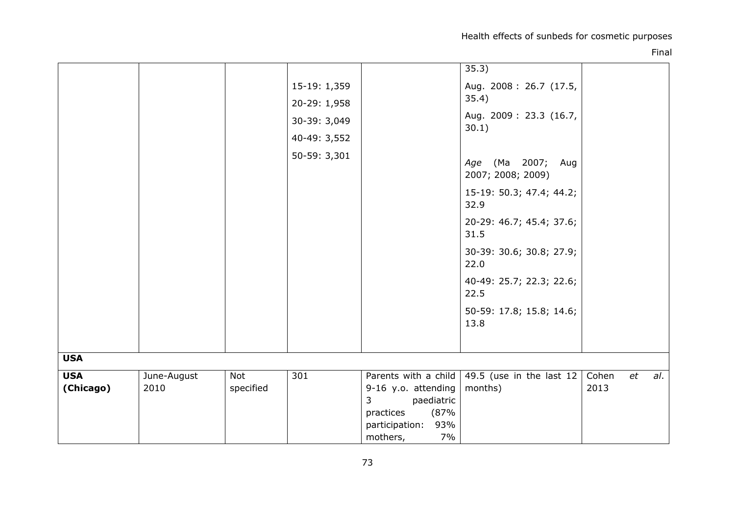|  |  |  |  |  |  |  |
|---|---|---|---|---|---|---|
|  |  |  | 15-19: 1,359<br>20-29: 1,958<br>30-39: 3,049<br>40-49: 3,552<br>50-59: 3,301 |  | 35.3)<br>Aug. 2008 : 26.7 (17.5, 35.4)<br>Aug. 2009 : 23.3 (16.7, 30.1)<br><br>*Age* (Ma 2007; Aug 2007; 2008; 2009)<br>15-19: 50.3; 47.4; 44.2; 32.9<br>20-29: 46.7; 45.4; 37.6; 31.5<br>30-39: 30.6; 30.8; 27.9; 22.0<br>40-49: 25.7; 22.3; 22.6; 22.5<br>50-59: 17.8; 15.8; 14.6; 13.8 |  |
| **USA** |  |  |  |  |  |  |
| **USA (Chicago)** | June-August 2010 | Not specified | 301 | Parents with a child 9-16 y.o. attending 3 paediatric practices (87% participation: 93% mothers, 7% | 49.5 (use in the last 12 months) | Cohen *et al*. 2013 |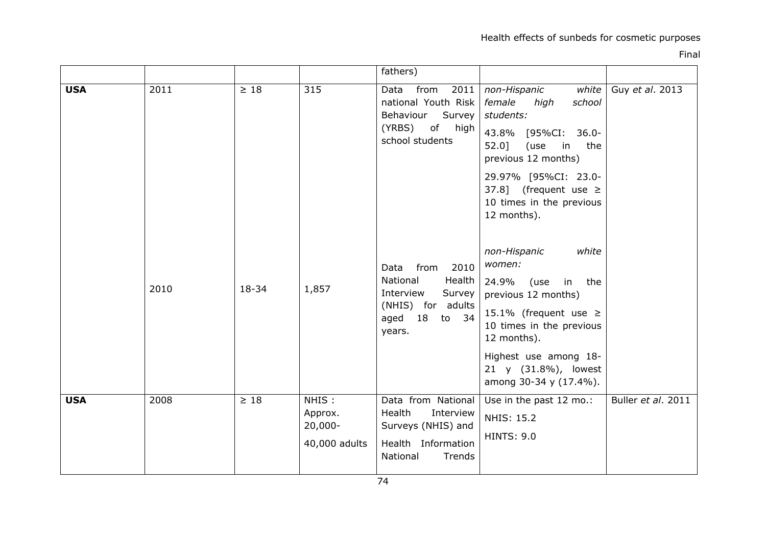| | | | | | | |
|---|---|---|---|---|---|---|
| | | | | fathers) | | |
| **USA** | 2011 | ≥ 18 | 315 | Data from 2011 national Youth Risk Behaviour Survey (YRBS) of high school students | *non-Hispanic white female high school students:* 43.8% [95%CI: 36.0-52.0] (use in the previous 12 months) 29.97% [95%CI: 23.0-37.8] (frequent use ≥ 10 times in the previous 12 months). | Guy *et al*. 2013 |
| | 2010 | 18-34 | 1,857 | Data from 2010 National Health Interview Survey (NHIS) for adults aged 18 to 34 years. | *non-Hispanic white women:* 24.9% (use in the previous 12 months) 15.1% (frequent use ≥ 10 times in the previous 12 months). Highest use among 18-21 y (31.8%), lowest among 30-34 y (17.4%). | |
| **USA** | 2008 | ≥ 18 | NHIS : Approx. 20,000- 40,000 adults | Data from National Health Interview Surveys (NHIS) and Health Information National Trends | Use in the past 12 mo.: NHIS: 15.2 HINTS: 9.0 | Buller *et al*. 2011 |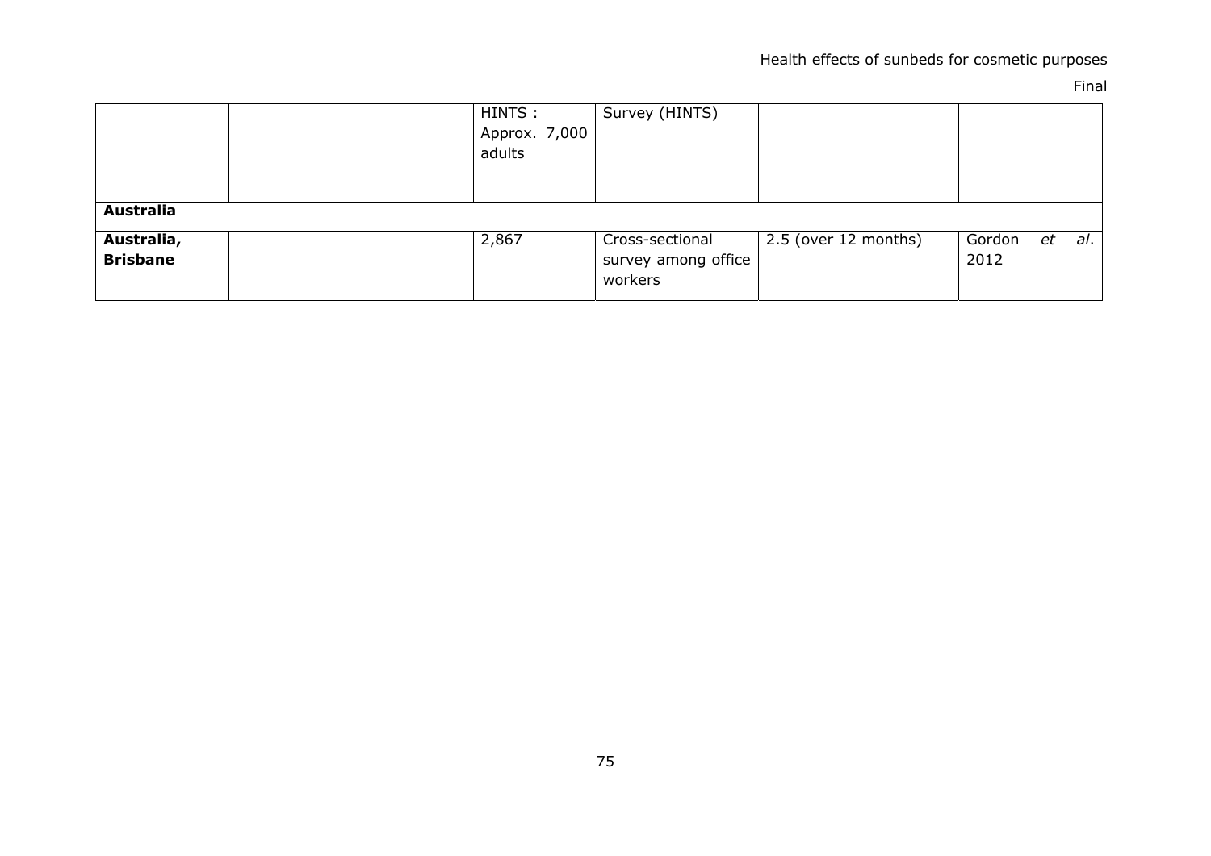| | | | | | | |
|---|---|---|---|---|---|---|
| | | | HINTS : Approx. 7,000 adults | Survey (HINTS) | | |
| **Australia** | | | | | | |
| **Australia, Brisbane** | | | 2,867 | Cross-sectional survey among office workers | 2.5 (over 12 months) | Gordon *et al*. 2012 |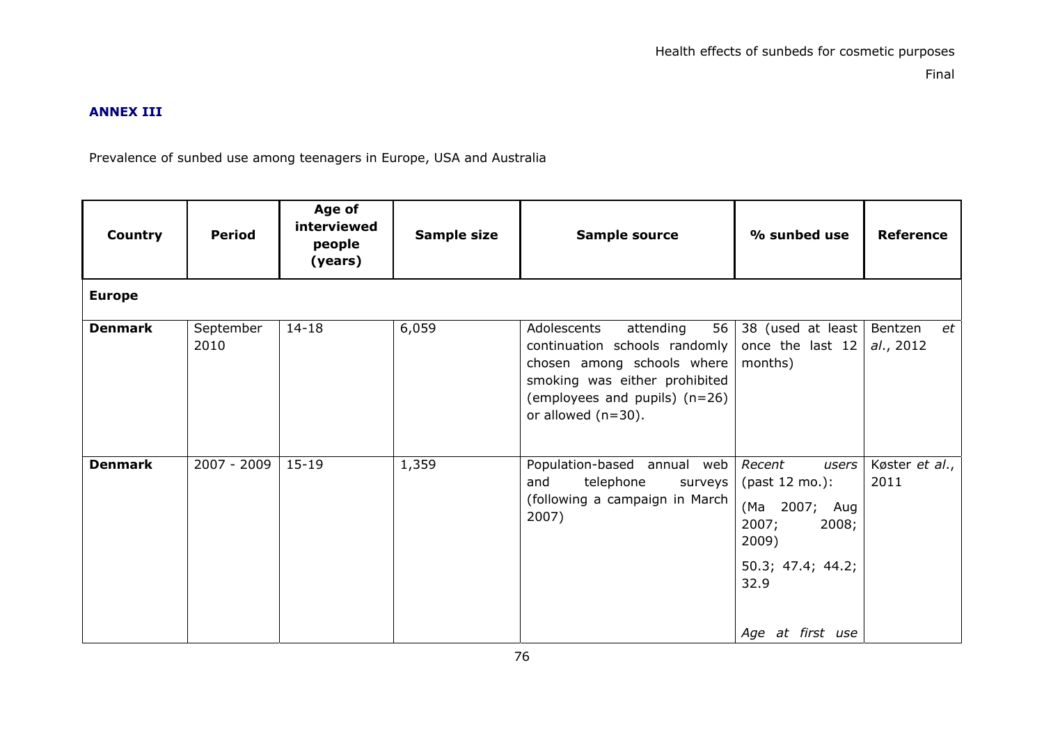**ANNEX III**

Prevalence of sunbed use among teenagers in Europe, USA and Australia

| Country | Period | Age of interviewed people (years) | Sample size | Sample source | % sunbed use | Reference |
|---|---|---|---|---|---|---|
| **Europe** | | | | | | |
| **Denmark** | September 2010 | 14-18 | 6,059 | Adolescents attending 56 continuation schools randomly chosen among schools where smoking was either prohibited (employees and pupils) (n=26) or allowed (n=30). | 38 (used at least once the last 12 months) | Bentzen *et al.*, 2012 |
| **Denmark** | 2007 - 2009 | 15-19 | 1,359 | Population-based annual web and telephone surveys (following a campaign in March 2007) | *Recent users* (past 12 mo.): (Ma 2007; Aug 2007; 2008; 2009) 50.3; 47.4; 44.2; 32.9 *Age at first use* | Køster *et al.*, 2011 |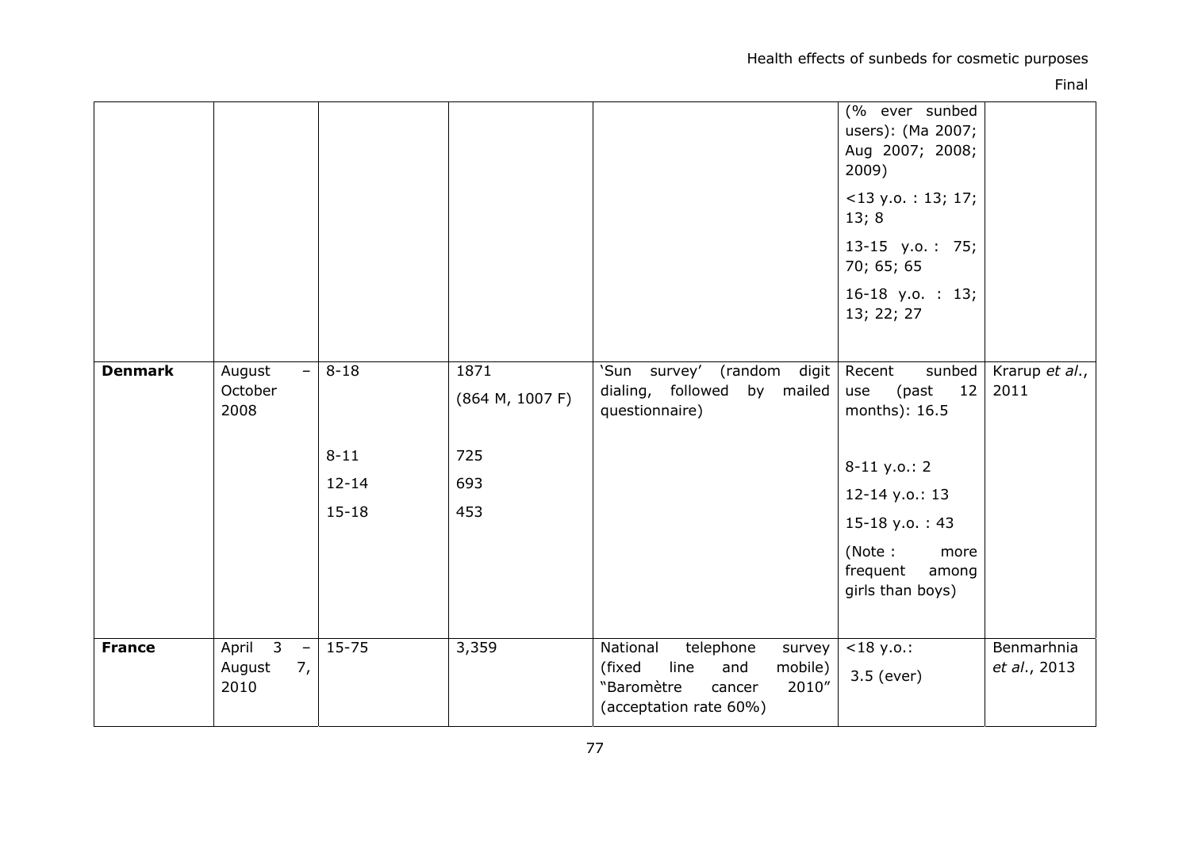| | | | | | | |
|---|---|---|---|---|---|---|
| | | | | | (% ever sunbed users): (Ma 2007; Aug 2007; 2008; 2009)<br><13 y.o. : 13; 17; 13; 8<br>13-15 y.o. : 75; 70; 65; 65<br>16-18 y.o. : 13; 13; 22; 27 | |
| **Denmark** | August – October 2008 | 8-18 | 1871<br>(864 M, 1007 F) | 'Sun survey' (random digit dialing, followed by mailed questionnaire) | Recent sunbed use (past 12 months): 16.5 | Krarup *et al.*, 2011 |
| | | 8-11<br>12-14<br>15-18 | 725<br>693<br>453 | | 8-11 y.o.: 2<br>12-14 y.o.: 13<br>15-18 y.o. : 43<br>(Note : more frequent among girls than boys) | |
| **France** | April 3 – August 7, 2010 | 15-75 | 3,359 | National telephone survey (fixed line and mobile) "Baromètre cancer 2010" (acceptation rate 60%) | <18 y.o.:<br>3.5 (ever) | Benmarhnia *et al.*, 2013 |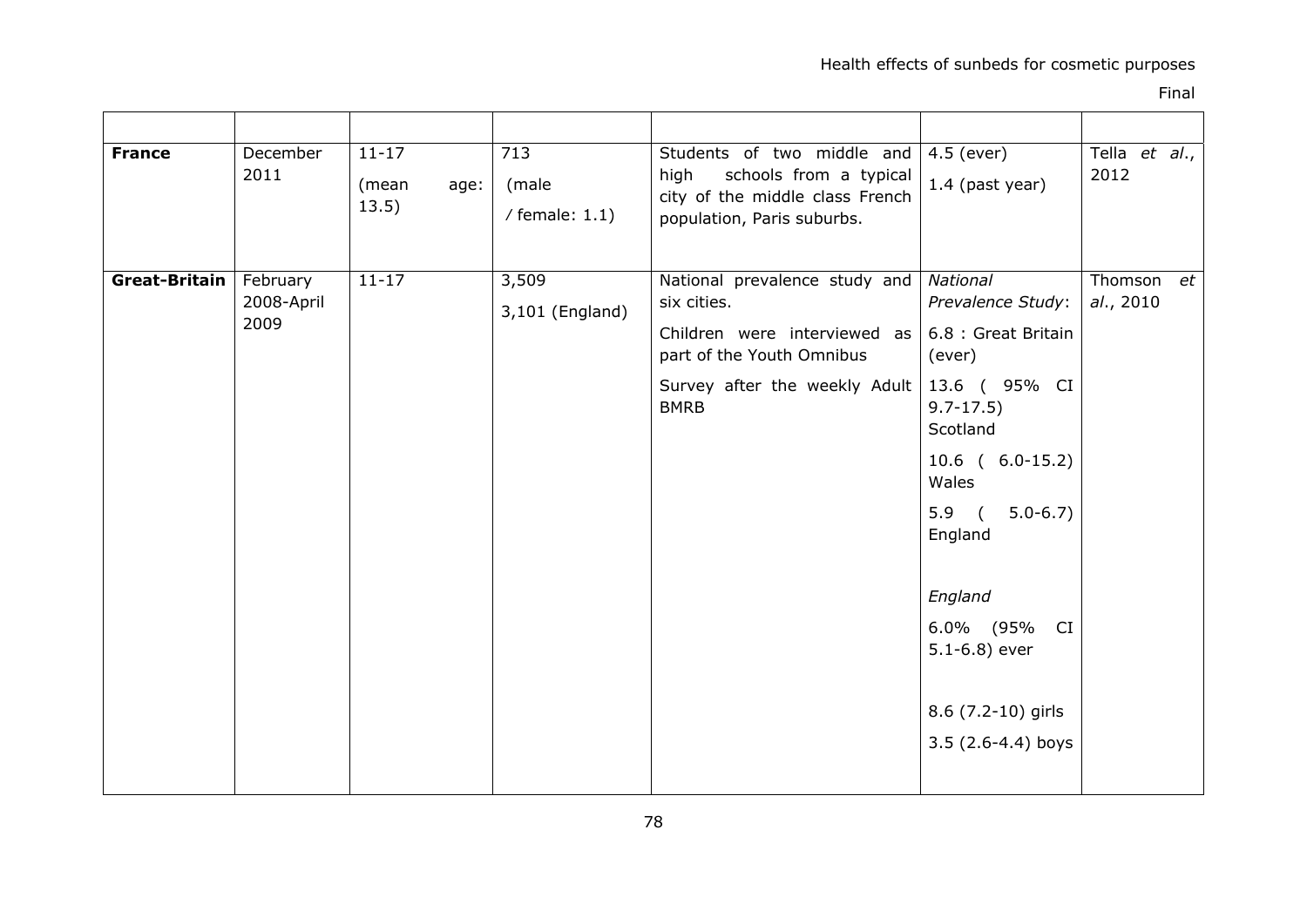| | | | | | | |
|---|---|---|---|---|---|---|
| **France** | December 2011 | 11-17 (mean age: 13.5) | 713 (male / female: 1.1) | Students of two middle and high schools from a typical city of the middle class French population, Paris suburbs. | 4.5 (ever) 1.4 (past year) | Tella *et al.*, 2012 |
| **Great-Britain** | February 2008-April 2009 | 11-17 | 3,509 3,101 (England) | National prevalence study and six cities. Children were interviewed as part of the Youth Omnibus Survey after the weekly Adult BMRB | *National Prevalence Study*: 6.8 : Great Britain (ever) 13.6 ( 95% CI 9.7-17.5) Scotland 10.6 ( 6.0-15.2) Wales 5.9 ( 5.0-6.7) England *England* 6.0% (95% CI 5.1-6.8) ever 8.6 (7.2-10) girls 3.5 (2.6-4.4) boys | Thomson *et al.*, 2010 |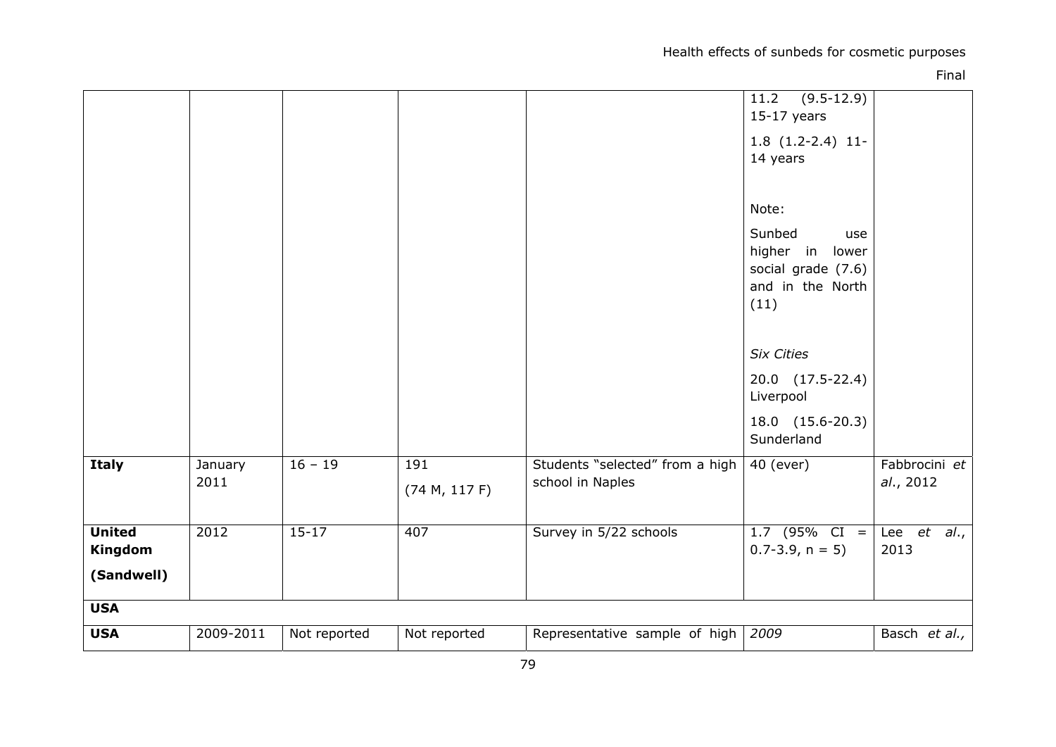| | | | | | 11.2 (9.5-12.9) 15-17 years<br><br>1.8 (1.2-2.4) 11-14 years<br><br>Note:<br><br>Sunbed use higher in lower social grade (7.6) and in the North (11)<br><br>*Six Cities*<br><br>20.0 (17.5-22.4) Liverpool<br><br>18.0 (15.6-20.3) Sunderland | |
|---|---|---|---|---|---|---|
| **Italy** | January 2011 | 16 – 19 | 191<br>(74 M, 117 F) | Students "selected" from a high school in Naples | 40 (ever) | Fabbrocini *et al*., 2012 |
| **United Kingdom**<br>**(Sandwell)** | 2012 | 15-17 | 407 | Survey in 5/22 schools | 1.7 (95% CI = 0.7-3.9, n = 5) | Lee *et al*., 2013 |
| **USA** | | | | | | |
| **USA** | 2009-2011 | Not reported | Not reported | Representative sample of high | *2009* | Basch *et al.*, |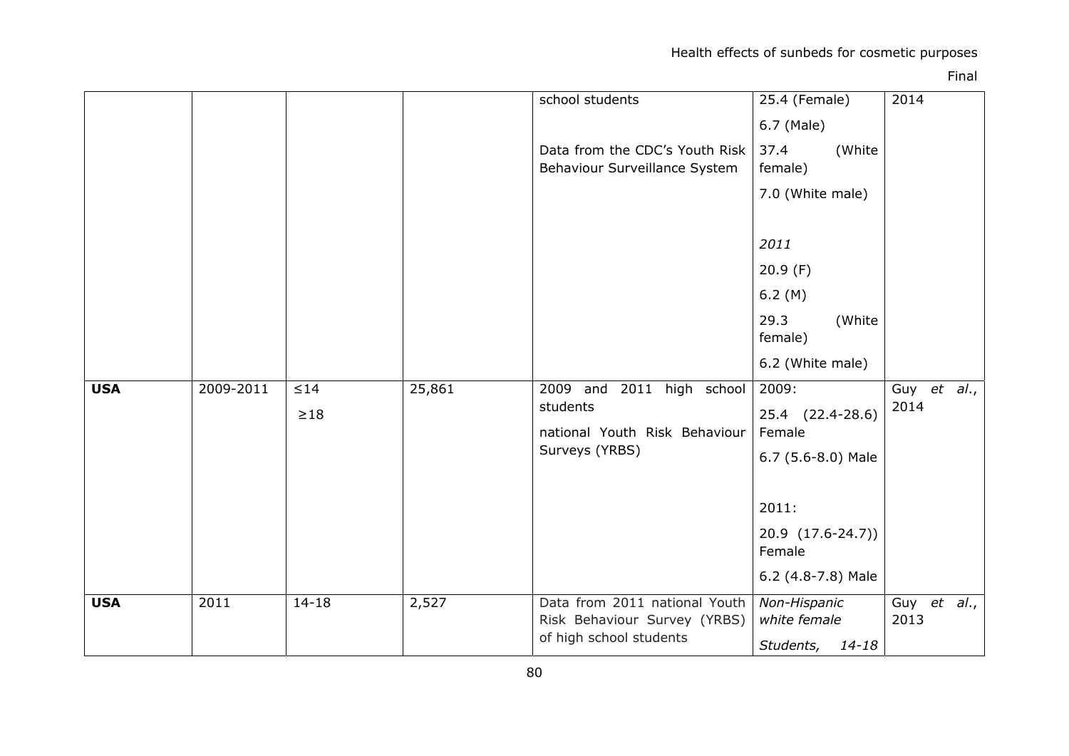| | | | | | | |
|---|---|---|---|---|---|---|
| | | | | school students<br><br>Data from the CDC's Youth Risk Behaviour Surveillance System | 25.4 (Female)<br>6.7 (Male)<br>37.4 (White female)<br>7.0 (White male)<br><br>*2011*<br>20.9 (F)<br>6.2 (M)<br>29.3 (White female)<br>6.2 (White male) | 2014 |
| **USA** | 2009-2011 | ≤14<br>≥18 | 25,861 | 2009 and 2011 high school students<br>national Youth Risk Behaviour Surveys (YRBS) | 2009:<br>25.4 (22.4-28.6) Female<br>6.7 (5.6-8.0) Male<br><br>2011:<br>20.9 (17.6-24.7)) Female<br>6.2 (4.8-7.8) Male | Guy *et al.*, 2014 |
| **USA** | 2011 | 14-18 | 2,527 | Data from 2011 national Youth Risk Behaviour Survey (YRBS) of high school students | *Non-Hispanic white female*<br>*Students, 14-18* | Guy *et al.*, 2013 |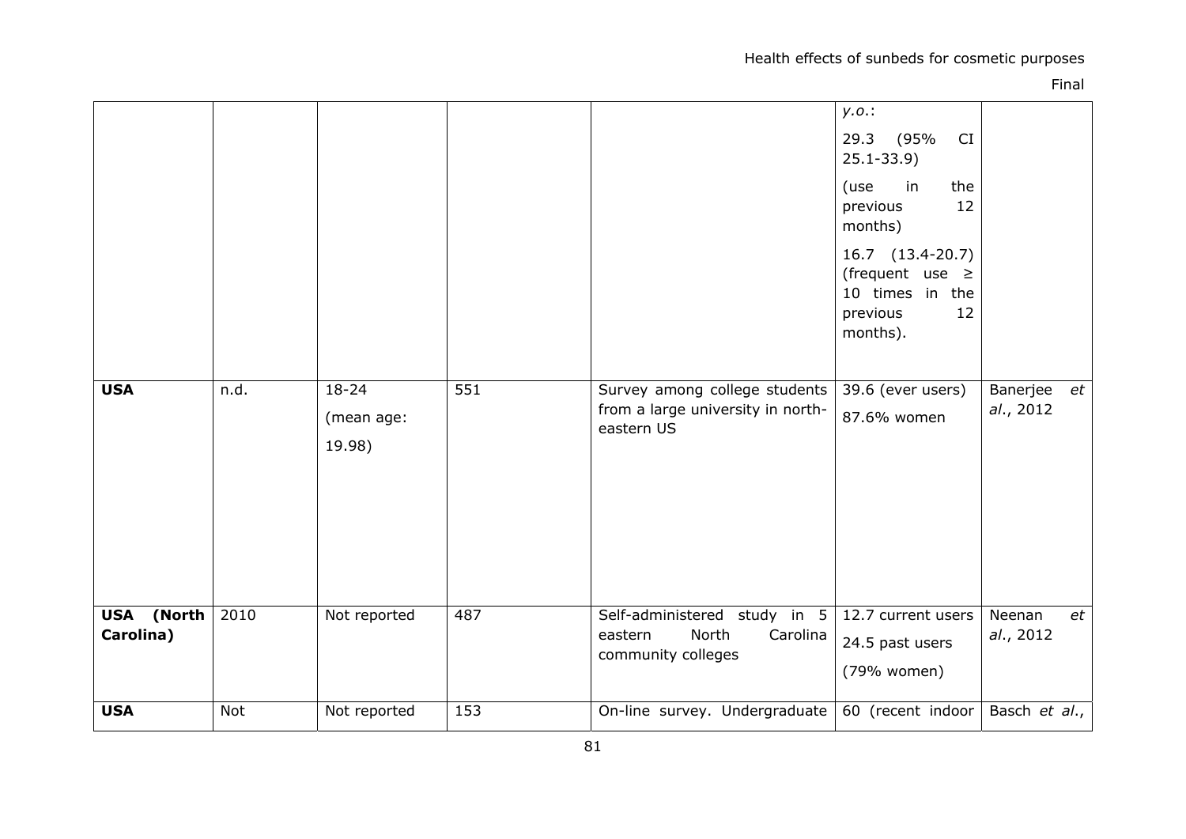| | | | | | *y.o.*: 29.3 (95% CI 25.1-33.9) (use in the previous 12 months) 16.7 (13.4-20.7) (frequent use ≥ 10 times in the previous 12 months). | |
|---|---|---|---|---|---|---|
| **USA** | n.d. | 18-24 (mean age: 19.98) | 551 | Survey among college students from a large university in north-eastern US | 39.6 (ever users) 87.6% women | Banerjee *et al*., 2012 |
| **USA (North Carolina)** | 2010 | Not reported | 487 | Self-administered study in 5 eastern North Carolina community colleges | 12.7 current users 24.5 past users (79% women) | Neenan *et al*., 2012 |
| **USA** | Not | Not reported | 153 | On-line survey. Undergraduate | 60 (recent indoor | Basch *et al*., |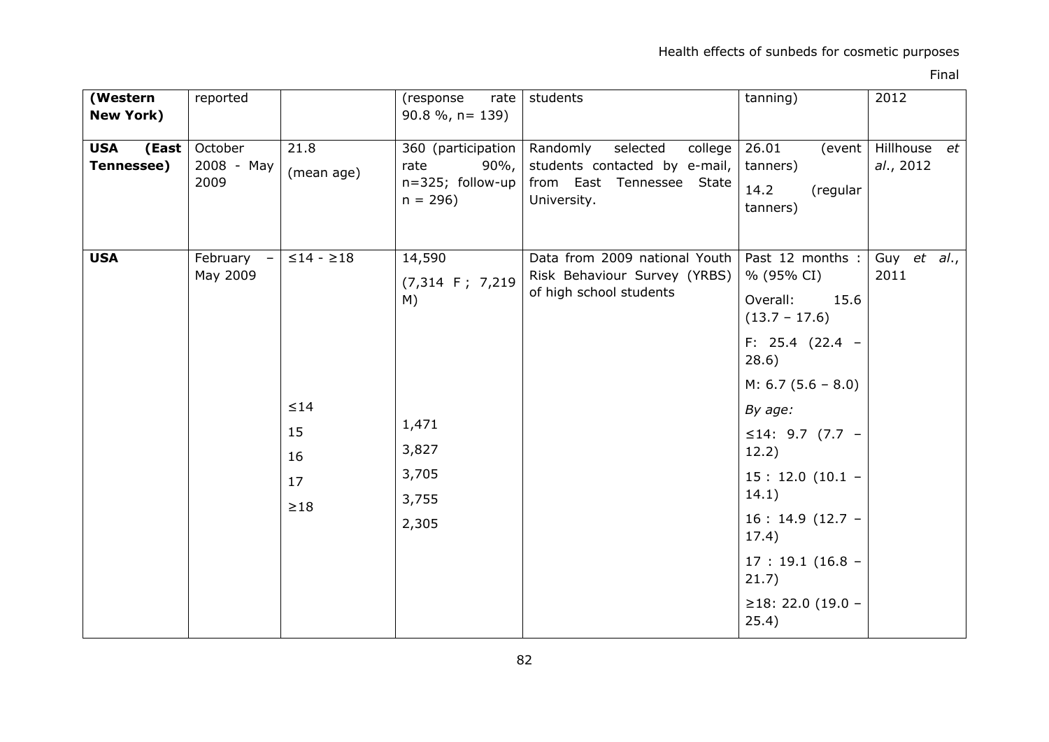| **(Western New York)** | reported | | (response rate 90.8 %, n= 139) | students | tanning) | 2012 |
|---|---|---|---|---|---|---|
| **USA (East Tennessee)** | October 2008 - May 2009 | 21.8 (mean age) | 360 (participation rate 90%, n=325; follow-up n = 296) | Randomly selected college students contacted by e-mail, from East Tennessee State University. | 26.01 (event tanners) 14.2 (regular tanners) | Hillhouse *et al.*, 2012 |
| **USA** | February – May 2009 | ≤14 - ≥18 | 14,590 (7,314 F ; 7,219 M) | Data from 2009 national Youth Risk Behaviour Survey (YRBS) of high school students | Past 12 months : % (95% CI) Overall: 15.6 (13.7 – 17.6) F: 25.4 (22.4 – 28.6) M: 6.7 (5.6 – 8.0) | Guy *et al.*, 2011 |
| | | | | | *By age:* | |
| | | ≤14 | 1,471 | | ≤14: 9.7 (7.7 – 12.2) | |
| | | 15 | 3,827 | | 15 : 12.0 (10.1 – 14.1) | |
| | | 16 | 3,705 | | 16 : 14.9 (12.7 – 17.4) | |
| | | 17 | 3,755 | | 17 : 19.1 (16.8 – 21.7) | |
| | | ≥18 | 2,305 | | ≥18: 22.0 (19.0 – 25.4) | |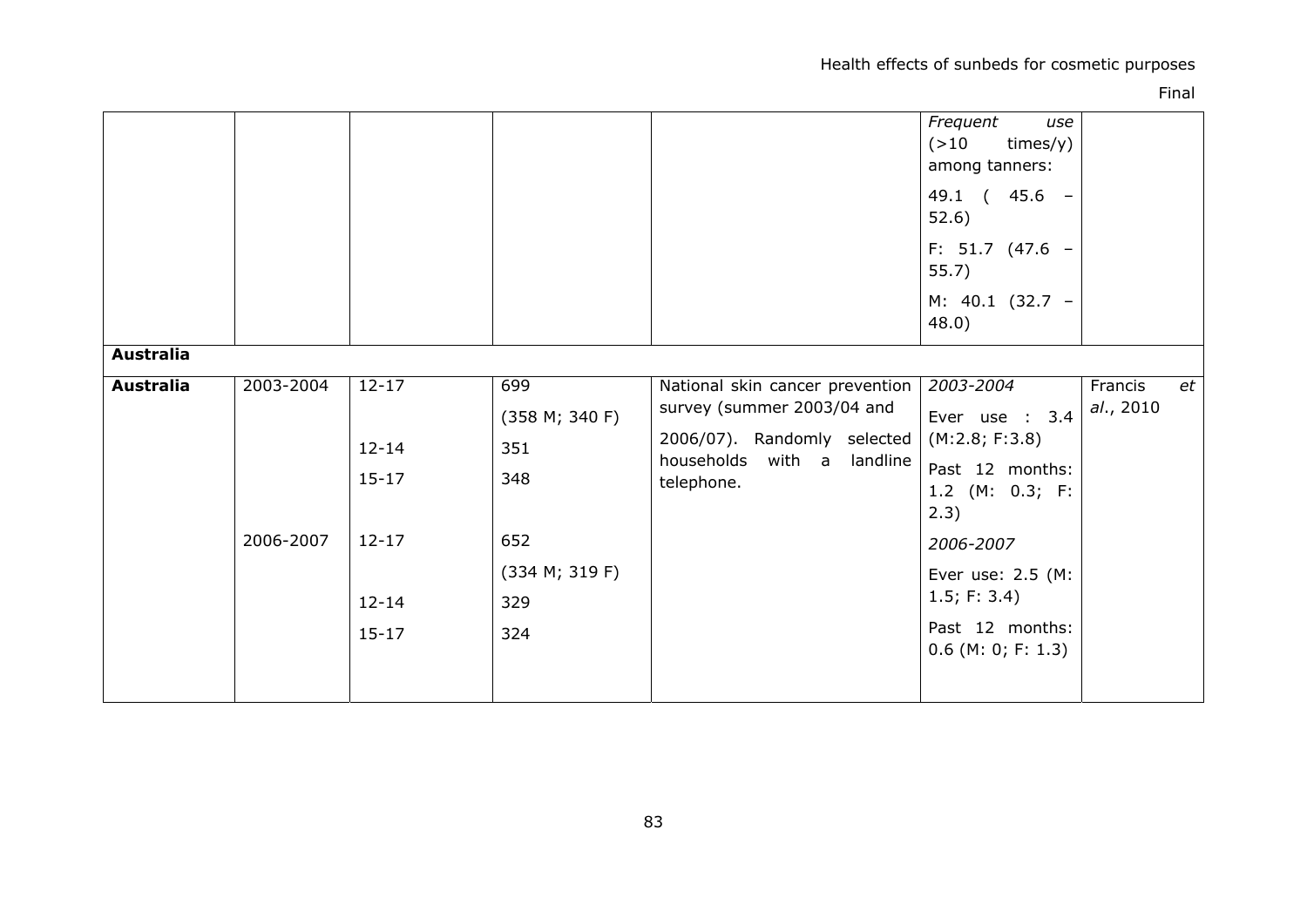| | | | | | | |
|---|---|---|---|---|---|---|
| | | | | | *Frequent use* (>10 times/y) among tanners:<br>49.1 ( 45.6 – 52.6)<br>F: 51.7 (47.6 – 55.7)<br>M: 40.1 (32.7 – 48.0) | |
| **Australia** | | | | | | |
| **Australia** | 2003-2004 | 12-17<br><br>12-14<br>15-17 | 699<br>(358 M; 340 F)<br>351<br>348 | National skin cancer prevention survey (summer 2003/04 and 2006/07). Randomly selected households with a landline telephone. | *2003-2004*<br>Ever use : 3.4 (M:2.8; F:3.8)<br>Past 12 months: 1.2 (M: 0.3; F: 2.3) | Francis *et al.*, 2010 |
| | 2006-2007 | 12-17<br><br>12-14<br>15-17 | 652<br>(334 M; 319 F)<br>329<br>324 | | *2006-2007*<br>Ever use: 2.5 (M: 1.5; F: 3.4)<br>Past 12 months: 0.6 (M: 0; F: 1.3) | |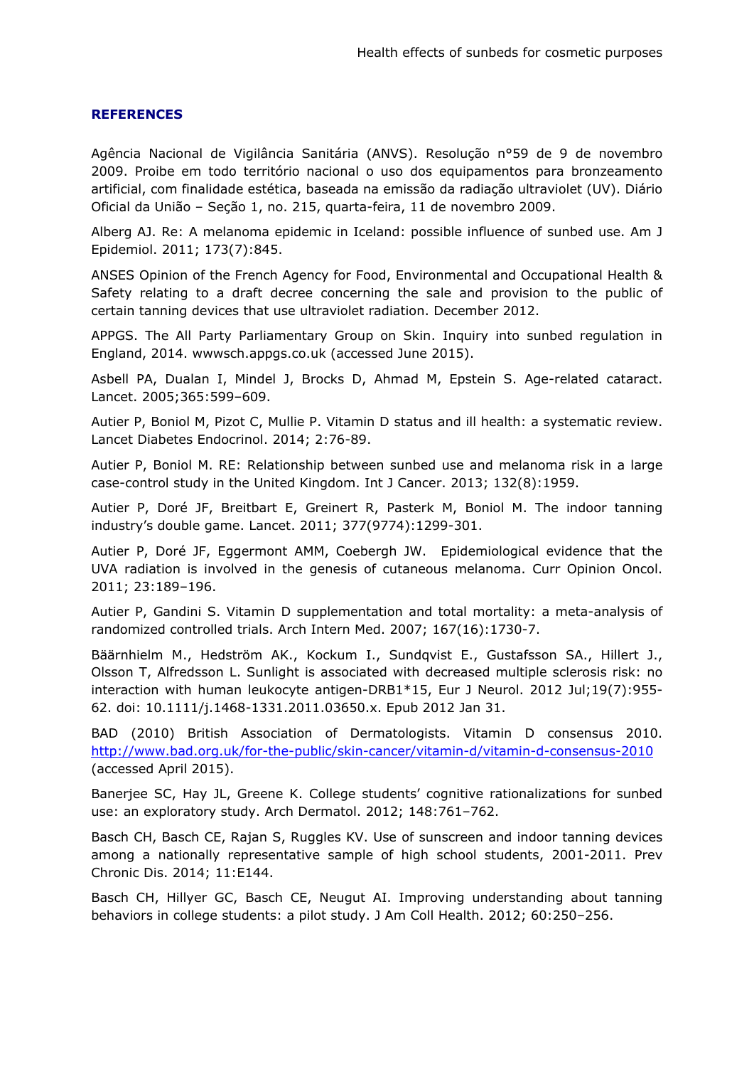## REFERENCES

Agência Nacional de Vigilância Sanitária (ANVS). Resolução n°59 de 9 de novembro 2009. Proibe em todo território nacional o uso dos equipamentos para bronzeamento artificial, com finalidade estética, baseada na emissão da radiação ultraviolet (UV). Diário Oficial da União – Seção 1, no. 215, quarta-feira, 11 de novembro 2009.

Alberg AJ. Re: A melanoma epidemic in Iceland: possible influence of sunbed use. Am J Epidemiol. 2011; 173(7):845.

ANSES Opinion of the French Agency for Food, Environmental and Occupational Health & Safety relating to a draft decree concerning the sale and provision to the public of certain tanning devices that use ultraviolet radiation. December 2012.

APPGS. The All Party Parliamentary Group on Skin. Inquiry into sunbed regulation in England, 2014. wwwsch.appgs.co.uk (accessed June 2015).

Asbell PA, Dualan I, Mindel J, Brocks D, Ahmad M, Epstein S. Age-related cataract. Lancet. 2005;365:599–609.

Autier P, Boniol M, Pizot C, Mullie P. Vitamin D status and ill health: a systematic review. Lancet Diabetes Endocrinol. 2014; 2:76-89.

Autier P, Boniol M. RE: Relationship between sunbed use and melanoma risk in a large case-control study in the United Kingdom. Int J Cancer. 2013; 132(8):1959.

Autier P, Doré JF, Breitbart E, Greinert R, Pasterk M, Boniol M. The indoor tanning industry's double game. Lancet. 2011; 377(9774):1299-301.

Autier P, Doré JF, Eggermont AMM, Coebergh JW. Epidemiological evidence that the UVA radiation is involved in the genesis of cutaneous melanoma. Curr Opinion Oncol. 2011; 23:189–196.

Autier P, Gandini S. Vitamin D supplementation and total mortality: a meta-analysis of randomized controlled trials. Arch Intern Med. 2007; 167(16):1730-7.

Bäärnhielm M., Hedström AK., Kockum I., Sundqvist E., Gustafsson SA., Hillert J., Olsson T, Alfredsson L. Sunlight is associated with decreased multiple sclerosis risk: no interaction with human leukocyte antigen-DRB1*15, Eur J Neurol. 2012 Jul;19(7):955-62. doi: 10.1111/j.1468-1331.2011.03650.x. Epub 2012 Jan 31.

BAD (2010) British Association of Dermatologists. Vitamin D consensus 2010. http://www.bad.org.uk/for-the-public/skin-cancer/vitamin-d/vitamin-d-consensus-2010 (accessed April 2015).

Banerjee SC, Hay JL, Greene K. College students' cognitive rationalizations for sunbed use: an exploratory study. Arch Dermatol. 2012; 148:761–762.

Basch CH, Basch CE, Rajan S, Ruggles KV. Use of sunscreen and indoor tanning devices among a nationally representative sample of high school students, 2001-2011. Prev Chronic Dis. 2014; 11:E144.

Basch CH, Hillyer GC, Basch CE, Neugut AI. Improving understanding about tanning behaviors in college students: a pilot study. J Am Coll Health. 2012; 60:250–256.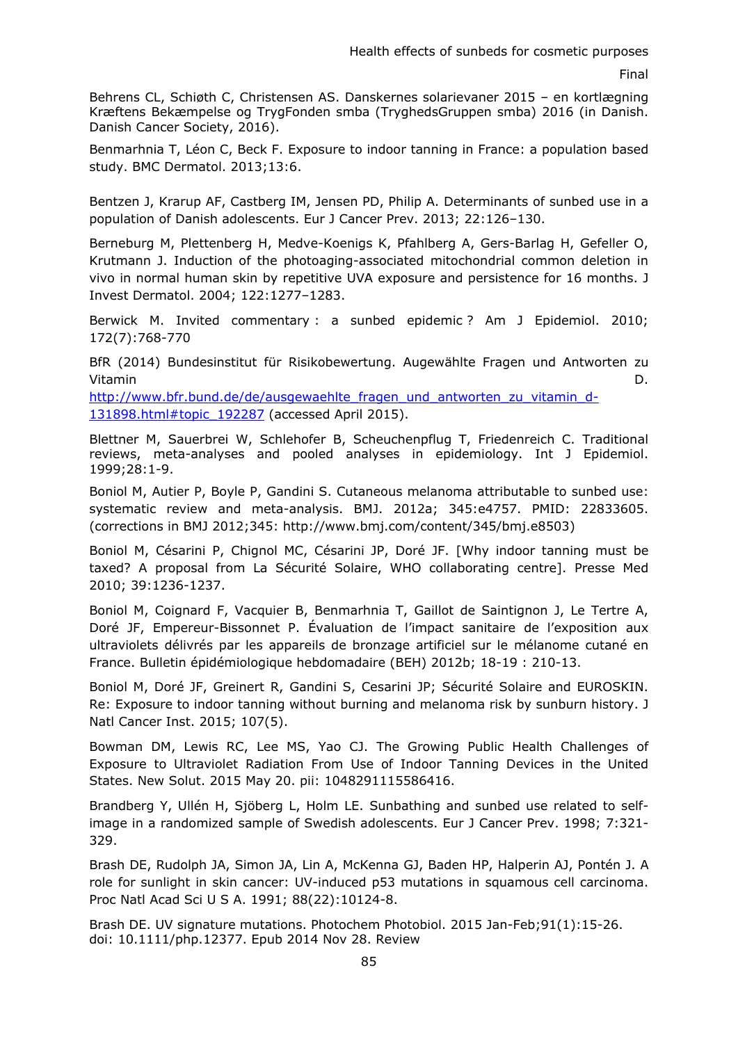Behrens CL, Schiøth C, Christensen AS. Danskernes solarievaner 2015 – en kortlægning Kræftens Bekæmpelse og TrygFonden smba (TryghedsGruppen smba) 2016 (in Danish. Danish Cancer Society, 2016).

Benmarhnia T, Léon C, Beck F. Exposure to indoor tanning in France: a population based study. BMC Dermatol. 2013;13:6.

Bentzen J, Krarup AF, Castberg IM, Jensen PD, Philip A. Determinants of sunbed use in a population of Danish adolescents. Eur J Cancer Prev. 2013; 22:126–130.

Berneburg M, Plettenberg H, Medve-Koenigs K, Pfahlberg A, Gers-Barlag H, Gefeller O, Krutmann J. Induction of the photoaging-associated mitochondrial common deletion in vivo in normal human skin by repetitive UVA exposure and persistence for 16 months. J Invest Dermatol. 2004; 122:1277–1283.

Berwick M. Invited commentary : a sunbed epidemic ? Am J Epidemiol. 2010; 172(7):768-770

BfR (2014) Bundesinstitut für Risikobewertung. Augewählte Fragen und Antworten zu Vitamin D. http://www.bfr.bund.de/de/ausgewaehlte_fragen_und_antworten_zu_vitamin_d-131898.html#topic_192287 (accessed April 2015).

Blettner M, Sauerbrei W, Schlehofer B, Scheuchenpflug T, Friedenreich C. Traditional reviews, meta-analyses and pooled analyses in epidemiology. Int J Epidemiol. 1999;28:1-9.

Boniol M, Autier P, Boyle P, Gandini S. Cutaneous melanoma attributable to sunbed use: systematic review and meta-analysis. BMJ. 2012a; 345:e4757. PMID: 22833605. (corrections in BMJ 2012;345: http://www.bmj.com/content/345/bmj.e8503)

Boniol M, Césarini P, Chignol MC, Césarini JP, Doré JF. [Why indoor tanning must be taxed? A proposal from La Sécurité Solaire, WHO collaborating centre]. Presse Med 2010; 39:1236-1237.

Boniol M, Coignard F, Vacquier B, Benmarhnia T, Gaillot de Saintignon J, Le Tertre A, Doré JF, Empereur-Bissonnet P. Évaluation de l'impact sanitaire de l'exposition aux ultraviolets délivrés par les appareils de bronzage artificiel sur le mélanome cutané en France. Bulletin épidémiologique hebdomadaire (BEH) 2012b; 18-19 : 210-13.

Boniol M, Doré JF, Greinert R, Gandini S, Cesarini JP; Sécurité Solaire and EUROSKIN. Re: Exposure to indoor tanning without burning and melanoma risk by sunburn history. J Natl Cancer Inst. 2015; 107(5).

Bowman DM, Lewis RC, Lee MS, Yao CJ. The Growing Public Health Challenges of Exposure to Ultraviolet Radiation From Use of Indoor Tanning Devices in the United States. New Solut. 2015 May 20. pii: 1048291115586416.

Brandberg Y, Ullén H, Sjöberg L, Holm LE. Sunbathing and sunbed use related to self-image in a randomized sample of Swedish adolescents. Eur J Cancer Prev. 1998; 7:321-329.

Brash DE, Rudolph JA, Simon JA, Lin A, McKenna GJ, Baden HP, Halperin AJ, Pontén J. A role for sunlight in skin cancer: UV-induced p53 mutations in squamous cell carcinoma. Proc Natl Acad Sci U S A. 1991; 88(22):10124-8.

Brash DE. UV signature mutations. Photochem Photobiol. 2015 Jan-Feb;91(1):15-26. doi: 10.1111/php.12377. Epub 2014 Nov 28. Review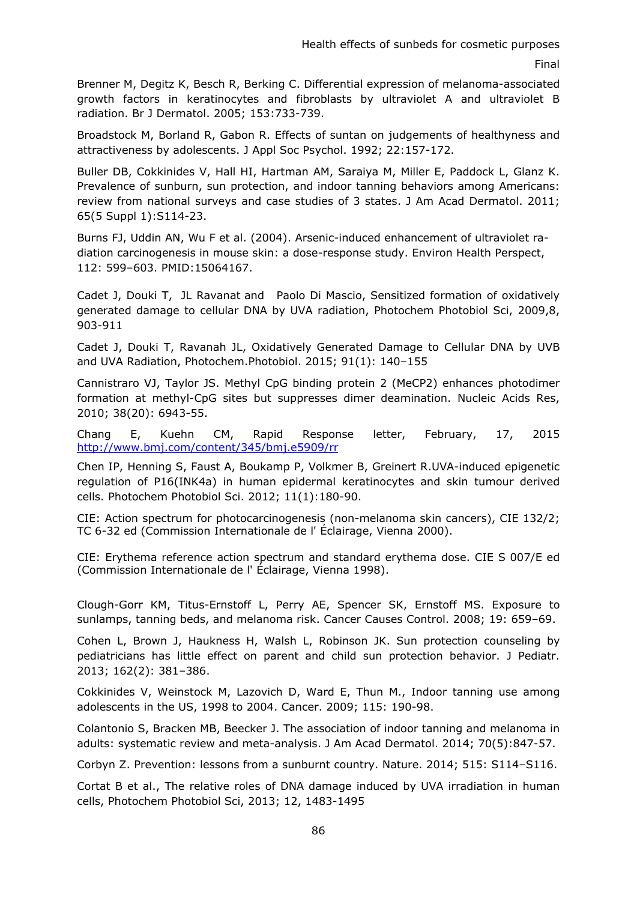Brenner M, Degitz K, Besch R, Berking C. Differential expression of melanoma-associated growth factors in keratinocytes and fibroblasts by ultraviolet A and ultraviolet B radiation. Br J Dermatol. 2005; 153:733-739.

Broadstock M, Borland R, Gabon R. Effects of suntan on judgements of healthyness and attractiveness by adolescents. J Appl Soc Psychol. 1992; 22:157-172.

Buller DB, Cokkinides V, Hall HI, Hartman AM, Saraiya M, Miller E, Paddock L, Glanz K. Prevalence of sunburn, sun protection, and indoor tanning behaviors among Americans: review from national surveys and case studies of 3 states. J Am Acad Dermatol. 2011; 65(5 Suppl 1):S114-23.

Burns FJ, Uddin AN, Wu F et al. (2004). Arsenic-induced enhancement of ultraviolet radiation carcinogenesis in mouse skin: a dose-response study. Environ Health Perspect, 112: 599–603. PMID:15064167.

Cadet J, Douki T, JL Ravanat and Paolo Di Mascio, Sensitized formation of oxidatively generated damage to cellular DNA by UVA radiation, Photochem Photobiol Sci, 2009,8, 903-911

Cadet J, Douki T, Ravanah JL, Oxidatively Generated Damage to Cellular DNA by UVB and UVA Radiation, Photochem.Photobiol. 2015; 91(1): 140–155

Cannistraro VJ, Taylor JS. Methyl CpG binding protein 2 (MeCP2) enhances photodimer formation at methyl-CpG sites but suppresses dimer deamination. Nucleic Acids Res, 2010; 38(20): 6943-55.

Chang E, Kuehn CM, Rapid Response letter, February, 17, 2015 [http://www.bmj.com/content/345/bmj.e5909/rr](http://www.bmj.com/content/345/bmj.e5909/rr)

Chen IP, Henning S, Faust A, Boukamp P, Volkmer B, Greinert R.UVA-induced epigenetic regulation of P16(INK4a) in human epidermal keratinocytes and skin tumour derived cells. Photochem Photobiol Sci. 2012; 11(1):180-90.

CIE: Action spectrum for photocarcinogenesis (non-melanoma skin cancers), CIE 132/2; TC 6-32 ed (Commission Internationale de l' Éclairage, Vienna 2000).

CIE: Erythema reference action spectrum and standard erythema dose. CIE S 007/E ed (Commission Internationale de l' Éclairage, Vienna 1998).

Clough-Gorr KM, Titus-Ernstoff L, Perry AE, Spencer SK, Ernstoff MS. Exposure to sunlamps, tanning beds, and melanoma risk. Cancer Causes Control. 2008; 19: 659–69.

Cohen L, Brown J, Haukness H, Walsh L, Robinson JK. Sun protection counseling by pediatricians has little effect on parent and child sun protection behavior. J Pediatr. 2013; 162(2): 381–386.

Cokkinides V, Weinstock M, Lazovich D, Ward E, Thun M., Indoor tanning use among adolescents in the US, 1998 to 2004. Cancer. 2009; 115: 190-98.

Colantonio S, Bracken MB, Beecker J. The association of indoor tanning and melanoma in adults: systematic review and meta-analysis. J Am Acad Dermatol. 2014; 70(5):847-57.

Corbyn Z. Prevention: lessons from a sunburnt country. Nature. 2014; 515: S114–S116.

Cortat B et al., The relative roles of DNA damage induced by UVA irradiation in human cells, Photochem Photobiol Sci, 2013; 12, 1483-1495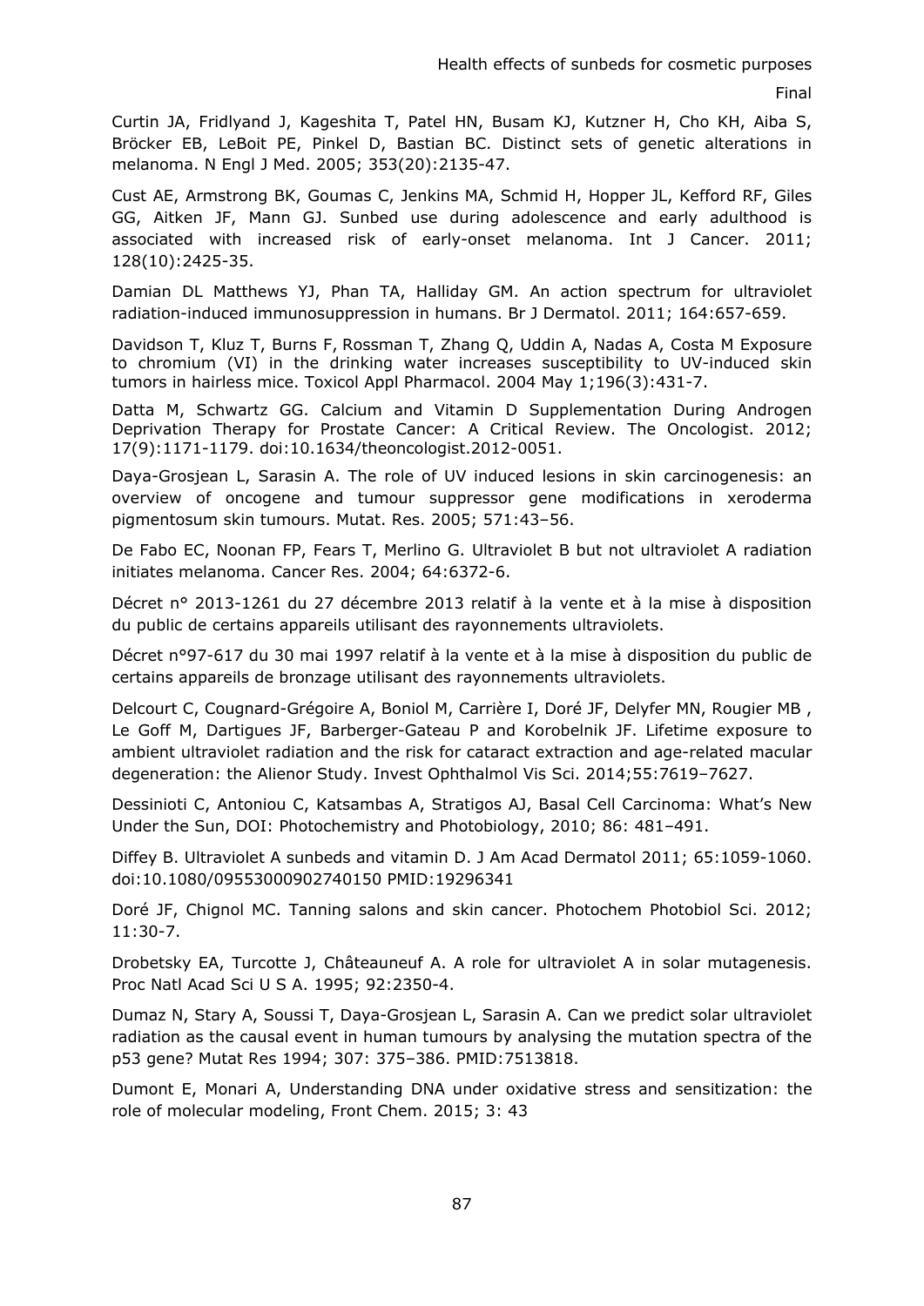Curtin JA, Fridlyand J, Kageshita T, Patel HN, Busam KJ, Kutzner H, Cho KH, Aiba S, Bröcker EB, LeBoit PE, Pinkel D, Bastian BC. Distinct sets of genetic alterations in melanoma. N Engl J Med. 2005; 353(20):2135-47.

Cust AE, Armstrong BK, Goumas C, Jenkins MA, Schmid H, Hopper JL, Kefford RF, Giles GG, Aitken JF, Mann GJ. Sunbed use during adolescence and early adulthood is associated with increased risk of early-onset melanoma. Int J Cancer. 2011; 128(10):2425-35.

Damian DL Matthews YJ, Phan TA, Halliday GM. An action spectrum for ultraviolet radiation-induced immunosuppression in humans. Br J Dermatol. 2011; 164:657-659.

Davidson T, Kluz T, Burns F, Rossman T, Zhang Q, Uddin A, Nadas A, Costa M Exposure to chromium (VI) in the drinking water increases susceptibility to UV-induced skin tumors in hairless mice. Toxicol Appl Pharmacol. 2004 May 1;196(3):431-7.

Datta M, Schwartz GG. Calcium and Vitamin D Supplementation During Androgen Deprivation Therapy for Prostate Cancer: A Critical Review. The Oncologist. 2012; 17(9):1171-1179. doi:10.1634/theoncologist.2012-0051.

Daya-Grosjean L, Sarasin A. The role of UV induced lesions in skin carcinogenesis: an overview of oncogene and tumour suppressor gene modifications in xeroderma pigmentosum skin tumours. Mutat. Res. 2005; 571:43–56.

De Fabo EC, Noonan FP, Fears T, Merlino G. Ultraviolet B but not ultraviolet A radiation initiates melanoma. Cancer Res. 2004; 64:6372-6.

Décret n° 2013-1261 du 27 décembre 2013 relatif à la vente et à la mise à disposition du public de certains appareils utilisant des rayonnements ultraviolets.

Décret n°97-617 du 30 mai 1997 relatif à la vente et à la mise à disposition du public de certains appareils de bronzage utilisant des rayonnements ultraviolets.

Delcourt C, Cougnard-Grégoire A, Boniol M, Carrière I, Doré JF, Delyfer MN, Rougier MB , Le Goff M, Dartigues JF, Barberger-Gateau P and Korobelnik JF. Lifetime exposure to ambient ultraviolet radiation and the risk for cataract extraction and age-related macular degeneration: the Alienor Study. Invest Ophthalmol Vis Sci. 2014;55:7619–7627.

Dessinioti C, Antoniou C, Katsambas A, Stratigos AJ, Basal Cell Carcinoma: What's New Under the Sun, DOI: Photochemistry and Photobiology, 2010; 86: 481–491.

Diffey B. Ultraviolet A sunbeds and vitamin D. J Am Acad Dermatol 2011; 65:1059-1060. doi:10.1080/09553000902740150 PMID:19296341

Doré JF, Chignol MC. Tanning salons and skin cancer. Photochem Photobiol Sci. 2012; 11:30-7.

Drobetsky EA, Turcotte J, Châteauneuf A. A role for ultraviolet A in solar mutagenesis. Proc Natl Acad Sci U S A. 1995; 92:2350-4.

Dumaz N, Stary A, Soussi T, Daya-Grosjean L, Sarasin A. Can we predict solar ultraviolet radiation as the causal event in human tumours by analysing the mutation spectra of the p53 gene? Mutat Res 1994; 307: 375–386. PMID:7513818.

Dumont E, Monari A, Understanding DNA under oxidative stress and sensitization: the role of molecular modeling, Front Chem. 2015; 3: 43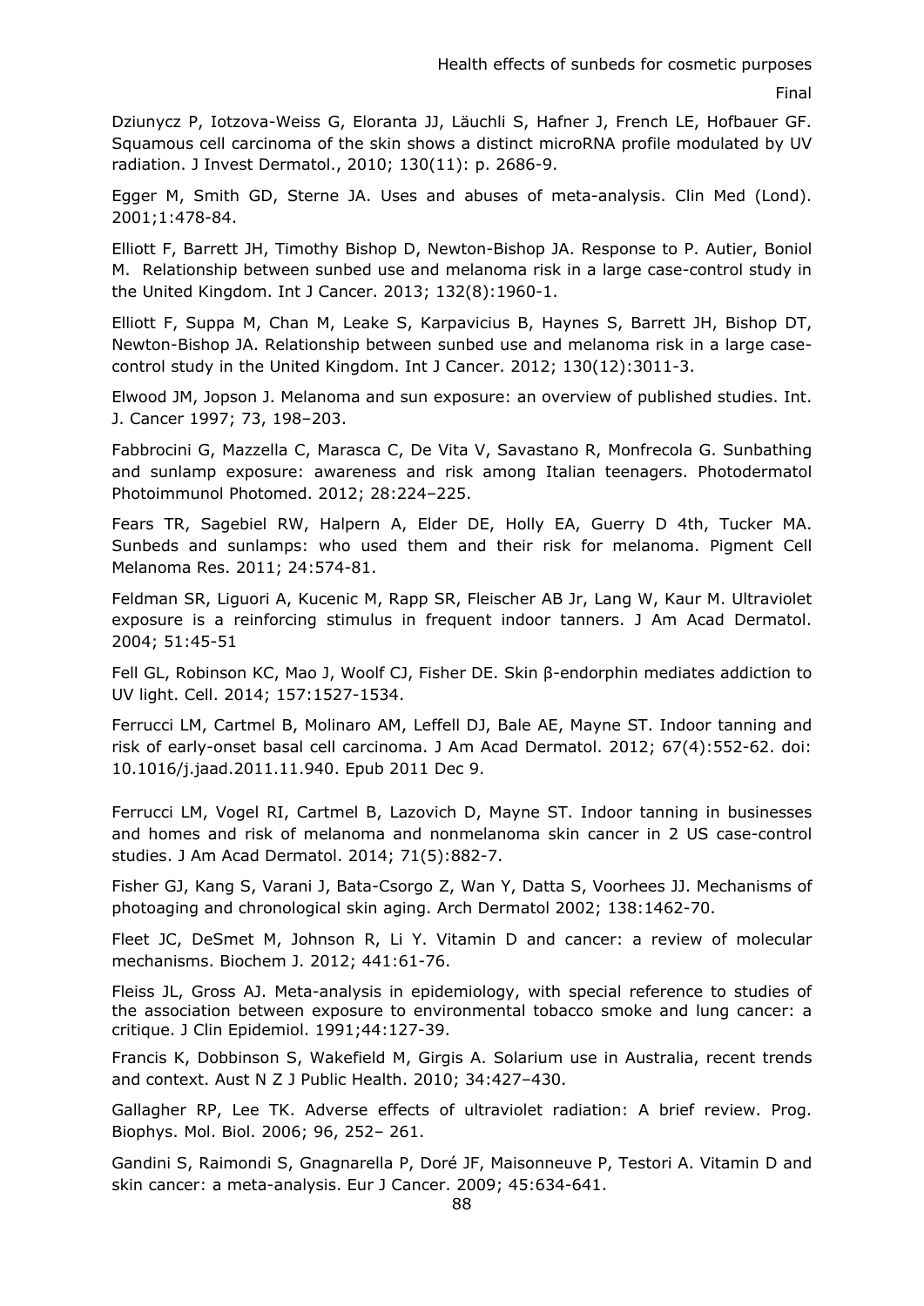Dziunycz P, Iotzova-Weiss G, Eloranta JJ, Läuchli S, Hafner J, French LE, Hofbauer GF. Squamous cell carcinoma of the skin shows a distinct microRNA profile modulated by UV radiation. J Invest Dermatol., 2010; 130(11): p. 2686-9.

Egger M, Smith GD, Sterne JA. Uses and abuses of meta-analysis. Clin Med (Lond). 2001;1:478-84.

Elliott F, Barrett JH, Timothy Bishop D, Newton-Bishop JA. Response to P. Autier, Boniol M. Relationship between sunbed use and melanoma risk in a large case-control study in the United Kingdom. Int J Cancer. 2013; 132(8):1960-1.

Elliott F, Suppa M, Chan M, Leake S, Karpavicius B, Haynes S, Barrett JH, Bishop DT, Newton-Bishop JA. Relationship between sunbed use and melanoma risk in a large case-control study in the United Kingdom. Int J Cancer. 2012; 130(12):3011-3.

Elwood JM, Jopson J. Melanoma and sun exposure: an overview of published studies. Int. J. Cancer 1997; 73, 198–203.

Fabbrocini G, Mazzella C, Marasca C, De Vita V, Savastano R, Monfrecola G. Sunbathing and sunlamp exposure: awareness and risk among Italian teenagers. Photodermatol Photoimmunol Photomed. 2012; 28:224–225.

Fears TR, Sagebiel RW, Halpern A, Elder DE, Holly EA, Guerry D 4th, Tucker MA. Sunbeds and sunlamps: who used them and their risk for melanoma. Pigment Cell Melanoma Res. 2011; 24:574-81.

Feldman SR, Liguori A, Kucenic M, Rapp SR, Fleischer AB Jr, Lang W, Kaur M. Ultraviolet exposure is a reinforcing stimulus in frequent indoor tanners. J Am Acad Dermatol. 2004; 51:45-51

Fell GL, Robinson KC, Mao J, Woolf CJ, Fisher DE. Skin β-endorphin mediates addiction to UV light. Cell. 2014; 157:1527-1534.

Ferrucci LM, Cartmel B, Molinaro AM, Leffell DJ, Bale AE, Mayne ST. Indoor tanning and risk of early-onset basal cell carcinoma. J Am Acad Dermatol. 2012; 67(4):552-62. doi: 10.1016/j.jaad.2011.11.940. Epub 2011 Dec 9.

Ferrucci LM, Vogel RI, Cartmel B, Lazovich D, Mayne ST. Indoor tanning in businesses and homes and risk of melanoma and nonmelanoma skin cancer in 2 US case-control studies. J Am Acad Dermatol. 2014; 71(5):882-7.

Fisher GJ, Kang S, Varani J, Bata-Csorgo Z, Wan Y, Datta S, Voorhees JJ. Mechanisms of photoaging and chronological skin aging. Arch Dermatol 2002; 138:1462-70.

Fleet JC, DeSmet M, Johnson R, Li Y. Vitamin D and cancer: a review of molecular mechanisms. Biochem J. 2012; 441:61-76.

Fleiss JL, Gross AJ. Meta-analysis in epidemiology, with special reference to studies of the association between exposure to environmental tobacco smoke and lung cancer: a critique. J Clin Epidemiol. 1991;44:127-39.

Francis K, Dobbinson S, Wakefield M, Girgis A. Solarium use in Australia, recent trends and context. Aust N Z J Public Health. 2010; 34:427–430.

Gallagher RP, Lee TK. Adverse effects of ultraviolet radiation: A brief review. Prog. Biophys. Mol. Biol. 2006; 96, 252– 261.

Gandini S, Raimondi S, Gnagnarella P, Doré JF, Maisonneuve P, Testori A. Vitamin D and skin cancer: a meta-analysis. Eur J Cancer. 2009; 45:634-641.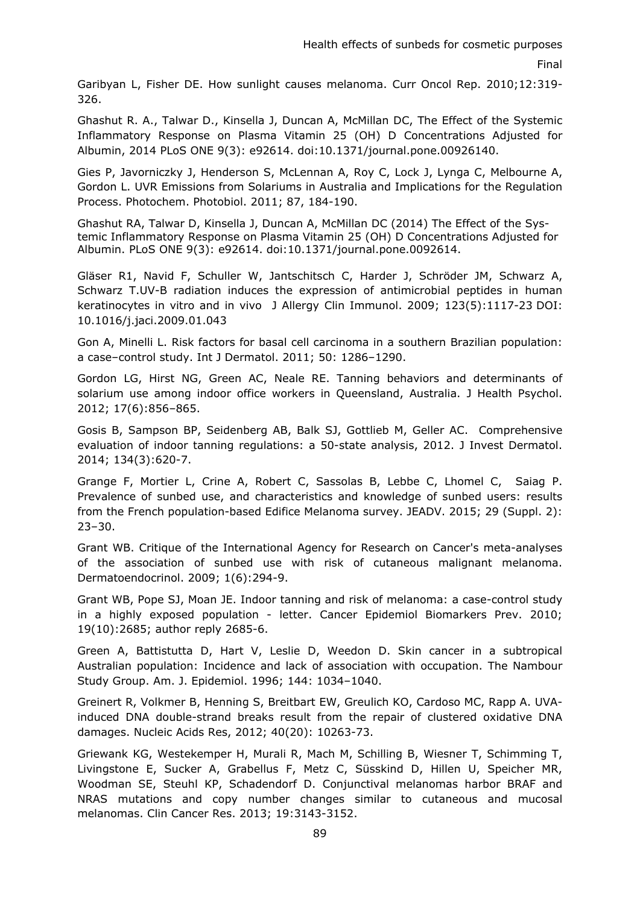Garibyan L, Fisher DE. How sunlight causes melanoma. Curr Oncol Rep. 2010;12:319-326.

Ghashut R. A., Talwar D., Kinsella J, Duncan A, McMillan DC, The Effect of the Systemic Inflammatory Response on Plasma Vitamin 25 (OH) D Concentrations Adjusted for Albumin, 2014 PLoS ONE 9(3): e92614. doi:10.1371/journal.pone.00926140.

Gies P, Javorniczky J, Henderson S, McLennan A, Roy C, Lock J, Lynga C, Melbourne A, Gordon L. UVR Emissions from Solariums in Australia and Implications for the Regulation Process. Photochem. Photobiol. 2011; 87, 184-190.

Ghashut RA, Talwar D, Kinsella J, Duncan A, McMillan DC (2014) The Effect of the Systemic Inflammatory Response on Plasma Vitamin 25 (OH) D Concentrations Adjusted for Albumin. PLoS ONE 9(3): e92614. doi:10.1371/journal.pone.0092614.

Gläser R1, Navid F, Schuller W, Jantschitsch C, Harder J, Schröder JM, Schwarz A, Schwarz T.UV-B radiation induces the expression of antimicrobial peptides in human keratinocytes in vitro and in vivo J Allergy Clin Immunol. 2009; 123(5):1117-23 DOI: 10.1016/j.jaci.2009.01.043

Gon A, Minelli L. Risk factors for basal cell carcinoma in a southern Brazilian population: a case–control study. Int J Dermatol. 2011; 50: 1286–1290.

Gordon LG, Hirst NG, Green AC, Neale RE. Tanning behaviors and determinants of solarium use among indoor office workers in Queensland, Australia. J Health Psychol. 2012; 17(6):856–865.

Gosis B, Sampson BP, Seidenberg AB, Balk SJ, Gottlieb M, Geller AC. Comprehensive evaluation of indoor tanning regulations: a 50-state analysis, 2012. J Invest Dermatol. 2014; 134(3):620-7.

Grange F, Mortier L, Crine A, Robert C, Sassolas B, Lebbe C, Lhomel C, Saiag P. Prevalence of sunbed use, and characteristics and knowledge of sunbed users: results from the French population-based Edifice Melanoma survey. JEADV. 2015; 29 (Suppl. 2): 23–30.

Grant WB. Critique of the International Agency for Research on Cancer's meta-analyses of the association of sunbed use with risk of cutaneous malignant melanoma. Dermatoendocrinol. 2009; 1(6):294-9.

Grant WB, Pope SJ, Moan JE. Indoor tanning and risk of melanoma: a case-control study in a highly exposed population - letter. Cancer Epidemiol Biomarkers Prev. 2010; 19(10):2685; author reply 2685-6.

Green A, Battistutta D, Hart V, Leslie D, Weedon D. Skin cancer in a subtropical Australian population: Incidence and lack of association with occupation. The Nambour Study Group. Am. J. Epidemiol. 1996; 144: 1034–1040.

Greinert R, Volkmer B, Henning S, Breitbart EW, Greulich KO, Cardoso MC, Rapp A. UVA-induced DNA double-strand breaks result from the repair of clustered oxidative DNA damages. Nucleic Acids Res, 2012; 40(20): 10263-73.

Griewank KG, Westekemper H, Murali R, Mach M, Schilling B, Wiesner T, Schimming T, Livingstone E, Sucker A, Grabellus F, Metz C, Süsskind D, Hillen U, Speicher MR, Woodman SE, Steuhl KP, Schadendorf D. Conjunctival melanomas harbor BRAF and NRAS mutations and copy number changes similar to cutaneous and mucosal melanomas. Clin Cancer Res. 2013; 19:3143-3152.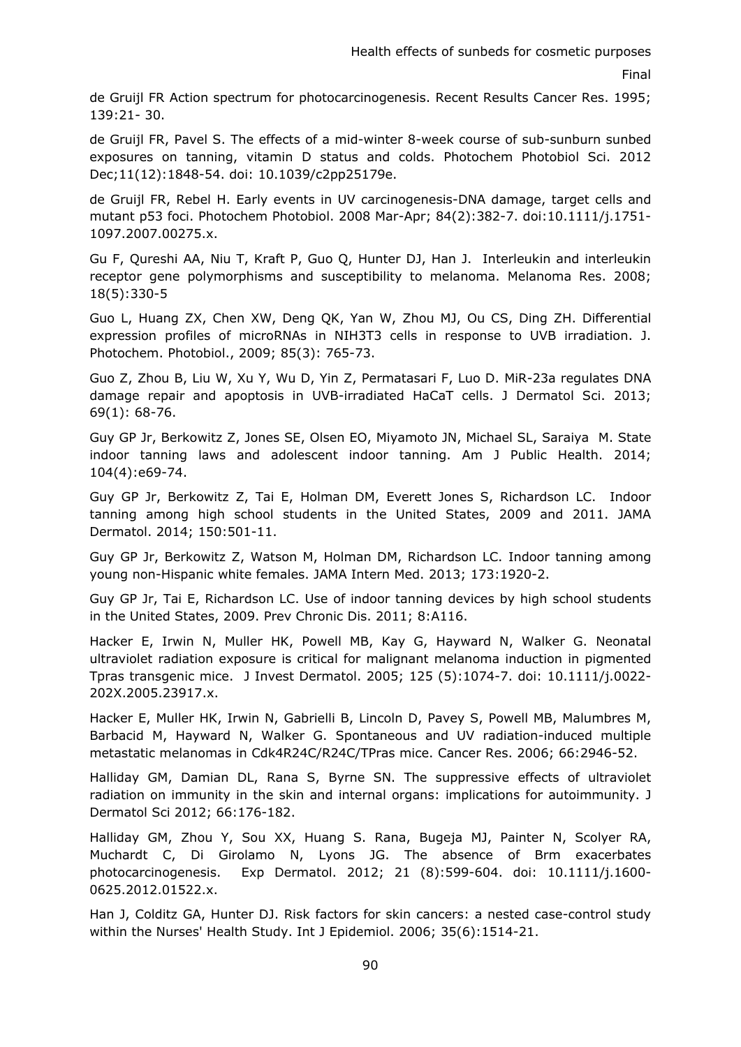de Gruijl FR Action spectrum for photocarcinogenesis. Recent Results Cancer Res. 1995; 139:21- 30.

de Gruijl FR, Pavel S. The effects of a mid-winter 8-week course of sub-sunburn sunbed exposures on tanning, vitamin D status and colds. Photochem Photobiol Sci. 2012 Dec;11(12):1848-54. doi: 10.1039/c2pp25179e.

de Gruijl FR, Rebel H. Early events in UV carcinogenesis-DNA damage, target cells and mutant p53 foci. Photochem Photobiol. 2008 Mar-Apr; 84(2):382-7. doi:10.1111/j.1751-1097.2007.00275.x.

Gu F, Qureshi AA, Niu T, Kraft P, Guo Q, Hunter DJ, Han J. Interleukin and interleukin receptor gene polymorphisms and susceptibility to melanoma. Melanoma Res. 2008; 18(5):330-5

Guo L, Huang ZX, Chen XW, Deng QK, Yan W, Zhou MJ, Ou CS, Ding ZH. Differential expression profiles of microRNAs in NIH3T3 cells in response to UVB irradiation. J. Photochem. Photobiol., 2009; 85(3): 765-73.

Guo Z, Zhou B, Liu W, Xu Y, Wu D, Yin Z, Permatasari F, Luo D. MiR-23a regulates DNA damage repair and apoptosis in UVB-irradiated HaCaT cells. J Dermatol Sci. 2013; 69(1): 68-76.

Guy GP Jr, Berkowitz Z, Jones SE, Olsen EO, Miyamoto JN, Michael SL, Saraiya M. State indoor tanning laws and adolescent indoor tanning. Am J Public Health. 2014; 104(4):e69-74.

Guy GP Jr, Berkowitz Z, Tai E, Holman DM, Everett Jones S, Richardson LC. Indoor tanning among high school students in the United States, 2009 and 2011. JAMA Dermatol. 2014; 150:501-11.

Guy GP Jr, Berkowitz Z, Watson M, Holman DM, Richardson LC. Indoor tanning among young non-Hispanic white females. JAMA Intern Med. 2013; 173:1920-2.

Guy GP Jr, Tai E, Richardson LC. Use of indoor tanning devices by high school students in the United States, 2009. Prev Chronic Dis. 2011; 8:A116.

Hacker E, Irwin N, Muller HK, Powell MB, Kay G, Hayward N, Walker G. Neonatal ultraviolet radiation exposure is critical for malignant melanoma induction in pigmented Tpras transgenic mice. J Invest Dermatol. 2005; 125 (5):1074-7. doi: 10.1111/j.0022-202X.2005.23917.x.

Hacker E, Muller HK, Irwin N, Gabrielli B, Lincoln D, Pavey S, Powell MB, Malumbres M, Barbacid M, Hayward N, Walker G. Spontaneous and UV radiation-induced multiple metastatic melanomas in Cdk4R24C/R24C/TPras mice. Cancer Res. 2006; 66:2946-52.

Halliday GM, Damian DL, Rana S, Byrne SN. The suppressive effects of ultraviolet radiation on immunity in the skin and internal organs: implications for autoimmunity. J Dermatol Sci 2012; 66:176-182.

Halliday GM, Zhou Y, Sou XX, Huang S. Rana, Bugeja MJ, Painter N, Scolyer RA, Muchardt C, Di Girolamo N, Lyons JG. The absence of Brm exacerbates photocarcinogenesis. Exp Dermatol. 2012; 21 (8):599-604. doi: 10.1111/j.1600-0625.2012.01522.x.

Han J, Colditz GA, Hunter DJ. Risk factors for skin cancers: a nested case-control study within the Nurses' Health Study. Int J Epidemiol. 2006; 35(6):1514-21.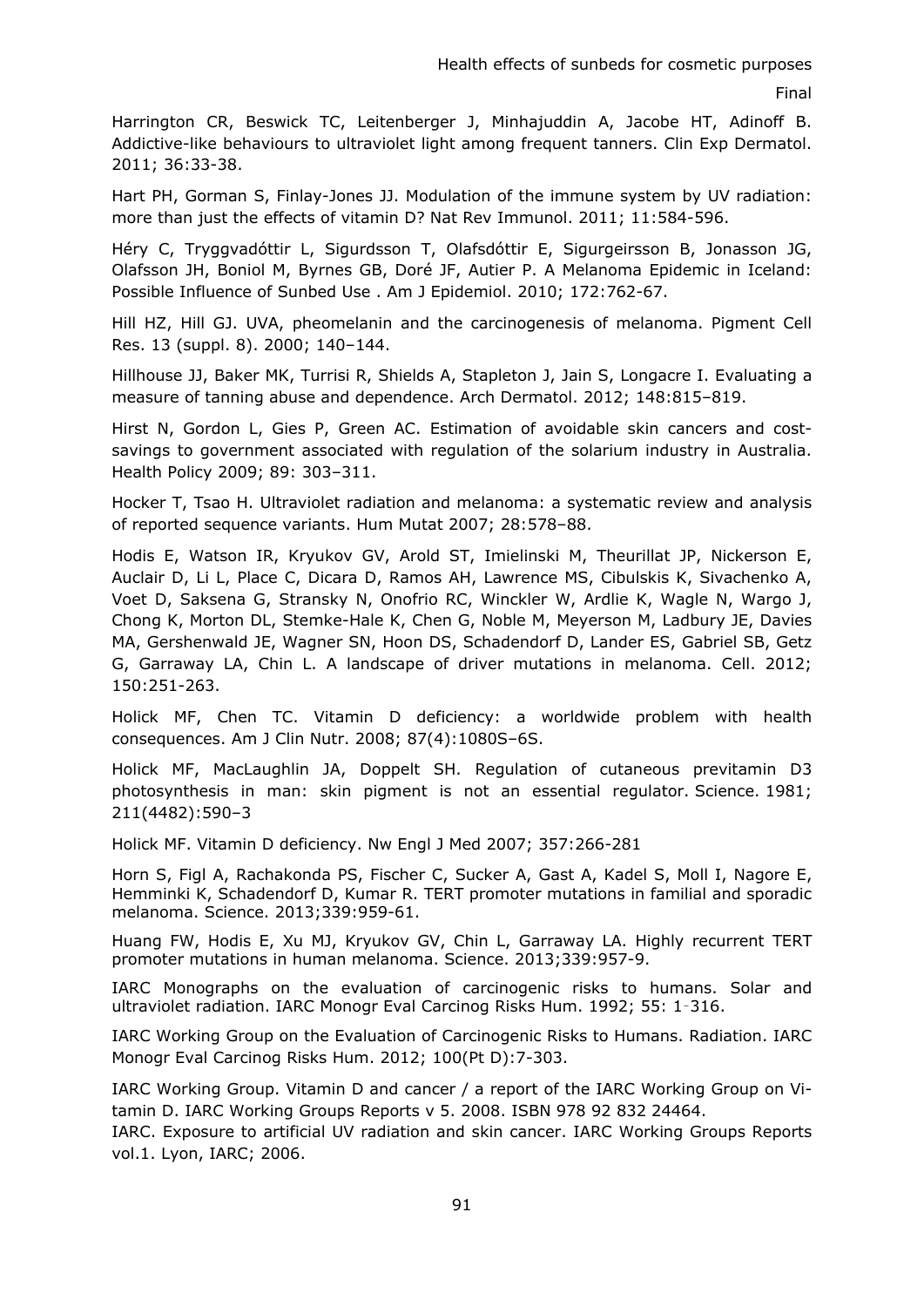Harrington CR, Beswick TC, Leitenberger J, Minhajuddin A, Jacobe HT, Adinoff B. Addictive-like behaviours to ultraviolet light among frequent tanners. Clin Exp Dermatol. 2011; 36:33-38.

Hart PH, Gorman S, Finlay-Jones JJ. Modulation of the immune system by UV radiation: more than just the effects of vitamin D? Nat Rev Immunol. 2011; 11:584-596.

Héry C, Tryggvadóttir L, Sigurdsson T, Olafsdóttir E, Sigurgeirsson B, Jonasson JG, Olafsson JH, Boniol M, Byrnes GB, Doré JF, Autier P. A Melanoma Epidemic in Iceland: Possible Influence of Sunbed Use . Am J Epidemiol. 2010; 172:762-67.

Hill HZ, Hill GJ. UVA, pheomelanin and the carcinogenesis of melanoma. Pigment Cell Res. 13 (suppl. 8). 2000; 140–144.

Hillhouse JJ, Baker MK, Turrisi R, Shields A, Stapleton J, Jain S, Longacre I. Evaluating a measure of tanning abuse and dependence. Arch Dermatol. 2012; 148:815–819.

Hirst N, Gordon L, Gies P, Green AC. Estimation of avoidable skin cancers and cost-savings to government associated with regulation of the solarium industry in Australia. Health Policy 2009; 89: 303–311.

Hocker T, Tsao H. Ultraviolet radiation and melanoma: a systematic review and analysis of reported sequence variants. Hum Mutat 2007; 28:578–88.

Hodis E, Watson IR, Kryukov GV, Arold ST, Imielinski M, Theurillat JP, Nickerson E, Auclair D, Li L, Place C, Dicara D, Ramos AH, Lawrence MS, Cibulskis K, Sivachenko A, Voet D, Saksena G, Stransky N, Onofrio RC, Winckler W, Ardlie K, Wagle N, Wargo J, Chong K, Morton DL, Stemke-Hale K, Chen G, Noble M, Meyerson M, Ladbury JE, Davies MA, Gershenwald JE, Wagner SN, Hoon DS, Schadendorf D, Lander ES, Gabriel SB, Getz G, Garraway LA, Chin L. A landscape of driver mutations in melanoma. Cell. 2012; 150:251-263.

Holick MF, Chen TC. Vitamin D deficiency: a worldwide problem with health consequences. Am J Clin Nutr. 2008; 87(4):1080S–6S.

Holick MF, MacLaughlin JA, Doppelt SH. Regulation of cutaneous previtamin D3 photosynthesis in man: skin pigment is not an essential regulator. Science. 1981; 211(4482):590–3

Holick MF. Vitamin D deficiency. Nw Engl J Med 2007; 357:266-281

Horn S, Figl A, Rachakonda PS, Fischer C, Sucker A, Gast A, Kadel S, Moll I, Nagore E, Hemminki K, Schadendorf D, Kumar R. TERT promoter mutations in familial and sporadic melanoma. Science. 2013;339:959-61.

Huang FW, Hodis E, Xu MJ, Kryukov GV, Chin L, Garraway LA. Highly recurrent TERT promoter mutations in human melanoma. Science. 2013;339:957-9.

IARC Monographs on the evaluation of carcinogenic risks to humans. Solar and ultraviolet radiation. IARC Monogr Eval Carcinog Risks Hum. 1992; 55: 1-316.

IARC Working Group on the Evaluation of Carcinogenic Risks to Humans. Radiation. IARC Monogr Eval Carcinog Risks Hum. 2012; 100(Pt D):7-303.

IARC Working Group. Vitamin D and cancer / a report of the IARC Working Group on Vitamin D. IARC Working Groups Reports v 5. 2008. ISBN 978 92 832 24464.

IARC. Exposure to artificial UV radiation and skin cancer. IARC Working Groups Reports vol.1. Lyon, IARC; 2006.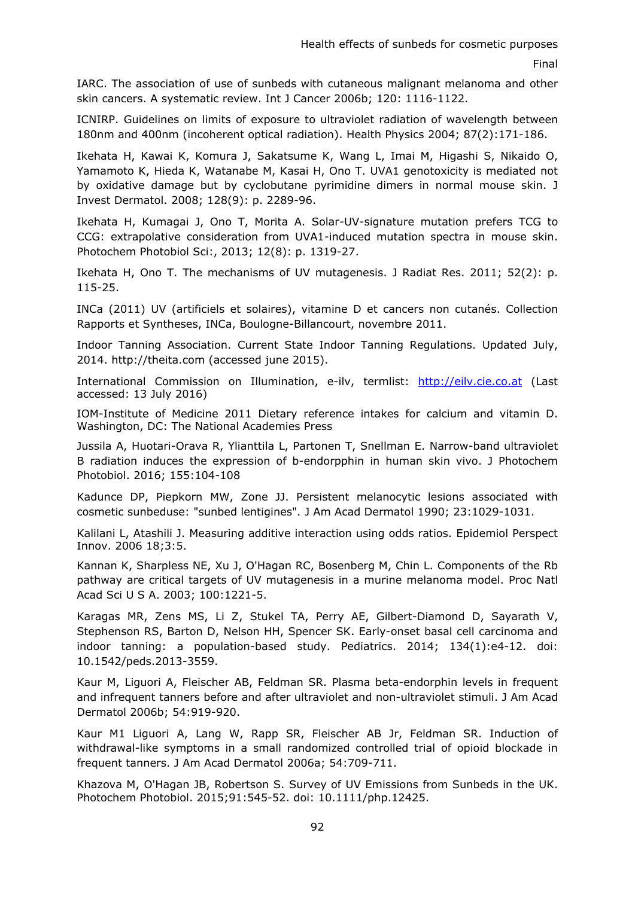IARC. The association of use of sunbeds with cutaneous malignant melanoma and other skin cancers. A systematic review. Int J Cancer 2006b; 120: 1116-1122.

ICNIRP. Guidelines on limits of exposure to ultraviolet radiation of wavelength between 180nm and 400nm (incoherent optical radiation). Health Physics 2004; 87(2):171-186.

Ikehata H, Kawai K, Komura J, Sakatsume K, Wang L, Imai M, Higashi S, Nikaido O, Yamamoto K, Hieda K, Watanabe M, Kasai H, Ono T. UVA1 genotoxicity is mediated not by oxidative damage but by cyclobutane pyrimidine dimers in normal mouse skin. J Invest Dermatol. 2008; 128(9): p. 2289-96.

Ikehata H, Kumagai J, Ono T, Morita A. Solar-UV-signature mutation prefers TCG to CCG: extrapolative consideration from UVA1-induced mutation spectra in mouse skin. Photochem Photobiol Sci:, 2013; 12(8): p. 1319-27.

Ikehata H, Ono T. The mechanisms of UV mutagenesis. J Radiat Res. 2011; 52(2): p. 115-25.

INCa (2011) UV (artificiels et solaires), vitamine D et cancers non cutanés. Collection Rapports et Syntheses, INCa, Boulogne-Billancourt, novembre 2011.

Indoor Tanning Association. Current State Indoor Tanning Regulations. Updated July, 2014. http://theita.com (accessed june 2015).

International Commission on Illumination, e-ilv, termlist: http://eilv.cie.co.at (Last accessed: 13 July 2016)

IOM-Institute of Medicine 2011 Dietary reference intakes for calcium and vitamin D. Washington, DC: The National Academies Press

Jussila A, Huotari-Orava R, Ylianttila L, Partonen T, Snellman E. Narrow-band ultraviolet B radiation induces the expression of b-endorpphin in human skin vivo. J Photochem Photobiol. 2016; 155:104-108

Kadunce DP, Piepkorn MW, Zone JJ. Persistent melanocytic lesions associated with cosmetic sunbeduse: "sunbed lentigines". J Am Acad Dermatol 1990; 23:1029-1031.

Kalilani L, Atashili J. Measuring additive interaction using odds ratios. Epidemiol Perspect Innov. 2006 18;3:5.

Kannan K, Sharpless NE, Xu J, O'Hagan RC, Bosenberg M, Chin L. Components of the Rb pathway are critical targets of UV mutagenesis in a murine melanoma model. Proc Natl Acad Sci U S A. 2003; 100:1221-5.

Karagas MR, Zens MS, Li Z, Stukel TA, Perry AE, Gilbert-Diamond D, Sayarath V, Stephenson RS, Barton D, Nelson HH, Spencer SK. Early-onset basal cell carcinoma and indoor tanning: a population-based study. Pediatrics. 2014; 134(1):e4-12. doi: 10.1542/peds.2013-3559.

Kaur M, Liguori A, Fleischer AB, Feldman SR. Plasma beta-endorphin levels in frequent and infrequent tanners before and after ultraviolet and non-ultraviolet stimuli. J Am Acad Dermatol 2006b; 54:919-920.

Kaur M1 Liguori A, Lang W, Rapp SR, Fleischer AB Jr, Feldman SR. Induction of withdrawal-like symptoms in a small randomized controlled trial of opioid blockade in frequent tanners. J Am Acad Dermatol 2006a; 54:709-711.

Khazova M, O'Hagan JB, Robertson S. Survey of UV Emissions from Sunbeds in the UK. Photochem Photobiol. 2015;91:545-52. doi: 10.1111/php.12425.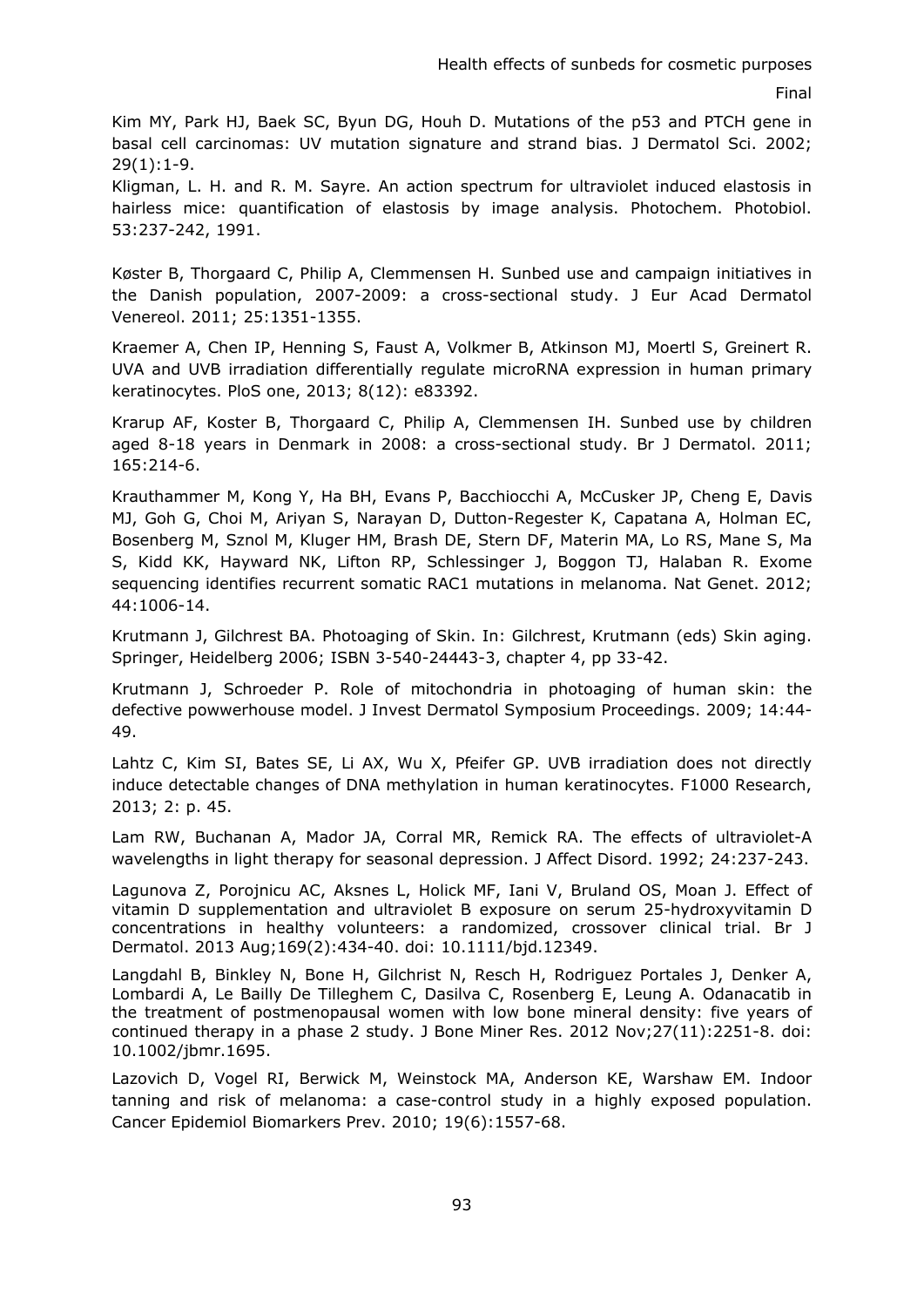Kim MY, Park HJ, Baek SC, Byun DG, Houh D. Mutations of the p53 and PTCH gene in basal cell carcinomas: UV mutation signature and strand bias. J Dermatol Sci. 2002; 29(1):1-9.

Kligman, L. H. and R. M. Sayre. An action spectrum for ultraviolet induced elastosis in hairless mice: quantification of elastosis by image analysis. Photochem. Photobiol. 53:237-242, 1991.

Køster B, Thorgaard C, Philip A, Clemmensen H. Sunbed use and campaign initiatives in the Danish population, 2007-2009: a cross-sectional study. J Eur Acad Dermatol Venereol. 2011; 25:1351-1355.

Kraemer A, Chen IP, Henning S, Faust A, Volkmer B, Atkinson MJ, Moertl S, Greinert R. UVA and UVB irradiation differentially regulate microRNA expression in human primary keratinocytes. PloS one, 2013; 8(12): e83392.

Krarup AF, Koster B, Thorgaard C, Philip A, Clemmensen IH. Sunbed use by children aged 8-18 years in Denmark in 2008: a cross-sectional study. Br J Dermatol. 2011; 165:214-6.

Krauthammer M, Kong Y, Ha BH, Evans P, Bacchiocchi A, McCusker JP, Cheng E, Davis MJ, Goh G, Choi M, Ariyan S, Narayan D, Dutton-Regester K, Capatana A, Holman EC, Bosenberg M, Sznol M, Kluger HM, Brash DE, Stern DF, Materin MA, Lo RS, Mane S, Ma S, Kidd KK, Hayward NK, Lifton RP, Schlessinger J, Boggon TJ, Halaban R. Exome sequencing identifies recurrent somatic RAC1 mutations in melanoma. Nat Genet. 2012; 44:1006-14.

Krutmann J, Gilchrest BA. Photoaging of Skin. In: Gilchrest, Krutmann (eds) Skin aging. Springer, Heidelberg 2006; ISBN 3-540-24443-3, chapter 4, pp 33-42.

Krutmann J, Schroeder P. Role of mitochondria in photoaging of human skin: the defective powwerhouse model. J Invest Dermatol Symposium Proceedings. 2009; 14:44-49.

Lahtz C, Kim SI, Bates SE, Li AX, Wu X, Pfeifer GP. UVB irradiation does not directly induce detectable changes of DNA methylation in human keratinocytes. F1000 Research, 2013; 2: p. 45.

Lam RW, Buchanan A, Mador JA, Corral MR, Remick RA. The effects of ultraviolet-A wavelengths in light therapy for seasonal depression. J Affect Disord. 1992; 24:237-243.

Lagunova Z, Porojnicu AC, Aksnes L, Holick MF, Iani V, Bruland OS, Moan J. Effect of vitamin D supplementation and ultraviolet B exposure on serum 25-hydroxyvitamin D concentrations in healthy volunteers: a randomized, crossover clinical trial. Br J Dermatol. 2013 Aug;169(2):434-40. doi: 10.1111/bjd.12349.

Langdahl B, Binkley N, Bone H, Gilchrist N, Resch H, Rodriguez Portales J, Denker A, Lombardi A, Le Bailly De Tilleghem C, Dasilva C, Rosenberg E, Leung A. Odanacatib in the treatment of postmenopausal women with low bone mineral density: five years of continued therapy in a phase 2 study. J Bone Miner Res. 2012 Nov;27(11):2251-8. doi: 10.1002/jbmr.1695.

Lazovich D, Vogel RI, Berwick M, Weinstock MA, Anderson KE, Warshaw EM. Indoor tanning and risk of melanoma: a case-control study in a highly exposed population. Cancer Epidemiol Biomarkers Prev. 2010; 19(6):1557-68.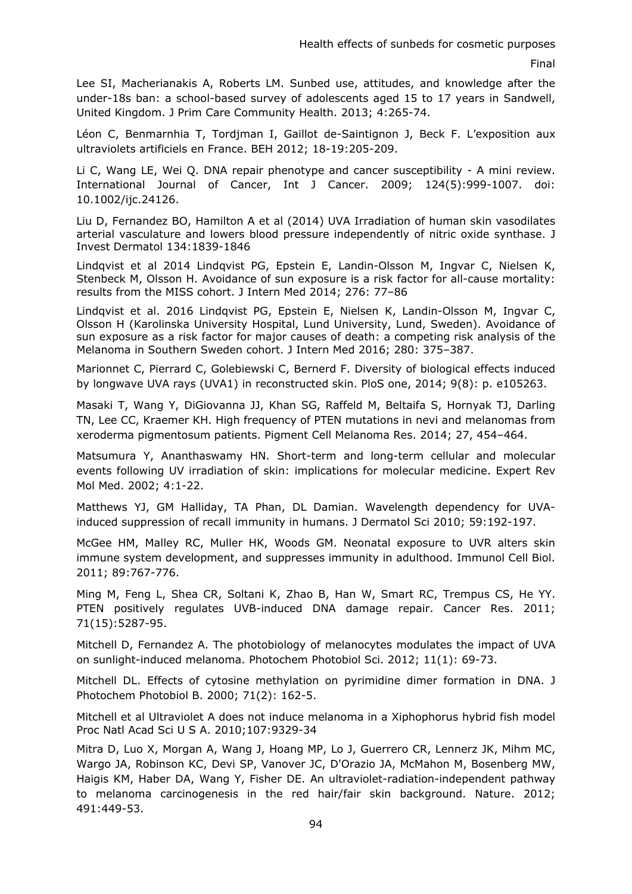Lee SI, Macherianakis A, Roberts LM. Sunbed use, attitudes, and knowledge after the under-18s ban: a school-based survey of adolescents aged 15 to 17 years in Sandwell, United Kingdom. J Prim Care Community Health. 2013; 4:265-74.

Léon C, Benmarnhia T, Tordjman I, Gaillot de-Saintignon J, Beck F. L'exposition aux ultraviolets artificiels en France. BEH 2012; 18-19:205-209.

Li C, Wang LE, Wei Q. DNA repair phenotype and cancer susceptibility - A mini review. International Journal of Cancer, Int J Cancer. 2009; 124(5):999-1007. doi: 10.1002/ijc.24126.

Liu D, Fernandez BO, Hamilton A et al (2014) UVA Irradiation of human skin vasodilates arterial vasculature and lowers blood pressure independently of nitric oxide synthase. J Invest Dermatol 134:1839-1846

Lindqvist et al 2014 Lindqvist PG, Epstein E, Landin-Olsson M, Ingvar C, Nielsen K, Stenbeck M, Olsson H. Avoidance of sun exposure is a risk factor for all-cause mortality: results from the MISS cohort. J Intern Med 2014; 276: 77–86

Lindqvist et al. 2016 Lindqvist PG, Epstein E, Nielsen K, Landin-Olsson M, Ingvar C, Olsson H (Karolinska University Hospital, Lund University, Lund, Sweden). Avoidance of sun exposure as a risk factor for major causes of death: a competing risk analysis of the Melanoma in Southern Sweden cohort. J Intern Med 2016; 280: 375–387.

Marionnet C, Pierrard C, Golebiewski C, Bernerd F. Diversity of biological effects induced by longwave UVA rays (UVA1) in reconstructed skin. PloS one, 2014; 9(8): p. e105263.

Masaki T, Wang Y, DiGiovanna JJ, Khan SG, Raffeld M, Beltaifa S, Hornyak TJ, Darling TN, Lee CC, Kraemer KH. High frequency of PTEN mutations in nevi and melanomas from xeroderma pigmentosum patients. Pigment Cell Melanoma Res. 2014; 27, 454–464.

Matsumura Y, Ananthaswamy HN. Short-term and long-term cellular and molecular events following UV irradiation of skin: implications for molecular medicine. Expert Rev Mol Med. 2002; 4:1-22.

Matthews YJ, GM Halliday, TA Phan, DL Damian. Wavelength dependency for UVA-induced suppression of recall immunity in humans. J Dermatol Sci 2010; 59:192-197.

McGee HM, Malley RC, Muller HK, Woods GM. Neonatal exposure to UVR alters skin immune system development, and suppresses immunity in adulthood. Immunol Cell Biol. 2011; 89:767-776.

Ming M, Feng L, Shea CR, Soltani K, Zhao B, Han W, Smart RC, Trempus CS, He YY. PTEN positively regulates UVB-induced DNA damage repair. Cancer Res. 2011; 71(15):5287-95.

Mitchell D, Fernandez A. The photobiology of melanocytes modulates the impact of UVA on sunlight-induced melanoma. Photochem Photobiol Sci. 2012; 11(1): 69-73.

Mitchell DL. Effects of cytosine methylation on pyrimidine dimer formation in DNA. J Photochem Photobiol B. 2000; 71(2): 162-5.

Mitchell et al Ultraviolet A does not induce melanoma in a Xiphophorus hybrid fish model Proc Natl Acad Sci U S A. 2010;107:9329-34

Mitra D, Luo X, Morgan A, Wang J, Hoang MP, Lo J, Guerrero CR, Lennerz JK, Mihm MC, Wargo JA, Robinson KC, Devi SP, Vanover JC, D'Orazio JA, McMahon M, Bosenberg MW, Haigis KM, Haber DA, Wang Y, Fisher DE. An ultraviolet-radiation-independent pathway to melanoma carcinogenesis in the red hair/fair skin background. Nature. 2012; 491:449-53.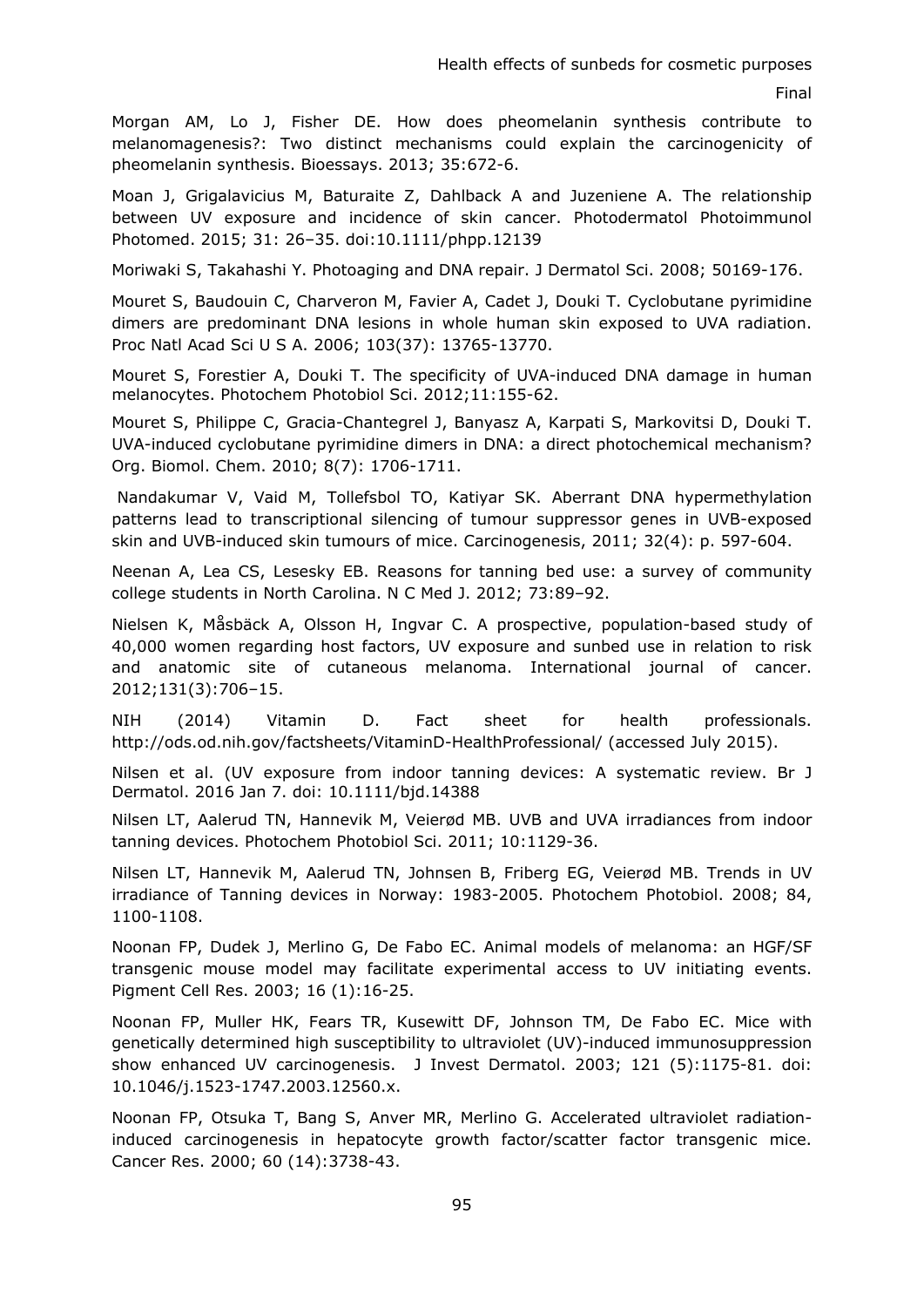Morgan AM, Lo J, Fisher DE. How does pheomelanin synthesis contribute to melanomagenesis?: Two distinct mechanisms could explain the carcinogenicity of pheomelanin synthesis. Bioessays. 2013; 35:672-6.

Moan J, Grigalavicius M, Baturaite Z, Dahlback A and Juzeniene A. The relationship between UV exposure and incidence of skin cancer. Photodermatol Photoimmunol Photomed. 2015; 31: 26–35. doi:10.1111/phpp.12139

Moriwaki S, Takahashi Y. Photoaging and DNA repair. J Dermatol Sci. 2008; 50169-176.

Mouret S, Baudouin C, Charveron M, Favier A, Cadet J, Douki T. Cyclobutane pyrimidine dimers are predominant DNA lesions in whole human skin exposed to UVA radiation. Proc Natl Acad Sci U S A. 2006; 103(37): 13765-13770.

Mouret S, Forestier A, Douki T. The specificity of UVA-induced DNA damage in human melanocytes. Photochem Photobiol Sci. 2012;11:155-62.

Mouret S, Philippe C, Gracia-Chantegrel J, Banyasz A, Karpati S, Markovitsi D, Douki T. UVA-induced cyclobutane pyrimidine dimers in DNA: a direct photochemical mechanism? Org. Biomol. Chem. 2010; 8(7): 1706-1711.

Nandakumar V, Vaid M, Tollefsbol TO, Katiyar SK. Aberrant DNA hypermethylation patterns lead to transcriptional silencing of tumour suppressor genes in UVB-exposed skin and UVB-induced skin tumours of mice. Carcinogenesis, 2011; 32(4): p. 597-604.

Neenan A, Lea CS, Lesesky EB. Reasons for tanning bed use: a survey of community college students in North Carolina. N C Med J. 2012; 73:89–92.

Nielsen K, Måsbäck A, Olsson H, Ingvar C. A prospective, population-based study of 40,000 women regarding host factors, UV exposure and sunbed use in relation to risk and anatomic site of cutaneous melanoma. International journal of cancer. 2012;131(3):706–15.

NIH (2014) Vitamin D. Fact sheet for health professionals. http://ods.od.nih.gov/factsheets/VitaminD-HealthProfessional/ (accessed July 2015).

Nilsen et al. (UV exposure from indoor tanning devices: A systematic review. Br J Dermatol. 2016 Jan 7. doi: 10.1111/bjd.14388

Nilsen LT, Aalerud TN, Hannevik M, Veierød MB. UVB and UVA irradiances from indoor tanning devices. Photochem Photobiol Sci. 2011; 10:1129-36.

Nilsen LT, Hannevik M, Aalerud TN, Johnsen B, Friberg EG, Veierød MB. Trends in UV irradiance of Tanning devices in Norway: 1983-2005. Photochem Photobiol. 2008; 84, 1100-1108.

Noonan FP, Dudek J, Merlino G, De Fabo EC. Animal models of melanoma: an HGF/SF transgenic mouse model may facilitate experimental access to UV initiating events. Pigment Cell Res. 2003; 16 (1):16-25.

Noonan FP, Muller HK, Fears TR, Kusewitt DF, Johnson TM, De Fabo EC. Mice with genetically determined high susceptibility to ultraviolet (UV)-induced immunosuppression show enhanced UV carcinogenesis. J Invest Dermatol. 2003; 121 (5):1175-81. doi: 10.1046/j.1523-1747.2003.12560.x.

Noonan FP, Otsuka T, Bang S, Anver MR, Merlino G. Accelerated ultraviolet radiation-induced carcinogenesis in hepatocyte growth factor/scatter factor transgenic mice. Cancer Res. 2000; 60 (14):3738-43.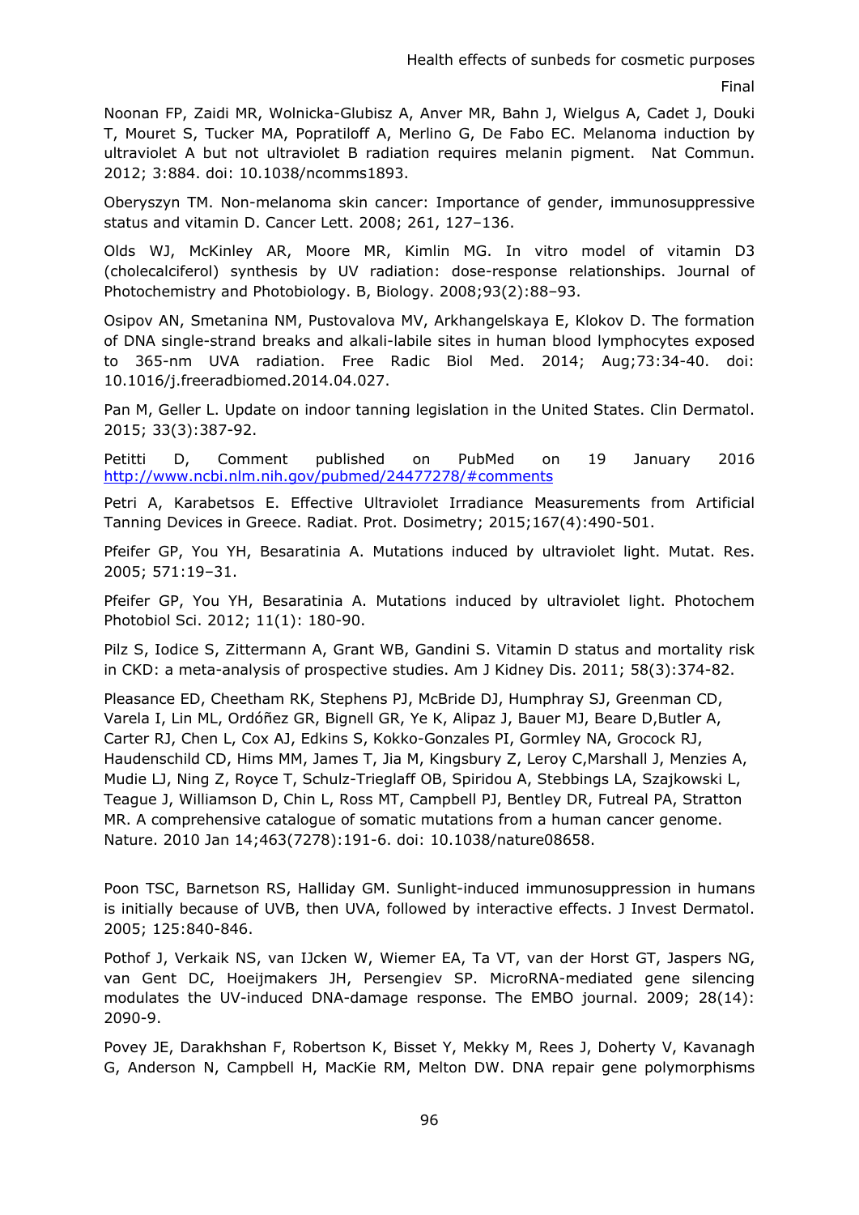Noonan FP, Zaidi MR, Wolnicka-Glubisz A, Anver MR, Bahn J, Wielgus A, Cadet J, Douki T, Mouret S, Tucker MA, Popratiloff A, Merlino G, De Fabo EC. Melanoma induction by ultraviolet A but not ultraviolet B radiation requires melanin pigment. Nat Commun. 2012; 3:884. doi: 10.1038/ncomms1893.

Oberyszyn TM. Non-melanoma skin cancer: Importance of gender, immunosuppressive status and vitamin D. Cancer Lett. 2008; 261, 127–136.

Olds WJ, McKinley AR, Moore MR, Kimlin MG. In vitro model of vitamin D3 (cholecalciferol) synthesis by UV radiation: dose-response relationships. Journal of Photochemistry and Photobiology. B, Biology. 2008;93(2):88–93.

Osipov AN, Smetanina NM, Pustovalova MV, Arkhangelskaya E, Klokov D. The formation of DNA single-strand breaks and alkali-labile sites in human blood lymphocytes exposed to 365-nm UVA radiation. Free Radic Biol Med. 2014; Aug;73:34-40. doi: 10.1016/j.freeradbiomed.2014.04.027.

Pan M, Geller L. Update on indoor tanning legislation in the United States. Clin Dermatol. 2015; 33(3):387-92.

Petitti D, Comment published on PubMed on 19 January 2016 http://www.ncbi.nlm.nih.gov/pubmed/24477278/#comments

Petri A, Karabetsos E. Effective Ultraviolet Irradiance Measurements from Artificial Tanning Devices in Greece. Radiat. Prot. Dosimetry; 2015;167(4):490-501.

Pfeifer GP, You YH, Besaratinia A. Mutations induced by ultraviolet light. Mutat. Res. 2005; 571:19–31.

Pfeifer GP, You YH, Besaratinia A. Mutations induced by ultraviolet light. Photochem Photobiol Sci. 2012; 11(1): 180-90.

Pilz S, Iodice S, Zittermann A, Grant WB, Gandini S. Vitamin D status and mortality risk in CKD: a meta-analysis of prospective studies. Am J Kidney Dis. 2011; 58(3):374-82.

Pleasance ED, Cheetham RK, Stephens PJ, McBride DJ, Humphray SJ, Greenman CD, Varela I, Lin ML, Ordóñez GR, Bignell GR, Ye K, Alipaz J, Bauer MJ, Beare D,Butler A, Carter RJ, Chen L, Cox AJ, Edkins S, Kokko-Gonzales PI, Gormley NA, Grocock RJ, Haudenschild CD, Hims MM, James T, Jia M, Kingsbury Z, Leroy C,Marshall J, Menzies A, Mudie LJ, Ning Z, Royce T, Schulz-Trieglaff OB, Spiridou A, Stebbings LA, Szajkowski L, Teague J, Williamson D, Chin L, Ross MT, Campbell PJ, Bentley DR, Futreal PA, Stratton MR. A comprehensive catalogue of somatic mutations from a human cancer genome. Nature. 2010 Jan 14;463(7278):191-6. doi: 10.1038/nature08658.

Poon TSC, Barnetson RS, Halliday GM. Sunlight-induced immunosuppression in humans is initially because of UVB, then UVA, followed by interactive effects. J Invest Dermatol. 2005; 125:840-846.

Pothof J, Verkaik NS, van IJcken W, Wiemer EA, Ta VT, van der Horst GT, Jaspers NG, van Gent DC, Hoeijmakers JH, Persengiev SP. MicroRNA-mediated gene silencing modulates the UV-induced DNA-damage response. The EMBO journal. 2009; 28(14): 2090-9.

Povey JE, Darakhshan F, Robertson K, Bisset Y, Mekky M, Rees J, Doherty V, Kavanagh G, Anderson N, Campbell H, MacKie RM, Melton DW. DNA repair gene polymorphisms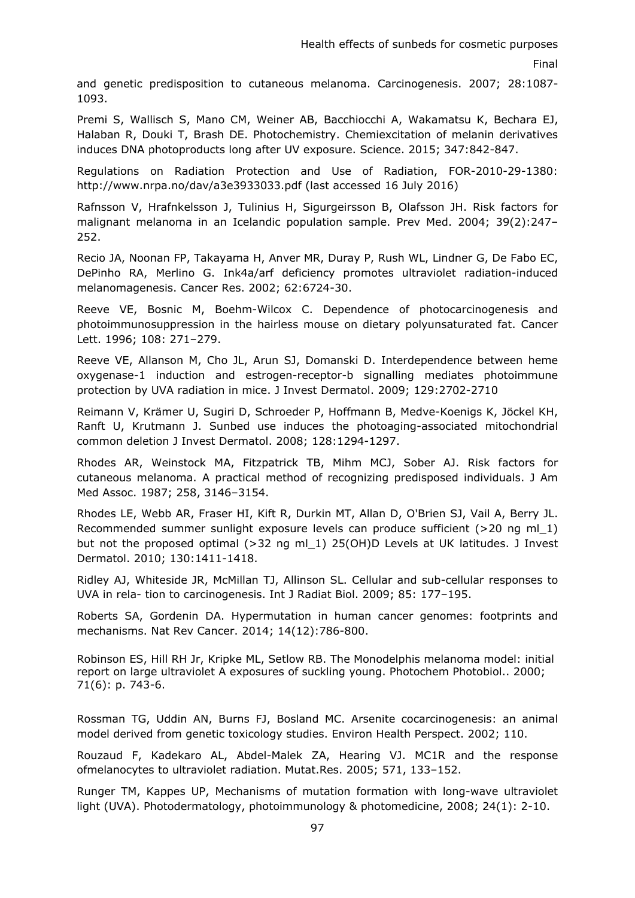and genetic predisposition to cutaneous melanoma. Carcinogenesis. 2007; 28:1087-1093.

Premi S, Wallisch S, Mano CM, Weiner AB, Bacchiocchi A, Wakamatsu K, Bechara EJ, Halaban R, Douki T, Brash DE. Photochemistry. Chemiexcitation of melanin derivatives induces DNA photoproducts long after UV exposure. Science. 2015; 347:842-847.

Regulations on Radiation Protection and Use of Radiation, FOR-2010-29-1380: http://www.nrpa.no/dav/a3e3933033.pdf (last accessed 16 July 2016)

Rafnsson V, Hrafnkelsson J, Tulinius H, Sigurgeirsson B, Olafsson JH. Risk factors for malignant melanoma in an Icelandic population sample. Prev Med. 2004; 39(2):247–252.

Recio JA, Noonan FP, Takayama H, Anver MR, Duray P, Rush WL, Lindner G, De Fabo EC, DePinho RA, Merlino G. Ink4a/arf deficiency promotes ultraviolet radiation-induced melanomagenesis. Cancer Res. 2002; 62:6724-30.

Reeve VE, Bosnic M, Boehm-Wilcox C. Dependence of photocarcinogenesis and photoimmunosuppression in the hairless mouse on dietary polyunsaturated fat. Cancer Lett. 1996; 108: 271–279.

Reeve VE, Allanson M, Cho JL, Arun SJ, Domanski D. Interdependence between heme oxygenase-1 induction and estrogen-receptor-b signalling mediates photoimmune protection by UVA radiation in mice. J Invest Dermatol. 2009; 129:2702-2710

Reimann V, Krämer U, Sugiri D, Schroeder P, Hoffmann B, Medve-Koenigs K, Jöckel KH, Ranft U, Krutmann J. Sunbed use induces the photoaging-associated mitochondrial common deletion J Invest Dermatol. 2008; 128:1294-1297.

Rhodes AR, Weinstock MA, Fitzpatrick TB, Mihm MCJ, Sober AJ. Risk factors for cutaneous melanoma. A practical method of recognizing predisposed individuals. J Am Med Assoc. 1987; 258, 3146–3154.

Rhodes LE, Webb AR, Fraser HI, Kift R, Durkin MT, Allan D, O'Brien SJ, Vail A, Berry JL. Recommended summer sunlight exposure levels can produce sufficient (>20 ng ml_1) but not the proposed optimal (>32 ng ml_1) 25(OH)D Levels at UK latitudes. J Invest Dermatol. 2010; 130:1411-1418.

Ridley AJ, Whiteside JR, McMillan TJ, Allinson SL. Cellular and sub-cellular responses to UVA in rela- tion to carcinogenesis. Int J Radiat Biol. 2009; 85: 177–195.

Roberts SA, Gordenin DA. Hypermutation in human cancer genomes: footprints and mechanisms. Nat Rev Cancer. 2014; 14(12):786-800.

Robinson ES, Hill RH Jr, Kripke ML, Setlow RB. The Monodelphis melanoma model: initial report on large ultraviolet A exposures of suckling young. Photochem Photobiol.. 2000; 71(6): p. 743-6.

Rossman TG, Uddin AN, Burns FJ, Bosland MC. Arsenite cocarcinogenesis: an animal model derived from genetic toxicology studies. Environ Health Perspect. 2002; 110.

Rouzaud F, Kadekaro AL, Abdel-Malek ZA, Hearing VJ. MC1R and the response ofmelanocytes to ultraviolet radiation. Mutat.Res. 2005; 571, 133–152.

Runger TM, Kappes UP, Mechanisms of mutation formation with long-wave ultraviolet light (UVA). Photodermatology, photoimmunology & photomedicine, 2008; 24(1): 2-10.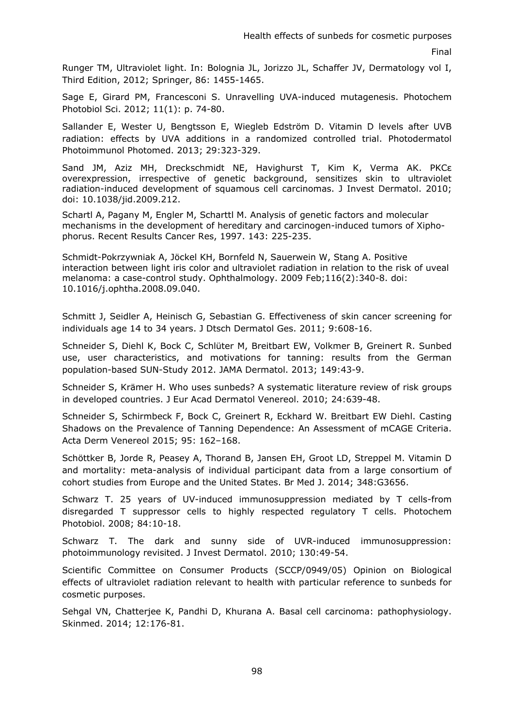Runger TM, Ultraviolet light. In: Bolognia JL, Jorizzo JL, Schaffer JV, Dermatology vol I, Third Edition, 2012; Springer, 86: 1455-1465.

Sage E, Girard PM, Francesconi S. Unravelling UVA-induced mutagenesis. Photochem Photobiol Sci. 2012; 11(1): p. 74-80.

Sallander E, Wester U, Bengtsson E, Wiegleb Edström D. Vitamin D levels after UVB radiation: effects by UVA additions in a randomized controlled trial. Photodermatol Photoimmunol Photomed. 2013; 29:323-329.

Sand JM, Aziz MH, Dreckschmidt NE, Havighurst T, Kim K, Verma AK. PKCε overexpression, irrespective of genetic background, sensitizes skin to ultraviolet radiation-induced development of squamous cell carcinomas. J Invest Dermatol. 2010; doi: 10.1038/jid.2009.212.

Schartl A, Pagany M, Engler M, Scharttl M. Analysis of genetic factors and molecular mechanisms in the development of hereditary and carcinogen-induced tumors of Xiphophorus. Recent Results Cancer Res, 1997. 143: 225-235.

Schmidt-Pokrzywniak A, Jöckel KH, Bornfeld N, Sauerwein W, Stang A. Positive interaction between light iris color and ultraviolet radiation in relation to the risk of uveal melanoma: a case-control study. Ophthalmology. 2009 Feb;116(2):340-8. doi: 10.1016/j.ophtha.2008.09.040.

Schmitt J, Seidler A, Heinisch G, Sebastian G. Effectiveness of skin cancer screening for individuals age 14 to 34 years. J Dtsch Dermatol Ges. 2011; 9:608-16.

Schneider S, Diehl K, Bock C, Schlüter M, Breitbart EW, Volkmer B, Greinert R. Sunbed use, user characteristics, and motivations for tanning: results from the German population-based SUN-Study 2012. JAMA Dermatol. 2013; 149:43-9.

Schneider S, Krämer H. Who uses sunbeds? A systematic literature review of risk groups in developed countries. J Eur Acad Dermatol Venereol. 2010; 24:639-48.

Schneider S, Schirmbeck F, Bock C, Greinert R, Eckhard W. Breitbart EW Diehl. Casting Shadows on the Prevalence of Tanning Dependence: An Assessment of mCAGE Criteria. Acta Derm Venereol 2015; 95: 162–168.

Schöttker B, Jorde R, Peasey A, Thorand B, Jansen EH, Groot LD, Streppel M. Vitamin D and mortality: meta-analysis of individual participant data from a large consortium of cohort studies from Europe and the United States. Br Med J. 2014; 348:G3656.

Schwarz T. 25 years of UV-induced immunosuppression mediated by T cells-from disregarded T suppressor cells to highly respected regulatory T cells. Photochem Photobiol. 2008; 84:10-18.

Schwarz T. The dark and sunny side of UVR-induced immunosuppression: photoimmunology revisited. J Invest Dermatol. 2010; 130:49-54.

Scientific Committee on Consumer Products (SCCP/0949/05) Opinion on Biological effects of ultraviolet radiation relevant to health with particular reference to sunbeds for cosmetic purposes.

Sehgal VN, Chatterjee K, Pandhi D, Khurana A. Basal cell carcinoma: pathophysiology. Skinmed. 2014; 12:176-81.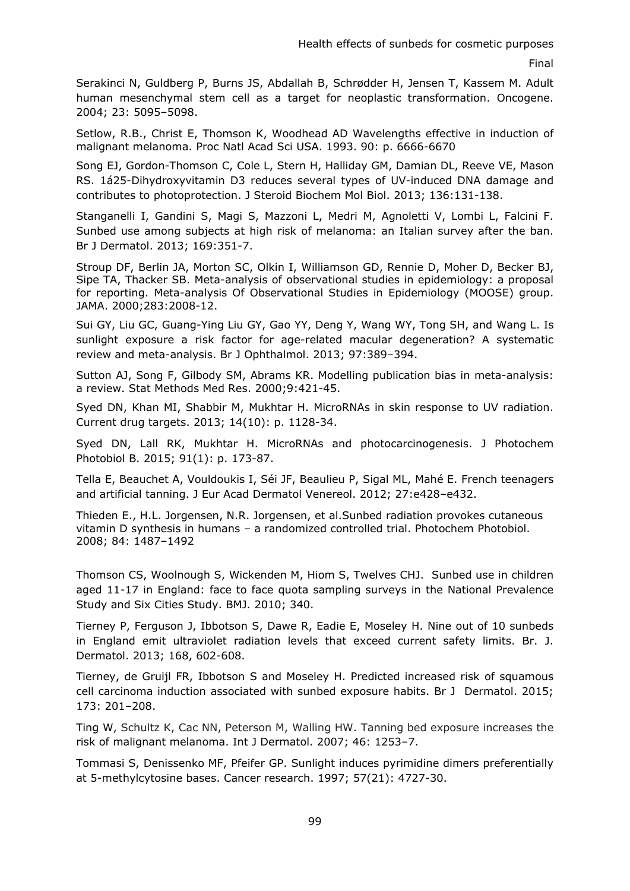Serakinci N, Guldberg P, Burns JS, Abdallah B, Schrødder H, Jensen T, Kassem M. Adult human mesenchymal stem cell as a target for neoplastic transformation. Oncogene. 2004; 23: 5095–5098.

Setlow, R.B., Christ E, Thomson K, Woodhead AD Wavelengths effective in induction of malignant melanoma. Proc Natl Acad Sci USA. 1993. 90: p. 6666-6670

Song EJ, Gordon-Thomson C, Cole L, Stern H, Halliday GM, Damian DL, Reeve VE, Mason RS. 1á25-Dihydroxyvitamin D3 reduces several types of UV-induced DNA damage and contributes to photoprotection. J Steroid Biochem Mol Biol. 2013; 136:131-138.

Stanganelli I, Gandini S, Magi S, Mazzoni L, Medri M, Agnoletti V, Lombi L, Falcini F. Sunbed use among subjects at high risk of melanoma: an Italian survey after the ban. Br J Dermatol. 2013; 169:351-7.

Stroup DF, Berlin JA, Morton SC, Olkin I, Williamson GD, Rennie D, Moher D, Becker BJ, Sipe TA, Thacker SB. Meta-analysis of observational studies in epidemiology: a proposal for reporting. Meta-analysis Of Observational Studies in Epidemiology (MOOSE) group. JAMA. 2000;283:2008-12.

Sui GY, Liu GC, Guang-Ying Liu GY, Gao YY, Deng Y, Wang WY, Tong SH, and Wang L. Is sunlight exposure a risk factor for age-related macular degeneration? A systematic review and meta-analysis. Br J Ophthalmol. 2013; 97:389–394.

Sutton AJ, Song F, Gilbody SM, Abrams KR. Modelling publication bias in meta-analysis: a review. Stat Methods Med Res. 2000;9:421-45.

Syed DN, Khan MI, Shabbir M, Mukhtar H. MicroRNAs in skin response to UV radiation. Current drug targets. 2013; 14(10): p. 1128-34.

Syed DN, Lall RK, Mukhtar H. MicroRNAs and photocarcinogenesis. J Photochem Photobiol B. 2015; 91(1): p. 173-87.

Tella E, Beauchet A, Vouldoukis I, Séi JF, Beaulieu P, Sigal ML, Mahé E. French teenagers and artificial tanning. J Eur Acad Dermatol Venereol. 2012; 27:e428–e432.

Thieden E., H.L. Jorgensen, N.R. Jorgensen, et al.Sunbed radiation provokes cutaneous vitamin D synthesis in humans – a randomized controlled trial. Photochem Photobiol. 2008; 84: 1487–1492

Thomson CS, Woolnough S, Wickenden M, Hiom S, Twelves CHJ. Sunbed use in children aged 11-17 in England: face to face quota sampling surveys in the National Prevalence Study and Six Cities Study. BMJ. 2010; 340.

Tierney P, Ferguson J, Ibbotson S, Dawe R, Eadie E, Moseley H. Nine out of 10 sunbeds in England emit ultraviolet radiation levels that exceed current safety limits. Br. J. Dermatol. 2013; 168, 602-608.

Tierney, de Gruijl FR, Ibbotson S and Moseley H. Predicted increased risk of squamous cell carcinoma induction associated with sunbed exposure habits. Br J Dermatol. 2015; 173: 201–208.

Ting W, Schultz K, Cac NN, Peterson M, Walling HW. Tanning bed exposure increases the risk of malignant melanoma. Int J Dermatol. 2007; 46: 1253–7.

Tommasi S, Denissenko MF, Pfeifer GP. Sunlight induces pyrimidine dimers preferentially at 5-methylcytosine bases. Cancer research. 1997; 57(21): 4727-30.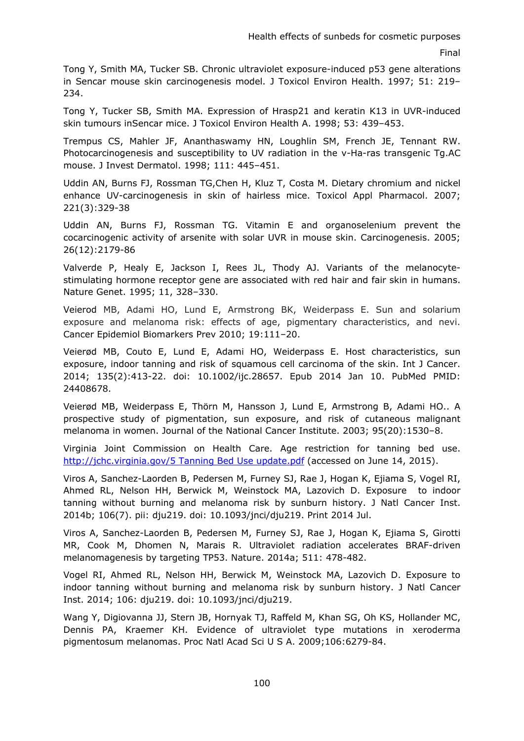Tong Y, Smith MA, Tucker SB. Chronic ultraviolet exposure-induced p53 gene alterations in Sencar mouse skin carcinogenesis model. J Toxicol Environ Health. 1997; 51: 219–234.

Tong Y, Tucker SB, Smith MA. Expression of Hrasp21 and keratin K13 in UVR-induced skin tumours inSencar mice. J Toxicol Environ Health A. 1998; 53: 439–453.

Trempus CS, Mahler JF, Ananthaswamy HN, Loughlin SM, French JE, Tennant RW. Photocarcinogenesis and susceptibility to UV radiation in the v-Ha-ras transgenic Tg.AC mouse. J Invest Dermatol. 1998; 111: 445–451.

Uddin AN, Burns FJ, Rossman TG,Chen H, Kluz T, Costa M. Dietary chromium and nickel enhance UV-carcinogenesis in skin of hairless mice. Toxicol Appl Pharmacol. 2007; 221(3):329-38

Uddin AN, Burns FJ, Rossman TG. Vitamin E and organoselenium prevent the cocarcinogenic activity of arsenite with solar UVR in mouse skin. Carcinogenesis. 2005; 26(12):2179-86

Valverde P, Healy E, Jackson I, Rees JL, Thody AJ. Variants of the melanocyte-stimulating hormone receptor gene are associated with red hair and fair skin in humans. Nature Genet. 1995; 11, 328–330.

Veierod MB, Adami HO, Lund E, Armstrong BK, Weiderpass E. Sun and solarium exposure and melanoma risk: effects of age, pigmentary characteristics, and nevi. Cancer Epidemiol Biomarkers Prev 2010; 19:111–20.

Veierød MB, Couto E, Lund E, Adami HO, Weiderpass E. Host characteristics, sun exposure, indoor tanning and risk of squamous cell carcinoma of the skin. Int J Cancer. 2014; 135(2):413-22. doi: 10.1002/ijc.28657. Epub 2014 Jan 10. PubMed PMID: 24408678.

Veierød MB, Weiderpass E, Thörn M, Hansson J, Lund E, Armstrong B, Adami HO.. A prospective study of pigmentation, sun exposure, and risk of cutaneous malignant melanoma in women. Journal of the National Cancer Institute. 2003; 95(20):1530–8.

Virginia Joint Commission on Health Care. Age restriction for tanning bed use. http://jchc.virginia.gov/5 Tanning Bed Use update.pdf (accessed on June 14, 2015).

Viros A, Sanchez-Laorden B, Pedersen M, Furney SJ, Rae J, Hogan K, Ejiama S, Vogel RI, Ahmed RL, Nelson HH, Berwick M, Weinstock MA, Lazovich D. Exposure to indoor tanning without burning and melanoma risk by sunburn history. J Natl Cancer Inst. 2014b; 106(7). pii: dju219. doi: 10.1093/jnci/dju219. Print 2014 Jul.

Viros A, Sanchez-Laorden B, Pedersen M, Furney SJ, Rae J, Hogan K, Ejiama S, Girotti MR, Cook M, Dhomen N, Marais R. Ultraviolet radiation accelerates BRAF-driven melanomagenesis by targeting TP53. Nature. 2014a; 511: 478-482.

Vogel RI, Ahmed RL, Nelson HH, Berwick M, Weinstock MA, Lazovich D. Exposure to indoor tanning without burning and melanoma risk by sunburn history. J Natl Cancer Inst. 2014; 106: dju219. doi: 10.1093/jnci/dju219.

Wang Y, Digiovanna JJ, Stern JB, Hornyak TJ, Raffeld M, Khan SG, Oh KS, Hollander MC, Dennis PA, Kraemer KH. Evidence of ultraviolet type mutations in xeroderma pigmentosum melanomas. Proc Natl Acad Sci U S A. 2009;106:6279-84.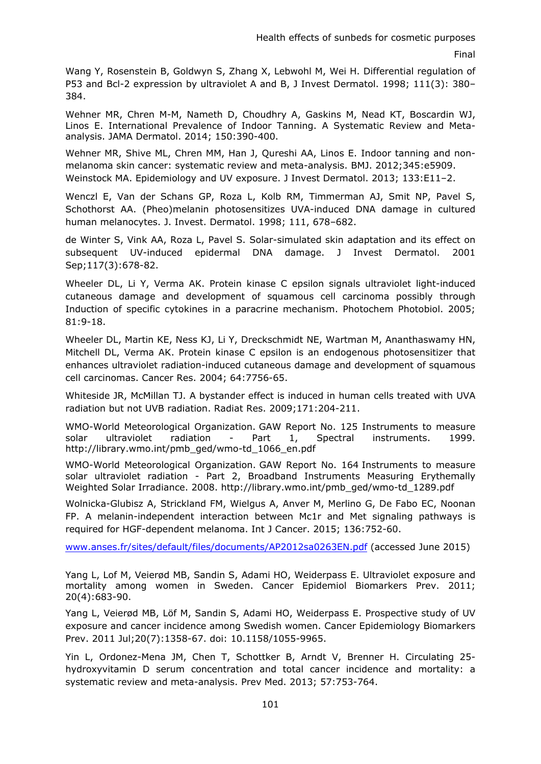Wang Y, Rosenstein B, Goldwyn S, Zhang X, Lebwohl M, Wei H. Differential regulation of P53 and Bcl-2 expression by ultraviolet A and B, J Invest Dermatol. 1998; 111(3): 380–384.

Wehner MR, Chren M-M, Nameth D, Choudhry A, Gaskins M, Nead KT, Boscardin WJ, Linos E. International Prevalence of Indoor Tanning. A Systematic Review and Meta-analysis. JAMA Dermatol. 2014; 150:390-400.

Wehner MR, Shive ML, Chren MM, Han J, Qureshi AA, Linos E. Indoor tanning and non-melanoma skin cancer: systematic review and meta-analysis. BMJ. 2012;345:e5909.

Weinstock MA. Epidemiology and UV exposure. J Invest Dermatol. 2013; 133:E11–2.

Wenczl E, Van der Schans GP, Roza L, Kolb RM, Timmerman AJ, Smit NP, Pavel S, Schothorst AA. (Pheo)melanin photosensitizes UVA-induced DNA damage in cultured human melanocytes. J. Invest. Dermatol. 1998; 111, 678–682.

de Winter S, Vink AA, Roza L, Pavel S. Solar-simulated skin adaptation and its effect on subsequent UV-induced epidermal DNA damage. J Invest Dermatol. 2001 Sep;117(3):678-82.

Wheeler DL, Li Y, Verma AK. Protein kinase C epsilon signals ultraviolet light-induced cutaneous damage and development of squamous cell carcinoma possibly through Induction of specific cytokines in a paracrine mechanism. Photochem Photobiol. 2005; 81:9-18.

Wheeler DL, Martin KE, Ness KJ, Li Y, Dreckschmidt NE, Wartman M, Ananthaswamy HN, Mitchell DL, Verma AK. Protein kinase C epsilon is an endogenous photosensitizer that enhances ultraviolet radiation-induced cutaneous damage and development of squamous cell carcinomas. Cancer Res. 2004; 64:7756-65.

Whiteside JR, McMillan TJ. A bystander effect is induced in human cells treated with UVA radiation but not UVB radiation. Radiat Res. 2009;171:204-211.

WMO-World Meteorological Organization. GAW Report No. 125 Instruments to measure solar ultraviolet radiation - Part 1, Spectral instruments. 1999. http://library.wmo.int/pmb_ged/wmo-td_1066_en.pdf

WMO-World Meteorological Organization. GAW Report No. 164 Instruments to measure solar ultraviolet radiation - Part 2, Broadband Instruments Measuring Erythemally Weighted Solar Irradiance. 2008. http://library.wmo.int/pmb_ged/wmo-td_1289.pdf

Wolnicka-Glubisz A, Strickland FM, Wielgus A, Anver M, Merlino G, De Fabo EC, Noonan FP. A melanin-independent interaction between Mc1r and Met signaling pathways is required for HGF-dependent melanoma. Int J Cancer. 2015; 136:752-60.

[www.anses.fr/sites/default/files/documents/AP2012sa0263EN.pdf](www.anses.fr/sites/default/files/documents/AP2012sa0263EN.pdf) (accessed June 2015)

Yang L, Lof M, Veierød MB, Sandin S, Adami HO, Weiderpass E. Ultraviolet exposure and mortality among women in Sweden. Cancer Epidemiol Biomarkers Prev. 2011; 20(4):683-90.

Yang L, Veierød MB, Löf M, Sandin S, Adami HO, Weiderpass E. Prospective study of UV exposure and cancer incidence among Swedish women. Cancer Epidemiology Biomarkers Prev. 2011 Jul;20(7):1358-67. doi: 10.1158/1055-9965.

Yin L, Ordonez-Mena JM, Chen T, Schottker B, Arndt V, Brenner H. Circulating 25-hydroxyvitamin D serum concentration and total cancer incidence and mortality: a systematic review and meta-analysis. Prev Med. 2013; 57:753-764.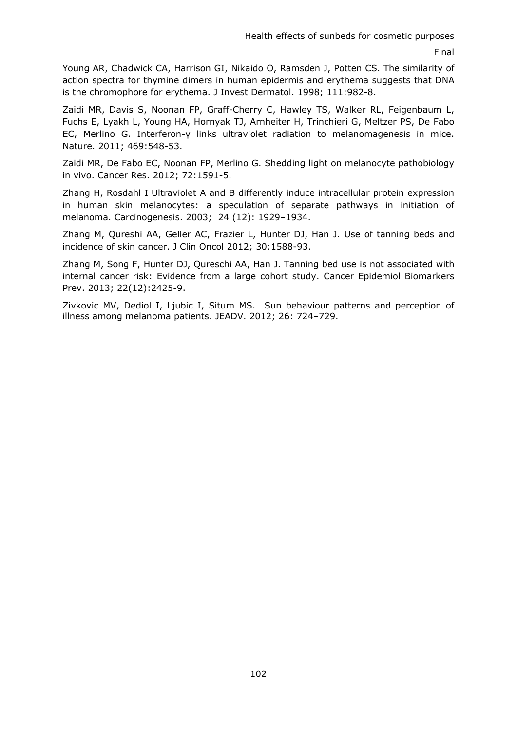Young AR, Chadwick CA, Harrison GI, Nikaido O, Ramsden J, Potten CS. The similarity of action spectra for thymine dimers in human epidermis and erythema suggests that DNA is the chromophore for erythema. J Invest Dermatol. 1998; 111:982-8.

Zaidi MR, Davis S, Noonan FP, Graff-Cherry C, Hawley TS, Walker RL, Feigenbaum L, Fuchs E, Lyakh L, Young HA, Hornyak TJ, Arnheiter H, Trinchieri G, Meltzer PS, De Fabo EC, Merlino G. Interferon-γ links ultraviolet radiation to melanomagenesis in mice. Nature. 2011; 469:548-53.

Zaidi MR, De Fabo EC, Noonan FP, Merlino G. Shedding light on melanocyte pathobiology in vivo. Cancer Res. 2012; 72:1591-5.

Zhang H, Rosdahl I Ultraviolet A and B differently induce intracellular protein expression in human skin melanocytes: a speculation of separate pathways in initiation of melanoma. Carcinogenesis. 2003; 24 (12): 1929–1934.

Zhang M, Qureshi AA, Geller AC, Frazier L, Hunter DJ, Han J. Use of tanning beds and incidence of skin cancer. J Clin Oncol 2012; 30:1588-93.

Zhang M, Song F, Hunter DJ, Qureschi AA, Han J. Tanning bed use is not associated with internal cancer risk: Evidence from a large cohort study. Cancer Epidemiol Biomarkers Prev. 2013; 22(12):2425-9.

Zivkovic MV, Dediol I, Ljubic I, Situm MS. Sun behaviour patterns and perception of illness among melanoma patients. JEADV. 2012; 26: 724–729.